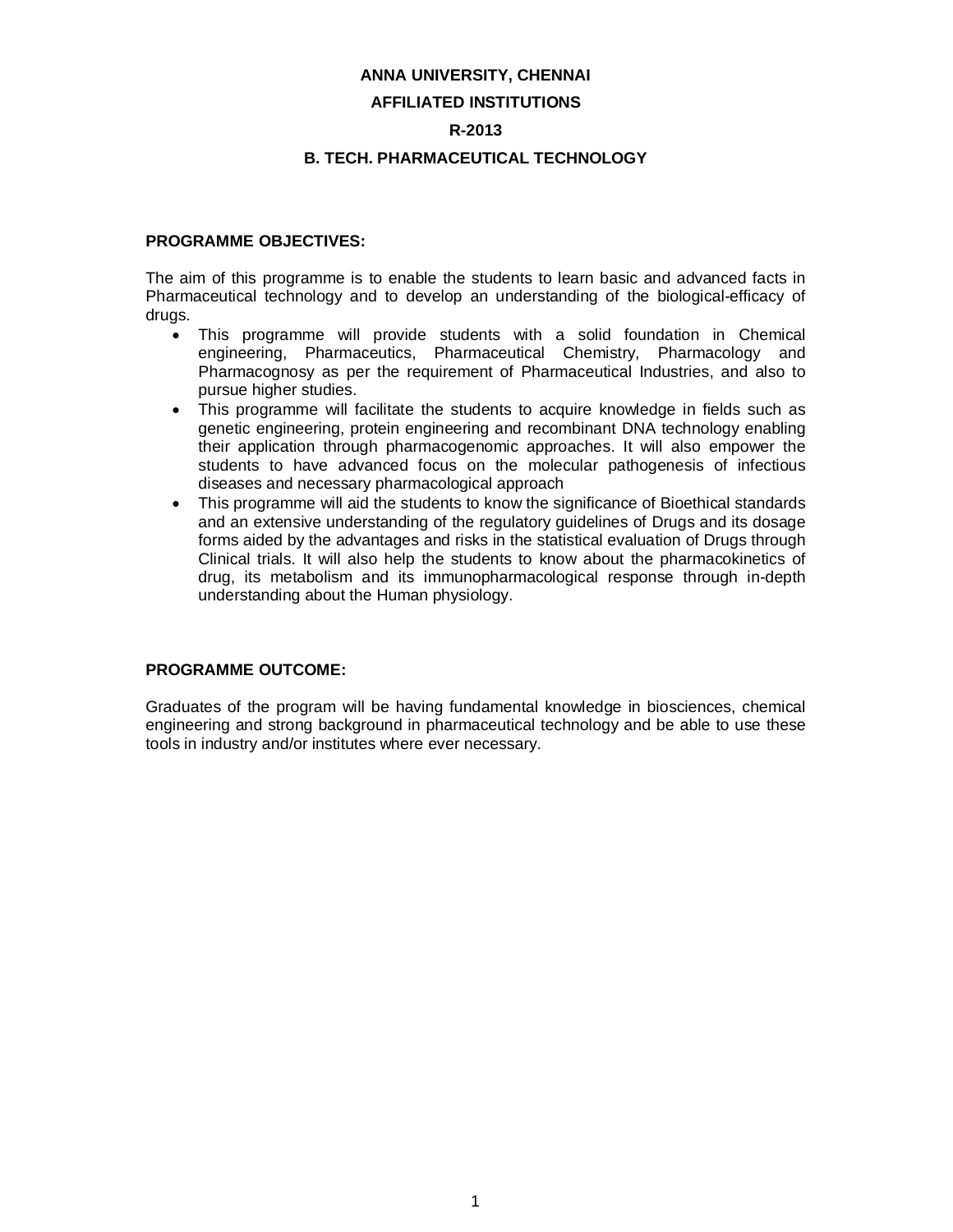# ANNA UNIVERSITY, CHENNAI

## AFFILIATED INSTITUTIONS

## R-2013

## B. TECH. PHARMACEUTICAL TECHNOLOGY

**PROGRAMME OBJECTIVES:**

The aim of this programme is to enable the students to learn basic and advanced facts in Pharmaceutical technology and to develop an understanding of the biological-efficacy of drugs.

- This programme will provide students with a solid foundation in Chemical engineering, Pharmaceutics, Pharmaceutical Chemistry, Pharmacology and Pharmacognosy as per the requirement of Pharmaceutical Industries, and also to pursue higher studies.
- This programme will facilitate the students to acquire knowledge in fields such as genetic engineering, protein engineering and recombinant DNA technology enabling their application through pharmacogenomic approaches. It will also empower the students to have advanced focus on the molecular pathogenesis of infectious diseases and necessary pharmacological approach
- This programme will aid the students to know the significance of Bioethical standards and an extensive understanding of the regulatory guidelines of Drugs and its dosage forms aided by the advantages and risks in the statistical evaluation of Drugs through Clinical trials. It will also help the students to know about the pharmacokinetics of drug, its metabolism and its immunopharmacological response through in-depth understanding about the Human physiology.

**PROGRAMME OUTCOME:**

Graduates of the program will be having fundamental knowledge in biosciences, chemical engineering and strong background in pharmaceutical technology and be able to use these tools in industry and/or institutes where ever necessary.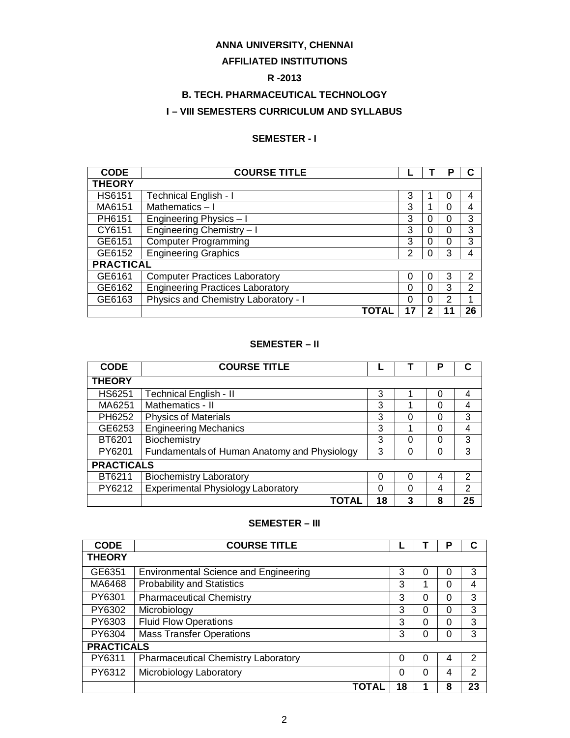# ANNA UNIVERSITY, CHENNAI

## AFFILIATED INSTITUTIONS

## R -2013

## B. TECH. PHARMACEUTICAL TECHNOLOGY

## I – VIII SEMESTERS CURRICULUM AND SYLLABUS

### SEMESTER - I

| CODE | COURSE TITLE | L | T | P | C |
|---|---|---|---|---|---|
| **THEORY** | | | | | |
| HS6151 | Technical English - I | 3 | 1 | 0 | 4 |
| MA6151 | Mathematics – I | 3 | 1 | 0 | 4 |
| PH6151 | Engineering Physics – I | 3 | 0 | 0 | 3 |
| CY6151 | Engineering Chemistry – I | 3 | 0 | 0 | 3 |
| GE6151 | Computer Programming | 3 | 0 | 0 | 3 |
| GE6152 | Engineering Graphics | 2 | 0 | 3 | 4 |
| **PRACTICAL** | | | | | |
| GE6161 | Computer Practices Laboratory | 0 | 0 | 3 | 2 |
| GE6162 | Engineering Practices Laboratory | 0 | 0 | 3 | 2 |
| GE6163 | Physics and Chemistry Laboratory - I | 0 | 0 | 2 | 1 |
| | **TOTAL** | **17** | **2** | **11** | **26** |

### SEMESTER – II

| CODE | COURSE TITLE | L | T | P | C |
|---|---|---|---|---|---|
| **THEORY** | | | | | |
| HS6251 | Technical English - II | 3 | 1 | 0 | 4 |
| MA6251 | Mathematics - II | 3 | 1 | 0 | 4 |
| PH6252 | Physics of Materials | 3 | 0 | 0 | 3 |
| GE6253 | Engineering Mechanics | 3 | 1 | 0 | 4 |
| BT6201 | Biochemistry | 3 | 0 | 0 | 3 |
| PY6201 | Fundamentals of Human Anatomy and Physiology | 3 | 0 | 0 | 3 |
| **PRACTICALS** | | | | | |
| BT6211 | Biochemistry Laboratory | 0 | 0 | 4 | 2 |
| PY6212 | Experimental Physiology Laboratory | 0 | 0 | 4 | 2 |
| | **TOTAL** | **18** | **3** | **8** | **25** |

### SEMESTER – III

| CODE | COURSE TITLE | L | T | P | C |
|---|---|---|---|---|---|
| **THEORY** | | | | | |
| GE6351 | Environmental Science and Engineering | 3 | 0 | 0 | 3 |
| MA6468 | Probability and Statistics | 3 | 1 | 0 | 4 |
| PY6301 | Pharmaceutical Chemistry | 3 | 0 | 0 | 3 |
| PY6302 | Microbiology | 3 | 0 | 0 | 3 |
| PY6303 | Fluid Flow Operations | 3 | 0 | 0 | 3 |
| PY6304 | Mass Transfer Operations | 3 | 0 | 0 | 3 |
| **PRACTICALS** | | | | | |
| PY6311 | Pharmaceutical Chemistry Laboratory | 0 | 0 | 4 | 2 |
| PY6312 | Microbiology Laboratory | 0 | 0 | 4 | 2 |
| | **TOTAL** | **18** | **1** | **8** | **23** |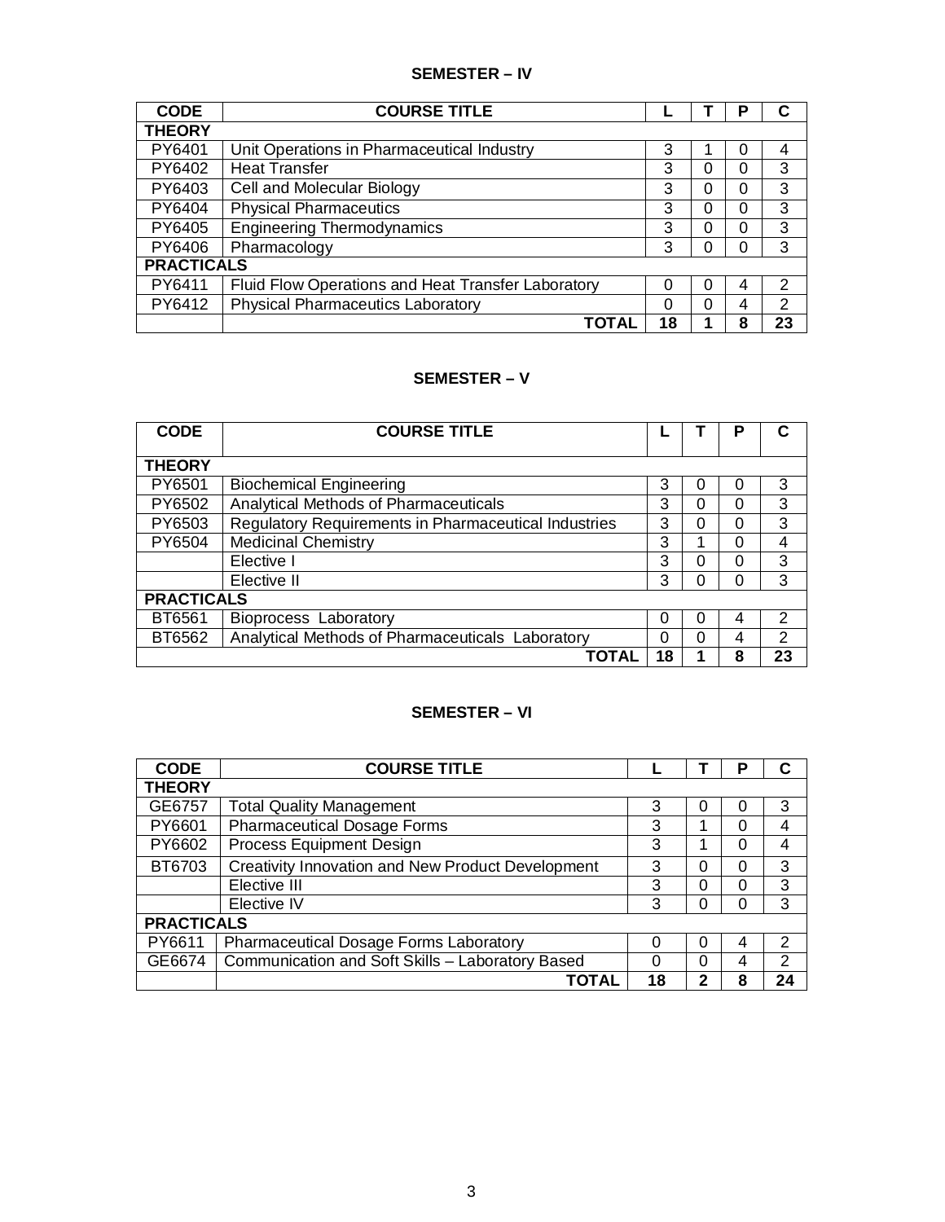## SEMESTER – IV

| CODE | COURSE TITLE | L | T | P | C |
|---|---|---|---|---|---|
| **THEORY** | | | | | |
| PY6401 | Unit Operations in Pharmaceutical Industry | 3 | 1 | 0 | 4 |
| PY6402 | Heat Transfer | 3 | 0 | 0 | 3 |
| PY6403 | Cell and Molecular Biology | 3 | 0 | 0 | 3 |
| PY6404 | Physical Pharmaceutics | 3 | 0 | 0 | 3 |
| PY6405 | Engineering Thermodynamics | 3 | 0 | 0 | 3 |
| PY6406 | Pharmacology | 3 | 0 | 0 | 3 |
| **PRACTICALS** | | | | | |
| PY6411 | Fluid Flow Operations and Heat Transfer Laboratory | 0 | 0 | 4 | 2 |
| PY6412 | Physical Pharmaceutics Laboratory | 0 | 0 | 4 | 2 |
| | **TOTAL** | **18** | **1** | **8** | **23** |

## SEMESTER – V

| CODE | COURSE TITLE | L | T | P | C |
|---|---|---|---|---|---|
| **THEORY** | | | | | |
| PY6501 | Biochemical Engineering | 3 | 0 | 0 | 3 |
| PY6502 | Analytical Methods of Pharmaceuticals | 3 | 0 | 0 | 3 |
| PY6503 | Regulatory Requirements in Pharmaceutical Industries | 3 | 0 | 0 | 3 |
| PY6504 | Medicinal Chemistry | 3 | 1 | 0 | 4 |
| | Elective I | 3 | 0 | 0 | 3 |
| | Elective II | 3 | 0 | 0 | 3 |
| **PRACTICALS** | | | | | |
| BT6561 | Bioprocess Laboratory | 0 | 0 | 4 | 2 |
| BT6562 | Analytical Methods of Pharmaceuticals Laboratory | 0 | 0 | 4 | 2 |
| | **TOTAL** | **18** | **1** | **8** | **23** |

## SEMESTER – VI

| CODE | COURSE TITLE | L | T | P | C |
|---|---|---|---|---|---|
| **THEORY** | | | | | |
| GE6757 | Total Quality Management | 3 | 0 | 0 | 3 |
| PY6601 | Pharmaceutical Dosage Forms | 3 | 1 | 0 | 4 |
| PY6602 | Process Equipment Design | 3 | 1 | 0 | 4 |
| BT6703 | Creativity Innovation and New Product Development | 3 | 0 | 0 | 3 |
| | Elective III | 3 | 0 | 0 | 3 |
| | Elective IV | 3 | 0 | 0 | 3 |
| **PRACTICALS** | | | | | |
| PY6611 | Pharmaceutical Dosage Forms Laboratory | 0 | 0 | 4 | 2 |
| GE6674 | Communication and Soft Skills – Laboratory Based | 0 | 0 | 4 | 2 |
| | **TOTAL** | **18** | **2** | **8** | **24** |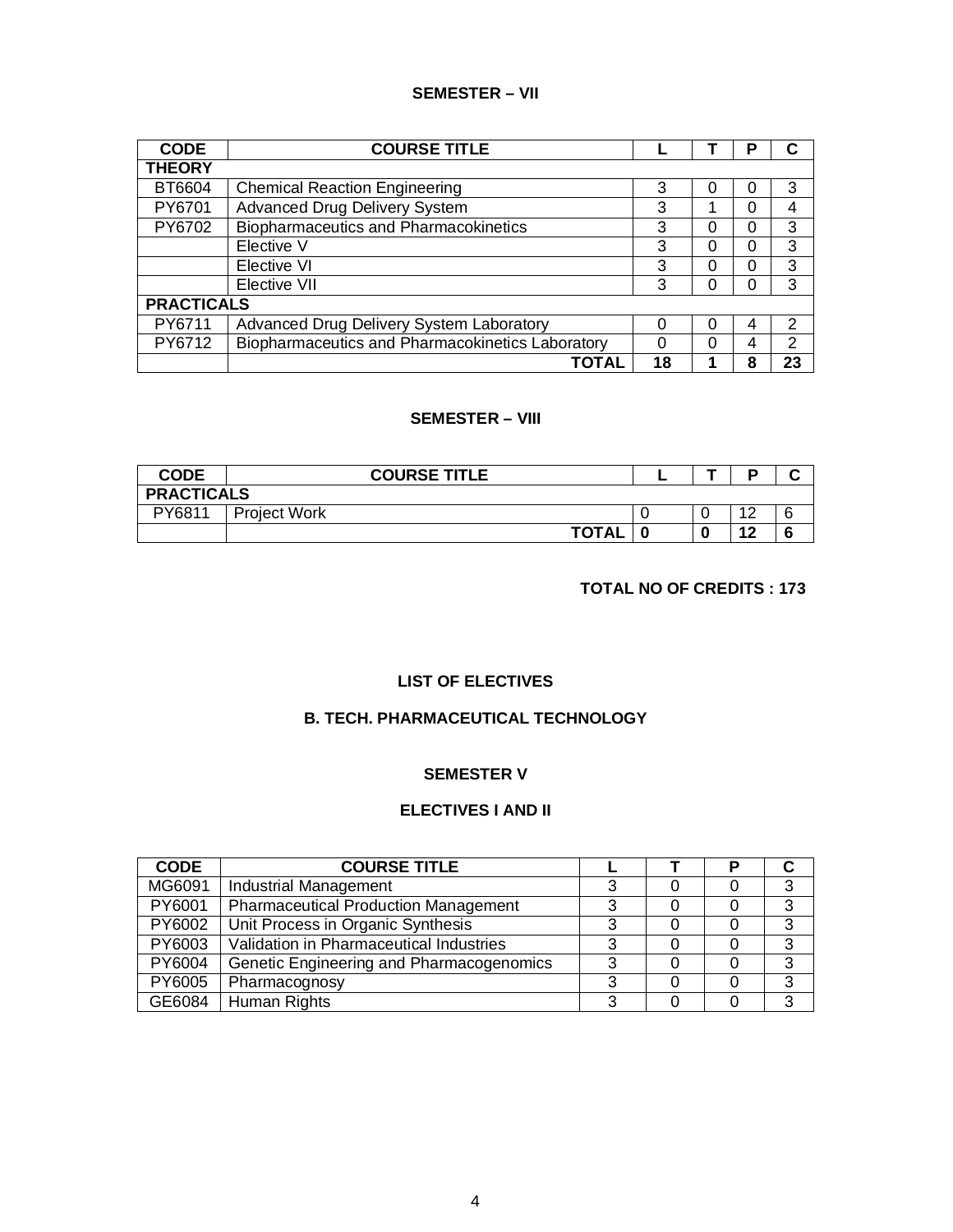## SEMESTER – VII

| CODE | COURSE TITLE | L | T | P | C |
|---|---|---|---|---|---|
| **THEORY** | | | | | |
| BT6604 | Chemical Reaction Engineering | 3 | 0 | 0 | 3 |
| PY6701 | Advanced Drug Delivery System | 3 | 1 | 0 | 4 |
| PY6702 | Biopharmaceutics and Pharmacokinetics | 3 | 0 | 0 | 3 |
| | Elective V | 3 | 0 | 0 | 3 |
| | Elective VI | 3 | 0 | 0 | 3 |
| | Elective VII | 3 | 0 | 0 | 3 |
| **PRACTICALS** | | | | | |
| PY6711 | Advanced Drug Delivery System Laboratory | 0 | 0 | 4 | 2 |
| PY6712 | Biopharmaceutics and Pharmacokinetics Laboratory | 0 | 0 | 4 | 2 |
| | **TOTAL** | **18** | **1** | **8** | **23** |

## SEMESTER – VIII

| CODE | COURSE TITLE | L | T | P | C |
|---|---|---|---|---|---|
| **PRACTICALS** | | | | | |
| PY6811 | Project Work | 0 | 0 | 12 | 6 |
| | **TOTAL** | **0** | **0** | **12** | **6** |

**TOTAL NO OF CREDITS : 173**

## LIST OF ELECTIVES

## B. TECH. PHARMACEUTICAL TECHNOLOGY

### SEMESTER V

### ELECTIVES I AND II

| CODE | COURSE TITLE | L | T | P | C |
|---|---|---|---|---|---|
| MG6091 | Industrial Management | 3 | 0 | 0 | 3 |
| PY6001 | Pharmaceutical Production Management | 3 | 0 | 0 | 3 |
| PY6002 | Unit Process in Organic Synthesis | 3 | 0 | 0 | 3 |
| PY6003 | Validation in Pharmaceutical Industries | 3 | 0 | 0 | 3 |
| PY6004 | Genetic Engineering and Pharmacogenomics | 3 | 0 | 0 | 3 |
| PY6005 | Pharmacognosy | 3 | 0 | 0 | 3 |
| GE6084 | Human Rights | 3 | 0 | 0 | 3 |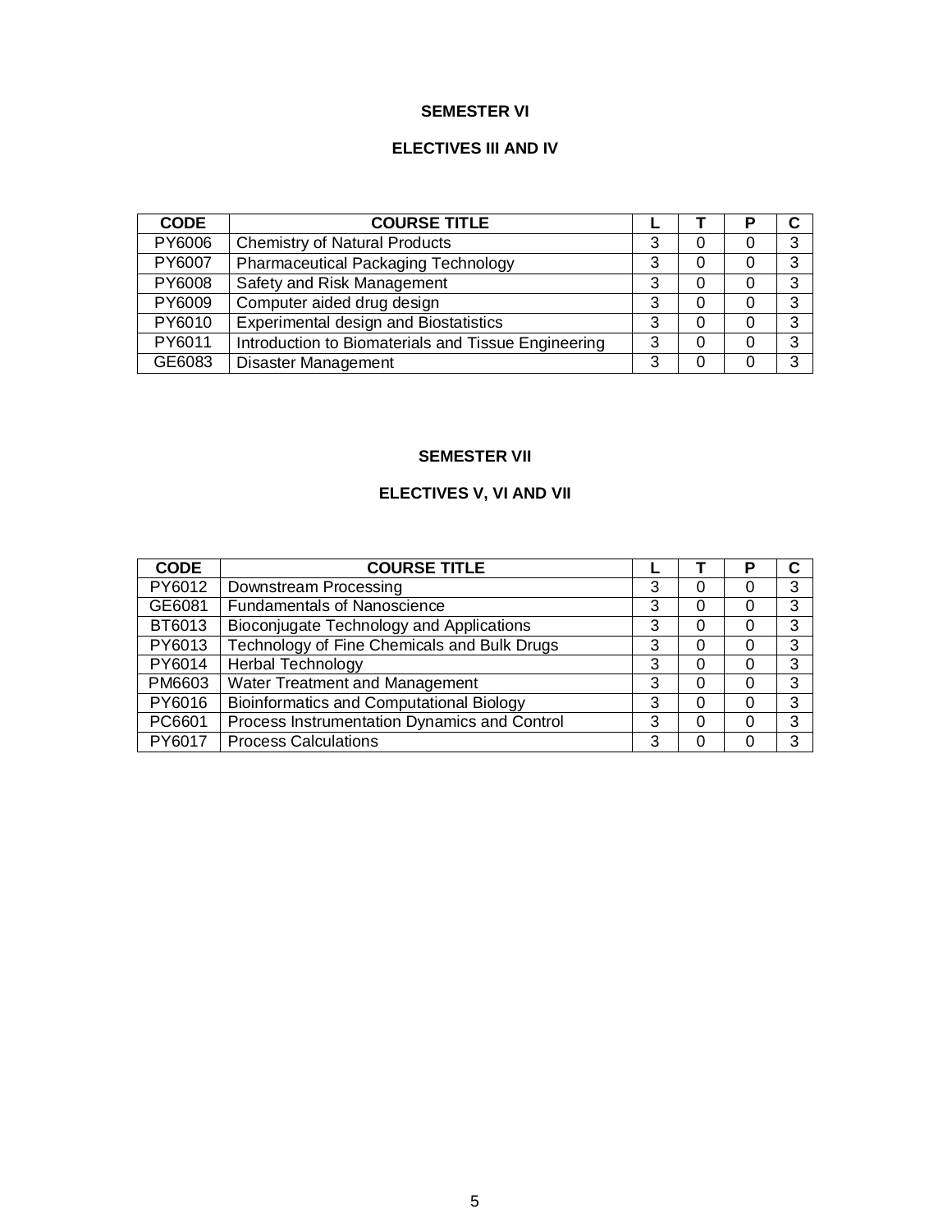## SEMESTER VI

### ELECTIVES III AND IV

| CODE | COURSE TITLE | L | T | P | C |
|---|---|---|---|---|---|
| PY6006 | Chemistry of Natural Products | 3 | 0 | 0 | 3 |
| PY6007 | Pharmaceutical Packaging Technology | 3 | 0 | 0 | 3 |
| PY6008 | Safety and Risk Management | 3 | 0 | 0 | 3 |
| PY6009 | Computer aided drug design | 3 | 0 | 0 | 3 |
| PY6010 | Experimental design and Biostatistics | 3 | 0 | 0 | 3 |
| PY6011 | Introduction to Biomaterials and Tissue Engineering | 3 | 0 | 0 | 3 |
| GE6083 | Disaster Management | 3 | 0 | 0 | 3 |

## SEMESTER VII

### ELECTIVES V, VI AND VII

| CODE | COURSE TITLE | L | T | P | C |
|---|---|---|---|---|---|
| PY6012 | Downstream Processing | 3 | 0 | 0 | 3 |
| GE6081 | Fundamentals of Nanoscience | 3 | 0 | 0 | 3 |
| BT6013 | Bioconjugate Technology and Applications | 3 | 0 | 0 | 3 |
| PY6013 | Technology of Fine Chemicals and Bulk Drugs | 3 | 0 | 0 | 3 |
| PY6014 | Herbal Technology | 3 | 0 | 0 | 3 |
| PM6603 | Water Treatment and Management | 3 | 0 | 0 | 3 |
| PY6016 | Bioinformatics and Computational Biology | 3 | 0 | 0 | 3 |
| PC6601 | Process Instrumentation Dynamics and Control | 3 | 0 | 0 | 3 |
| PY6017 | Process Calculations | 3 | 0 | 0 | 3 |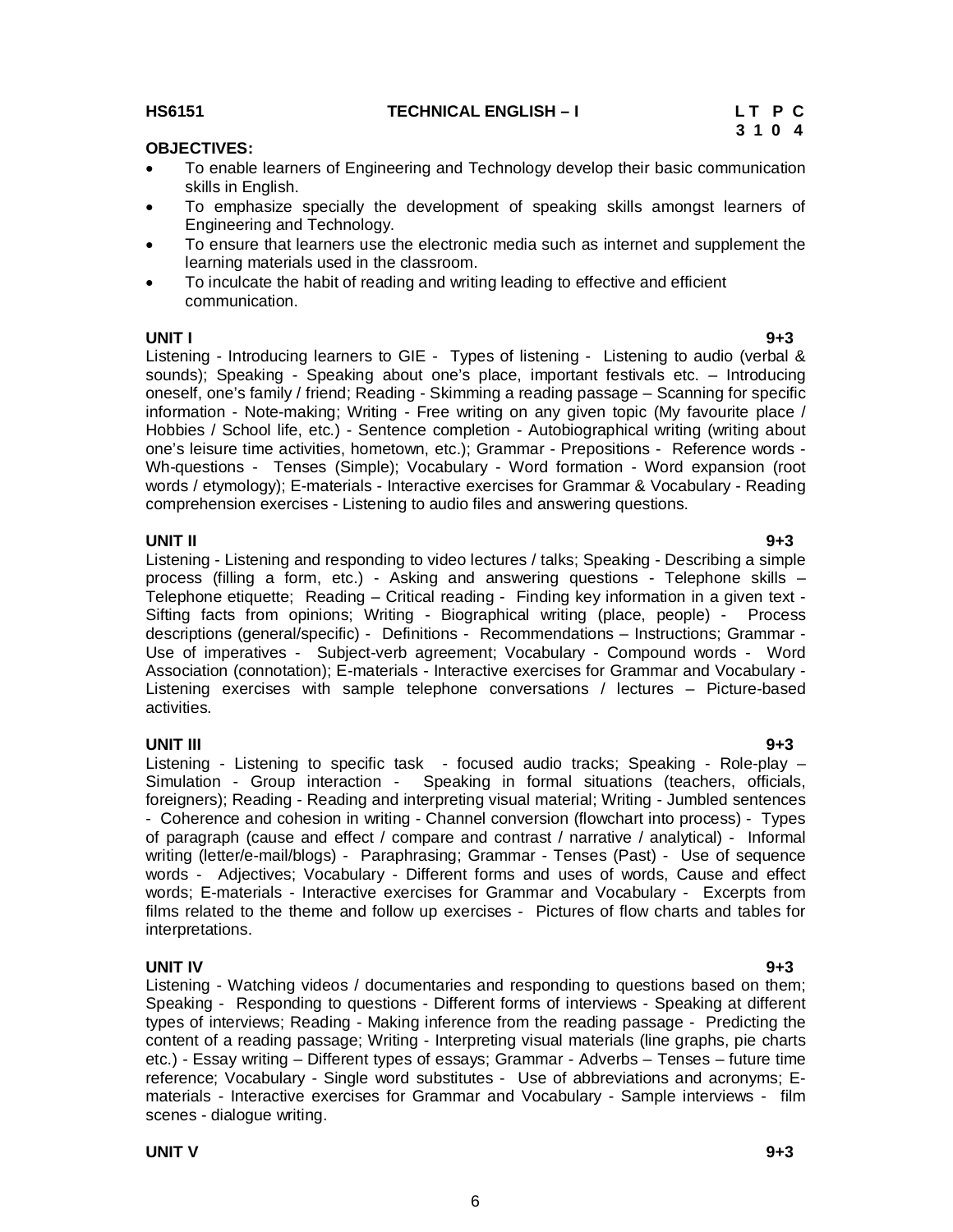**HS6151 TECHNICAL ENGLISH – I**

| L | T | P | C |
|---|---|---|---|
| 3 | 1 | 0 | 4 |

**OBJECTIVES:**

- To enable learners of Engineering and Technology develop their basic communication skills in English.
- To emphasize specially the development of speaking skills amongst learners of Engineering and Technology.
- To ensure that learners use the electronic media such as internet and supplement the learning materials used in the classroom.
- To inculcate the habit of reading and writing leading to effective and efficient communication.

**UNIT I 9+3**

Listening - Introducing learners to GIE - Types of listening - Listening to audio (verbal & sounds); Speaking - Speaking about one's place, important festivals etc. – Introducing oneself, one's family / friend; Reading - Skimming a reading passage – Scanning for specific information - Note-making; Writing - Free writing on any given topic (My favourite place / Hobbies / School life, etc.) - Sentence completion - Autobiographical writing (writing about one's leisure time activities, hometown, etc.); Grammar - Prepositions - Reference words - Wh-questions - Tenses (Simple); Vocabulary - Word formation - Word expansion (root words / etymology); E-materials - Interactive exercises for Grammar & Vocabulary - Reading comprehension exercises - Listening to audio files and answering questions.

**UNIT II 9+3**

Listening - Listening and responding to video lectures / talks; Speaking - Describing a simple process (filling a form, etc.) - Asking and answering questions - Telephone skills – Telephone etiquette; Reading – Critical reading - Finding key information in a given text - Sifting facts from opinions; Writing - Biographical writing (place, people) - Process descriptions (general/specific) - Definitions - Recommendations – Instructions; Grammar - Use of imperatives - Subject-verb agreement; Vocabulary - Compound words - Word Association (connotation); E-materials - Interactive exercises for Grammar and Vocabulary - Listening exercises with sample telephone conversations / lectures – Picture-based activities.

**UNIT III 9+3**

Listening - Listening to specific task - focused audio tracks; Speaking - Role-play – Simulation - Group interaction - Speaking in formal situations (teachers, officials, foreigners); Reading - Reading and interpreting visual material; Writing - Jumbled sentences - Coherence and cohesion in writing - Channel conversion (flowchart into process) - Types of paragraph (cause and effect / compare and contrast / narrative / analytical) - Informal writing (letter/e-mail/blogs) - Paraphrasing; Grammar - Tenses (Past) - Use of sequence words - Adjectives; Vocabulary - Different forms and uses of words, Cause and effect words; E-materials - Interactive exercises for Grammar and Vocabulary - Excerpts from films related to the theme and follow up exercises - Pictures of flow charts and tables for interpretations.

**UNIT IV 9+3**

Listening - Watching videos / documentaries and responding to questions based on them; Speaking - Responding to questions - Different forms of interviews - Speaking at different types of interviews; Reading - Making inference from the reading passage - Predicting the content of a reading passage; Writing - Interpreting visual materials (line graphs, pie charts etc.) - Essay writing – Different types of essays; Grammar - Adverbs – Tenses – future time reference; Vocabulary - Single word substitutes - Use of abbreviations and acronyms; E-materials - Interactive exercises for Grammar and Vocabulary - Sample interviews - film scenes - dialogue writing.

**UNIT V 9+3**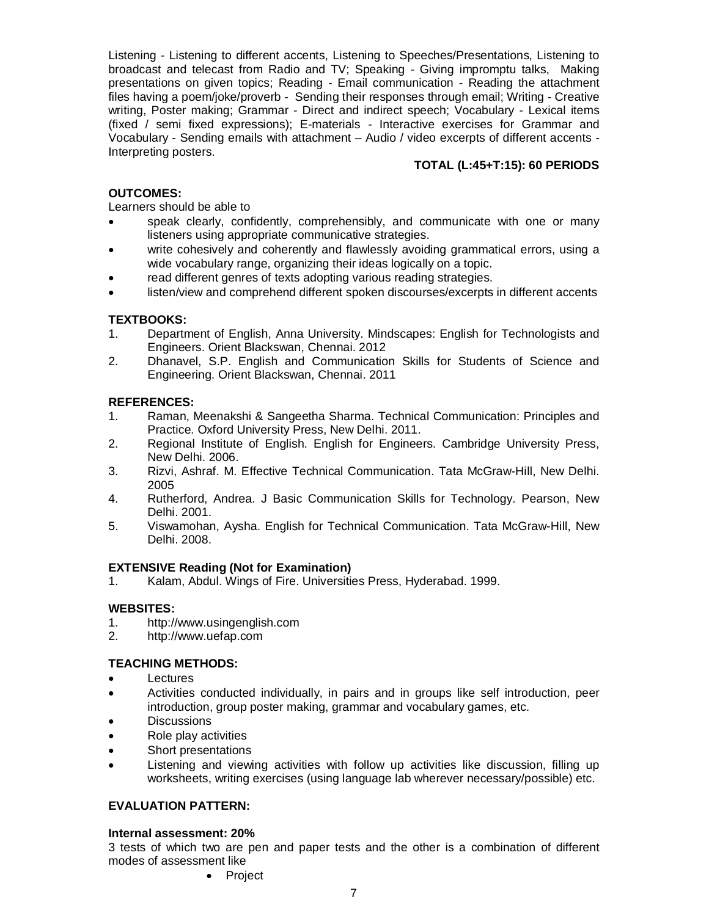Listening - Listening to different accents, Listening to Speeches/Presentations, Listening to broadcast and telecast from Radio and TV; Speaking - Giving impromptu talks, Making presentations on given topics; Reading - Email communication - Reading the attachment files having a poem/joke/proverb - Sending their responses through email; Writing - Creative writing, Poster making; Grammar - Direct and indirect speech; Vocabulary - Lexical items (fixed / semi fixed expressions); E-materials - Interactive exercises for Grammar and Vocabulary - Sending emails with attachment – Audio / video excerpts of different accents - Interpreting posters.

**TOTAL (L:45+T:15): 60 PERIODS**

**OUTCOMES:**

Learners should be able to

- speak clearly, confidently, comprehensibly, and communicate with one or many listeners using appropriate communicative strategies.
- write cohesively and coherently and flawlessly avoiding grammatical errors, using a wide vocabulary range, organizing their ideas logically on a topic.
- read different genres of texts adopting various reading strategies.
- listen/view and comprehend different spoken discourses/excerpts in different accents

**TEXTBOOKS:**

1. Department of English, Anna University. Mindscapes: English for Technologists and Engineers. Orient Blackswan, Chennai. 2012
2. Dhanavel, S.P. English and Communication Skills for Students of Science and Engineering. Orient Blackswan, Chennai. 2011

**REFERENCES:**

1. Raman, Meenakshi & Sangeetha Sharma. Technical Communication: Principles and Practice. Oxford University Press, New Delhi. 2011.
2. Regional Institute of English. English for Engineers. Cambridge University Press, New Delhi. 2006.
3. Rizvi, Ashraf. M. Effective Technical Communication. Tata McGraw-Hill, New Delhi. 2005
4. Rutherford, Andrea. J Basic Communication Skills for Technology. Pearson, New Delhi. 2001.
5. Viswamohan, Aysha. English for Technical Communication. Tata McGraw-Hill, New Delhi. 2008.

**EXTENSIVE Reading (Not for Examination)**

1. Kalam, Abdul. Wings of Fire. Universities Press, Hyderabad. 1999.

**WEBSITES:**

1. http://www.usingenglish.com
2. http://www.uefap.com

**TEACHING METHODS:**

- Lectures
- Activities conducted individually, in pairs and in groups like self introduction, peer introduction, group poster making, grammar and vocabulary games, etc.
- Discussions
- Role play activities
- Short presentations
- Listening and viewing activities with follow up activities like discussion, filling up worksheets, writing exercises (using language lab wherever necessary/possible) etc.

**EVALUATION PATTERN:**

**Internal assessment: 20%**

3 tests of which two are pen and paper tests and the other is a combination of different modes of assessment like

- Project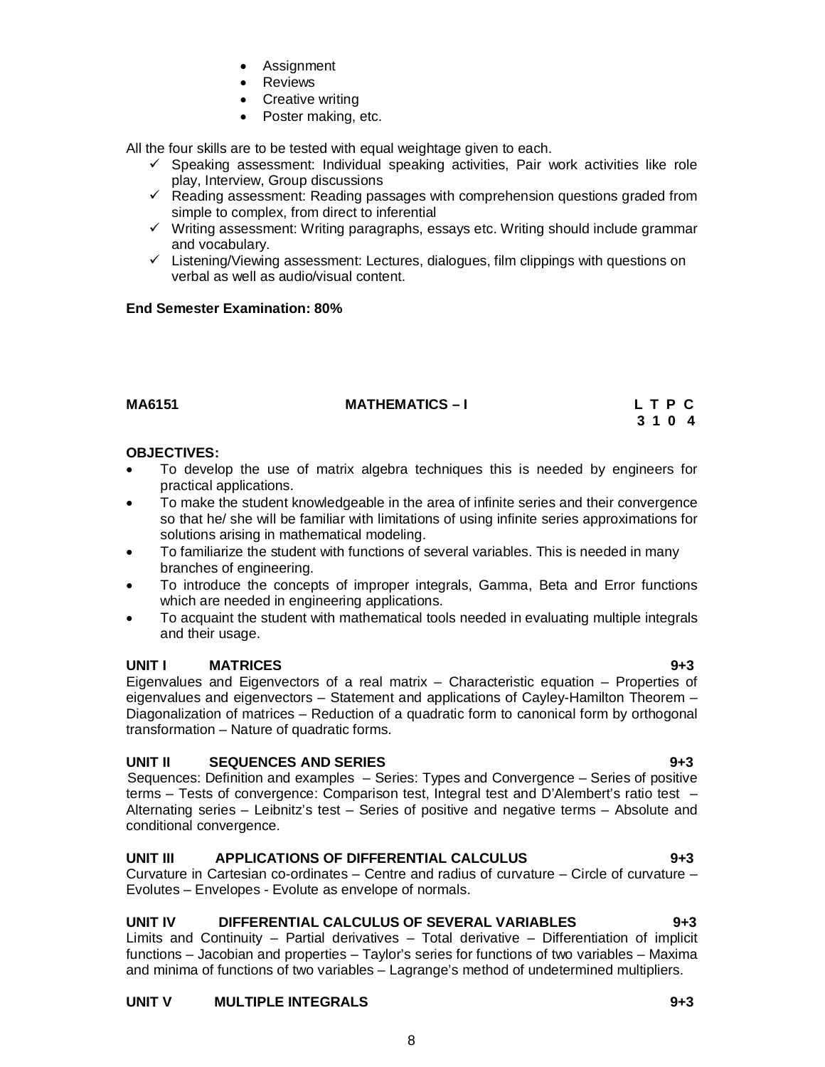- Assignment
- Reviews
- Creative writing
- Poster making, etc.

All the four skills are to be tested with equal weightage given to each.

- ✓ Speaking assessment: Individual speaking activities, Pair work activities like role play, Interview, Group discussions
- ✓ Reading assessment: Reading passages with comprehension questions graded from simple to complex, from direct to inferential
- ✓ Writing assessment: Writing paragraphs, essays etc. Writing should include grammar and vocabulary.
- ✓ Listening/Viewing assessment: Lectures, dialogues, film clippings with questions on verbal as well as audio/visual content.

**End Semester Examination: 80%**

## MA6151 MATHEMATICS – I

| L | T | P | C |
|---|---|---|---|
| 3 | 1 | 0 | 4 |

**OBJECTIVES:**

- To develop the use of matrix algebra techniques this is needed by engineers for practical applications.
- To make the student knowledgeable in the area of infinite series and their convergence so that he/ she will be familiar with limitations of using infinite series approximations for solutions arising in mathematical modeling.
- To familiarize the student with functions of several variables. This is needed in many branches of engineering.
- To introduce the concepts of improper integrals, Gamma, Beta and Error functions which are needed in engineering applications.
- To acquaint the student with mathematical tools needed in evaluating multiple integrals and their usage.

**UNIT I MATRICES 9+3**

Eigenvalues and Eigenvectors of a real matrix – Characteristic equation – Properties of eigenvalues and eigenvectors – Statement and applications of Cayley-Hamilton Theorem – Diagonalization of matrices – Reduction of a quadratic form to canonical form by orthogonal transformation – Nature of quadratic forms.

**UNIT II SEQUENCES AND SERIES 9+3**

Sequences: Definition and examples – Series: Types and Convergence – Series of positive terms – Tests of convergence: Comparison test, Integral test and D'Alembert's ratio test – Alternating series – Leibnitz's test – Series of positive and negative terms – Absolute and conditional convergence.

**UNIT III APPLICATIONS OF DIFFERENTIAL CALCULUS 9+3**

Curvature in Cartesian co-ordinates – Centre and radius of curvature – Circle of curvature – Evolutes – Envelopes - Evolute as envelope of normals.

**UNIT IV DIFFERENTIAL CALCULUS OF SEVERAL VARIABLES 9+3**

Limits and Continuity – Partial derivatives – Total derivative – Differentiation of implicit functions – Jacobian and properties – Taylor's series for functions of two variables – Maxima and minima of functions of two variables – Lagrange's method of undetermined multipliers.

**UNIT V MULTIPLE INTEGRALS 9+3**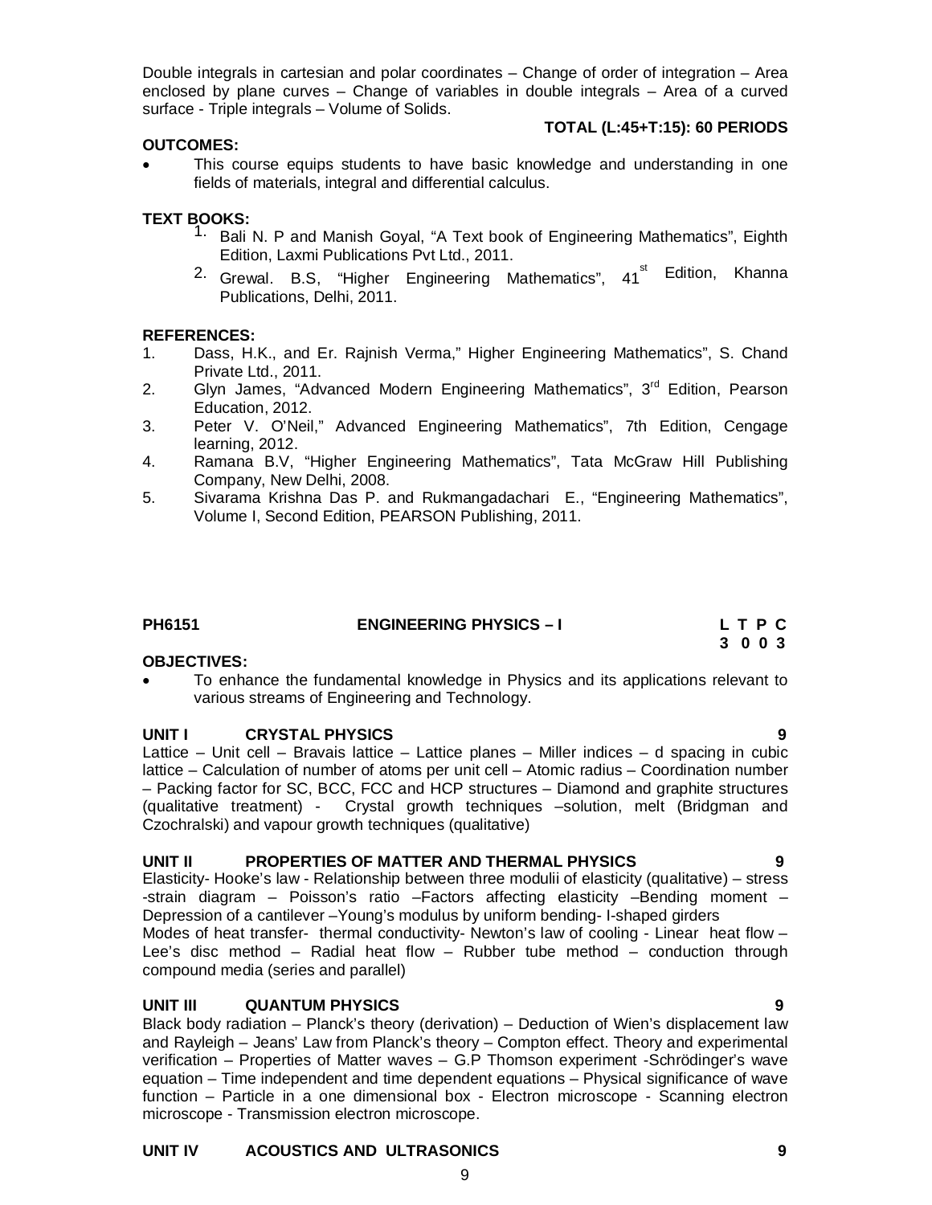Double integrals in cartesian and polar coordinates – Change of order of integration – Area enclosed by plane curves – Change of variables in double integrals – Area of a curved surface - Triple integrals – Volume of Solids.

**TOTAL (L:45+T:15): 60 PERIODS**

**OUTCOMES:**

- This course equips students to have basic knowledge and understanding in one fields of materials, integral and differential calculus.

**TEXT BOOKS:**

1. Bali N. P and Manish Goyal, "A Text book of Engineering Mathematics", Eighth Edition, Laxmi Publications Pvt Ltd., 2011.
2. Grewal. B.S, "Higher Engineering Mathematics", 41st Edition, Khanna Publications, Delhi, 2011.

**REFERENCES:**

1. Dass, H.K., and Er. Rajnish Verma," Higher Engineering Mathematics", S. Chand Private Ltd., 2011.
2. Glyn James, "Advanced Modern Engineering Mathematics", 3rd Edition, Pearson Education, 2012.
3. Peter V. O'Neil," Advanced Engineering Mathematics", 7th Edition, Cengage learning, 2012.
4. Ramana B.V, "Higher Engineering Mathematics", Tata McGraw Hill Publishing Company, New Delhi, 2008.
5. Sivarama Krishna Das P. and Rukmangadachari E., "Engineering Mathematics", Volume I, Second Edition, PEARSON Publishing, 2011.

## PH6151 ENGINEERING PHYSICS – I

| L | T | P | C |
|---|---|---|---|
| 3 | 0 | 0 | 3 |

**OBJECTIVES:**

- To enhance the fundamental knowledge in Physics and its applications relevant to various streams of Engineering and Technology.

**UNIT I CRYSTAL PHYSICS 9**

Lattice – Unit cell – Bravais lattice – Lattice planes – Miller indices – d spacing in cubic lattice – Calculation of number of atoms per unit cell – Atomic radius – Coordination number – Packing factor for SC, BCC, FCC and HCP structures – Diamond and graphite structures (qualitative treatment) - Crystal growth techniques –solution, melt (Bridgman and Czochralski) and vapour growth techniques (qualitative)

**UNIT II PROPERTIES OF MATTER AND THERMAL PHYSICS 9**

Elasticity- Hooke's law - Relationship between three modulii of elasticity (qualitative) – stress -strain diagram – Poisson's ratio –Factors affecting elasticity –Bending moment – Depression of a cantilever –Young's modulus by uniform bending- I-shaped girders
Modes of heat transfer- thermal conductivity- Newton's law of cooling - Linear heat flow – Lee's disc method – Radial heat flow – Rubber tube method – conduction through compound media (series and parallel)

**UNIT III QUANTUM PHYSICS 9**

Black body radiation – Planck's theory (derivation) – Deduction of Wien's displacement law and Rayleigh – Jeans' Law from Planck's theory – Compton effect. Theory and experimental verification – Properties of Matter waves – G.P Thomson experiment -Schrödinger's wave equation – Time independent and time dependent equations – Physical significance of wave function – Particle in a one dimensional box - Electron microscope - Scanning electron microscope - Transmission electron microscope.

**UNIT IV ACOUSTICS AND ULTRASONICS 9**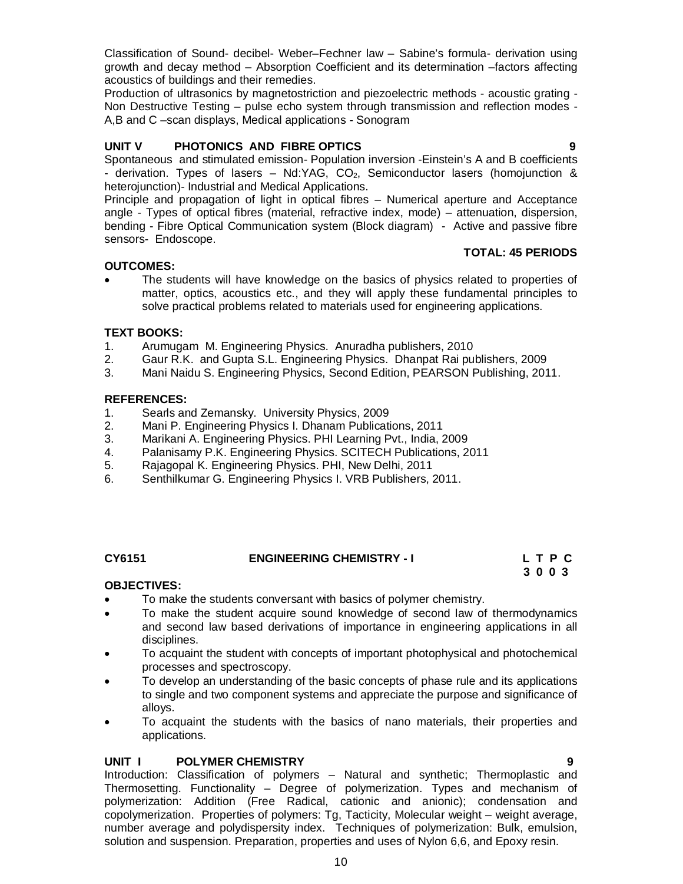Classification of Sound- decibel- Weber–Fechner law – Sabine's formula- derivation using growth and decay method – Absorption Coefficient and its determination –factors affecting acoustics of buildings and their remedies.
Production of ultrasonics by magnetostriction and piezoelectric methods - acoustic grating - Non Destructive Testing – pulse echo system through transmission and reflection modes - A,B and C –scan displays, Medical applications - Sonogram

### UNIT V PHOTONICS AND FIBRE OPTICS 9

Spontaneous and stimulated emission- Population inversion -Einstein's A and B coefficients - derivation. Types of lasers – Nd:YAG, $CO_2$, Semiconductor lasers (homojunction & heterojunction)- Industrial and Medical Applications.
Principle and propagation of light in optical fibres – Numerical aperture and Acceptance angle - Types of optical fibres (material, refractive index, mode) – attenuation, dispersion, bending - Fibre Optical Communication system (Block diagram) - Active and passive fibre sensors- Endoscope.

**TOTAL: 45 PERIODS**

**OUTCOMES:**

- The students will have knowledge on the basics of physics related to properties of matter, optics, acoustics etc., and they will apply these fundamental principles to solve practical problems related to materials used for engineering applications.

**TEXT BOOKS:**

1. Arumugam M. Engineering Physics. Anuradha publishers, 2010
2. Gaur R.K. and Gupta S.L. Engineering Physics. Dhanpat Rai publishers, 2009
3. Mani Naidu S. Engineering Physics, Second Edition, PEARSON Publishing, 2011.

**REFERENCES:**

1. Searls and Zemansky. University Physics, 2009
2. Mani P. Engineering Physics I. Dhanam Publications, 2011
3. Marikani A. Engineering Physics. PHI Learning Pvt., India, 2009
4. Palanisamy P.K. Engineering Physics. SCITECH Publications, 2011
5. Rajagopal K. Engineering Physics. PHI, New Delhi, 2011
6. Senthilkumar G. Engineering Physics I. VRB Publishers, 2011.

## CY6151 ENGINEERING CHEMISTRY - I

| L | T | P | C |
|---|---|---|---|
| 3 | 0 | 0 | 3 |

**OBJECTIVES:**

- To make the students conversant with basics of polymer chemistry.
- To make the student acquire sound knowledge of second law of thermodynamics and second law based derivations of importance in engineering applications in all disciplines.
- To acquaint the student with concepts of important photophysical and photochemical processes and spectroscopy.
- To develop an understanding of the basic concepts of phase rule and its applications to single and two component systems and appreciate the purpose and significance of alloys.
- To acquaint the students with the basics of nano materials, their properties and applications.

### UNIT I POLYMER CHEMISTRY 9

Introduction: Classification of polymers – Natural and synthetic; Thermoplastic and Thermosetting. Functionality – Degree of polymerization. Types and mechanism of polymerization: Addition (Free Radical, cationic and anionic); condensation and copolymerization. Properties of polymers: Tg, Tacticity, Molecular weight – weight average, number average and polydispersity index. Techniques of polymerization: Bulk, emulsion, solution and suspension. Preparation, properties and uses of Nylon 6,6, and Epoxy resin.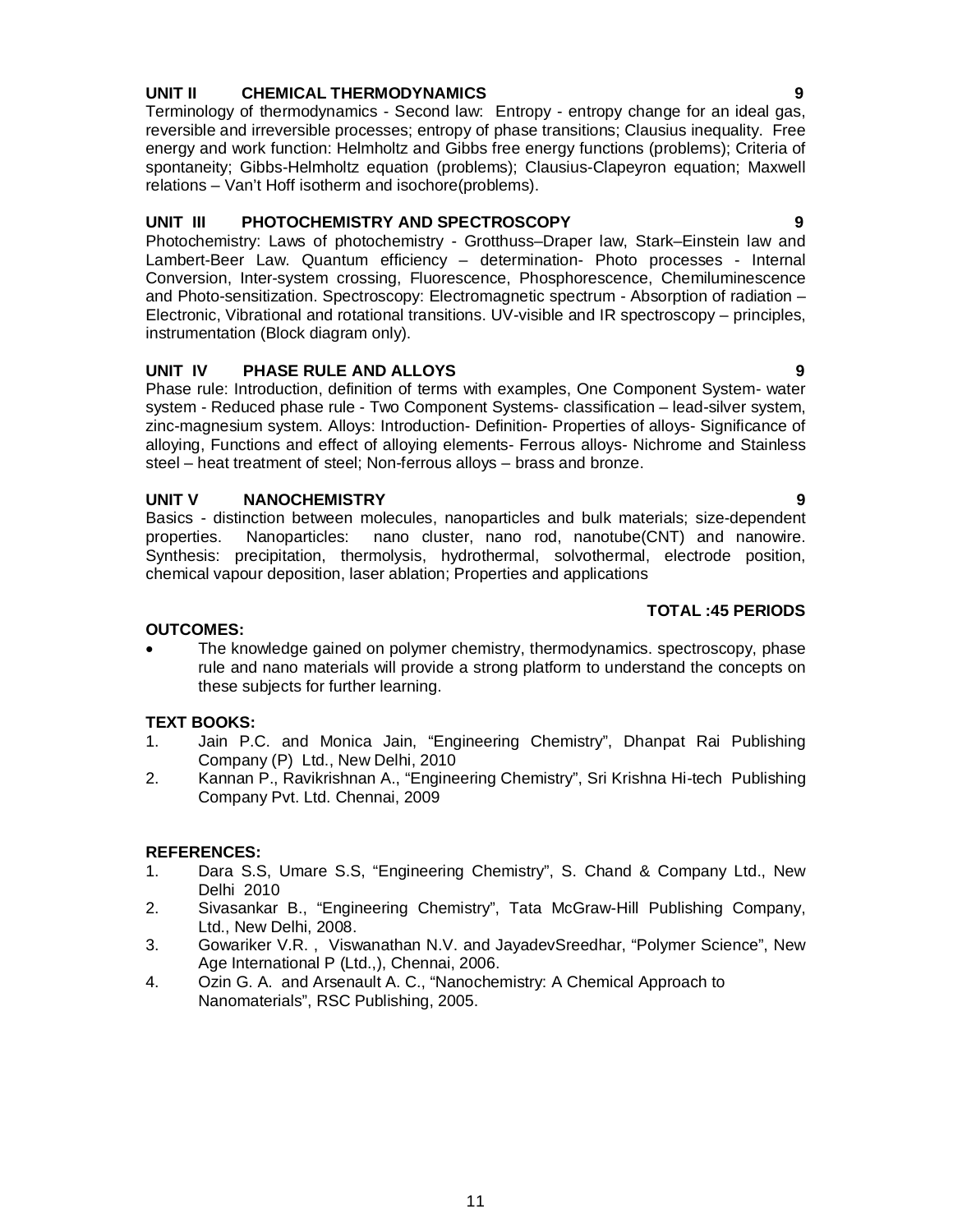**UNIT II CHEMICAL THERMODYNAMICS 9**

Terminology of thermodynamics - Second law: Entropy - entropy change for an ideal gas, reversible and irreversible processes; entropy of phase transitions; Clausius inequality. Free energy and work function: Helmholtz and Gibbs free energy functions (problems); Criteria of spontaneity; Gibbs-Helmholtz equation (problems); Clausius-Clapeyron equation; Maxwell relations – Van't Hoff isotherm and isochore(problems).

**UNIT III PHOTOCHEMISTRY AND SPECTROSCOPY 9**

Photochemistry: Laws of photochemistry - Grotthuss–Draper law, Stark–Einstein law and Lambert-Beer Law. Quantum efficiency – determination- Photo processes - Internal Conversion, Inter-system crossing, Fluorescence, Phosphorescence, Chemiluminescence and Photo-sensitization. Spectroscopy: Electromagnetic spectrum - Absorption of radiation – Electronic, Vibrational and rotational transitions. UV-visible and IR spectroscopy – principles, instrumentation (Block diagram only).

**UNIT IV PHASE RULE AND ALLOYS 9**

Phase rule: Introduction, definition of terms with examples, One Component System- water system - Reduced phase rule - Two Component Systems- classification – lead-silver system, zinc-magnesium system. Alloys: Introduction- Definition- Properties of alloys- Significance of alloying, Functions and effect of alloying elements- Ferrous alloys- Nichrome and Stainless steel – heat treatment of steel; Non-ferrous alloys – brass and bronze.

**UNIT V NANOCHEMISTRY 9**

Basics - distinction between molecules, nanoparticles and bulk materials; size-dependent properties. Nanoparticles: nano cluster, nano rod, nanotube(CNT) and nanowire. Synthesis: precipitation, thermolysis, hydrothermal, solvothermal, electrode position, chemical vapour deposition, laser ablation; Properties and applications

**TOTAL :45 PERIODS**

**OUTCOMES:**

- The knowledge gained on polymer chemistry, thermodynamics. spectroscopy, phase rule and nano materials will provide a strong platform to understand the concepts on these subjects for further learning.

**TEXT BOOKS:**

1. Jain P.C. and Monica Jain, "Engineering Chemistry", Dhanpat Rai Publishing Company (P) Ltd., New Delhi, 2010
2. Kannan P., Ravikrishnan A., "Engineering Chemistry", Sri Krishna Hi-tech Publishing Company Pvt. Ltd. Chennai, 2009

**REFERENCES:**

1. Dara S.S, Umare S.S, "Engineering Chemistry", S. Chand & Company Ltd., New Delhi 2010
2. Sivasankar B., "Engineering Chemistry", Tata McGraw-Hill Publishing Company, Ltd., New Delhi, 2008.
3. Gowariker V.R. , Viswanathan N.V. and JayadevSreedhar, "Polymer Science", New Age International P (Ltd.,), Chennai, 2006.
4. Ozin G. A. and Arsenault A. C., "Nanochemistry: A Chemical Approach to Nanomaterials", RSC Publishing, 2005.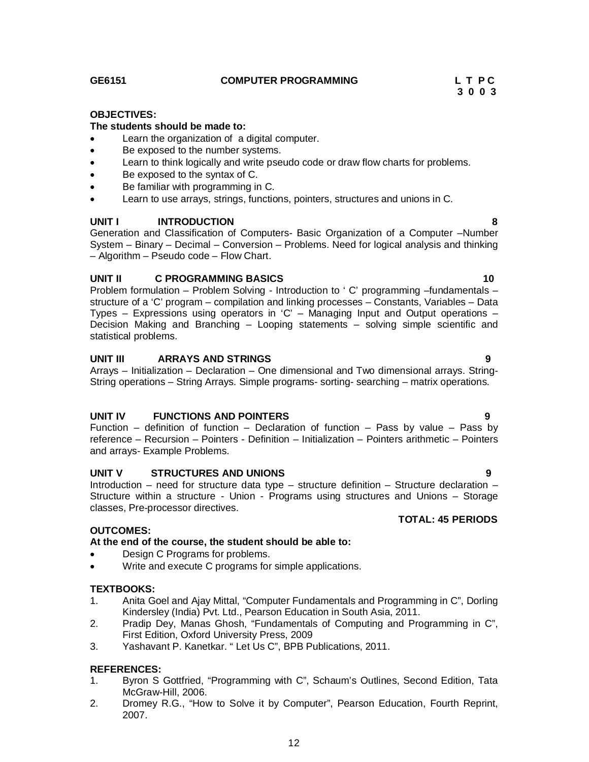**GE6151 COMPUTER PROGRAMMING**

| L | T | P | C |
|---|---|---|---|
| 3 | 0 | 0 | 3 |

**OBJECTIVES:**

**The students should be made to:**

- Learn the organization of a digital computer.
- Be exposed to the number systems.
- Learn to think logically and write pseudo code or draw flow charts for problems.
- Be exposed to the syntax of C.
- Be familiar with programming in C.
- Learn to use arrays, strings, functions, pointers, structures and unions in C.

**UNIT I INTRODUCTION 8**

Generation and Classification of Computers- Basic Organization of a Computer –Number System – Binary – Decimal – Conversion – Problems. Need for logical analysis and thinking – Algorithm – Pseudo code – Flow Chart.

**UNIT II C PROGRAMMING BASICS 10**

Problem formulation – Problem Solving - Introduction to ' C' programming –fundamentals – structure of a 'C' program – compilation and linking processes – Constants, Variables – Data Types – Expressions using operators in 'C' – Managing Input and Output operations – Decision Making and Branching – Looping statements – solving simple scientific and statistical problems.

**UNIT III ARRAYS AND STRINGS 9**

Arrays – Initialization – Declaration – One dimensional and Two dimensional arrays. String- String operations – String Arrays. Simple programs- sorting- searching – matrix operations.

**UNIT IV FUNCTIONS AND POINTERS 9**

Function – definition of function – Declaration of function – Pass by value – Pass by reference – Recursion – Pointers - Definition – Initialization – Pointers arithmetic – Pointers and arrays- Example Problems.

**UNIT V STRUCTURES AND UNIONS 9**

Introduction – need for structure data type – structure definition – Structure declaration – Structure within a structure - Union - Programs using structures and Unions – Storage classes, Pre-processor directives.

**TOTAL: 45 PERIODS**

**OUTCOMES:**

**At the end of the course, the student should be able to:**

- Design C Programs for problems.
- Write and execute C programs for simple applications.

**TEXTBOOKS:**

1. Anita Goel and Ajay Mittal, "Computer Fundamentals and Programming in C", Dorling Kindersley (India) Pvt. Ltd., Pearson Education in South Asia, 2011.
2. Pradip Dey, Manas Ghosh, "Fundamentals of Computing and Programming in C", First Edition, Oxford University Press, 2009
3. Yashavant P. Kanetkar. " Let Us C", BPB Publications, 2011.

**REFERENCES:**

1. Byron S Gottfried, "Programming with C", Schaum's Outlines, Second Edition, Tata McGraw-Hill, 2006.
2. Dromey R.G., "How to Solve it by Computer", Pearson Education, Fourth Reprint, 2007.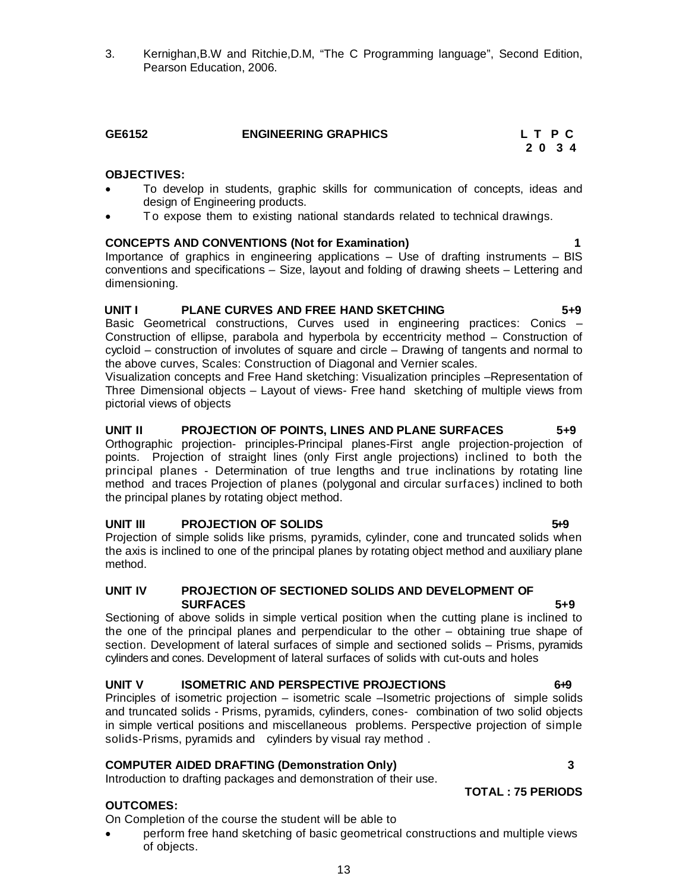3. Kernighan,B.W and Ritchie,D.M, "The C Programming language", Second Edition, Pearson Education, 2006.

## GE6152 ENGINEERING GRAPHICS

| L | T | P | C |
|---|---|---|---|
| 2 | 0 | 3 | 4 |

**OBJECTIVES:**

- To develop in students, graphic skills for communication of concepts, ideas and design of Engineering products.
- To expose them to existing national standards related to technical drawings.

**CONCEPTS AND CONVENTIONS (Not for Examination) 1**

Importance of graphics in engineering applications – Use of drafting instruments – BIS conventions and specifications – Size, layout and folding of drawing sheets – Lettering and dimensioning.

**UNIT I PLANE CURVES AND FREE HAND SKETCHING 5+9**

Basic Geometrical constructions, Curves used in engineering practices: Conics – Construction of ellipse, parabola and hyperbola by eccentricity method – Construction of cycloid – construction of involutes of square and circle – Drawing of tangents and normal to the above curves, Scales: Construction of Diagonal and Vernier scales.

Visualization concepts and Free Hand sketching: Visualization principles –Representation of Three Dimensional objects – Layout of views- Free hand sketching of multiple views from pictorial views of objects

**UNIT II PROJECTION OF POINTS, LINES AND PLANE SURFACES 5+9**

Orthographic projection- principles-Principal planes-First angle projection-projection of points. Projection of straight lines (only First angle projections) inclined to both the principal planes - Determination of true lengths and true inclinations by rotating line method and traces Projection of planes (polygonal and circular surfaces) inclined to both the principal planes by rotating object method.

**UNIT III PROJECTION OF SOLIDS 5+9**

Projection of simple solids like prisms, pyramids, cylinder, cone and truncated solids when the axis is inclined to one of the principal planes by rotating object method and auxiliary plane method.

**UNIT IV PROJECTION OF SECTIONED SOLIDS AND DEVELOPMENT OF SURFACES 5+9**

Sectioning of above solids in simple vertical position when the cutting plane is inclined to the one of the principal planes and perpendicular to the other – obtaining true shape of section. Development of lateral surfaces of simple and sectioned solids – Prisms, pyramids cylinders and cones. Development of lateral surfaces of solids with cut-outs and holes

**UNIT V ISOMETRIC AND PERSPECTIVE PROJECTIONS 6+9**

Principles of isometric projection – isometric scale –Isometric projections of simple solids and truncated solids - Prisms, pyramids, cylinders, cones- combination of two solid objects in simple vertical positions and miscellaneous problems. Perspective projection of simple solids-Prisms, pyramids and cylinders by visual ray method .

**COMPUTER AIDED DRAFTING (Demonstration Only) 3**

Introduction to drafting packages and demonstration of their use.

**TOTAL : 75 PERIODS**

**OUTCOMES:**

On Completion of the course the student will be able to

- perform free hand sketching of basic geometrical constructions and multiple views of objects.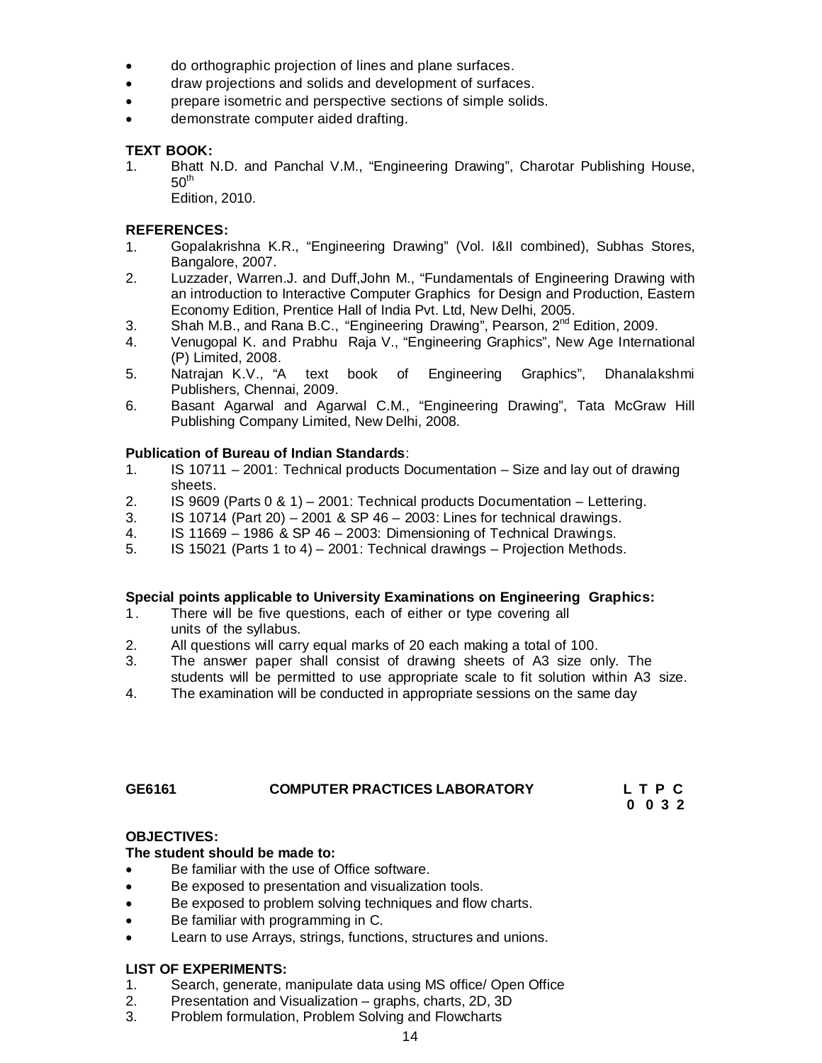- do orthographic projection of lines and plane surfaces.
- draw projections and solids and development of surfaces.
- prepare isometric and perspective sections of simple solids.
- demonstrate computer aided drafting.

**TEXT BOOK:**

1. Bhatt N.D. and Panchal V.M., "Engineering Drawing", Charotar Publishing House, 50th Edition, 2010.

**REFERENCES:**

1. Gopalakrishna K.R., "Engineering Drawing" (Vol. I&II combined), Subhas Stores, Bangalore, 2007.
2. Luzzader, Warren.J. and Duff,John M., "Fundamentals of Engineering Drawing with an introduction to Interactive Computer Graphics for Design and Production, Eastern Economy Edition, Prentice Hall of India Pvt. Ltd, New Delhi, 2005.
3. Shah M.B., and Rana B.C., "Engineering Drawing", Pearson, 2nd Edition, 2009.
4. Venugopal K. and Prabhu Raja V., "Engineering Graphics", New Age International (P) Limited, 2008.
5. Natrajan K.V., "A text book of Engineering Graphics", Dhanalakshmi Publishers, Chennai, 2009.
6. Basant Agarwal and Agarwal C.M., "Engineering Drawing", Tata McGraw Hill Publishing Company Limited, New Delhi, 2008.

**Publication of Bureau of Indian Standards**:

1. IS 10711 – 2001: Technical products Documentation – Size and lay out of drawing sheets.
2. IS 9609 (Parts 0 & 1) – 2001: Technical products Documentation – Lettering.
3. IS 10714 (Part 20) – 2001 & SP 46 – 2003: Lines for technical drawings.
4. IS 11669 – 1986 & SP 46 – 2003: Dimensioning of Technical Drawings.
5. IS 15021 (Parts 1 to 4) – 2001: Technical drawings – Projection Methods.

**Special points applicable to University Examinations on Engineering Graphics:**

1. There will be five questions, each of either or type covering all units of the syllabus.
2. All questions will carry equal marks of 20 each making a total of 100.
3. The answer paper shall consist of drawing sheets of A3 size only. The students will be permitted to use appropriate scale to fit solution within A3 size.
4. The examination will be conducted in appropriate sessions on the same day

## GE6161 COMPUTER PRACTICES LABORATORY

**L T P C**
**0 0 3 2**

**OBJECTIVES:**

**The student should be made to:**

- Be familiar with the use of Office software.
- Be exposed to presentation and visualization tools.
- Be exposed to problem solving techniques and flow charts.
- Be familiar with programming in C.
- Learn to use Arrays, strings, functions, structures and unions.

**LIST OF EXPERIMENTS:**

1. Search, generate, manipulate data using MS office/ Open Office
2. Presentation and Visualization – graphs, charts, 2D, 3D
3. Problem formulation, Problem Solving and Flowcharts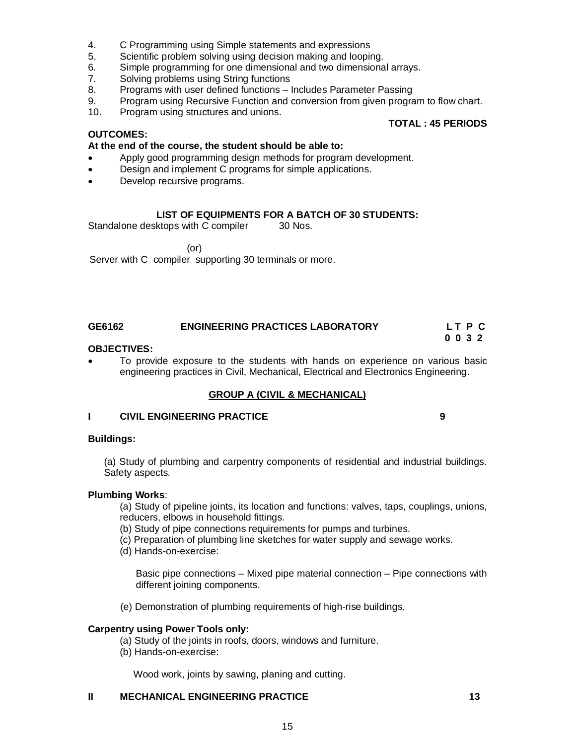4. C Programming using Simple statements and expressions
5. Scientific problem solving using decision making and looping.
6. Simple programming for one dimensional and two dimensional arrays.
7. Solving problems using String functions
8. Programs with user defined functions – Includes Parameter Passing
9. Program using Recursive Function and conversion from given program to flow chart.
10. Program using structures and unions.

**TOTAL : 45 PERIODS**

**OUTCOMES:**

**At the end of the course, the student should be able to:**

- Apply good programming design methods for program development.
- Design and implement C programs for simple applications.
- Develop recursive programs.

**LIST OF EQUIPMENTS FOR A BATCH OF 30 STUDENTS:**

Standalone desktops with C compiler 30 Nos.

(or)

Server with C compiler supporting 30 terminals or more.

## GE6162 ENGINEERING PRACTICES LABORATORY

**L T P C**
**0 0 3 2**

**OBJECTIVES:**

- To provide exposure to the students with hands on experience on various basic engineering practices in Civil, Mechanical, Electrical and Electronics Engineering.

### GROUP A (CIVIL & MECHANICAL)

### I CIVIL ENGINEERING PRACTICE 9

**Buildings:**

(a) Study of plumbing and carpentry components of residential and industrial buildings. Safety aspects.

**Plumbing Works**:

(a) Study of pipeline joints, its location and functions: valves, taps, couplings, unions, reducers, elbows in household fittings.
(b) Study of pipe connections requirements for pumps and turbines.
(c) Preparation of plumbing line sketches for water supply and sewage works.
(d) Hands-on-exercise:

Basic pipe connections – Mixed pipe material connection – Pipe connections with different joining components.

(e) Demonstration of plumbing requirements of high-rise buildings.

**Carpentry using Power Tools only:**

(a) Study of the joints in roofs, doors, windows and furniture.
(b) Hands-on-exercise:

Wood work, joints by sawing, planing and cutting.

### II MECHANICAL ENGINEERING PRACTICE 13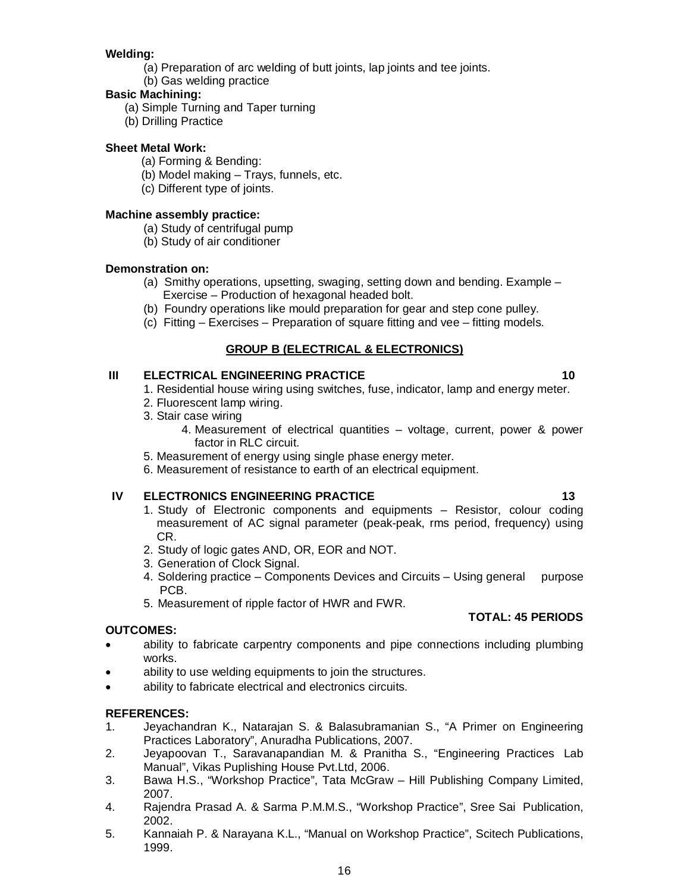**Welding:**

(a) Preparation of arc welding of butt joints, lap joints and tee joints.
(b) Gas welding practice

**Basic Machining:**

(a) Simple Turning and Taper turning
(b) Drilling Practice

**Sheet Metal Work:**

(a) Forming & Bending:
(b) Model making – Trays, funnels, etc.
(c) Different type of joints.

**Machine assembly practice:**

(a) Study of centrifugal pump
(b) Study of air conditioner

**Demonstration on:**

(a) Smithy operations, upsetting, swaging, setting down and bending. Example – Exercise – Production of hexagonal headed bolt.
(b) Foundry operations like mould preparation for gear and step cone pulley.
(c) Fitting – Exercises – Preparation of square fitting and vee – fitting models.

## GROUP B (ELECTRICAL & ELECTRONICS)

**III ELECTRICAL ENGINEERING PRACTICE** **10**

1. Residential house wiring using switches, fuse, indicator, lamp and energy meter.
2. Fluorescent lamp wiring.
3. Stair case wiring
4. Measurement of electrical quantities – voltage, current, power & power factor in RLC circuit.
5. Measurement of energy using single phase energy meter.
6. Measurement of resistance to earth of an electrical equipment.

**IV ELECTRONICS ENGINEERING PRACTICE** **13**

1. Study of Electronic components and equipments – Resistor, colour coding measurement of AC signal parameter (peak-peak, rms period, frequency) using CR.
2. Study of logic gates AND, OR, EOR and NOT.
3. Generation of Clock Signal.
4. Soldering practice – Components Devices and Circuits – Using general purpose PCB.
5. Measurement of ripple factor of HWR and FWR.

**TOTAL: 45 PERIODS**

**OUTCOMES:**

- ability to fabricate carpentry components and pipe connections including plumbing works.
- ability to use welding equipments to join the structures.
- ability to fabricate electrical and electronics circuits.

**REFERENCES:**

1. Jeyachandran K., Natarajan S. & Balasubramanian S., “A Primer on Engineering Practices Laboratory”, Anuradha Publications, 2007.
2. Jeyapoovan T., Saravanapandian M. & Pranitha S., “Engineering Practices Lab Manual”, Vikas Puplishing House Pvt.Ltd, 2006.
3. Bawa H.S., “Workshop Practice”, Tata McGraw – Hill Publishing Company Limited, 2007.
4. Rajendra Prasad A. & Sarma P.M.M.S., “Workshop Practice”, Sree Sai Publication, 2002.
5. Kannaiah P. & Narayana K.L., “Manual on Workshop Practice”, Scitech Publications, 1999.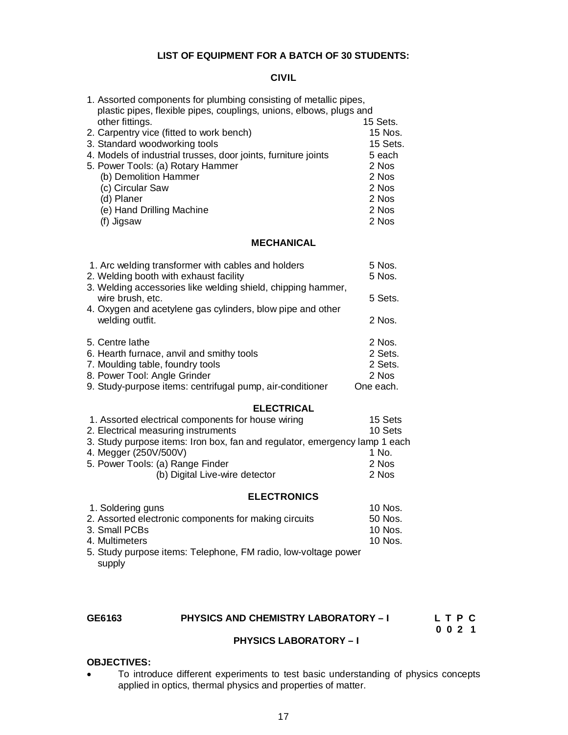**LIST OF EQUIPMENT FOR A BATCH OF 30 STUDENTS:**

**CIVIL**

| Item | Quantity |
|---|---|
| 1. Assorted components for plumbing consisting of metallic pipes, plastic pipes, flexible pipes, couplings, unions, elbows, plugs and other fittings. | 15 Sets. |
| 2. Carpentry vice (fitted to work bench) | 15 Nos. |
| 3. Standard woodworking tools | 15 Sets. |
| 4. Models of industrial trusses, door joints, furniture joints | 5 each |
| 5. Power Tools: (a) Rotary Hammer | 2 Nos |
| (b) Demolition Hammer | 2 Nos |
| (c) Circular Saw | 2 Nos |
| (d) Planer | 2 Nos |
| (e) Hand Drilling Machine | 2 Nos |
| (f) Jigsaw | 2 Nos |

**MECHANICAL**

| Item | Quantity |
|---|---|
| 1. Arc welding transformer with cables and holders | 5 Nos. |
| 2. Welding booth with exhaust facility | 5 Nos. |
| 3. Welding accessories like welding shield, chipping hammer, wire brush, etc. | 5 Sets. |
| 4. Oxygen and acetylene gas cylinders, blow pipe and other welding outfit. | 2 Nos. |
| 5. Centre lathe | 2 Nos. |
| 6. Hearth furnace, anvil and smithy tools | 2 Sets. |
| 7. Moulding table, foundry tools | 2 Sets. |
| 8. Power Tool: Angle Grinder | 2 Nos |
| 9. Study-purpose items: centrifugal pump, air-conditioner | One each. |

**ELECTRICAL**

| Item | Quantity |
|---|---|
| 1. Assorted electrical components for house wiring | 15 Sets |
| 2. Electrical measuring instruments | 10 Sets |
| 3. Study purpose items: Iron box, fan and regulator, emergency lamp | 1 each |
| 4. Megger (250V/500V) | 1 No. |
| 5. Power Tools: (a) Range Finder | 2 Nos |
| (b) Digital Live-wire detector | 2 Nos |

**ELECTRONICS**

| Item | Quantity |
|---|---|
| 1. Soldering guns | 10 Nos. |
| 2. Assorted electronic components for making circuits | 50 Nos. |
| 3. Small PCBs | 10 Nos. |
| 4. Multimeters | 10 Nos. |
| 5. Study purpose items: Telephone, FM radio, low-voltage power supply | |

**GE6163 PHYSICS AND CHEMISTRY LABORATORY – I** **L T P C**
**0 0 2 1**

**PHYSICS LABORATORY – I**

**OBJECTIVES:**

- To introduce different experiments to test basic understanding of physics concepts applied in optics, thermal physics and properties of matter.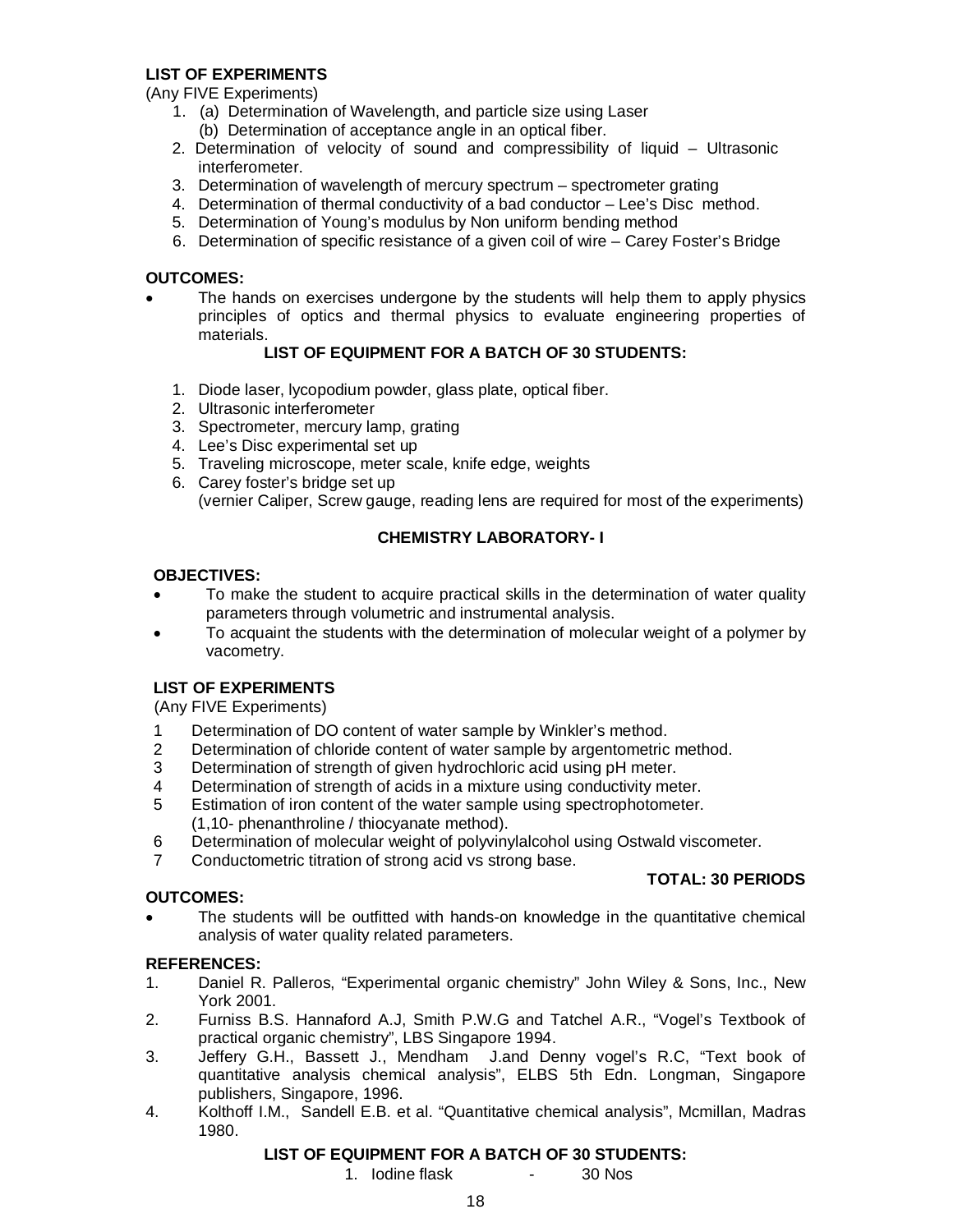**LIST OF EXPERIMENTS**

(Any FIVE Experiments)

1. (a) Determination of Wavelength, and particle size using Laser
   (b) Determination of acceptance angle in an optical fiber.
2. Determination of velocity of sound and compressibility of liquid – Ultrasonic interferometer.
3. Determination of wavelength of mercury spectrum – spectrometer grating
4. Determination of thermal conductivity of a bad conductor – Lee's Disc method.
5. Determination of Young's modulus by Non uniform bending method
6. Determination of specific resistance of a given coil of wire – Carey Foster's Bridge

**OUTCOMES:**

- The hands on exercises undergone by the students will help them to apply physics principles of optics and thermal physics to evaluate engineering properties of materials.

**LIST OF EQUIPMENT FOR A BATCH OF 30 STUDENTS:**

1. Diode laser, lycopodium powder, glass plate, optical fiber.
2. Ultrasonic interferometer
3. Spectrometer, mercury lamp, grating
4. Lee's Disc experimental set up
5. Traveling microscope, meter scale, knife edge, weights
6. Carey foster's bridge set up
   (vernier Caliper, Screw gauge, reading lens are required for most of the experiments)

## CHEMISTRY LABORATORY- I

**OBJECTIVES:**

- To make the student to acquire practical skills in the determination of water quality parameters through volumetric and instrumental analysis.
- To acquaint the students with the determination of molecular weight of a polymer by vacometry.

**LIST OF EXPERIMENTS**

(Any FIVE Experiments)

1. Determination of DO content of water sample by Winkler's method.
2. Determination of chloride content of water sample by argentometric method.
3. Determination of strength of given hydrochloric acid using pH meter.
4. Determination of strength of acids in a mixture using conductivity meter.
5. Estimation of iron content of the water sample using spectrophotometer. (1,10- phenanthroline / thiocyanate method).
6. Determination of molecular weight of polyvinylalcohol using Ostwald viscometer.
7. Conductometric titration of strong acid vs strong base.

**TOTAL: 30 PERIODS**

**OUTCOMES:**

- The students will be outfitted with hands-on knowledge in the quantitative chemical analysis of water quality related parameters.

**REFERENCES:**

1. Daniel R. Palleros, "Experimental organic chemistry" John Wiley & Sons, Inc., New York 2001.
2. Furniss B.S. Hannaford A.J, Smith P.W.G and Tatchel A.R., "Vogel's Textbook of practical organic chemistry", LBS Singapore 1994.
3. Jeffery G.H., Bassett J., Mendham J.and Denny vogel's R.C, "Text book of quantitative analysis chemical analysis", ELBS 5th Edn. Longman, Singapore publishers, Singapore, 1996.
4. Kolthoff I.M., Sandell E.B. et al. "Quantitative chemical analysis", Mcmillan, Madras 1980.

**LIST OF EQUIPMENT FOR A BATCH OF 30 STUDENTS:**

1. Iodine flask - 30 Nos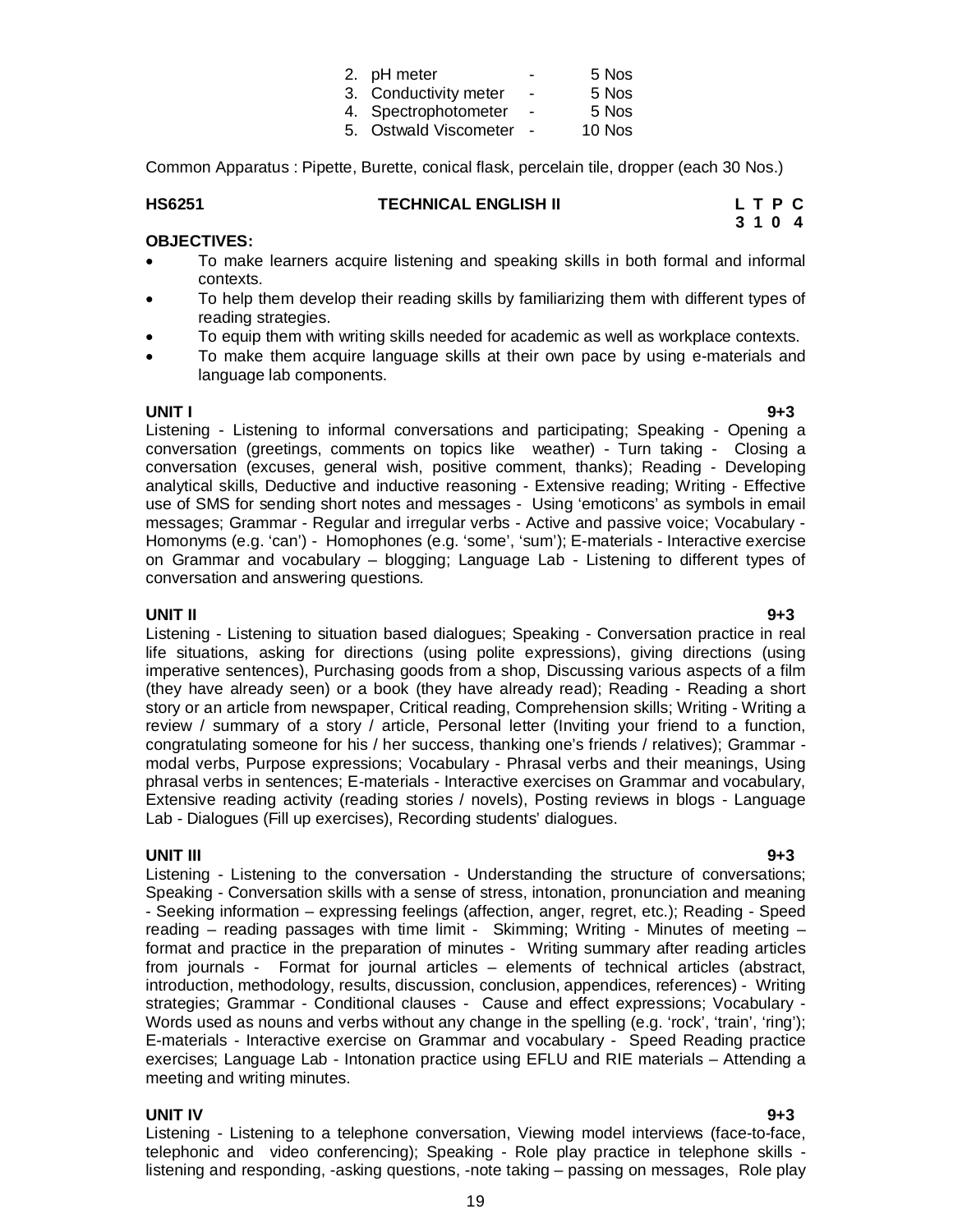2. pH meter - 5 Nos
3. Conductivity meter - 5 Nos
4. Spectrophotometer - 5 Nos
5. Ostwald Viscometer - 10 Nos

Common Apparatus : Pipette, Burette, conical flask, percelain tile, dropper (each 30 Nos.)

**HS6251 TECHNICAL ENGLISH II**

| L | T | P | C |
|---|---|---|---|
| 3 | 1 | 0 | 4 |

**OBJECTIVES:**

- To make learners acquire listening and speaking skills in both formal and informal contexts.
- To help them develop their reading skills by familiarizing them with different types of reading strategies.
- To equip them with writing skills needed for academic as well as workplace contexts.
- To make them acquire language skills at their own pace by using e-materials and language lab components.

**UNIT I 9+3**

Listening - Listening to informal conversations and participating; Speaking - Opening a conversation (greetings, comments on topics like weather) - Turn taking - Closing a conversation (excuses, general wish, positive comment, thanks); Reading - Developing analytical skills, Deductive and inductive reasoning - Extensive reading; Writing - Effective use of SMS for sending short notes and messages - Using 'emoticons' as symbols in email messages; Grammar - Regular and irregular verbs - Active and passive voice; Vocabulary - Homonyms (e.g. 'can') - Homophones (e.g. 'some', 'sum'); E-materials - Interactive exercise on Grammar and vocabulary – blogging; Language Lab - Listening to different types of conversation and answering questions.

**UNIT II 9+3**

Listening - Listening to situation based dialogues; Speaking - Conversation practice in real life situations, asking for directions (using polite expressions), giving directions (using imperative sentences), Purchasing goods from a shop, Discussing various aspects of a film (they have already seen) or a book (they have already read); Reading - Reading a short story or an article from newspaper, Critical reading, Comprehension skills; Writing - Writing a review / summary of a story / article, Personal letter (Inviting your friend to a function, congratulating someone for his / her success, thanking one's friends / relatives); Grammar - modal verbs, Purpose expressions; Vocabulary - Phrasal verbs and their meanings, Using phrasal verbs in sentences; E-materials - Interactive exercises on Grammar and vocabulary, Extensive reading activity (reading stories / novels), Posting reviews in blogs - Language Lab - Dialogues (Fill up exercises), Recording students' dialogues.

**UNIT III 9+3**

Listening - Listening to the conversation - Understanding the structure of conversations; Speaking - Conversation skills with a sense of stress, intonation, pronunciation and meaning - Seeking information – expressing feelings (affection, anger, regret, etc.); Reading - Speed reading – reading passages with time limit - Skimming; Writing - Minutes of meeting – format and practice in the preparation of minutes - Writing summary after reading articles from journals - Format for journal articles – elements of technical articles (abstract, introduction, methodology, results, discussion, conclusion, appendices, references) - Writing strategies; Grammar - Conditional clauses - Cause and effect expressions; Vocabulary - Words used as nouns and verbs without any change in the spelling (e.g. 'rock', 'train', 'ring'); E-materials - Interactive exercise on Grammar and vocabulary - Speed Reading practice exercises; Language Lab - Intonation practice using EFLU and RIE materials – Attending a meeting and writing minutes.

**UNIT IV 9+3**

Listening - Listening to a telephone conversation, Viewing model interviews (face-to-face, telephonic and video conferencing); Speaking - Role play practice in telephone skills - listening and responding, -asking questions, -note taking – passing on messages, Role play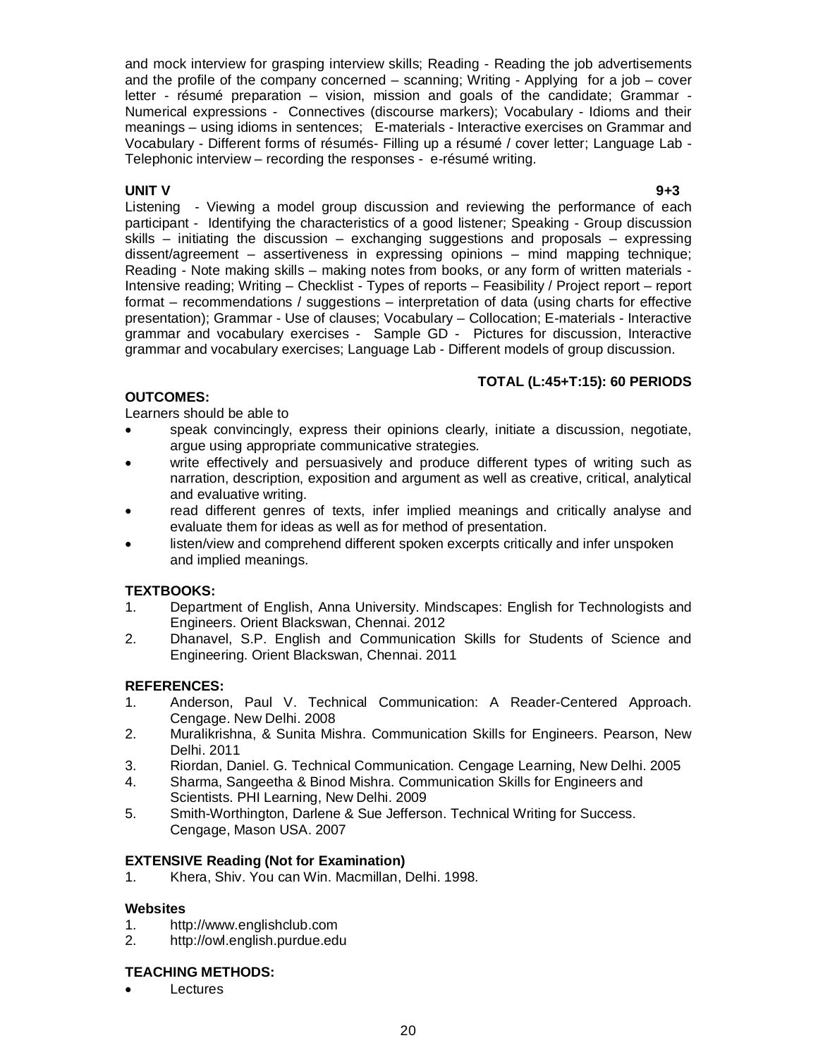and mock interview for grasping interview skills; Reading - Reading the job advertisements and the profile of the company concerned – scanning; Writing - Applying for a job – cover letter - résumé preparation – vision, mission and goals of the candidate; Grammar - Numerical expressions - Connectives (discourse markers); Vocabulary - Idioms and their meanings – using idioms in sentences; E-materials - Interactive exercises on Grammar and Vocabulary - Different forms of résumés- Filling up a résumé / cover letter; Language Lab - Telephonic interview – recording the responses - e-résumé writing.

**UNIT V 9+3**

Listening - Viewing a model group discussion and reviewing the performance of each participant - Identifying the characteristics of a good listener; Speaking - Group discussion skills – initiating the discussion – exchanging suggestions and proposals – expressing dissent/agreement – assertiveness in expressing opinions – mind mapping technique; Reading - Note making skills – making notes from books, or any form of written materials - Intensive reading; Writing – Checklist - Types of reports – Feasibility / Project report – report format – recommendations / suggestions – interpretation of data (using charts for effective presentation); Grammar - Use of clauses; Vocabulary – Collocation; E-materials - Interactive grammar and vocabulary exercises - Sample GD - Pictures for discussion, Interactive grammar and vocabulary exercises; Language Lab - Different models of group discussion.

**TOTAL (L:45+T:15): 60 PERIODS**

**OUTCOMES:**

Learners should be able to

- speak convincingly, express their opinions clearly, initiate a discussion, negotiate, argue using appropriate communicative strategies.
- write effectively and persuasively and produce different types of writing such as narration, description, exposition and argument as well as creative, critical, analytical and evaluative writing.
- read different genres of texts, infer implied meanings and critically analyse and evaluate them for ideas as well as for method of presentation.
- listen/view and comprehend different spoken excerpts critically and infer unspoken and implied meanings.

**TEXTBOOKS:**

1. Department of English, Anna University. Mindscapes: English for Technologists and Engineers. Orient Blackswan, Chennai. 2012
2. Dhanavel, S.P. English and Communication Skills for Students of Science and Engineering. Orient Blackswan, Chennai. 2011

**REFERENCES:**

1. Anderson, Paul V. Technical Communication: A Reader-Centered Approach. Cengage. New Delhi. 2008
2. Muralikrishna, & Sunita Mishra. Communication Skills for Engineers. Pearson, New Delhi. 2011
3. Riordan, Daniel. G. Technical Communication. Cengage Learning, New Delhi. 2005
4. Sharma, Sangeetha & Binod Mishra. Communication Skills for Engineers and Scientists. PHI Learning, New Delhi. 2009
5. Smith-Worthington, Darlene & Sue Jefferson. Technical Writing for Success. Cengage, Mason USA. 2007

**EXTENSIVE Reading (Not for Examination)**

1. Khera, Shiv. You can Win. Macmillan, Delhi. 1998.

**Websites**

1. http://www.englishclub.com
2. http://owl.english.purdue.edu

**TEACHING METHODS:**

- Lectures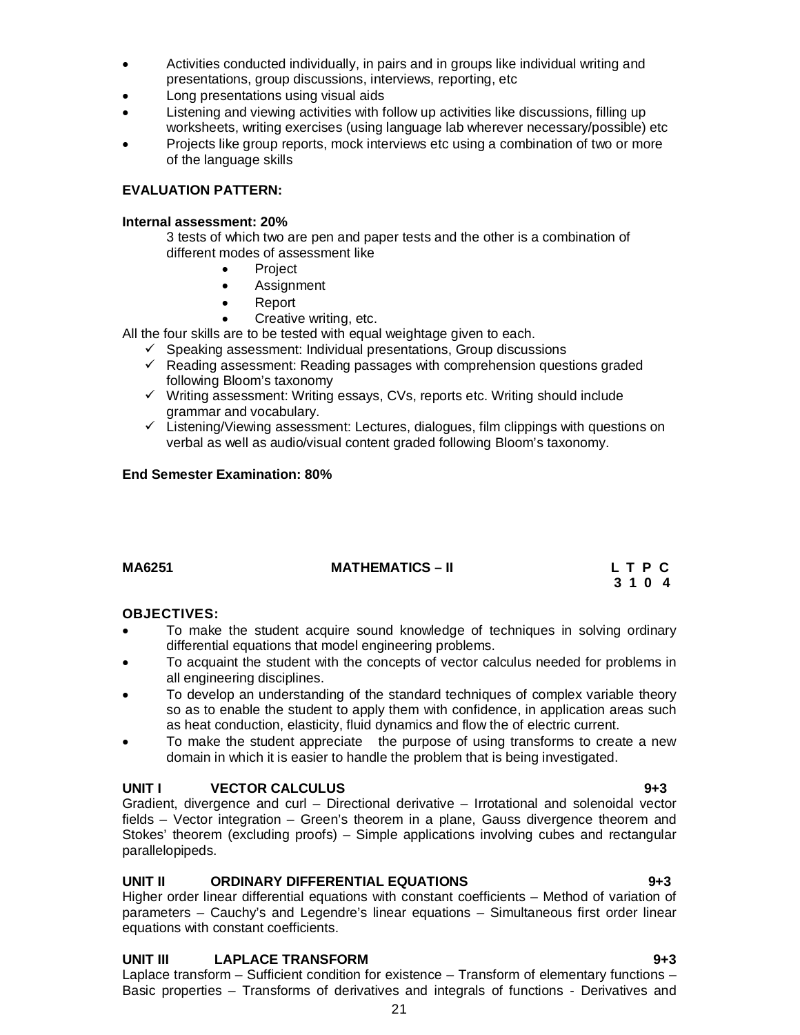- Activities conducted individually, in pairs and in groups like individual writing and presentations, group discussions, interviews, reporting, etc
- Long presentations using visual aids
- Listening and viewing activities with follow up activities like discussions, filling up worksheets, writing exercises (using language lab wherever necessary/possible) etc
- Projects like group reports, mock interviews etc using a combination of two or more of the language skills

**EVALUATION PATTERN:**

**Internal assessment: 20%**

3 tests of which two are pen and paper tests and the other is a combination of different modes of assessment like

- Project
- Assignment
- Report
- Creative writing, etc.

All the four skills are to be tested with equal weightage given to each.

- ✓ Speaking assessment: Individual presentations, Group discussions
- ✓ Reading assessment: Reading passages with comprehension questions graded following Bloom's taxonomy
- ✓ Writing assessment: Writing essays, CVs, reports etc. Writing should include grammar and vocabulary.
- ✓ Listening/Viewing assessment: Lectures, dialogues, film clippings with questions on verbal as well as audio/visual content graded following Bloom's taxonomy.

**End Semester Examination: 80%**

| **MA6251** | **MATHEMATICS – II** | **L T P C** |
|---|---|---|
| | | **3 1 0 4** |

**OBJECTIVES:**

- To make the student acquire sound knowledge of techniques in solving ordinary differential equations that model engineering problems.
- To acquaint the student with the concepts of vector calculus needed for problems in all engineering disciplines.
- To develop an understanding of the standard techniques of complex variable theory so as to enable the student to apply them with confidence, in application areas such as heat conduction, elasticity, fluid dynamics and flow the of electric current.
- To make the student appreciate the purpose of using transforms to create a new domain in which it is easier to handle the problem that is being investigated.

**UNIT I VECTOR CALCULUS 9+3**

Gradient, divergence and curl – Directional derivative – Irrotational and solenoidal vector fields – Vector integration – Green's theorem in a plane, Gauss divergence theorem and Stokes' theorem (excluding proofs) – Simple applications involving cubes and rectangular parallelopipeds.

**UNIT II ORDINARY DIFFERENTIAL EQUATIONS 9+3**

Higher order linear differential equations with constant coefficients – Method of variation of parameters – Cauchy's and Legendre's linear equations – Simultaneous first order linear equations with constant coefficients.

**UNIT III LAPLACE TRANSFORM 9+3**

Laplace transform – Sufficient condition for existence – Transform of elementary functions – Basic properties – Transforms of derivatives and integrals of functions - Derivatives and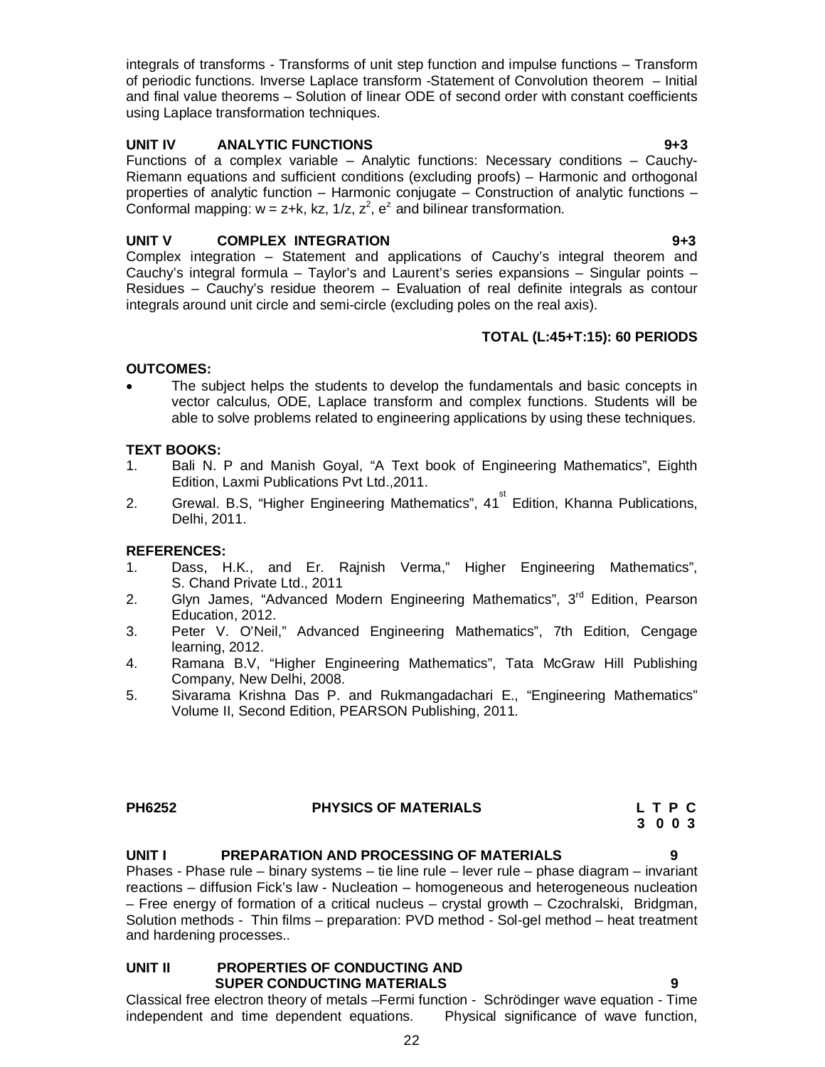integrals of transforms - Transforms of unit step function and impulse functions – Transform of periodic functions. Inverse Laplace transform -Statement of Convolution theorem – Initial and final value theorems – Solution of linear ODE of second order with constant coefficients using Laplace transformation techniques.

**UNIT IV ANALYTIC FUNCTIONS 9+3**

Functions of a complex variable – Analytic functions: Necessary conditions – Cauchy-Riemann equations and sufficient conditions (excluding proofs) – Harmonic and orthogonal properties of analytic function – Harmonic conjugate – Construction of analytic functions – Conformal mapping: $w = z+k$, $kz$, $1/z$, $z^2$, $e^z$ and bilinear transformation.

**UNIT V COMPLEX INTEGRATION 9+3**

Complex integration – Statement and applications of Cauchy's integral theorem and Cauchy's integral formula – Taylor's and Laurent's series expansions – Singular points – Residues – Cauchy's residue theorem – Evaluation of real definite integrals as contour integrals around unit circle and semi-circle (excluding poles on the real axis).

**TOTAL (L:45+T:15): 60 PERIODS**

**OUTCOMES:**

- The subject helps the students to develop the fundamentals and basic concepts in vector calculus, ODE, Laplace transform and complex functions. Students will be able to solve problems related to engineering applications by using these techniques.

**TEXT BOOKS:**

1. Bali N. P and Manish Goyal, "A Text book of Engineering Mathematics", Eighth Edition, Laxmi Publications Pvt Ltd.,2011.
2. Grewal. B.S, "Higher Engineering Mathematics", 41st Edition, Khanna Publications, Delhi, 2011.

**REFERENCES:**

1. Dass, H.K., and Er. Rajnish Verma," Higher Engineering Mathematics", S. Chand Private Ltd., 2011
2. Glyn James, "Advanced Modern Engineering Mathematics", 3rd Edition, Pearson Education, 2012.
3. Peter V. O'Neil," Advanced Engineering Mathematics", 7th Edition, Cengage learning, 2012.
4. Ramana B.V, "Higher Engineering Mathematics", Tata McGraw Hill Publishing Company, New Delhi, 2008.
5. Sivarama Krishna Das P. and Rukmangadachari E., "Engineering Mathematics" Volume II, Second Edition, PEARSON Publishing, 2011.

## PH6252 PHYSICS OF MATERIALS

| L | T | P | C |
|---|---|---|---|
| 3 | 0 | 0 | 3 |

**UNIT I PREPARATION AND PROCESSING OF MATERIALS 9**

Phases - Phase rule – binary systems – tie line rule – lever rule – phase diagram – invariant reactions – diffusion Fick's law - Nucleation – homogeneous and heterogeneous nucleation – Free energy of formation of a critical nucleus – crystal growth – Czochralski, Bridgman, Solution methods - Thin films – preparation: PVD method - Sol-gel method – heat treatment and hardening processes..

**UNIT II PROPERTIES OF CONDUCTING AND SUPER CONDUCTING MATERIALS 9**

Classical free electron theory of metals –Fermi function - Schrödinger wave equation - Time independent and time dependent equations. Physical significance of wave function,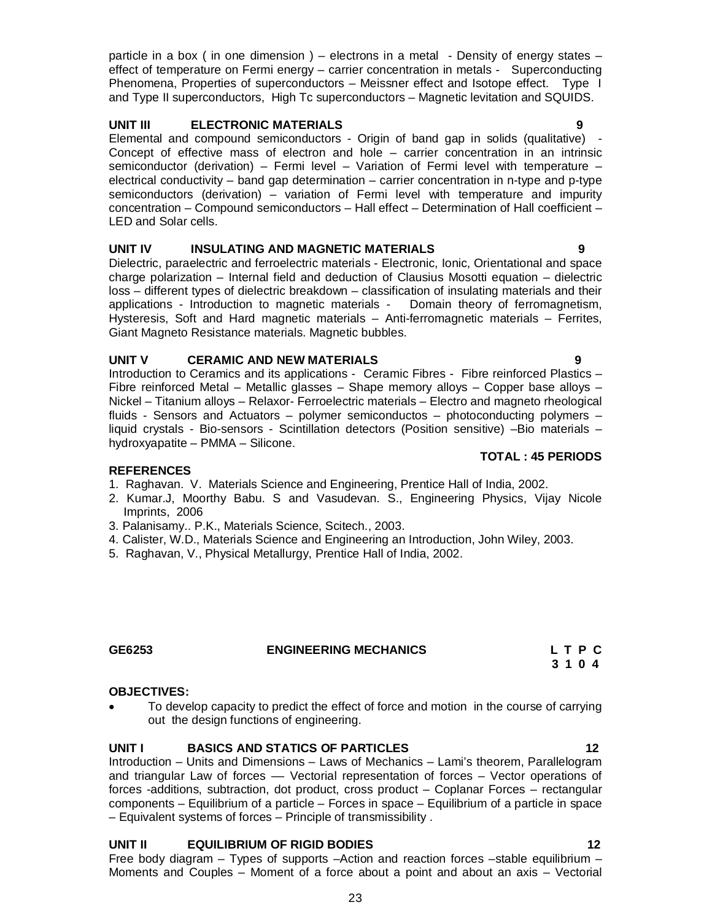particle in a box ( in one dimension ) – electrons in a metal - Density of energy states – effect of temperature on Fermi energy – carrier concentration in metals - Superconducting Phenomena, Properties of superconductors – Meissner effect and Isotope effect. Type I and Type II superconductors, High Tc superconductors – Magnetic levitation and SQUIDS.

**UNIT III ELECTRONIC MATERIALS 9**

Elemental and compound semiconductors - Origin of band gap in solids (qualitative) - Concept of effective mass of electron and hole – carrier concentration in an intrinsic semiconductor (derivation) – Fermi level – Variation of Fermi level with temperature – electrical conductivity – band gap determination – carrier concentration in n-type and p-type semiconductors (derivation) – variation of Fermi level with temperature and impurity concentration – Compound semiconductors – Hall effect – Determination of Hall coefficient – LED and Solar cells.

**UNIT IV INSULATING AND MAGNETIC MATERIALS 9**

Dielectric, paraelectric and ferroelectric materials - Electronic, Ionic, Orientational and space charge polarization – Internal field and deduction of Clausius Mosotti equation – dielectric loss – different types of dielectric breakdown – classification of insulating materials and their applications - Introduction to magnetic materials - Domain theory of ferromagnetism, Hysteresis, Soft and Hard magnetic materials – Anti-ferromagnetic materials – Ferrites, Giant Magneto Resistance materials. Magnetic bubbles.

**UNIT V CERAMIC AND NEW MATERIALS 9**

Introduction to Ceramics and its applications - Ceramic Fibres - Fibre reinforced Plastics – Fibre reinforced Metal – Metallic glasses – Shape memory alloys – Copper base alloys – Nickel – Titanium alloys – Relaxor- Ferroelectric materials – Electro and magneto rheological fluids - Sensors and Actuators – polymer semiconductos – photoconducting polymers – liquid crystals - Bio-sensors - Scintillation detectors (Position sensitive) –Bio materials – hydroxyapatite – PMMA – Silicone.

**TOTAL : 45 PERIODS**

**REFERENCES**

1. Raghavan. V. Materials Science and Engineering, Prentice Hall of India, 2002.
2. Kumar.J, Moorthy Babu. S and Vasudevan. S., Engineering Physics, Vijay Nicole Imprints, 2006
3. Palanisamy.. P.K., Materials Science, Scitech., 2003.
4. Calister, W.D., Materials Science and Engineering an Introduction, John Wiley, 2003.
5. Raghavan, V., Physical Metallurgy, Prentice Hall of India, 2002.

**GE6253 ENGINEERING MECHANICS**

| L | T | P | C |
|---|---|---|---|
| 3 | 1 | 0 | 4 |

**OBJECTIVES:**

- To develop capacity to predict the effect of force and motion in the course of carrying out the design functions of engineering.

**UNIT I BASICS AND STATICS OF PARTICLES 12**

Introduction – Units and Dimensions – Laws of Mechanics – Lami's theorem, Parallelogram and triangular Law of forces –– Vectorial representation of forces – Vector operations of forces -additions, subtraction, dot product, cross product – Coplanar Forces – rectangular components – Equilibrium of a particle – Forces in space – Equilibrium of a particle in space – Equivalent systems of forces – Principle of transmissibility .

**UNIT II EQUILIBRIUM OF RIGID BODIES 12**

Free body diagram – Types of supports –Action and reaction forces –stable equilibrium – Moments and Couples – Moment of a force about a point and about an axis – Vectorial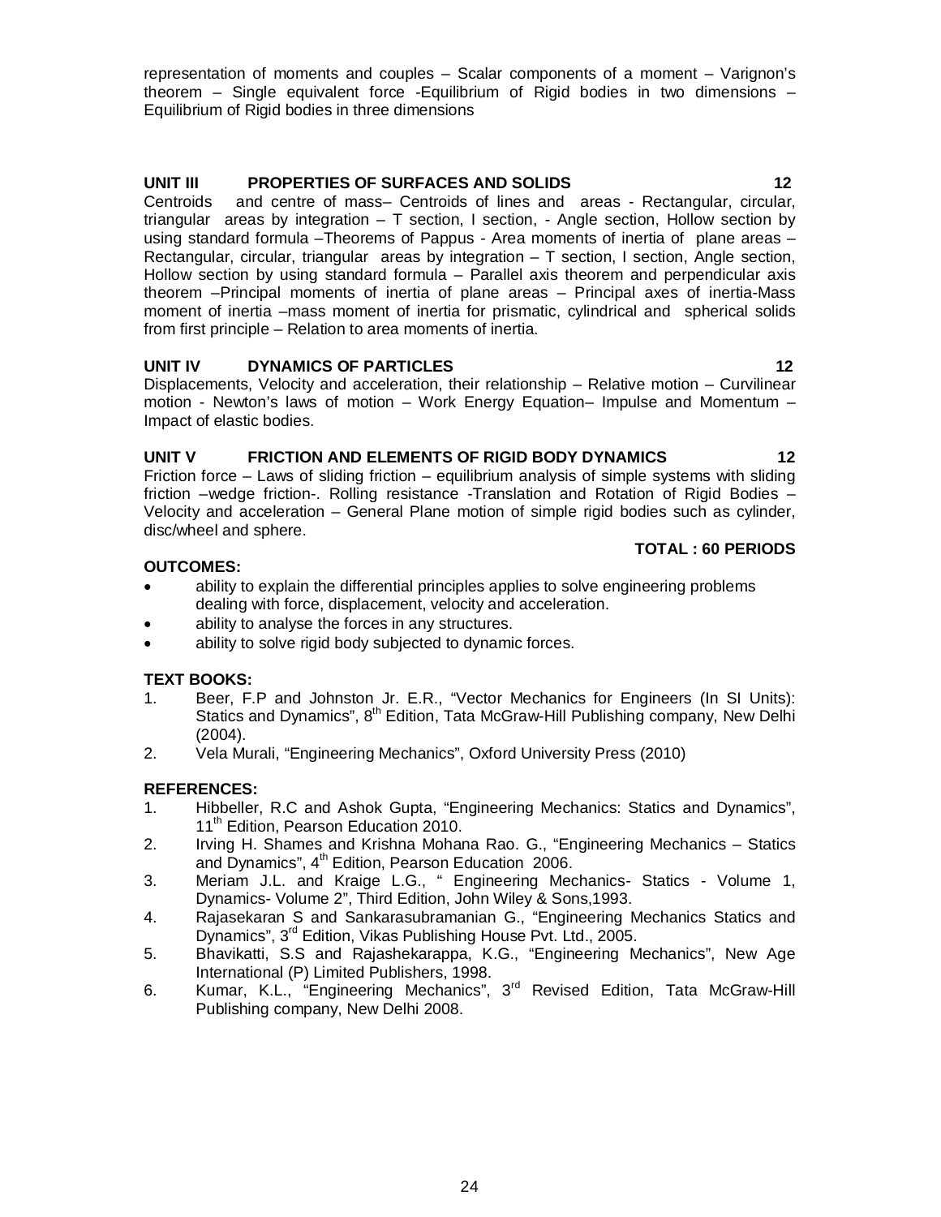representation of moments and couples – Scalar components of a moment – Varignon's theorem – Single equivalent force -Equilibrium of Rigid bodies in two dimensions – Equilibrium of Rigid bodies in three dimensions

**UNIT III PROPERTIES OF SURFACES AND SOLIDS 12**

Centroids and centre of mass– Centroids of lines and areas - Rectangular, circular, triangular areas by integration – T section, I section, - Angle section, Hollow section by using standard formula –Theorems of Pappus - Area moments of inertia of plane areas – Rectangular, circular, triangular areas by integration – T section, I section, Angle section, Hollow section by using standard formula – Parallel axis theorem and perpendicular axis theorem –Principal moments of inertia of plane areas – Principal axes of inertia-Mass moment of inertia –mass moment of inertia for prismatic, cylindrical and spherical solids from first principle – Relation to area moments of inertia.

**UNIT IV DYNAMICS OF PARTICLES 12**

Displacements, Velocity and acceleration, their relationship – Relative motion – Curvilinear motion - Newton's laws of motion – Work Energy Equation– Impulse and Momentum – Impact of elastic bodies.

**UNIT V FRICTION AND ELEMENTS OF RIGID BODY DYNAMICS 12**

Friction force – Laws of sliding friction – equilibrium analysis of simple systems with sliding friction –wedge friction-. Rolling resistance -Translation and Rotation of Rigid Bodies – Velocity and acceleration – General Plane motion of simple rigid bodies such as cylinder, disc/wheel and sphere.

**TOTAL : 60 PERIODS**

**OUTCOMES:**

- ability to explain the differential principles applies to solve engineering problems dealing with force, displacement, velocity and acceleration.
- ability to analyse the forces in any structures.
- ability to solve rigid body subjected to dynamic forces.

**TEXT BOOKS:**

1. Beer, F.P and Johnston Jr. E.R., "Vector Mechanics for Engineers (In SI Units): Statics and Dynamics", 8th Edition, Tata McGraw-Hill Publishing company, New Delhi (2004).
2. Vela Murali, "Engineering Mechanics", Oxford University Press (2010)

**REFERENCES:**

1. Hibbeller, R.C and Ashok Gupta, "Engineering Mechanics: Statics and Dynamics", 11th Edition, Pearson Education 2010.
2. Irving H. Shames and Krishna Mohana Rao. G., "Engineering Mechanics – Statics and Dynamics", 4th Edition, Pearson Education 2006.
3. Meriam J.L. and Kraige L.G., " Engineering Mechanics- Statics - Volume 1, Dynamics- Volume 2", Third Edition, John Wiley & Sons,1993.
4. Rajasekaran S and Sankarasubramanian G., "Engineering Mechanics Statics and Dynamics", 3rd Edition, Vikas Publishing House Pvt. Ltd., 2005.
5. Bhavikatti, S.S and Rajashekarappa, K.G., "Engineering Mechanics", New Age International (P) Limited Publishers, 1998.
6. Kumar, K.L., "Engineering Mechanics", 3rd Revised Edition, Tata McGraw-Hill Publishing company, New Delhi 2008.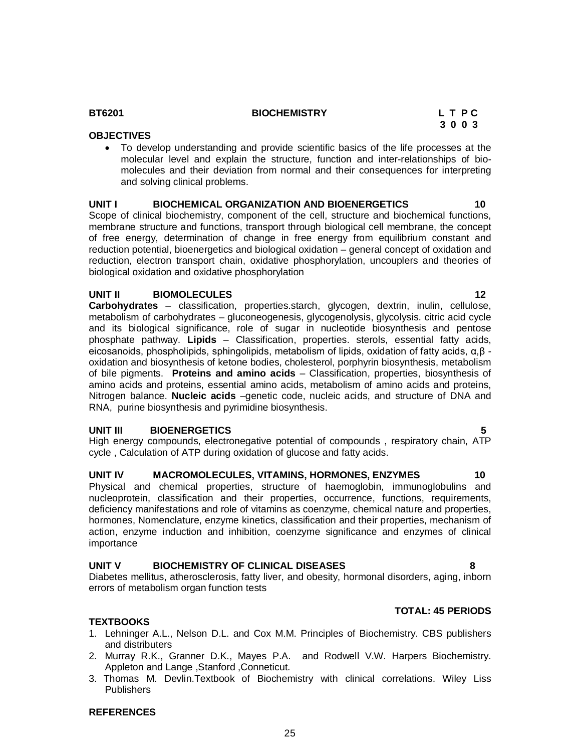**BT6201** **BIOCHEMISTRY** **L T P C**
**3 0 0 3**

**OBJECTIVES**

- To develop understanding and provide scientific basics of the life processes at the molecular level and explain the structure, function and inter-relationships of bio-molecules and their deviation from normal and their consequences for interpreting and solving clinical problems.

**UNIT I BIOCHEMICAL ORGANIZATION AND BIOENERGETICS 10**

Scope of clinical biochemistry, component of the cell, structure and biochemical functions, membrane structure and functions, transport through biological cell membrane, the concept of free energy, determination of change in free energy from equilibrium constant and reduction potential, bioenergetics and biological oxidation – general concept of oxidation and reduction, electron transport chain, oxidative phosphorylation, uncouplers and theories of biological oxidation and oxidative phosphorylation

**UNIT II BIOMOLECULES 12**

**Carbohydrates** – classification, properties.starch, glycogen, dextrin, inulin, cellulose, metabolism of carbohydrates – gluconeogenesis, glycogenolysis, glycolysis. citric acid cycle and its biological significance, role of sugar in nucleotide biosynthesis and pentose phosphate pathway. **Lipids** – Classification, properties. sterols, essential fatty acids, eicosanoids, phospholipids, sphingolipids, metabolism of lipids, oxidation of fatty acids, α,β -oxidation and biosynthesis of ketone bodies, cholesterol, porphyrin biosynthesis, metabolism of bile pigments. **Proteins and amino acids** – Classification, properties, biosynthesis of amino acids and proteins, essential amino acids, metabolism of amino acids and proteins, Nitrogen balance. **Nucleic acids** –genetic code, nucleic acids, and structure of DNA and RNA, purine biosynthesis and pyrimidine biosynthesis.

**UNIT III BIOENERGETICS 5**

High energy compounds, electronegative potential of compounds , respiratory chain, ATP cycle , Calculation of ATP during oxidation of glucose and fatty acids.

**UNIT IV MACROMOLECULES, VITAMINS, HORMONES, ENZYMES 10**

Physical and chemical properties, structure of haemoglobin, immunoglobulins and nucleoprotein, classification and their properties, occurrence, functions, requirements, deficiency manifestations and role of vitamins as coenzyme, chemical nature and properties, hormones, Nomenclature, enzyme kinetics, classification and their properties, mechanism of action, enzyme induction and inhibition, coenzyme significance and enzymes of clinical importance

**UNIT V BIOCHEMISTRY OF CLINICAL DISEASES 8**

Diabetes mellitus, atherosclerosis, fatty liver, and obesity, hormonal disorders, aging, inborn errors of metabolism organ function tests

**TOTAL: 45 PERIODS**

**TEXTBOOKS**

1. Lehninger A.L., Nelson D.L. and Cox M.M. Principles of Biochemistry. CBS publishers and distributers
2. Murray R.K., Granner D.K., Mayes P.A. and Rodwell V.W. Harpers Biochemistry. Appleton and Lange ,Stanford ,Conneticut.
3. Thomas M. Devlin.Textbook of Biochemistry with clinical correlations. Wiley Liss Publishers

**REFERENCES**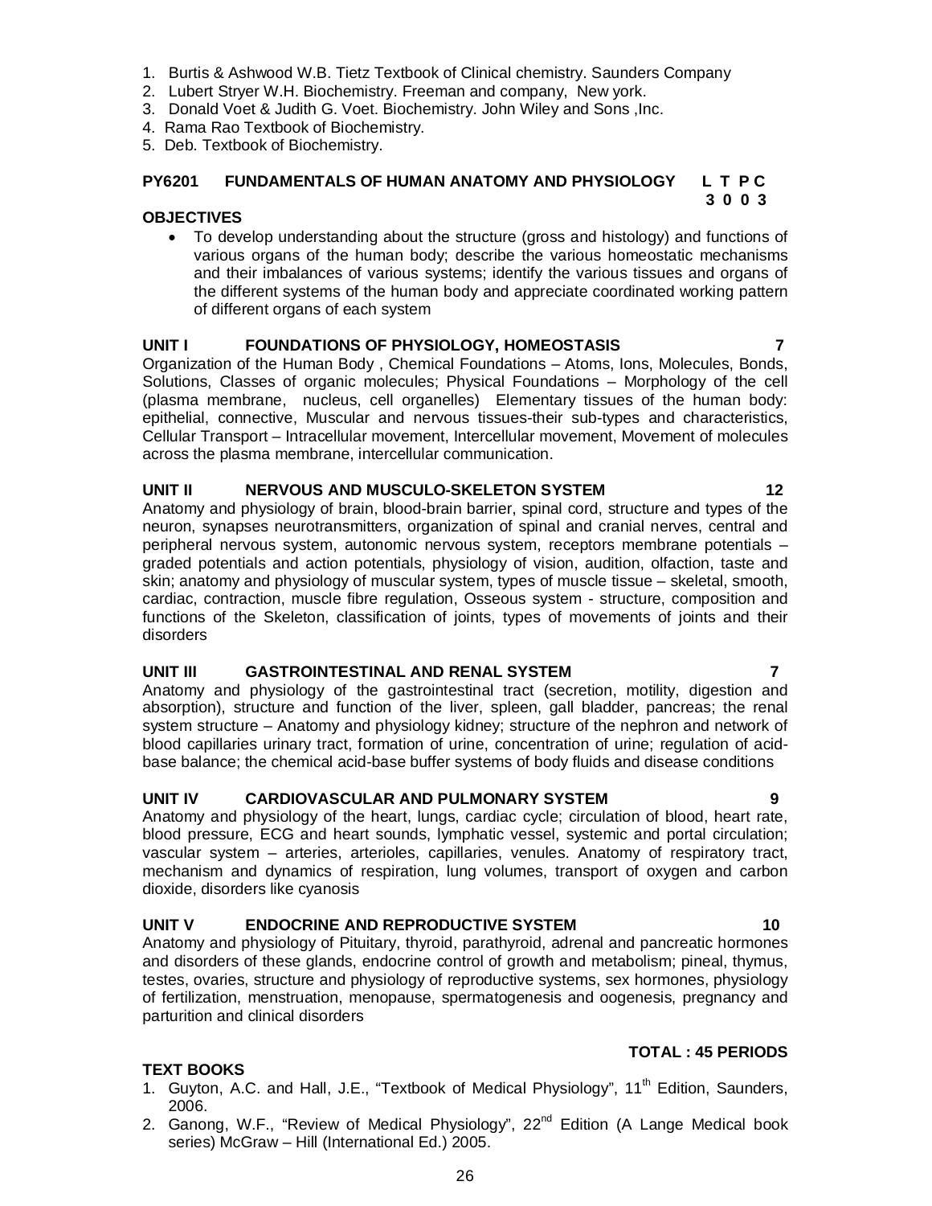1. Burtis & Ashwood W.B. Tietz Textbook of Clinical chemistry. Saunders Company
2. Lubert Stryer W.H. Biochemistry. Freeman and company, New york.
3. Donald Voet & Judith G. Voet. Biochemistry. John Wiley and Sons ,Inc.
4. Rama Rao Textbook of Biochemistry.
5. Deb. Textbook of Biochemistry.

## PY6201 FUNDAMENTALS OF HUMAN ANATOMY AND PHYSIOLOGY

**L T P C**
**3 0 0 3**

### OBJECTIVES

- To develop understanding about the structure (gross and histology) and functions of various organs of the human body; describe the various homeostatic mechanisms and their imbalances of various systems; identify the various tissues and organs of the different systems of the human body and appreciate coordinated working pattern of different organs of each system

### UNIT I FOUNDATIONS OF PHYSIOLOGY, HOMEOSTASIS — 7

Organization of the Human Body , Chemical Foundations – Atoms, Ions, Molecules, Bonds, Solutions, Classes of organic molecules; Physical Foundations – Morphology of the cell (plasma membrane, nucleus, cell organelles) Elementary tissues of the human body: epithelial, connective, Muscular and nervous tissues-their sub-types and characteristics, Cellular Transport – Intracellular movement, Intercellular movement, Movement of molecules across the plasma membrane, intercellular communication.

### UNIT II NERVOUS AND MUSCULO-SKELETON SYSTEM — 12

Anatomy and physiology of brain, blood-brain barrier, spinal cord, structure and types of the neuron, synapses neurotransmitters, organization of spinal and cranial nerves, central and peripheral nervous system, autonomic nervous system, receptors membrane potentials – graded potentials and action potentials, physiology of vision, audition, olfaction, taste and skin; anatomy and physiology of muscular system, types of muscle tissue – skeletal, smooth, cardiac, contraction, muscle fibre regulation, Osseous system - structure, composition and functions of the Skeleton, classification of joints, types of movements of joints and their disorders

### UNIT III GASTROINTESTINAL AND RENAL SYSTEM — 7

Anatomy and physiology of the gastrointestinal tract (secretion, motility, digestion and absorption), structure and function of the liver, spleen, gall bladder, pancreas; the renal system structure – Anatomy and physiology kidney; structure of the nephron and network of blood capillaries urinary tract, formation of urine, concentration of urine; regulation of acid-base balance; the chemical acid-base buffer systems of body fluids and disease conditions

### UNIT IV CARDIOVASCULAR AND PULMONARY SYSTEM — 9

Anatomy and physiology of the heart, lungs, cardiac cycle; circulation of blood, heart rate, blood pressure, ECG and heart sounds, lymphatic vessel, systemic and portal circulation; vascular system – arteries, arterioles, capillaries, venules. Anatomy of respiratory tract, mechanism and dynamics of respiration, lung volumes, transport of oxygen and carbon dioxide, disorders like cyanosis

### UNIT V ENDOCRINE AND REPRODUCTIVE SYSTEM — 10

Anatomy and physiology of Pituitary, thyroid, parathyroid, adrenal and pancreatic hormones and disorders of these glands, endocrine control of growth and metabolism; pineal, thymus, testes, ovaries, structure and physiology of reproductive systems, sex hormones, physiology of fertilization, menstruation, menopause, spermatogenesis and oogenesis, pregnancy and parturition and clinical disorders

**TOTAL : 45 PERIODS**

### TEXT BOOKS

1. Guyton, A.C. and Hall, J.E., "Textbook of Medical Physiology", 11th Edition, Saunders, 2006.
2. Ganong, W.F., "Review of Medical Physiology", 22nd Edition (A Lange Medical book series) McGraw – Hill (International Ed.) 2005.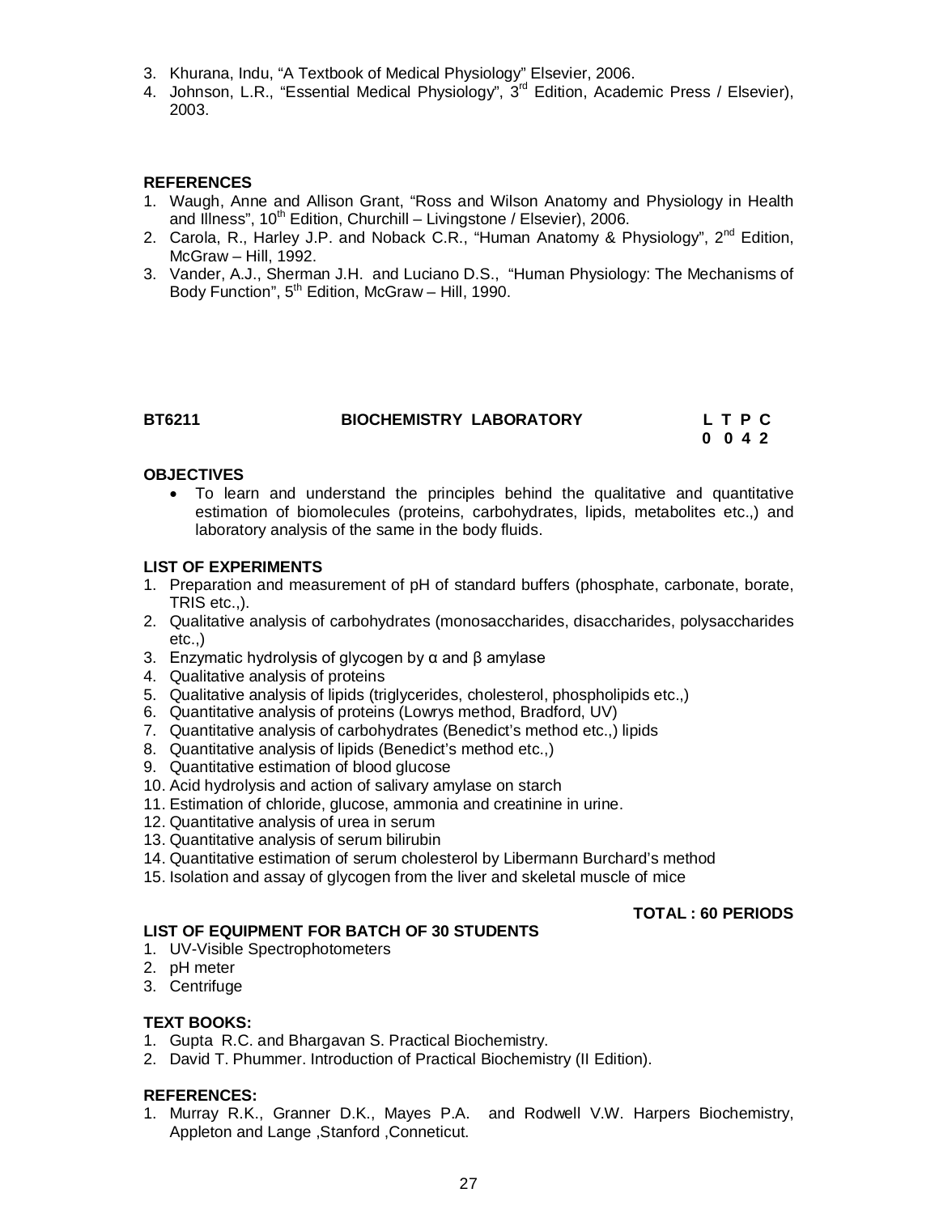3. Khurana, Indu, "A Textbook of Medical Physiology" Elsevier, 2006.
4. Johnson, L.R., "Essential Medical Physiology", 3rd Edition, Academic Press / Elsevier), 2003.

**REFERENCES**

1. Waugh, Anne and Allison Grant, "Ross and Wilson Anatomy and Physiology in Health and Illness", 10th Edition, Churchill – Livingstone / Elsevier), 2006.
2. Carola, R., Harley J.P. and Noback C.R., "Human Anatomy & Physiology", 2nd Edition, McGraw – Hill, 1992.
3. Vander, A.J., Sherman J.H. and Luciano D.S., "Human Physiology: The Mechanisms of Body Function", 5th Edition, McGraw – Hill, 1990.

| BT6211 | BIOCHEMISTRY LABORATORY | L T P C |
|---|---|---|
| | | 0 0 4 2 |

**OBJECTIVES**

- To learn and understand the principles behind the qualitative and quantitative estimation of biomolecules (proteins, carbohydrates, lipids, metabolites etc.,) and laboratory analysis of the same in the body fluids.

**LIST OF EXPERIMENTS**

1. Preparation and measurement of pH of standard buffers (phosphate, carbonate, borate, TRIS etc.,).
2. Qualitative analysis of carbohydrates (monosaccharides, disaccharides, polysaccharides etc.,)
3. Enzymatic hydrolysis of glycogen by α and β amylase
4. Qualitative analysis of proteins
5. Qualitative analysis of lipids (triglycerides, cholesterol, phospholipids etc.,)
6. Quantitative analysis of proteins (Lowrys method, Bradford, UV)
7. Quantitative analysis of carbohydrates (Benedict's method etc.,) lipids
8. Quantitative analysis of lipids (Benedict's method etc.,)
9. Quantitative estimation of blood glucose
10. Acid hydrolysis and action of salivary amylase on starch
11. Estimation of chloride, glucose, ammonia and creatinine in urine.
12. Quantitative analysis of urea in serum
13. Quantitative analysis of serum bilirubin
14. Quantitative estimation of serum cholesterol by Libermann Burchard's method
15. Isolation and assay of glycogen from the liver and skeletal muscle of mice

**TOTAL : 60 PERIODS**

**LIST OF EQUIPMENT FOR BATCH OF 30 STUDENTS**

1. UV-Visible Spectrophotometers
2. pH meter
3. Centrifuge

**TEXT BOOKS:**

1. Gupta R.C. and Bhargavan S. Practical Biochemistry.
2. David T. Phummer. Introduction of Practical Biochemistry (II Edition).

**REFERENCES:**

1. Murray R.K., Granner D.K., Mayes P.A. and Rodwell V.W. Harpers Biochemistry, Appleton and Lange ,Stanford ,Conneticut.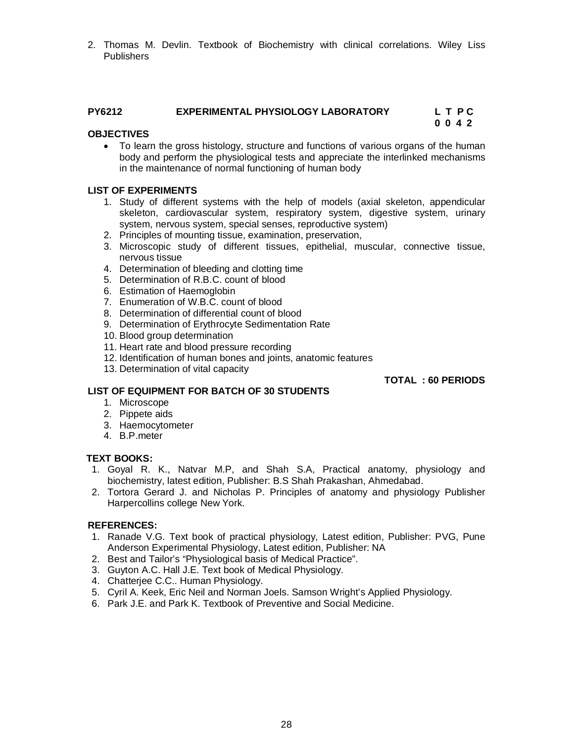2. Thomas M. Devlin. Textbook of Biochemistry with clinical correlations. Wiley Liss Publishers

## PY6212 EXPERIMENTAL PHYSIOLOGY LABORATORY

**L T P C**
**0 0 4 2**

### OBJECTIVES

- To learn the gross histology, structure and functions of various organs of the human body and perform the physiological tests and appreciate the interlinked mechanisms in the maintenance of normal functioning of human body

### LIST OF EXPERIMENTS

1. Study of different systems with the help of models (axial skeleton, appendicular skeleton, cardiovascular system, respiratory system, digestive system, urinary system, nervous system, special senses, reproductive system)
2. Principles of mounting tissue, examination, preservation,
3. Microscopic study of different tissues, epithelial, muscular, connective tissue, nervous tissue
4. Determination of bleeding and clotting time
5. Determination of R.B.C. count of blood
6. Estimation of Haemoglobin
7. Enumeration of W.B.C. count of blood
8. Determination of differential count of blood
9. Determination of Erythrocyte Sedimentation Rate
10. Blood group determination
11. Heart rate and blood pressure recording
12. Identification of human bones and joints, anatomic features
13. Determination of vital capacity

**TOTAL : 60 PERIODS**

### LIST OF EQUIPMENT FOR BATCH OF 30 STUDENTS

1. Microscope
2. Pippete aids
3. Haemocytometer
4. B.P.meter

### TEXT BOOKS:

1. Goyal R. K., Natvar M.P, and Shah S.A, Practical anatomy, physiology and biochemistry, latest edition, Publisher: B.S Shah Prakashan, Ahmedabad.
2. Tortora Gerard J. and Nicholas P. Principles of anatomy and physiology Publisher Harpercollins college New York.

### REFERENCES:

1. Ranade V.G. Text book of practical physiology, Latest edition, Publisher: PVG, Pune Anderson Experimental Physiology, Latest edition, Publisher: NA
2. Best and Tailor's "Physiological basis of Medical Practice".
3. Guyton A.C. Hall J.E. Text book of Medical Physiology.
4. Chatterjee C.C.. Human Physiology.
5. Cyril A. Keek, Eric Neil and Norman Joels. Samson Wright's Applied Physiology.
6. Park J.E. and Park K. Textbook of Preventive and Social Medicine.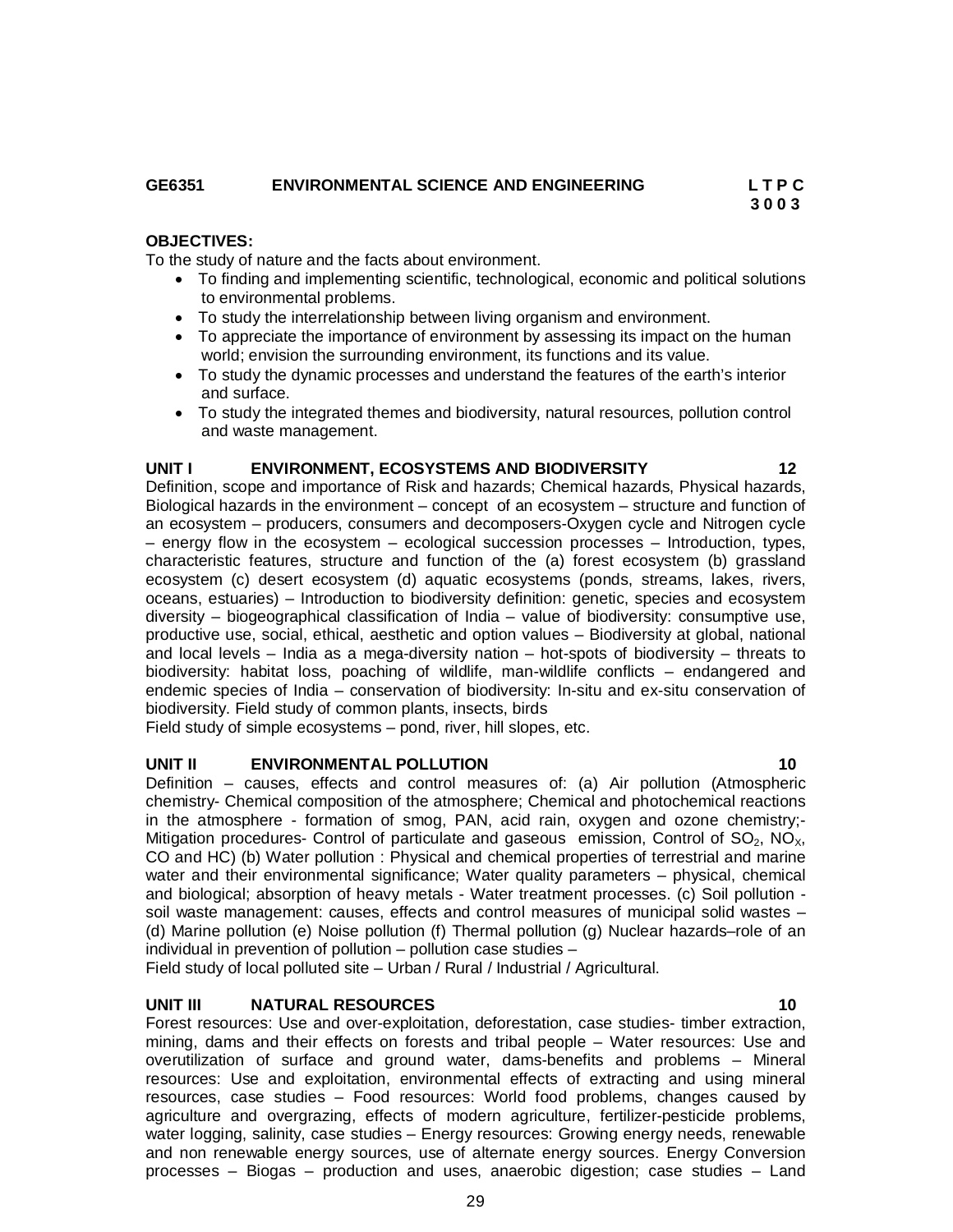**GE6351 ENVIRONMENTAL SCIENCE AND ENGINEERING**

**L T P C**
**3 0 0 3**

**OBJECTIVES:**

To the study of nature and the facts about environment.

- To finding and implementing scientific, technological, economic and political solutions to environmental problems.
- To study the interrelationship between living organism and environment.
- To appreciate the importance of environment by assessing its impact on the human world; envision the surrounding environment, its functions and its value.
- To study the dynamic processes and understand the features of the earth's interior and surface.
- To study the integrated themes and biodiversity, natural resources, pollution control and waste management.

**UNIT I ENVIRONMENT, ECOSYSTEMS AND BIODIVERSITY 12**

Definition, scope and importance of Risk and hazards; Chemical hazards, Physical hazards, Biological hazards in the environment – concept of an ecosystem – structure and function of an ecosystem – producers, consumers and decomposers-Oxygen cycle and Nitrogen cycle – energy flow in the ecosystem – ecological succession processes – Introduction, types, characteristic features, structure and function of the (a) forest ecosystem (b) grassland ecosystem (c) desert ecosystem (d) aquatic ecosystems (ponds, streams, lakes, rivers, oceans, estuaries) – Introduction to biodiversity definition: genetic, species and ecosystem diversity – biogeographical classification of India – value of biodiversity: consumptive use, productive use, social, ethical, aesthetic and option values – Biodiversity at global, national and local levels – India as a mega-diversity nation – hot-spots of biodiversity – threats to biodiversity: habitat loss, poaching of wildlife, man-wildlife conflicts – endangered and endemic species of India – conservation of biodiversity: In-situ and ex-situ conservation of biodiversity. Field study of common plants, insects, birds

Field study of simple ecosystems – pond, river, hill slopes, etc.

**UNIT II ENVIRONMENTAL POLLUTION 10**

Definition – causes, effects and control measures of: (a) Air pollution (Atmospheric chemistry- Chemical composition of the atmosphere; Chemical and photochemical reactions in the atmosphere - formation of smog, PAN, acid rain, oxygen and ozone chemistry;- Mitigation procedures- Control of particulate and gaseous emission, Control of $SO_2$, $NO_X$, CO and HC) (b) Water pollution : Physical and chemical properties of terrestrial and marine water and their environmental significance; Water quality parameters – physical, chemical and biological; absorption of heavy metals - Water treatment processes. (c) Soil pollution - soil waste management: causes, effects and control measures of municipal solid wastes – (d) Marine pollution (e) Noise pollution (f) Thermal pollution (g) Nuclear hazards–role of an individual in prevention of pollution – pollution case studies –

Field study of local polluted site – Urban / Rural / Industrial / Agricultural.

**UNIT III NATURAL RESOURCES 10**

Forest resources: Use and over-exploitation, deforestation, case studies- timber extraction, mining, dams and their effects on forests and tribal people – Water resources: Use and overutilization of surface and ground water, dams-benefits and problems – Mineral resources: Use and exploitation, environmental effects of extracting and using mineral resources, case studies – Food resources: World food problems, changes caused by agriculture and overgrazing, effects of modern agriculture, fertilizer-pesticide problems, water logging, salinity, case studies – Energy resources: Growing energy needs, renewable and non renewable energy sources, use of alternate energy sources. Energy Conversion processes – Biogas – production and uses, anaerobic digestion; case studies – Land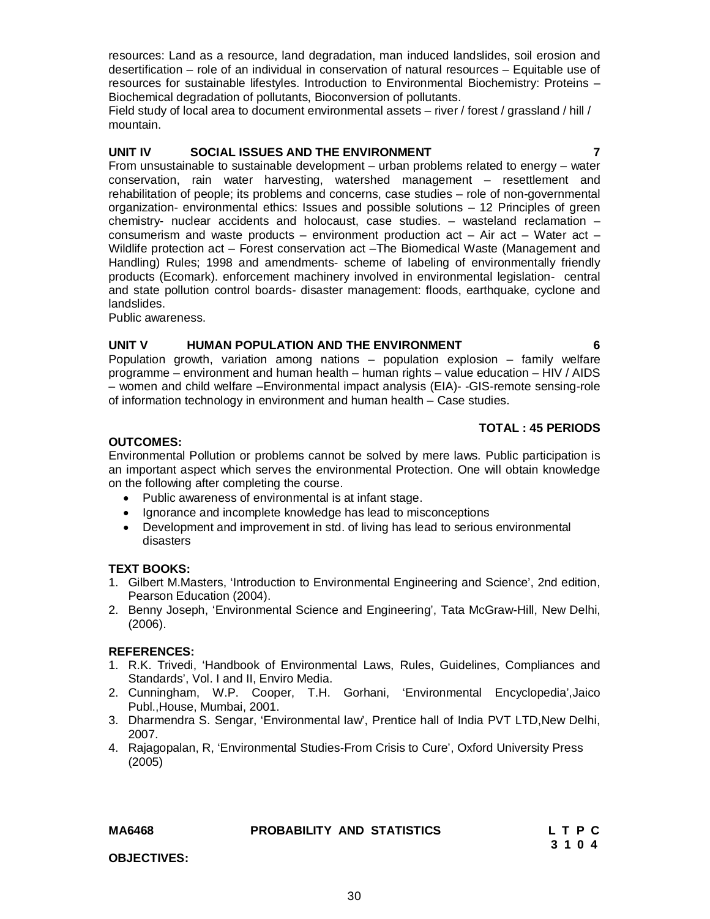resources: Land as a resource, land degradation, man induced landslides, soil erosion and desertification – role of an individual in conservation of natural resources – Equitable use of resources for sustainable lifestyles. Introduction to Environmental Biochemistry: Proteins – Biochemical degradation of pollutants, Bioconversion of pollutants.
Field study of local area to document environmental assets – river / forest / grassland / hill / mountain.

**UNIT IV SOCIAL ISSUES AND THE ENVIRONMENT 7**

From unsustainable to sustainable development – urban problems related to energy – water conservation, rain water harvesting, watershed management – resettlement and rehabilitation of people; its problems and concerns, case studies – role of non-governmental organization- environmental ethics: Issues and possible solutions – 12 Principles of green chemistry- nuclear accidents and holocaust, case studies. – wasteland reclamation – consumerism and waste products – environment production act – Air act – Water act – Wildlife protection act – Forest conservation act –The Biomedical Waste (Management and Handling) Rules; 1998 and amendments- scheme of labeling of environmentally friendly products (Ecomark). enforcement machinery involved in environmental legislation- central and state pollution control boards- disaster management: floods, earthquake, cyclone and landslides.
Public awareness.

**UNIT V HUMAN POPULATION AND THE ENVIRONMENT 6**

Population growth, variation among nations – population explosion – family welfare programme – environment and human health – human rights – value education – HIV / AIDS – women and child welfare –Environmental impact analysis (EIA)- -GIS-remote sensing-role of information technology in environment and human health – Case studies.

**TOTAL : 45 PERIODS**

**OUTCOMES:**

Environmental Pollution or problems cannot be solved by mere laws. Public participation is an important aspect which serves the environmental Protection. One will obtain knowledge on the following after completing the course.

- Public awareness of environmental is at infant stage.
- Ignorance and incomplete knowledge has lead to misconceptions
- Development and improvement in std. of living has lead to serious environmental disasters

**TEXT BOOKS:**

1. Gilbert M.Masters, 'Introduction to Environmental Engineering and Science', 2nd edition, Pearson Education (2004).
2. Benny Joseph, 'Environmental Science and Engineering', Tata McGraw-Hill, New Delhi, (2006).

**REFERENCES:**

1. R.K. Trivedi, 'Handbook of Environmental Laws, Rules, Guidelines, Compliances and Standards', Vol. I and II, Enviro Media.
2. Cunningham, W.P. Cooper, T.H. Gorhani, 'Environmental Encyclopedia',Jaico Publ.,House, Mumbai, 2001.
3. Dharmendra S. Sengar, 'Environmental law', Prentice hall of India PVT LTD,New Delhi, 2007.
4. Rajagopalan, R, 'Environmental Studies-From Crisis to Cure', Oxford University Press (2005)

**MA6468 PROBABILITY AND STATISTICS**

| L | T | P | C |
|---|---|---|---|
| 3 | 1 | 0 | 4 |

**OBJECTIVES:**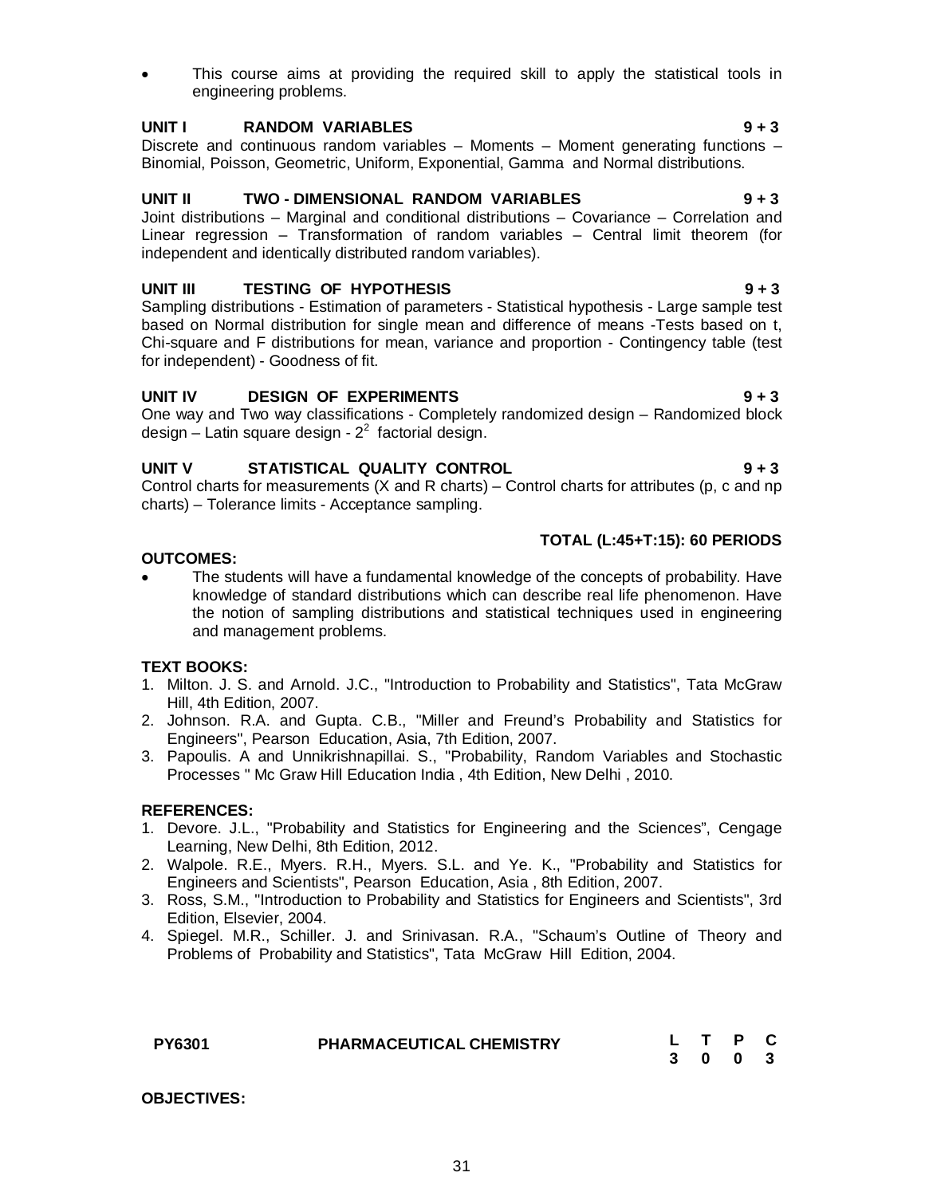- This course aims at providing the required skill to apply the statistical tools in engineering problems.

**UNIT I RANDOM VARIABLES 9 + 3**

Discrete and continuous random variables – Moments – Moment generating functions – Binomial, Poisson, Geometric, Uniform, Exponential, Gamma and Normal distributions.

**UNIT II TWO - DIMENSIONAL RANDOM VARIABLES 9 + 3**

Joint distributions – Marginal and conditional distributions – Covariance – Correlation and Linear regression – Transformation of random variables – Central limit theorem (for independent and identically distributed random variables).

**UNIT III TESTING OF HYPOTHESIS 9 + 3**

Sampling distributions - Estimation of parameters - Statistical hypothesis - Large sample test based on Normal distribution for single mean and difference of means -Tests based on t, Chi-square and F distributions for mean, variance and proportion - Contingency table (test for independent) - Goodness of fit.

**UNIT IV DESIGN OF EXPERIMENTS 9 + 3**

One way and Two way classifications - Completely randomized design – Randomized block design – Latin square design - $2^2$ factorial design.

**UNIT V STATISTICAL QUALITY CONTROL 9 + 3**

Control charts for measurements (X and R charts) – Control charts for attributes (p, c and np charts) – Tolerance limits - Acceptance sampling.

**TOTAL (L:45+T:15): 60 PERIODS**

**OUTCOMES:**

- The students will have a fundamental knowledge of the concepts of probability. Have knowledge of standard distributions which can describe real life phenomenon. Have the notion of sampling distributions and statistical techniques used in engineering and management problems.

**TEXT BOOKS:**

1. Milton. J. S. and Arnold. J.C., "Introduction to Probability and Statistics", Tata McGraw Hill, 4th Edition, 2007.
2. Johnson. R.A. and Gupta. C.B., "Miller and Freund's Probability and Statistics for Engineers", Pearson Education, Asia, 7th Edition, 2007.
3. Papoulis. A and Unnikrishnapillai. S., "Probability, Random Variables and Stochastic Processes " Mc Graw Hill Education India , 4th Edition, New Delhi , 2010.

**REFERENCES:**

1. Devore. J.L., "Probability and Statistics for Engineering and the Sciences", Cengage Learning, New Delhi, 8th Edition, 2012.
2. Walpole. R.E., Myers. R.H., Myers. S.L. and Ye. K., "Probability and Statistics for Engineers and Scientists", Pearson Education, Asia , 8th Edition, 2007.
3. Ross, S.M., "Introduction to Probability and Statistics for Engineers and Scientists", 3rd Edition, Elsevier, 2004.
4. Spiegel. M.R., Schiller. J. and Srinivasan. R.A., "Schaum's Outline of Theory and Problems of Probability and Statistics", Tata McGraw Hill Edition, 2004.

| **PY6301** | **PHARMACEUTICAL CHEMISTRY** | **L** | **T** | **P** | **C** |
|---|---|---|---|---|---|
| | | **3** | **0** | **0** | **3** |

**OBJECTIVES:**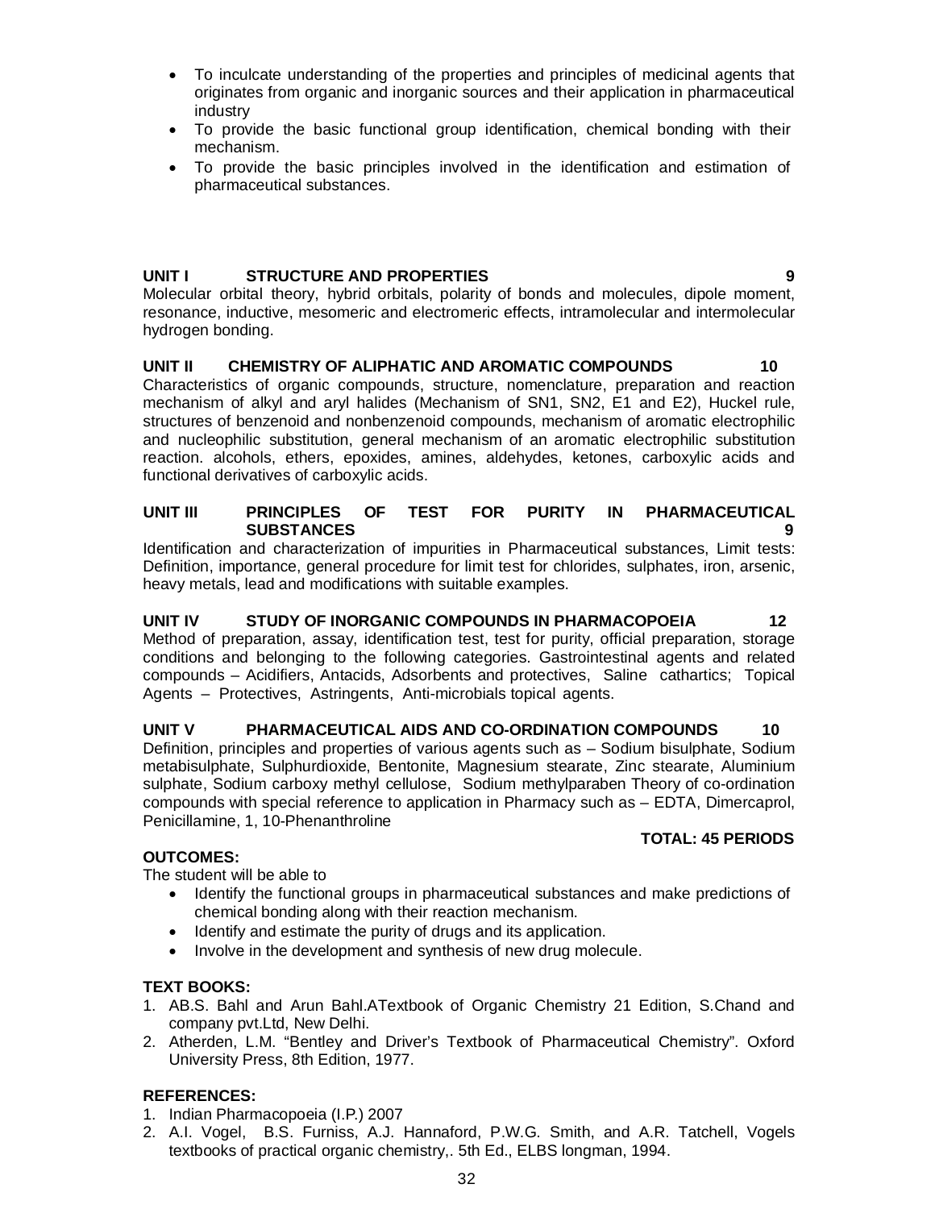- To inculcate understanding of the properties and principles of medicinal agents that originates from organic and inorganic sources and their application in pharmaceutical industry
- To provide the basic functional group identification, chemical bonding with their mechanism.
- To provide the basic principles involved in the identification and estimation of pharmaceutical substances.

**UNIT I STRUCTURE AND PROPERTIES 9**

Molecular orbital theory, hybrid orbitals, polarity of bonds and molecules, dipole moment, resonance, inductive, mesomeric and electromeric effects, intramolecular and intermolecular hydrogen bonding.

**UNIT II CHEMISTRY OF ALIPHATIC AND AROMATIC COMPOUNDS 10**

Characteristics of organic compounds, structure, nomenclature, preparation and reaction mechanism of alkyl and aryl halides (Mechanism of SN1, SN2, E1 and E2), Huckel rule, structures of benzenoid and nonbenzenoid compounds, mechanism of aromatic electrophilic and nucleophilic substitution, general mechanism of an aromatic electrophilic substitution reaction. alcohols, ethers, epoxides, amines, aldehydes, ketones, carboxylic acids and functional derivatives of carboxylic acids.

**UNIT III PRINCIPLES OF TEST FOR PURITY IN PHARMACEUTICAL SUBSTANCES 9**

Identification and characterization of impurities in Pharmaceutical substances, Limit tests: Definition, importance, general procedure for limit test for chlorides, sulphates, iron, arsenic, heavy metals, lead and modifications with suitable examples.

**UNIT IV STUDY OF INORGANIC COMPOUNDS IN PHARMACOPOEIA 12**

Method of preparation, assay, identification test, test for purity, official preparation, storage conditions and belonging to the following categories. Gastrointestinal agents and related compounds – Acidifiers, Antacids, Adsorbents and protectives, Saline cathartics; Topical Agents – Protectives, Astringents, Anti-microbials topical agents.

**UNIT V PHARMACEUTICAL AIDS AND CO-ORDINATION COMPOUNDS 10**

Definition, principles and properties of various agents such as – Sodium bisulphate, Sodium metabisulphate, Sulphurdioxide, Bentonite, Magnesium stearate, Zinc stearate, Aluminium sulphate, Sodium carboxy methyl cellulose, Sodium methylparaben Theory of co-ordination compounds with special reference to application in Pharmacy such as – EDTA, Dimercaprol, Penicillamine, 1, 10-Phenanthroline

**TOTAL: 45 PERIODS**

**OUTCOMES:**

The student will be able to

- Identify the functional groups in pharmaceutical substances and make predictions of chemical bonding along with their reaction mechanism.
- Identify and estimate the purity of drugs and its application.
- Involve in the development and synthesis of new drug molecule.

**TEXT BOOKS:**

1. AB.S. Bahl and Arun Bahl.ATextbook of Organic Chemistry 21 Edition, S.Chand and company pvt.Ltd, New Delhi.
2. Atherden, L.M. "Bentley and Driver's Textbook of Pharmaceutical Chemistry". Oxford University Press, 8th Edition, 1977.

**REFERENCES:**

1. Indian Pharmacopoeia (I.P.) 2007
2. A.I. Vogel, B.S. Furniss, A.J. Hannaford, P.W.G. Smith, and A.R. Tatchell, Vogels textbooks of practical organic chemistry,. 5th Ed., ELBS longman, 1994.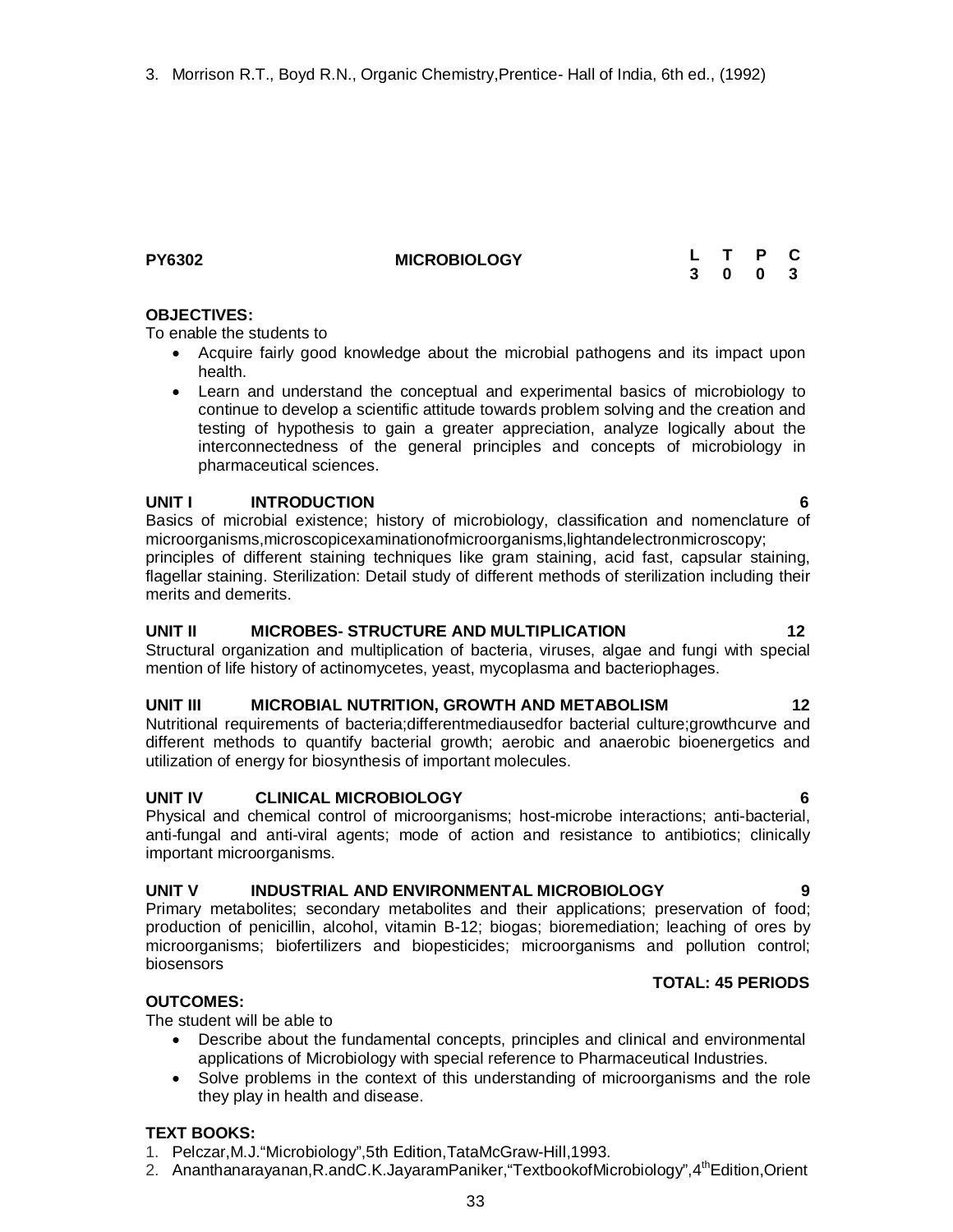3. Morrison R.T., Boyd R.N., Organic Chemistry,Prentice- Hall of India, 6th ed., (1992)

| **PY6302** | **MICROBIOLOGY** | **L** | **T** | **P** | **C** |
|---|---|---|---|---|---|
| | | **3** | **0** | **0** | **3** |

**OBJECTIVES:**

To enable the students to

- Acquire fairly good knowledge about the microbial pathogens and its impact upon health.
- Learn and understand the conceptual and experimental basics of microbiology to continue to develop a scientific attitude towards problem solving and the creation and testing of hypothesis to gain a greater appreciation, analyze logically about the interconnectedness of the general principles and concepts of microbiology in pharmaceutical sciences.

**UNIT I INTRODUCTION 6**

Basics of microbial existence; history of microbiology, classification and nomenclature of microorganisms,microscopicexaminationofmicroorganisms,lightandelectronmicroscopy; principles of different staining techniques like gram staining, acid fast, capsular staining, flagellar staining. Sterilization: Detail study of different methods of sterilization including their merits and demerits.

**UNIT II MICROBES- STRUCTURE AND MULTIPLICATION 12**

Structural organization and multiplication of bacteria, viruses, algae and fungi with special mention of life history of actinomycetes, yeast, mycoplasma and bacteriophages.

**UNIT III MICROBIAL NUTRITION, GROWTH AND METABOLISM 12**

Nutritional requirements of bacteria;differentmediausedfor bacterial culture;growthcurve and different methods to quantify bacterial growth; aerobic and anaerobic bioenergetics and utilization of energy for biosynthesis of important molecules.

**UNIT IV CLINICAL MICROBIOLOGY 6**

Physical and chemical control of microorganisms; host-microbe interactions; anti-bacterial, anti-fungal and anti-viral agents; mode of action and resistance to antibiotics; clinically important microorganisms.

**UNIT V INDUSTRIAL AND ENVIRONMENTAL MICROBIOLOGY 9**

Primary metabolites; secondary metabolites and their applications; preservation of food; production of penicillin, alcohol, vitamin B-12; biogas; bioremediation; leaching of ores by microorganisms; biofertilizers and biopesticides; microorganisms and pollution control; biosensors

**TOTAL: 45 PERIODS**

**OUTCOMES:**

The student will be able to

- Describe about the fundamental concepts, principles and clinical and environmental applications of Microbiology with special reference to Pharmaceutical Industries.
- Solve problems in the context of this understanding of microorganisms and the role they play in health and disease.

**TEXT BOOKS:**

1. Pelczar,M.J."Microbiology",5th Edition,TataMcGraw-Hill,1993.
2. Ananthanarayanan,R.andC.K.JayaramPaniker,"TextbookofMicrobiology",4th Edition,Orient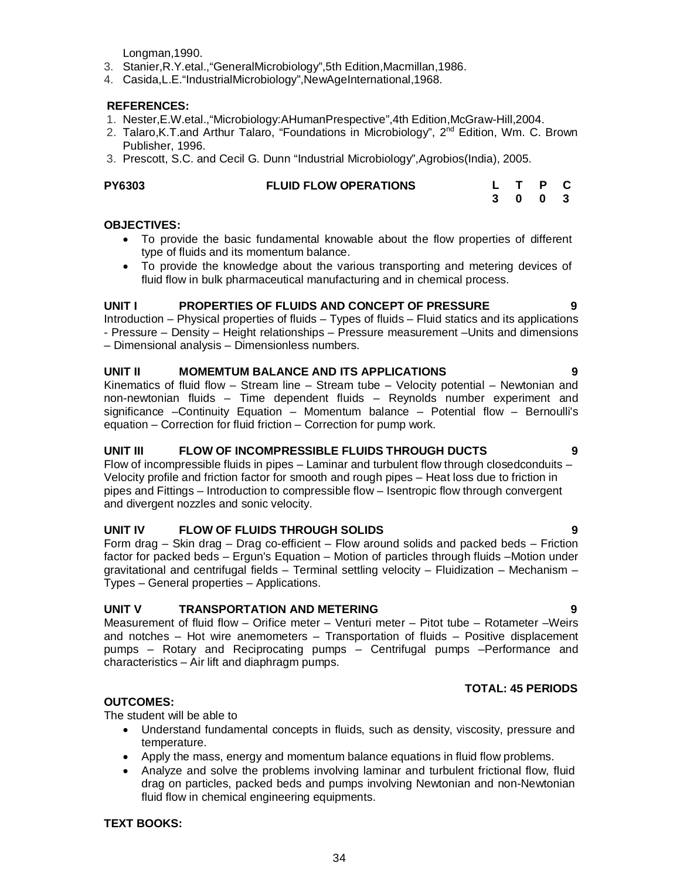Longman,1990.

3. Stanier,R.Y.etal.,"GeneralMicrobiology",5th Edition,Macmillan,1986.
4. Casida,L.E."IndustrialMicrobiology",NewAgeInternational,1968.

**REFERENCES:**

1. Nester,E.W.etal.,"Microbiology:AHumanPrespective",4th Edition,McGraw-Hill,2004.
2. Talaro,K.T.and Arthur Talaro, "Foundations in Microbiology", 2nd Edition, Wm. C. Brown Publisher, 1996.
3. Prescott, S.C. and Cecil G. Dunn "Industrial Microbiology",Agrobios(India), 2005.

| **PY6303** | **FLUID FLOW OPERATIONS** | **L** | **T** | **P** | **C** |
|---|---|---|---|---|---|
| | | **3** | **0** | **0** | **3** |

**OBJECTIVES:**

- To provide the basic fundamental knowable about the flow properties of different type of fluids and its momentum balance.
- To provide the knowledge about the various transporting and metering devices of fluid flow in bulk pharmaceutical manufacturing and in chemical process.

**UNIT I PROPERTIES OF FLUIDS AND CONCEPT OF PRESSURE 9**

Introduction – Physical properties of fluids – Types of fluids – Fluid statics and its applications - Pressure – Density – Height relationships – Pressure measurement –Units and dimensions – Dimensional analysis – Dimensionless numbers.

**UNIT II MOMEMTUM BALANCE AND ITS APPLICATIONS 9**

Kinematics of fluid flow – Stream line – Stream tube – Velocity potential – Newtonian and non-newtonian fluids – Time dependent fluids – Reynolds number experiment and significance –Continuity Equation – Momentum balance – Potential flow – Bernoulli's equation – Correction for fluid friction – Correction for pump work.

**UNIT III FLOW OF INCOMPRESSIBLE FLUIDS THROUGH DUCTS 9**

Flow of incompressible fluids in pipes – Laminar and turbulent flow through closedconduits – Velocity profile and friction factor for smooth and rough pipes – Heat loss due to friction in pipes and Fittings – Introduction to compressible flow – Isentropic flow through convergent and divergent nozzles and sonic velocity.

**UNIT IV FLOW OF FLUIDS THROUGH SOLIDS 9**

Form drag – Skin drag – Drag co-efficient – Flow around solids and packed beds – Friction factor for packed beds – Ergun's Equation – Motion of particles through fluids –Motion under gravitational and centrifugal fields – Terminal settling velocity – Fluidization – Mechanism – Types – General properties – Applications.

**UNIT V TRANSPORTATION AND METERING 9**

Measurement of fluid flow – Orifice meter – Venturi meter – Pitot tube – Rotameter –Weirs and notches – Hot wire anemometers – Transportation of fluids – Positive displacement pumps – Rotary and Reciprocating pumps – Centrifugal pumps –Performance and characteristics – Air lift and diaphragm pumps.

**TOTAL: 45 PERIODS**

**OUTCOMES:**

The student will be able to

- Understand fundamental concepts in fluids, such as density, viscosity, pressure and temperature.
- Apply the mass, energy and momentum balance equations in fluid flow problems.
- Analyze and solve the problems involving laminar and turbulent frictional flow, fluid drag on particles, packed beds and pumps involving Newtonian and non-Newtonian fluid flow in chemical engineering equipments.

**TEXT BOOKS:**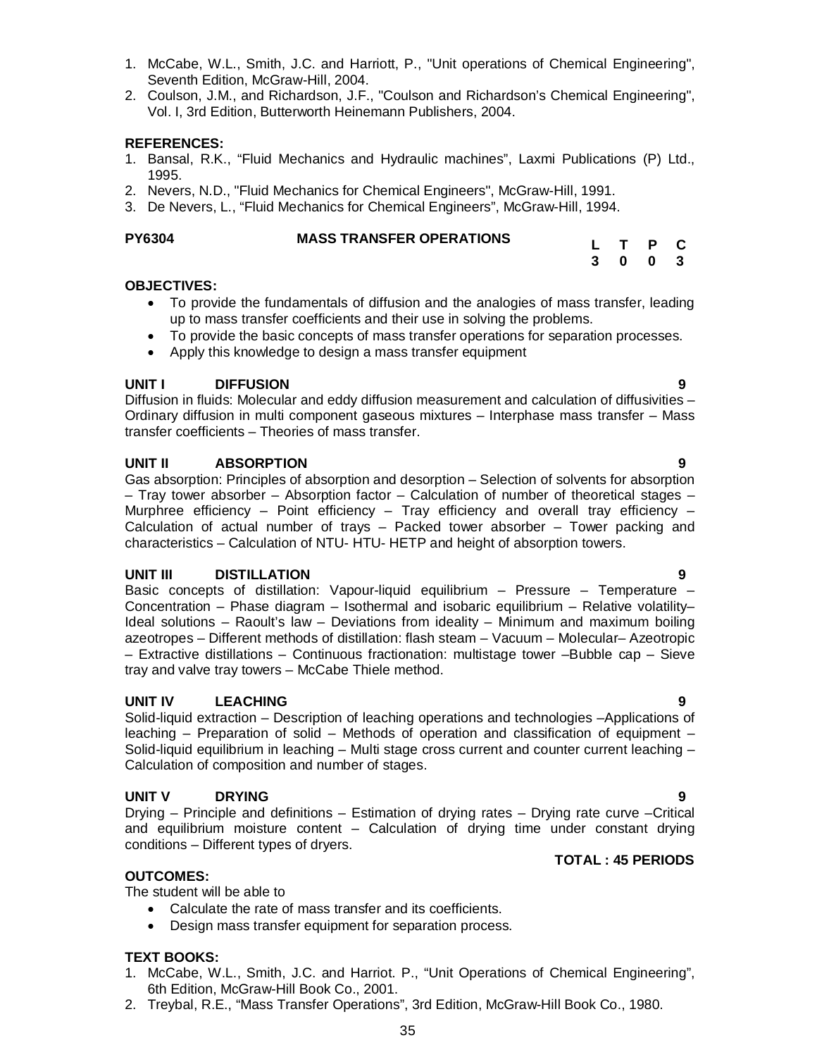1. McCabe, W.L., Smith, J.C. and Harriott, P., "Unit operations of Chemical Engineering", Seventh Edition, McGraw-Hill, 2004.
2. Coulson, J.M., and Richardson, J.F., "Coulson and Richardson's Chemical Engineering", Vol. I, 3rd Edition, Butterworth Heinemann Publishers, 2004.

**REFERENCES:**

1. Bansal, R.K., "Fluid Mechanics and Hydraulic machines", Laxmi Publications (P) Ltd., 1995.
2. Nevers, N.D., "Fluid Mechanics for Chemical Engineers", McGraw-Hill, 1991.
3. De Nevers, L., "Fluid Mechanics for Chemical Engineers", McGraw-Hill, 1994.

## PY6304 MASS TRANSFER OPERATIONS

| L | T | P | C |
|---|---|---|---|
| 3 | 0 | 0 | 3 |

**OBJECTIVES:**

- To provide the fundamentals of diffusion and the analogies of mass transfer, leading up to mass transfer coefficients and their use in solving the problems.
- To provide the basic concepts of mass transfer operations for separation processes.
- Apply this knowledge to design a mass transfer equipment

**UNIT I DIFFUSION 9**

Diffusion in fluids: Molecular and eddy diffusion measurement and calculation of diffusivities – Ordinary diffusion in multi component gaseous mixtures – Interphase mass transfer – Mass transfer coefficients – Theories of mass transfer.

**UNIT II ABSORPTION 9**

Gas absorption: Principles of absorption and desorption – Selection of solvents for absorption – Tray tower absorber – Absorption factor – Calculation of number of theoretical stages – Murphree efficiency – Point efficiency – Tray efficiency and overall tray efficiency – Calculation of actual number of trays – Packed tower absorber – Tower packing and characteristics – Calculation of NTU- HTU- HETP and height of absorption towers.

**UNIT III DISTILLATION 9**

Basic concepts of distillation: Vapour-liquid equilibrium – Pressure – Temperature – Concentration – Phase diagram – Isothermal and isobaric equilibrium – Relative volatility– Ideal solutions – Raoult's law – Deviations from ideality – Minimum and maximum boiling azeotropes – Different methods of distillation: flash steam – Vacuum – Molecular– Azeotropic – Extractive distillations – Continuous fractionation: multistage tower –Bubble cap – Sieve tray and valve tray towers – McCabe Thiele method.

**UNIT IV LEACHING 9**

Solid-liquid extraction – Description of leaching operations and technologies –Applications of leaching – Preparation of solid – Methods of operation and classification of equipment – Solid-liquid equilibrium in leaching – Multi stage cross current and counter current leaching – Calculation of composition and number of stages.

**UNIT V DRYING 9**

Drying – Principle and definitions – Estimation of drying rates – Drying rate curve –Critical and equilibrium moisture content – Calculation of drying time under constant drying conditions – Different types of dryers.

**TOTAL : 45 PERIODS**

**OUTCOMES:**

The student will be able to

- Calculate the rate of mass transfer and its coefficients.
- Design mass transfer equipment for separation process.

**TEXT BOOKS:**

1. McCabe, W.L., Smith, J.C. and Harriot. P., "Unit Operations of Chemical Engineering", 6th Edition, McGraw-Hill Book Co., 2001.
2. Treybal, R.E., "Mass Transfer Operations", 3rd Edition, McGraw-Hill Book Co., 1980.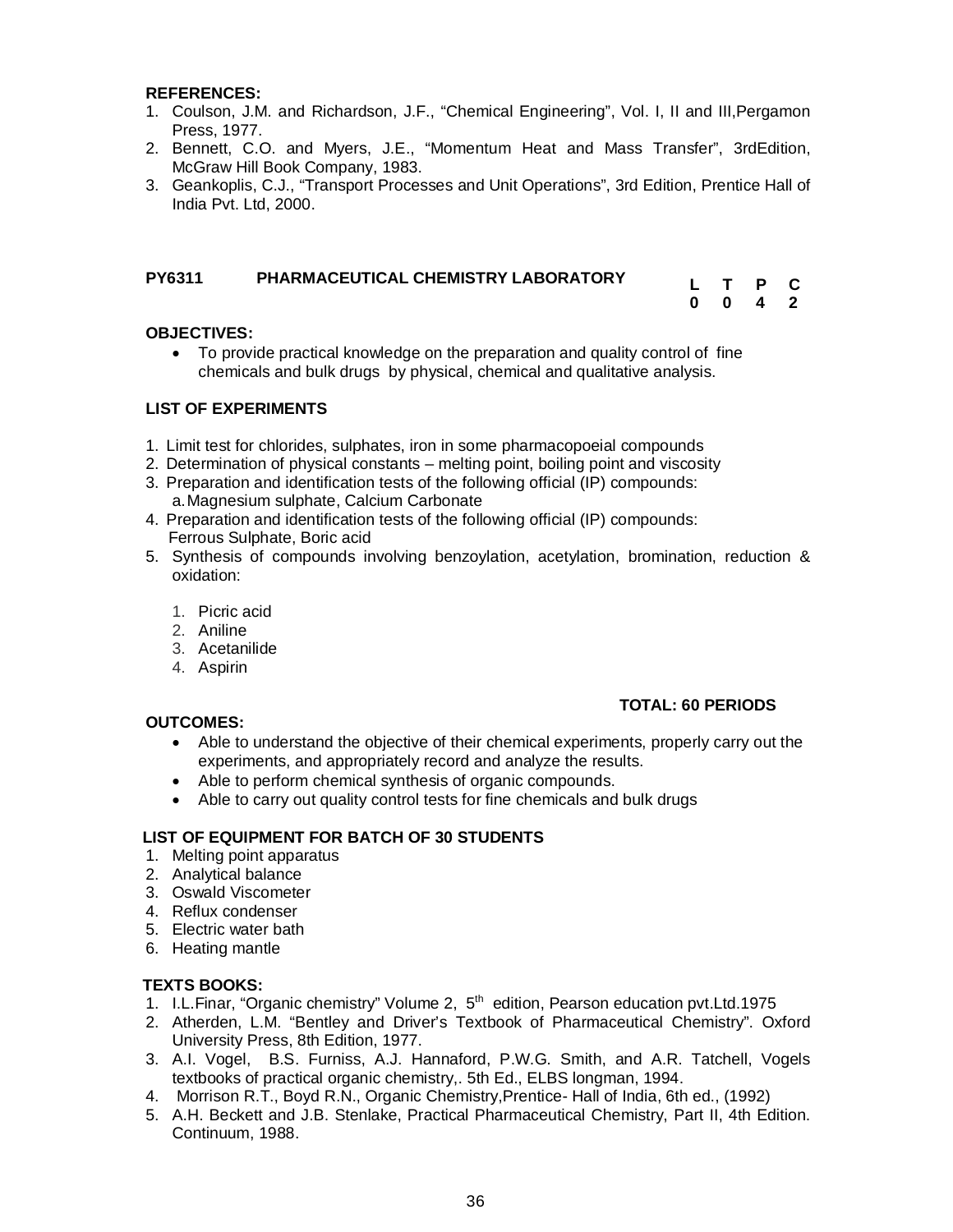**REFERENCES:**

1. Coulson, J.M. and Richardson, J.F., "Chemical Engineering", Vol. I, II and III,Pergamon Press, 1977.
2. Bennett, C.O. and Myers, J.E., "Momentum Heat and Mass Transfer", 3rdEdition, McGraw Hill Book Company, 1983.
3. Geankoplis, C.J., "Transport Processes and Unit Operations", 3rd Edition, Prentice Hall of India Pvt. Ltd, 2000.

## PY6311 PHARMACEUTICAL CHEMISTRY LABORATORY

| L | T | P | C |
|---|---|---|---|
| 0 | 0 | 4 | 2 |

**OBJECTIVES:**

- To provide practical knowledge on the preparation and quality control of fine chemicals and bulk drugs by physical, chemical and qualitative analysis.

**LIST OF EXPERIMENTS**

1. Limit test for chlorides, sulphates, iron in some pharmacopoeial compounds
2. Determination of physical constants – melting point, boiling point and viscosity
3. Preparation and identification tests of the following official (IP) compounds:
   a. Magnesium sulphate, Calcium Carbonate
4. Preparation and identification tests of the following official (IP) compounds:
   Ferrous Sulphate, Boric acid
5. Synthesis of compounds involving benzoylation, acetylation, bromination, reduction & oxidation:
   1. Picric acid
   2. Aniline
   3. Acetanilide
   4. Aspirin

**TOTAL: 60 PERIODS**

**OUTCOMES:**

- Able to understand the objective of their chemical experiments, properly carry out the experiments, and appropriately record and analyze the results.
- Able to perform chemical synthesis of organic compounds.
- Able to carry out quality control tests for fine chemicals and bulk drugs

**LIST OF EQUIPMENT FOR BATCH OF 30 STUDENTS**

1. Melting point apparatus
2. Analytical balance
3. Oswald Viscometer
4. Reflux condenser
5. Electric water bath
6. Heating mantle

**TEXTS BOOKS:**

1. I.L.Finar, "Organic chemistry" Volume 2, 5th edition, Pearson education pvt.Ltd.1975
2. Atherden, L.M. "Bentley and Driver's Textbook of Pharmaceutical Chemistry". Oxford University Press, 8th Edition, 1977.
3. A.I. Vogel, B.S. Furniss, A.J. Hannaford, P.W.G. Smith, and A.R. Tatchell, Vogels textbooks of practical organic chemistry,. 5th Ed., ELBS longman, 1994.
4. Morrison R.T., Boyd R.N., Organic Chemistry,Prentice- Hall of India, 6th ed., (1992)
5. A.H. Beckett and J.B. Stenlake, Practical Pharmaceutical Chemistry, Part II, 4th Edition. Continuum, 1988.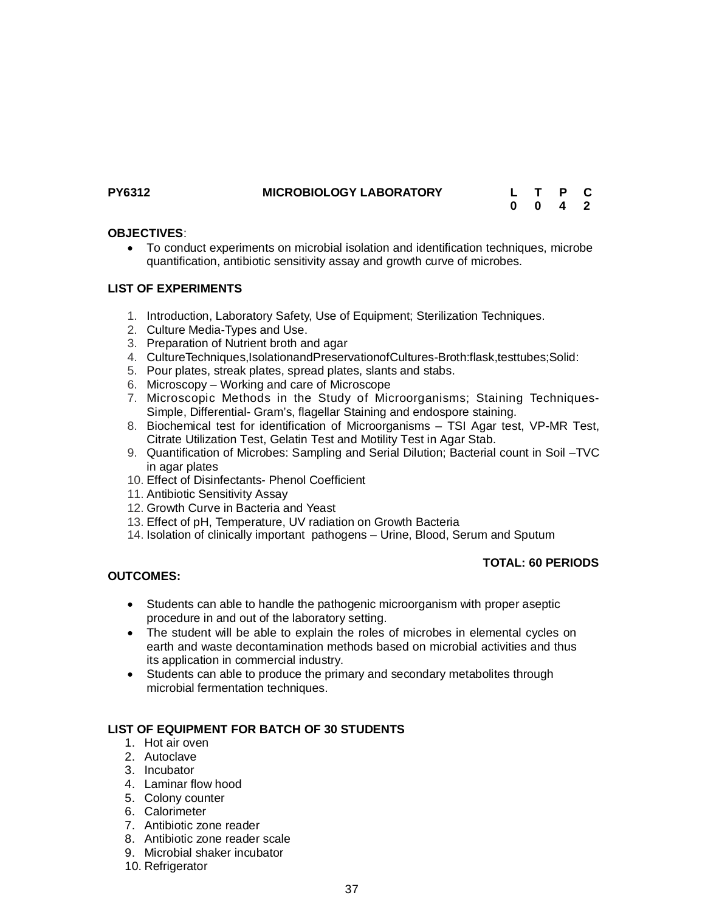**PY6312 MICROBIOLOGY LABORATORY**

| L | T | P | C |
|---|---|---|---|
| 0 | 0 | 4 | 2 |

**OBJECTIVES**:

- To conduct experiments on microbial isolation and identification techniques, microbe quantification, antibiotic sensitivity assay and growth curve of microbes.

**LIST OF EXPERIMENTS**

1. Introduction, Laboratory Safety, Use of Equipment; Sterilization Techniques.
2. Culture Media-Types and Use.
3. Preparation of Nutrient broth and agar
4. CultureTechniques,IsolationandPreservationofCultures-Broth:flask,testtubes;Solid:
5. Pour plates, streak plates, spread plates, slants and stabs.
6. Microscopy – Working and care of Microscope
7. Microscopic Methods in the Study of Microorganisms; Staining Techniques-Simple, Differential- Gram's, flagellar Staining and endospore staining.
8. Biochemical test for identification of Microorganisms – TSI Agar test, VP-MR Test, Citrate Utilization Test, Gelatin Test and Motility Test in Agar Stab.
9. Quantification of Microbes: Sampling and Serial Dilution; Bacterial count in Soil –TVC in agar plates
10. Effect of Disinfectants- Phenol Coefficient
11. Antibiotic Sensitivity Assay
12. Growth Curve in Bacteria and Yeast
13. Effect of pH, Temperature, UV radiation on Growth Bacteria
14. Isolation of clinically important pathogens – Urine, Blood, Serum and Sputum

**TOTAL: 60 PERIODS**

**OUTCOMES:**

- Students can able to handle the pathogenic microorganism with proper aseptic procedure in and out of the laboratory setting.
- The student will be able to explain the roles of microbes in elemental cycles on earth and waste decontamination methods based on microbial activities and thus its application in commercial industry.
- Students can able to produce the primary and secondary metabolites through microbial fermentation techniques.

**LIST OF EQUIPMENT FOR BATCH OF 30 STUDENTS**

1. Hot air oven
2. Autoclave
3. Incubator
4. Laminar flow hood
5. Colony counter
6. Calorimeter
7. Antibiotic zone reader
8. Antibiotic zone reader scale
9. Microbial shaker incubator
10. Refrigerator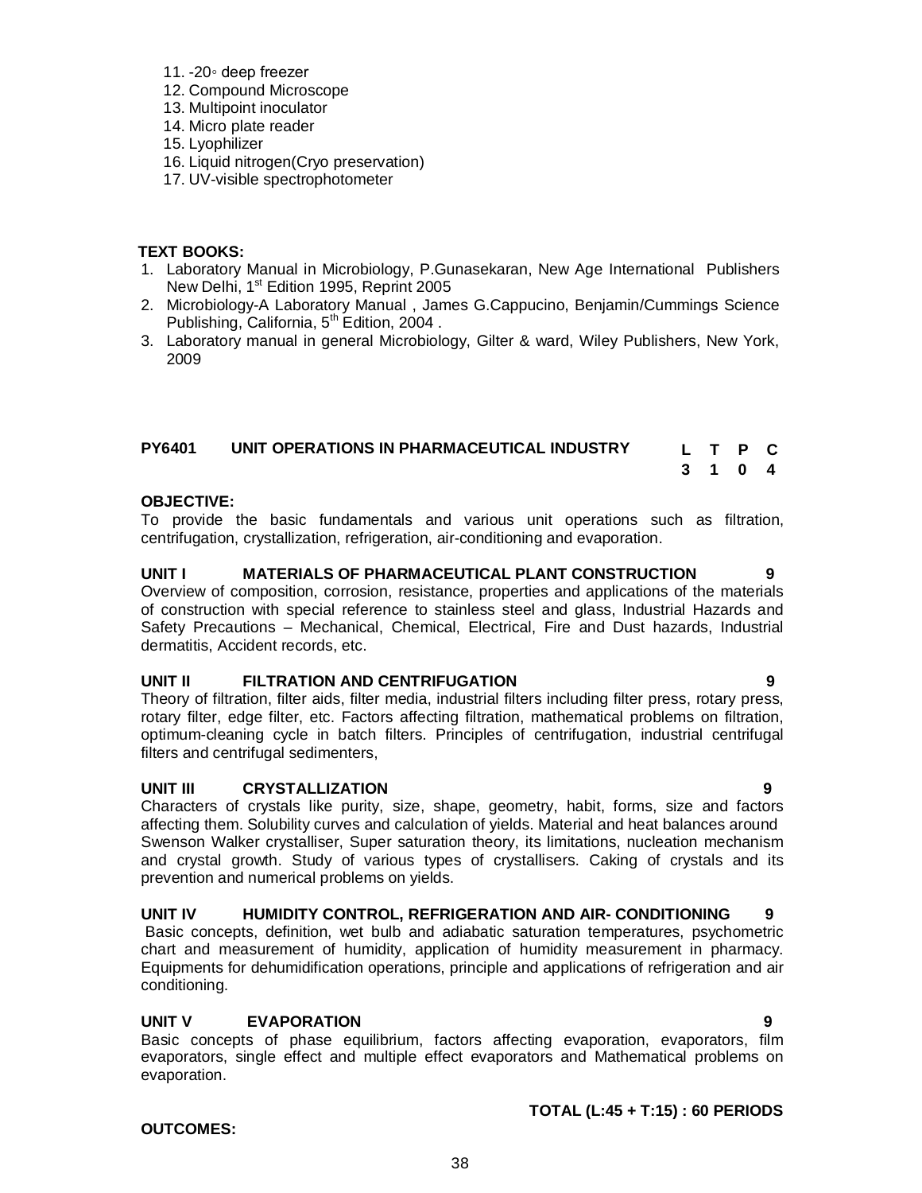11. -20◦ deep freezer
12. Compound Microscope
13. Multipoint inoculator
14. Micro plate reader
15. Lyophilizer
16. Liquid nitrogen(Cryo preservation)
17. UV-visible spectrophotometer

**TEXT BOOKS:**

1. Laboratory Manual in Microbiology, P.Gunasekaran, New Age International Publishers New Delhi, 1st Edition 1995, Reprint 2005
2. Microbiology-A Laboratory Manual , James G.Cappucino, Benjamin/Cummings Science Publishing, California, 5th Edition, 2004 .
3. Laboratory manual in general Microbiology, Gilter & ward, Wiley Publishers, New York, 2009

## PY6401 UNIT OPERATIONS IN PHARMACEUTICAL INDUSTRY

| L | T | P | C |
|---|---|---|---|
| 3 | 1 | 0 | 4 |

**OBJECTIVE:**

To provide the basic fundamentals and various unit operations such as filtration, centrifugation, crystallization, refrigeration, air-conditioning and evaporation.

**UNIT I MATERIALS OF PHARMACEUTICAL PLANT CONSTRUCTION 9**

Overview of composition, corrosion, resistance, properties and applications of the materials of construction with special reference to stainless steel and glass, Industrial Hazards and Safety Precautions – Mechanical, Chemical, Electrical, Fire and Dust hazards, Industrial dermatitis, Accident records, etc.

**UNIT II FILTRATION AND CENTRIFUGATION 9**

Theory of filtration, filter aids, filter media, industrial filters including filter press, rotary press, rotary filter, edge filter, etc. Factors affecting filtration, mathematical problems on filtration, optimum-cleaning cycle in batch filters. Principles of centrifugation, industrial centrifugal filters and centrifugal sedimenters,

**UNIT III CRYSTALLIZATION 9**

Characters of crystals like purity, size, shape, geometry, habit, forms, size and factors affecting them. Solubility curves and calculation of yields. Material and heat balances around Swenson Walker crystalliser, Super saturation theory, its limitations, nucleation mechanism and crystal growth. Study of various types of crystallisers. Caking of crystals and its prevention and numerical problems on yields.

**UNIT IV HUMIDITY CONTROL, REFRIGERATION AND AIR- CONDITIONING 9**

Basic concepts, definition, wet bulb and adiabatic saturation temperatures, psychometric chart and measurement of humidity, application of humidity measurement in pharmacy. Equipments for dehumidification operations, principle and applications of refrigeration and air conditioning.

**UNIT V EVAPORATION 9**

Basic concepts of phase equilibrium, factors affecting evaporation, evaporators, film evaporators, single effect and multiple effect evaporators and Mathematical problems on evaporation.

**TOTAL (L:45 + T:15) : 60 PERIODS**

**OUTCOMES:**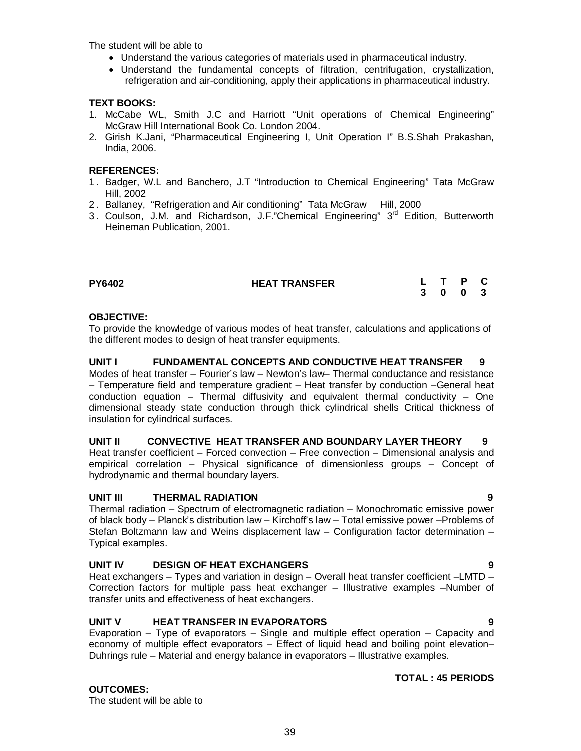The student will be able to

- Understand the various categories of materials used in pharmaceutical industry.
- Understand the fundamental concepts of filtration, centrifugation, crystallization, refrigeration and air-conditioning, apply their applications in pharmaceutical industry.

**TEXT BOOKS:**

1. McCabe WL, Smith J.C and Harriott "Unit operations of Chemical Engineering" McGraw Hill International Book Co. London 2004.
2. Girish K.Jani, "Pharmaceutical Engineering I, Unit Operation I" B.S.Shah Prakashan, India, 2006.

**REFERENCES:**

1. Badger, W.L and Banchero, J.T "Introduction to Chemical Engineering" Tata McGraw Hill, 2002
2. Ballaney, "Refrigeration and Air conditioning" Tata McGraw Hill, 2000
3. Coulson, J.M. and Richardson, J.F."Chemical Engineering" 3rd Edition, Butterworth Heineman Publication, 2001.

| **PY6402** | **HEAT TRANSFER** | **L** | **T** | **P** | **C** |
|---|---|---|---|---|---|
| | | **3** | **0** | **0** | **3** |

**OBJECTIVE:**

To provide the knowledge of various modes of heat transfer, calculations and applications of the different modes to design of heat transfer equipments.

**UNIT I FUNDAMENTAL CONCEPTS AND CONDUCTIVE HEAT TRANSFER 9**

Modes of heat transfer – Fourier's law – Newton's law– Thermal conductance and resistance – Temperature field and temperature gradient – Heat transfer by conduction –General heat conduction equation – Thermal diffusivity and equivalent thermal conductivity – One dimensional steady state conduction through thick cylindrical shells Critical thickness of insulation for cylindrical surfaces.

**UNIT II CONVECTIVE HEAT TRANSFER AND BOUNDARY LAYER THEORY 9**

Heat transfer coefficient – Forced convection – Free convection – Dimensional analysis and empirical correlation – Physical significance of dimensionless groups – Concept of hydrodynamic and thermal boundary layers.

**UNIT III THERMAL RADIATION 9**

Thermal radiation – Spectrum of electromagnetic radiation – Monochromatic emissive power of black body – Planck's distribution law – Kirchoff's law – Total emissive power –Problems of Stefan Boltzmann law and Weins displacement law – Configuration factor determination – Typical examples.

**UNIT IV DESIGN OF HEAT EXCHANGERS 9**

Heat exchangers – Types and variation in design – Overall heat transfer coefficient –LMTD – Correction factors for multiple pass heat exchanger – Illustrative examples –Number of transfer units and effectiveness of heat exchangers.

**UNIT V HEAT TRANSFER IN EVAPORATORS 9**

Evaporation – Type of evaporators – Single and multiple effect operation – Capacity and economy of multiple effect evaporators – Effect of liquid head and boiling point elevation– Duhrings rule – Material and energy balance in evaporators – Illustrative examples.

**TOTAL : 45 PERIODS**

**OUTCOMES:**

The student will be able to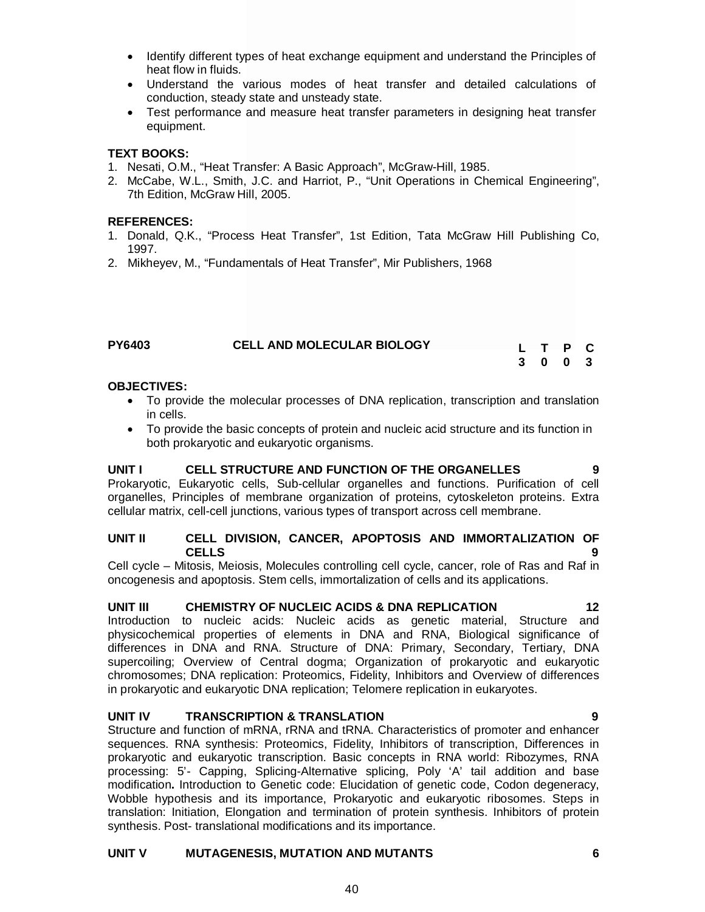- Identify different types of heat exchange equipment and understand the Principles of heat flow in fluids.
- Understand the various modes of heat transfer and detailed calculations of conduction, steady state and unsteady state.
- Test performance and measure heat transfer parameters in designing heat transfer equipment.

**TEXT BOOKS:**

1. Nesati, O.M., "Heat Transfer: A Basic Approach", McGraw-Hill, 1985.
2. McCabe, W.L., Smith, J.C. and Harriot, P., "Unit Operations in Chemical Engineering", 7th Edition, McGraw Hill, 2005.

**REFERENCES:**

1. Donald, Q.K., "Process Heat Transfer", 1st Edition, Tata McGraw Hill Publishing Co, 1997.
2. Mikheyev, M., "Fundamentals of Heat Transfer", Mir Publishers, 1968

**PY6403 CELL AND MOLECULAR BIOLOGY**

| L | T | P | C |
|---|---|---|---|
| 3 | 0 | 0 | 3 |

**OBJECTIVES:**

- To provide the molecular processes of DNA replication, transcription and translation in cells.
- To provide the basic concepts of protein and nucleic acid structure and its function in both prokaryotic and eukaryotic organisms.

**UNIT I CELL STRUCTURE AND FUNCTION OF THE ORGANELLES 9**

Prokaryotic, Eukaryotic cells, Sub-cellular organelles and functions. Purification of cell organelles, Principles of membrane organization of proteins, cytoskeleton proteins. Extra cellular matrix, cell-cell junctions, various types of transport across cell membrane.

**UNIT II CELL DIVISION, CANCER, APOPTOSIS AND IMMORTALIZATION OF CELLS 9**

Cell cycle – Mitosis, Meiosis, Molecules controlling cell cycle, cancer, role of Ras and Raf in oncogenesis and apoptosis. Stem cells, immortalization of cells and its applications.

**UNIT III CHEMISTRY OF NUCLEIC ACIDS & DNA REPLICATION 12**

Introduction to nucleic acids: Nucleic acids as genetic material, Structure and physicochemical properties of elements in DNA and RNA, Biological significance of differences in DNA and RNA. Structure of DNA: Primary, Secondary, Tertiary, DNA supercoiling; Overview of Central dogma; Organization of prokaryotic and eukaryotic chromosomes; DNA replication: Proteomics, Fidelity, Inhibitors and Overview of differences in prokaryotic and eukaryotic DNA replication; Telomere replication in eukaryotes.

**UNIT IV TRANSCRIPTION & TRANSLATION 9**

Structure and function of mRNA, rRNA and tRNA. Characteristics of promoter and enhancer sequences. RNA synthesis: Proteomics, Fidelity, Inhibitors of transcription, Differences in prokaryotic and eukaryotic transcription. Basic concepts in RNA world: Ribozymes, RNA processing: 5'- Capping, Splicing-Alternative splicing, Poly 'A' tail addition and base modification**.** Introduction to Genetic code: Elucidation of genetic code, Codon degeneracy, Wobble hypothesis and its importance, Prokaryotic and eukaryotic ribosomes. Steps in translation: Initiation, Elongation and termination of protein synthesis. Inhibitors of protein synthesis. Post- translational modifications and its importance.

**UNIT V MUTAGENESIS, MUTATION AND MUTANTS 6**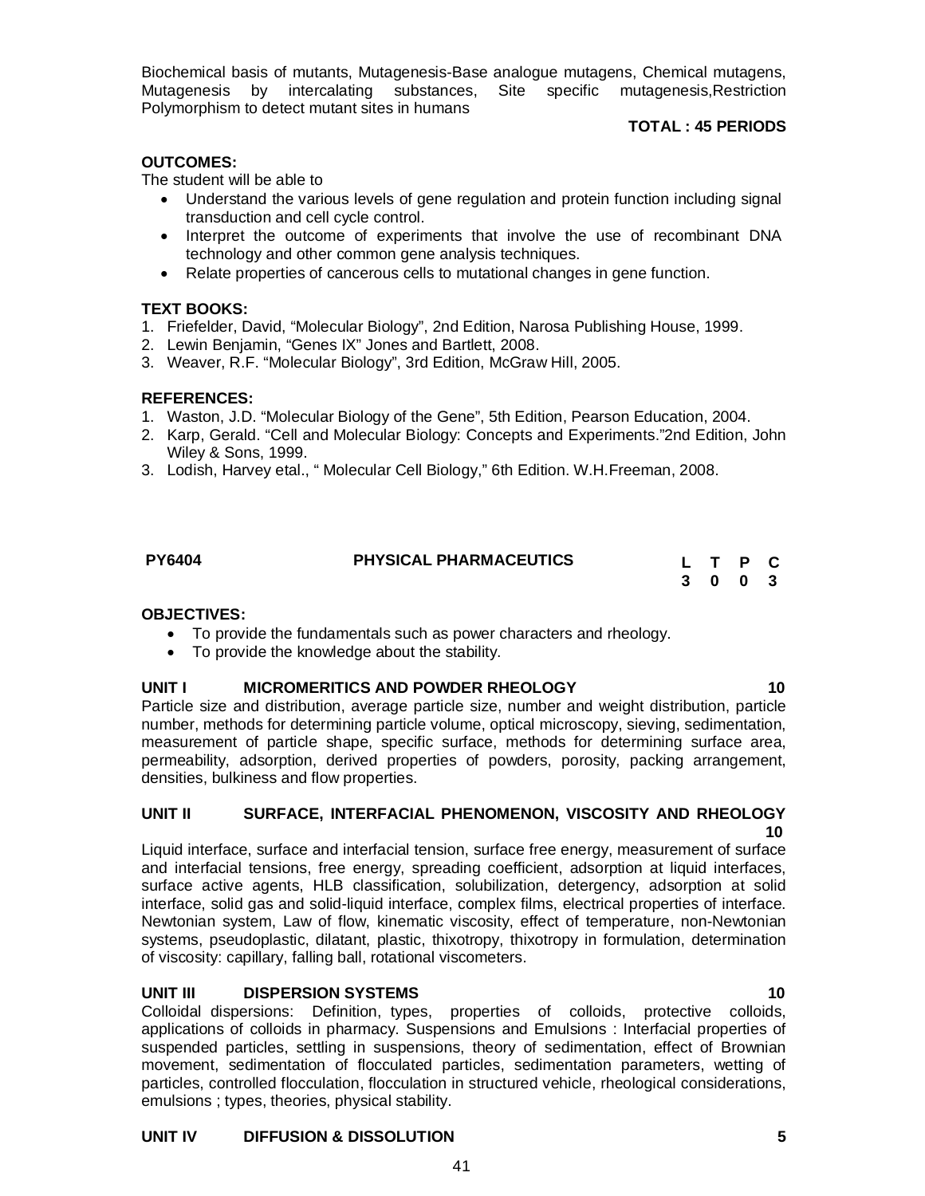Biochemical basis of mutants, Mutagenesis-Base analogue mutagens, Chemical mutagens, Mutagenesis by intercalating substances, Site specific mutagenesis,Restriction Polymorphism to detect mutant sites in humans

**TOTAL : 45 PERIODS**

**OUTCOMES:**

The student will be able to

- Understand the various levels of gene regulation and protein function including signal transduction and cell cycle control.
- Interpret the outcome of experiments that involve the use of recombinant DNA technology and other common gene analysis techniques.
- Relate properties of cancerous cells to mutational changes in gene function.

**TEXT BOOKS:**

1. Friefelder, David, "Molecular Biology", 2nd Edition, Narosa Publishing House, 1999.
2. Lewin Benjamin, "Genes IX" Jones and Bartlett, 2008.
3. Weaver, R.F. "Molecular Biology", 3rd Edition, McGraw Hill, 2005.

**REFERENCES:**

1. Waston, J.D. "Molecular Biology of the Gene", 5th Edition, Pearson Education, 2004.
2. Karp, Gerald. "Cell and Molecular Biology: Concepts and Experiments."2nd Edition, John Wiley & Sons, 1999.
3. Lodish, Harvey etal., " Molecular Cell Biology," 6th Edition. W.H.Freeman, 2008.

## PY6404 PHYSICAL PHARMACEUTICS

| L | T | P | C |
|---|---|---|---|
| 3 | 0 | 0 | 3 |

**OBJECTIVES:**

- To provide the fundamentals such as power characters and rheology.
- To provide the knowledge about the stability.

### UNIT I MICROMERITICS AND POWDER RHEOLOGY — 10

Particle size and distribution, average particle size, number and weight distribution, particle number, methods for determining particle volume, optical microscopy, sieving, sedimentation, measurement of particle shape, specific surface, methods for determining surface area, permeability, adsorption, derived properties of powders, porosity, packing arrangement, densities, bulkiness and flow properties.

### UNIT II SURFACE, INTERFACIAL PHENOMENON, VISCOSITY AND RHEOLOGY — 10

Liquid interface, surface and interfacial tension, surface free energy, measurement of surface and interfacial tensions, free energy, spreading coefficient, adsorption at liquid interfaces, surface active agents, HLB classification, solubilization, detergency, adsorption at solid interface, solid gas and solid-liquid interface, complex films, electrical properties of interface. Newtonian system, Law of flow, kinematic viscosity, effect of temperature, non-Newtonian systems, pseudoplastic, dilatant, plastic, thixotropy, thixotropy in formulation, determination of viscosity: capillary, falling ball, rotational viscometers.

### UNIT III DISPERSION SYSTEMS — 10

Colloidal dispersions: Definition, types, properties of colloids, protective colloids, applications of colloids in pharmacy. Suspensions and Emulsions : Interfacial properties of suspended particles, settling in suspensions, theory of sedimentation, effect of Brownian movement, sedimentation of flocculated particles, sedimentation parameters, wetting of particles, controlled flocculation, flocculation in structured vehicle, rheological considerations, emulsions ; types, theories, physical stability.

### UNIT IV DIFFUSION & DISSOLUTION — 5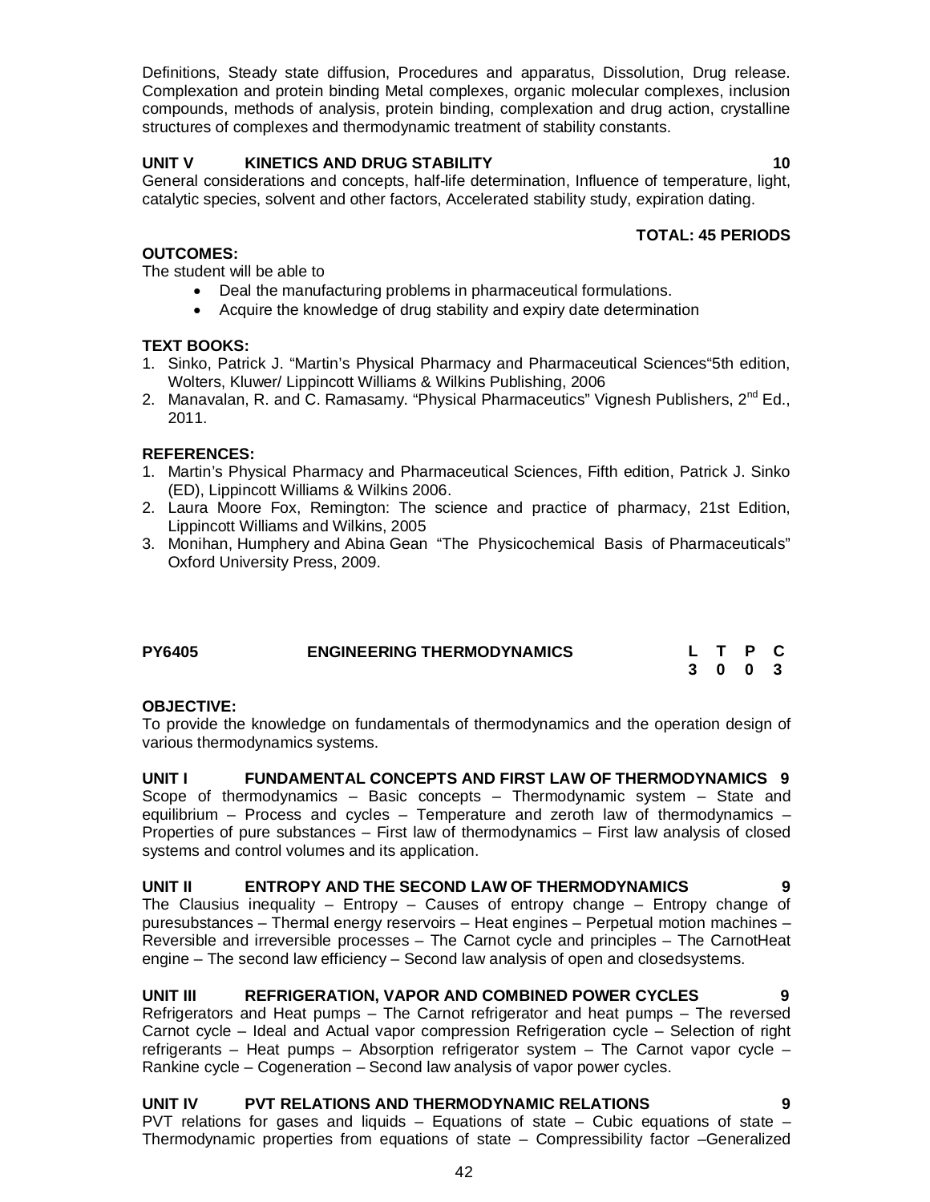Definitions, Steady state diffusion, Procedures and apparatus, Dissolution, Drug release. Complexation and protein binding Metal complexes, organic molecular complexes, inclusion compounds, methods of analysis, protein binding, complexation and drug action, crystalline structures of complexes and thermodynamic treatment of stability constants.

**UNIT V KINETICS AND DRUG STABILITY 10**

General considerations and concepts, half-life determination, Influence of temperature, light, catalytic species, solvent and other factors, Accelerated stability study, expiration dating.

**TOTAL: 45 PERIODS**

**OUTCOMES:**

The student will be able to

- Deal the manufacturing problems in pharmaceutical formulations.
- Acquire the knowledge of drug stability and expiry date determination

**TEXT BOOKS:**

1. Sinko, Patrick J. "Martin's Physical Pharmacy and Pharmaceutical Sciences"5th edition, Wolters, Kluwer/ Lippincott Williams & Wilkins Publishing, 2006
2. Manavalan, R. and C. Ramasamy. "Physical Pharmaceutics" Vignesh Publishers, 2nd Ed., 2011.

**REFERENCES:**

1. Martin's Physical Pharmacy and Pharmaceutical Sciences, Fifth edition, Patrick J. Sinko (ED), Lippincott Williams & Wilkins 2006.
2. Laura Moore Fox, Remington: The science and practice of pharmacy, 21st Edition, Lippincott Williams and Wilkins, 2005
3. Monihan, Humphery and Abina Gean "The Physicochemical Basis of Pharmaceuticals" Oxford University Press, 2009.

| PY6405 | ENGINEERING THERMODYNAMICS | L | T | P | C |
|---|---|---|---|---|---|
| | | 3 | 0 | 0 | 3 |

**OBJECTIVE:**

To provide the knowledge on fundamentals of thermodynamics and the operation design of various thermodynamics systems.

**UNIT I FUNDAMENTAL CONCEPTS AND FIRST LAW OF THERMODYNAMICS 9**

Scope of thermodynamics – Basic concepts – Thermodynamic system – State and equilibrium – Process and cycles – Temperature and zeroth law of thermodynamics – Properties of pure substances – First law of thermodynamics – First law analysis of closed systems and control volumes and its application.

**UNIT II ENTROPY AND THE SECOND LAW OF THERMODYNAMICS 9**

The Clausius inequality – Entropy – Causes of entropy change – Entropy change of puresubstances – Thermal energy reservoirs – Heat engines – Perpetual motion machines – Reversible and irreversible processes – The Carnot cycle and principles – The CarnotHeat engine – The second law efficiency – Second law analysis of open and closedsystems.

**UNIT III REFRIGERATION, VAPOR AND COMBINED POWER CYCLES 9**

Refrigerators and Heat pumps – The Carnot refrigerator and heat pumps – The reversed Carnot cycle – Ideal and Actual vapor compression Refrigeration cycle – Selection of right refrigerants – Heat pumps – Absorption refrigerator system – The Carnot vapor cycle – Rankine cycle – Cogeneration – Second law analysis of vapor power cycles.

**UNIT IV PVT RELATIONS AND THERMODYNAMIC RELATIONS 9**

PVT relations for gases and liquids – Equations of state – Cubic equations of state – Thermodynamic properties from equations of state – Compressibility factor –Generalized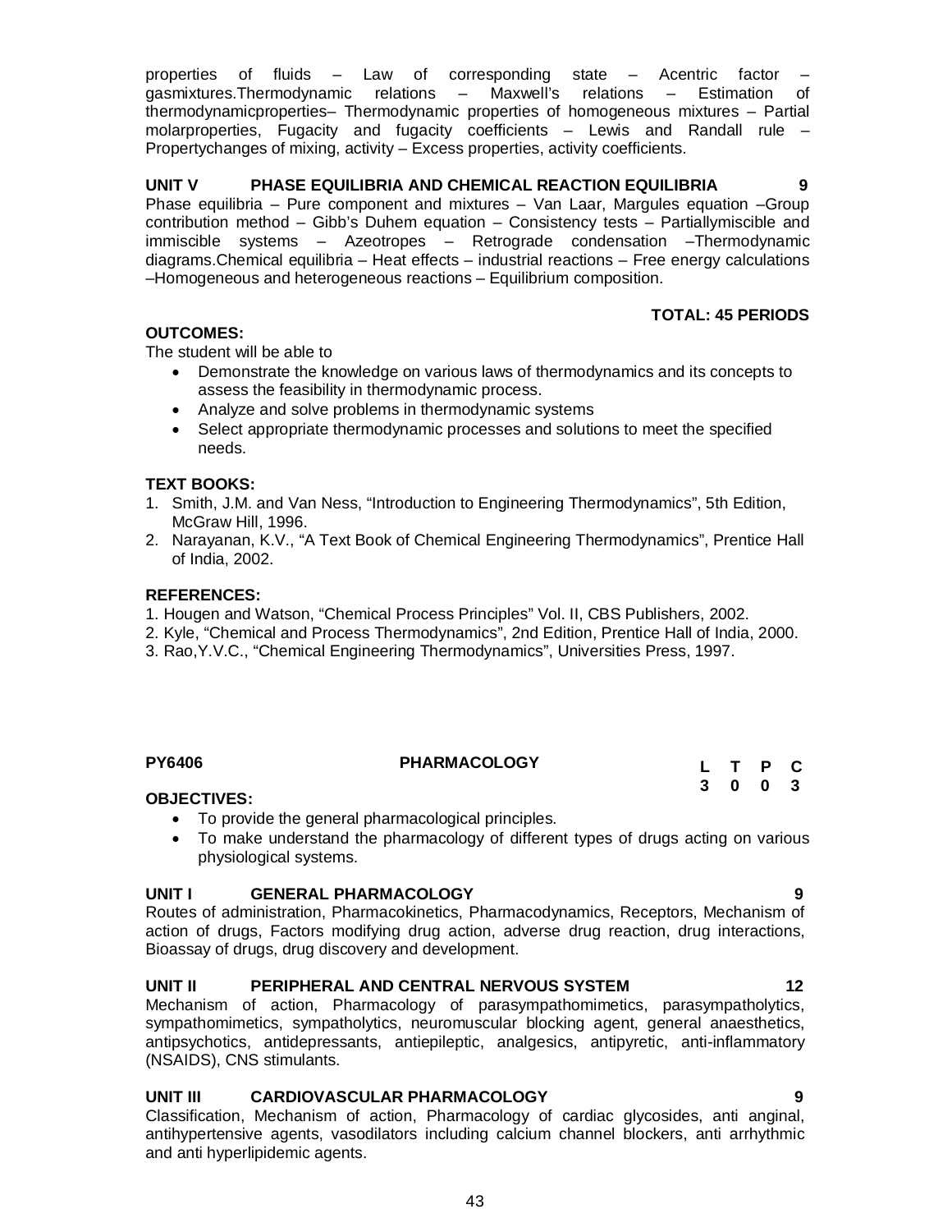properties of fluids – Law of corresponding state – Acentric factor – gasmixtures.Thermodynamic relations – Maxwell's relations – Estimation of thermodynamicproperties– Thermodynamic properties of homogeneous mixtures – Partial molarproperties, Fugacity and fugacity coefficients – Lewis and Randall rule – Propertychanges of mixing, activity – Excess properties, activity coefficients.

**UNIT V PHASE EQUILIBRIA AND CHEMICAL REACTION EQUILIBRIA 9**

Phase equilibria – Pure component and mixtures – Van Laar, Margules equation –Group contribution method – Gibb's Duhem equation – Consistency tests – Partiallymiscible and immiscible systems – Azeotropes – Retrograde condensation –Thermodynamic diagrams.Chemical equilibria – Heat effects – industrial reactions – Free energy calculations –Homogeneous and heterogeneous reactions – Equilibrium composition.

**TOTAL: 45 PERIODS**

**OUTCOMES:**

The student will be able to

- Demonstrate the knowledge on various laws of thermodynamics and its concepts to assess the feasibility in thermodynamic process.
- Analyze and solve problems in thermodynamic systems
- Select appropriate thermodynamic processes and solutions to meet the specified needs.

**TEXT BOOKS:**

1. Smith, J.M. and Van Ness, "Introduction to Engineering Thermodynamics", 5th Edition, McGraw Hill, 1996.
2. Narayanan, K.V., "A Text Book of Chemical Engineering Thermodynamics", Prentice Hall of India, 2002.

**REFERENCES:**

1. Hougen and Watson, "Chemical Process Principles" Vol. II, CBS Publishers, 2002.
2. Kyle, "Chemical and Process Thermodynamics", 2nd Edition, Prentice Hall of India, 2000.
3. Rao,Y.V.C., "Chemical Engineering Thermodynamics", Universities Press, 1997.

## PY6406 PHARMACOLOGY

| L | T | P | C |
|---|---|---|---|
| 3 | 0 | 0 | 3 |

**OBJECTIVES:**

- To provide the general pharmacological principles.
- To make understand the pharmacology of different types of drugs acting on various physiological systems.

**UNIT I GENERAL PHARMACOLOGY 9**

Routes of administration, Pharmacokinetics, Pharmacodynamics, Receptors, Mechanism of action of drugs, Factors modifying drug action, adverse drug reaction, drug interactions, Bioassay of drugs, drug discovery and development.

**UNIT II PERIPHERAL AND CENTRAL NERVOUS SYSTEM 12**

Mechanism of action, Pharmacology of parasympathomimetics, parasympatholytics, sympathomimetics, sympatholytics, neuromuscular blocking agent, general anaesthetics, antipsychotics, antidepressants, antiepileptic, analgesics, antipyretic, anti-inflammatory (NSAIDS), CNS stimulants.

**UNIT III CARDIOVASCULAR PHARMACOLOGY 9**

Classification, Mechanism of action, Pharmacology of cardiac glycosides, anti anginal, antihypertensive agents, vasodilators including calcium channel blockers, anti arrhythmic and anti hyperlipidemic agents.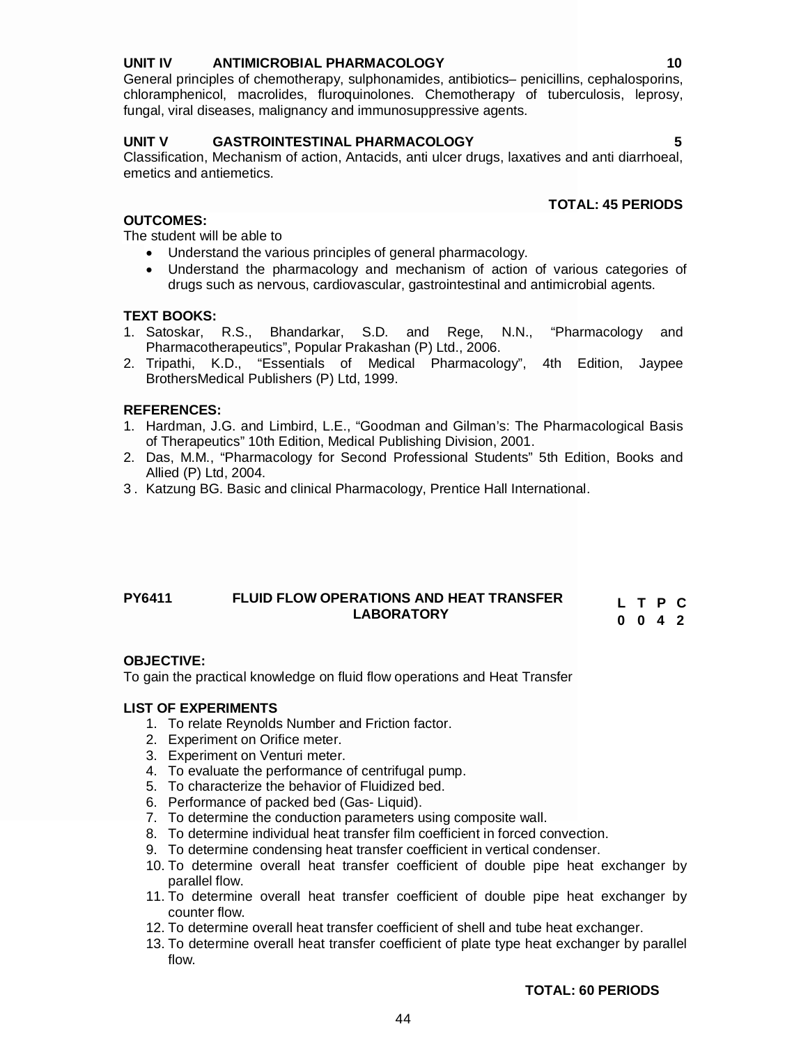**UNIT IV ANTIMICROBIAL PHARMACOLOGY 10**

General principles of chemotherapy, sulphonamides, antibiotics– penicillins, cephalosporins, chloramphenicol, macrolides, fluroquinolones. Chemotherapy of tuberculosis, leprosy, fungal, viral diseases, malignancy and immunosuppressive agents.

**UNIT V GASTROINTESTINAL PHARMACOLOGY 5**

Classification, Mechanism of action, Antacids, anti ulcer drugs, laxatives and anti diarrhoeal, emetics and antiemetics.

**TOTAL: 45 PERIODS**

**OUTCOMES:**

The student will be able to

- Understand the various principles of general pharmacology.
- Understand the pharmacology and mechanism of action of various categories of drugs such as nervous, cardiovascular, gastrointestinal and antimicrobial agents.

**TEXT BOOKS:**

1. Satoskar, R.S., Bhandarkar, S.D. and Rege, N.N., "Pharmacology and Pharmacotherapeutics", Popular Prakashan (P) Ltd., 2006.
2. Tripathi, K.D., "Essentials of Medical Pharmacology", 4th Edition, Jaypee BrothersMedical Publishers (P) Ltd, 1999.

**REFERENCES:**

1. Hardman, J.G. and Limbird, L.E., "Goodman and Gilman's: The Pharmacological Basis of Therapeutics" 10th Edition, Medical Publishing Division, 2001.
2. Das, M.M., "Pharmacology for Second Professional Students" 5th Edition, Books and Allied (P) Ltd, 2004.
3. Katzung BG. Basic and clinical Pharmacology, Prentice Hall International.

**PY6411 FLUID FLOW OPERATIONS AND HEAT TRANSFER LABORATORY**

| L | T | P | C |
|---|---|---|---|
| 0 | 0 | 4 | 2 |

**OBJECTIVE:**

To gain the practical knowledge on fluid flow operations and Heat Transfer

**LIST OF EXPERIMENTS**

1. To relate Reynolds Number and Friction factor.
2. Experiment on Orifice meter.
3. Experiment on Venturi meter.
4. To evaluate the performance of centrifugal pump.
5. To characterize the behavior of Fluidized bed.
6. Performance of packed bed (Gas- Liquid).
7. To determine the conduction parameters using composite wall.
8. To determine individual heat transfer film coefficient in forced convection.
9. To determine condensing heat transfer coefficient in vertical condenser.
10. To determine overall heat transfer coefficient of double pipe heat exchanger by parallel flow.
11. To determine overall heat transfer coefficient of double pipe heat exchanger by counter flow.
12. To determine overall heat transfer coefficient of shell and tube heat exchanger.
13. To determine overall heat transfer coefficient of plate type heat exchanger by parallel flow.

**TOTAL: 60 PERIODS**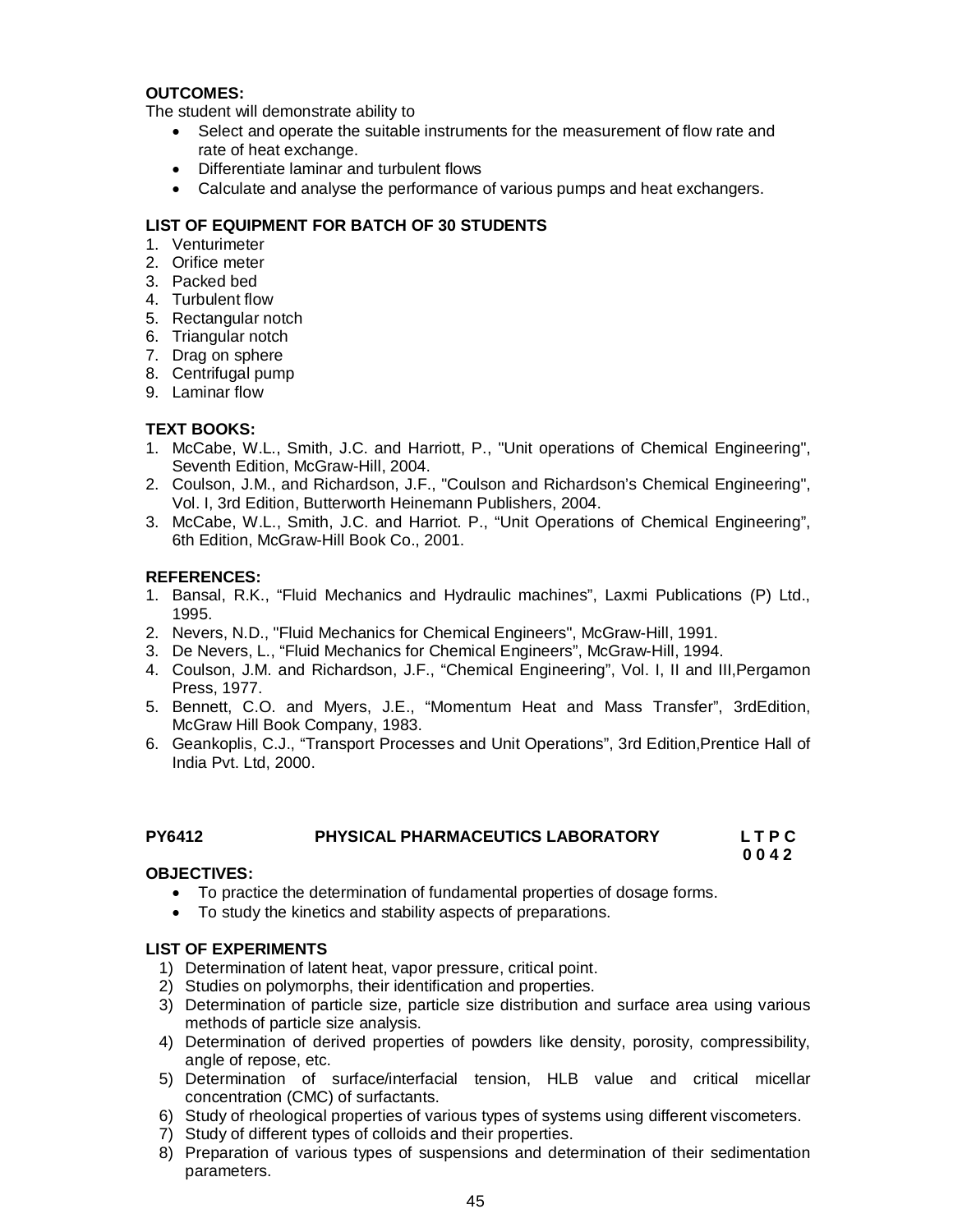**OUTCOMES:**
The student will demonstrate ability to

- Select and operate the suitable instruments for the measurement of flow rate and rate of heat exchange.
- Differentiate laminar and turbulent flows
- Calculate and analyse the performance of various pumps and heat exchangers.

**LIST OF EQUIPMENT FOR BATCH OF 30 STUDENTS**

1. Venturimeter
2. Orifice meter
3. Packed bed
4. Turbulent flow
5. Rectangular notch
6. Triangular notch
7. Drag on sphere
8. Centrifugal pump
9. Laminar flow

**TEXT BOOKS:**

1. McCabe, W.L., Smith, J.C. and Harriott, P., "Unit operations of Chemical Engineering", Seventh Edition, McGraw-Hill, 2004.
2. Coulson, J.M., and Richardson, J.F., "Coulson and Richardson's Chemical Engineering", Vol. I, 3rd Edition, Butterworth Heinemann Publishers, 2004.
3. McCabe, W.L., Smith, J.C. and Harriot. P., "Unit Operations of Chemical Engineering", 6th Edition, McGraw-Hill Book Co., 2001.

**REFERENCES:**

1. Bansal, R.K., "Fluid Mechanics and Hydraulic machines", Laxmi Publications (P) Ltd., 1995.
2. Nevers, N.D., "Fluid Mechanics for Chemical Engineers", McGraw-Hill, 1991.
3. De Nevers, L., "Fluid Mechanics for Chemical Engineers", McGraw-Hill, 1994.
4. Coulson, J.M. and Richardson, J.F., "Chemical Engineering", Vol. I, II and III,Pergamon Press, 1977.
5. Bennett, C.O. and Myers, J.E., "Momentum Heat and Mass Transfer", 3rdEdition, McGraw Hill Book Company, 1983.
6. Geankoplis, C.J., "Transport Processes and Unit Operations", 3rd Edition,Prentice Hall of India Pvt. Ltd, 2000.

## PY6412 PHYSICAL PHARMACEUTICS LABORATORY

**L T P C**
**0 0 4 2**

**OBJECTIVES:**

- To practice the determination of fundamental properties of dosage forms.
- To study the kinetics and stability aspects of preparations.

**LIST OF EXPERIMENTS**

1) Determination of latent heat, vapor pressure, critical point.
2) Studies on polymorphs, their identification and properties.
3) Determination of particle size, particle size distribution and surface area using various methods of particle size analysis.
4) Determination of derived properties of powders like density, porosity, compressibility, angle of repose, etc.
5) Determination of surface/interfacial tension, HLB value and critical micellar concentration (CMC) of surfactants.
6) Study of rheological properties of various types of systems using different viscometers.
7) Study of different types of colloids and their properties.
8) Preparation of various types of suspensions and determination of their sedimentation parameters.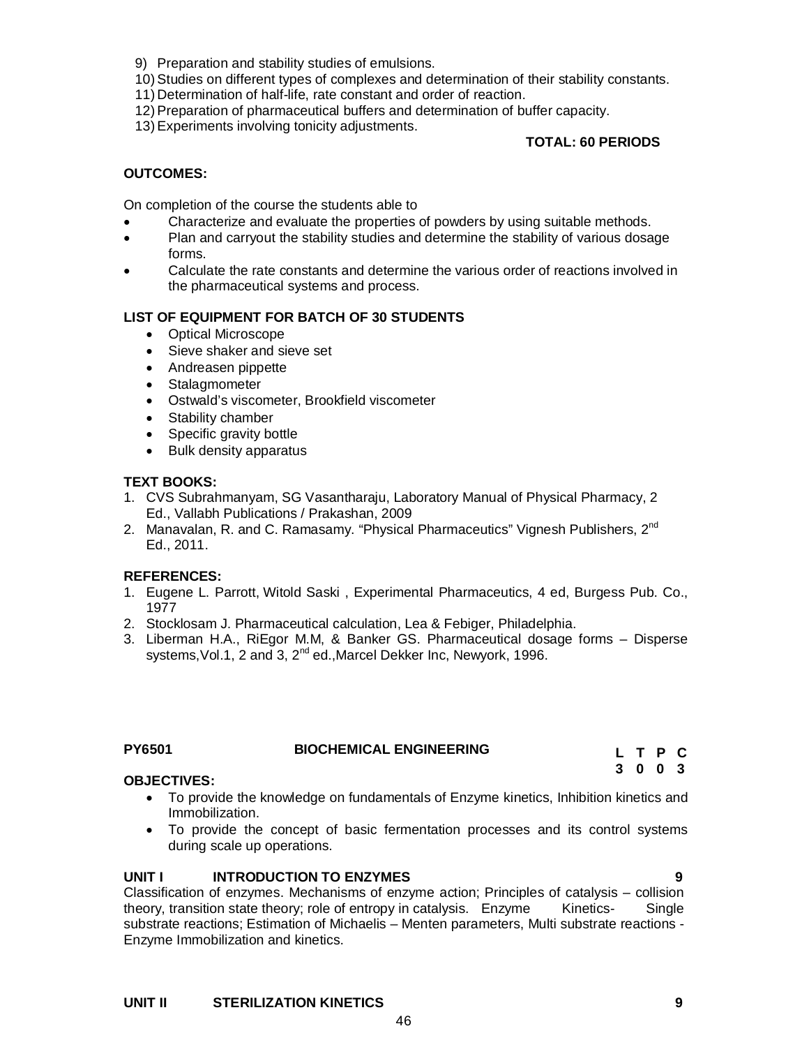9) Preparation and stability studies of emulsions.
10) Studies on different types of complexes and determination of their stability constants.
11) Determination of half-life, rate constant and order of reaction.
12) Preparation of pharmaceutical buffers and determination of buffer capacity.
13) Experiments involving tonicity adjustments.

**TOTAL: 60 PERIODS**

**OUTCOMES:**

On completion of the course the students able to

- Characterize and evaluate the properties of powders by using suitable methods.
- Plan and carryout the stability studies and determine the stability of various dosage forms.
- Calculate the rate constants and determine the various order of reactions involved in the pharmaceutical systems and process.

**LIST OF EQUIPMENT FOR BATCH OF 30 STUDENTS**

- Optical Microscope
- Sieve shaker and sieve set
- Andreasen pippette
- Stalagmometer
- Ostwald's viscometer, Brookfield viscometer
- Stability chamber
- Specific gravity bottle
- Bulk density apparatus

**TEXT BOOKS:**

1. CVS Subrahmanyam, SG Vasantharaju, Laboratory Manual of Physical Pharmacy, 2 Ed., Vallabh Publications / Prakashan, 2009
2. Manavalan, R. and C. Ramasamy. "Physical Pharmaceutics" Vignesh Publishers, 2nd Ed., 2011.

**REFERENCES:**

1. Eugene L. Parrott, Witold Saski , Experimental Pharmaceutics, 4 ed, Burgess Pub. Co., 1977
2. Stocklosam J. Pharmaceutical calculation, Lea & Febiger, Philadelphia.
3. Liberman H.A., RiEgor M.M, & Banker GS. Pharmaceutical dosage forms – Disperse systems,Vol.1, 2 and 3, 2nd ed.,Marcel Dekker Inc, Newyork, 1996.

**PY6501 BIOCHEMICAL ENGINEERING**

| L | T | P | C |
|---|---|---|---|
| 3 | 0 | 0 | 3 |

**OBJECTIVES:**

- To provide the knowledge on fundamentals of Enzyme kinetics, Inhibition kinetics and Immobilization.
- To provide the concept of basic fermentation processes and its control systems during scale up operations.

**UNIT I INTRODUCTION TO ENZYMES 9**

Classification of enzymes. Mechanisms of enzyme action; Principles of catalysis – collision theory, transition state theory; role of entropy in catalysis. Enzyme Kinetics- Single substrate reactions; Estimation of Michaelis – Menten parameters, Multi substrate reactions - Enzyme Immobilization and kinetics.

**UNIT II STERILIZATION KINETICS 9**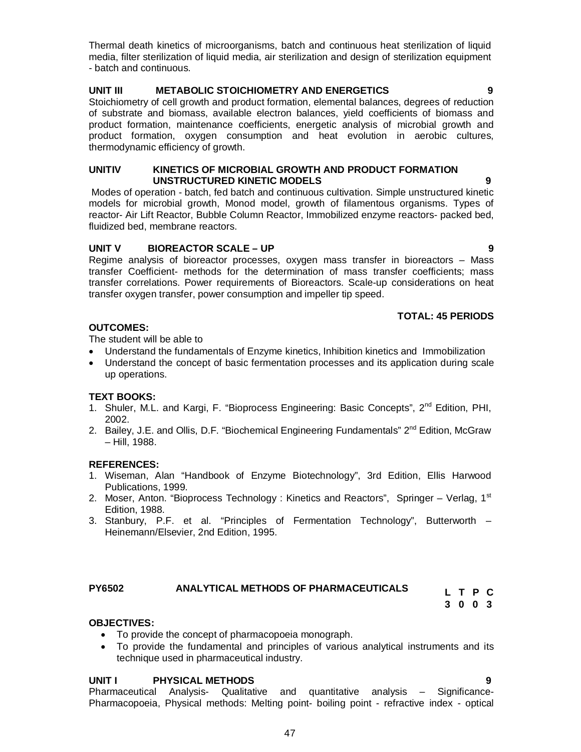Thermal death kinetics of microorganisms, batch and continuous heat sterilization of liquid media, filter sterilization of liquid media, air sterilization and design of sterilization equipment - batch and continuous.

**UNIT III METABOLIC STOICHIOMETRY AND ENERGETICS 9**

Stoichiometry of cell growth and product formation, elemental balances, degrees of reduction of substrate and biomass, available electron balances, yield coefficients of biomass and product formation, maintenance coefficients, energetic analysis of microbial growth and product formation, oxygen consumption and heat evolution in aerobic cultures, thermodynamic efficiency of growth.

**UNITIV KINETICS OF MICROBIAL GROWTH AND PRODUCT FORMATION UNSTRUCTURED KINETIC MODELS 9**

Modes of operation - batch, fed batch and continuous cultivation. Simple unstructured kinetic models for microbial growth, Monod model, growth of filamentous organisms. Types of reactor- Air Lift Reactor, Bubble Column Reactor, Immobilized enzyme reactors- packed bed, fluidized bed, membrane reactors.

**UNIT V BIOREACTOR SCALE – UP 9**

Regime analysis of bioreactor processes, oxygen mass transfer in bioreactors – Mass transfer Coefficient- methods for the determination of mass transfer coefficients; mass transfer correlations. Power requirements of Bioreactors. Scale-up considerations on heat transfer oxygen transfer, power consumption and impeller tip speed.

**TOTAL: 45 PERIODS**

**OUTCOMES:**

The student will be able to

- Understand the fundamentals of Enzyme kinetics, Inhibition kinetics and Immobilization
- Understand the concept of basic fermentation processes and its application during scale up operations.

**TEXT BOOKS:**

1. Shuler, M.L. and Kargi, F. "Bioprocess Engineering: Basic Concepts", 2nd Edition, PHI, 2002.
2. Bailey, J.E. and Ollis, D.F. "Biochemical Engineering Fundamentals" 2nd Edition, McGraw – Hill, 1988.

**REFERENCES:**

1. Wiseman, Alan "Handbook of Enzyme Biotechnology", 3rd Edition, Ellis Harwood Publications, 1999.
2. Moser, Anton. "Bioprocess Technology : Kinetics and Reactors", Springer – Verlag, 1st Edition, 1988.
3. Stanbury, P.F. et al. "Principles of Fermentation Technology", Butterworth – Heinemann/Elsevier, 2nd Edition, 1995.

**PY6502 ANALYTICAL METHODS OF PHARMACEUTICALS**

| L | T | P | C |
|---|---|---|---|
| 3 | 0 | 0 | 3 |

**OBJECTIVES:**

- To provide the concept of pharmacopoeia monograph.
- To provide the fundamental and principles of various analytical instruments and its technique used in pharmaceutical industry.

**UNIT I PHYSICAL METHODS 9**

Pharmaceutical Analysis- Qualitative and quantitative analysis – Significance- Pharmacopoeia, Physical methods: Melting point- boiling point - refractive index - optical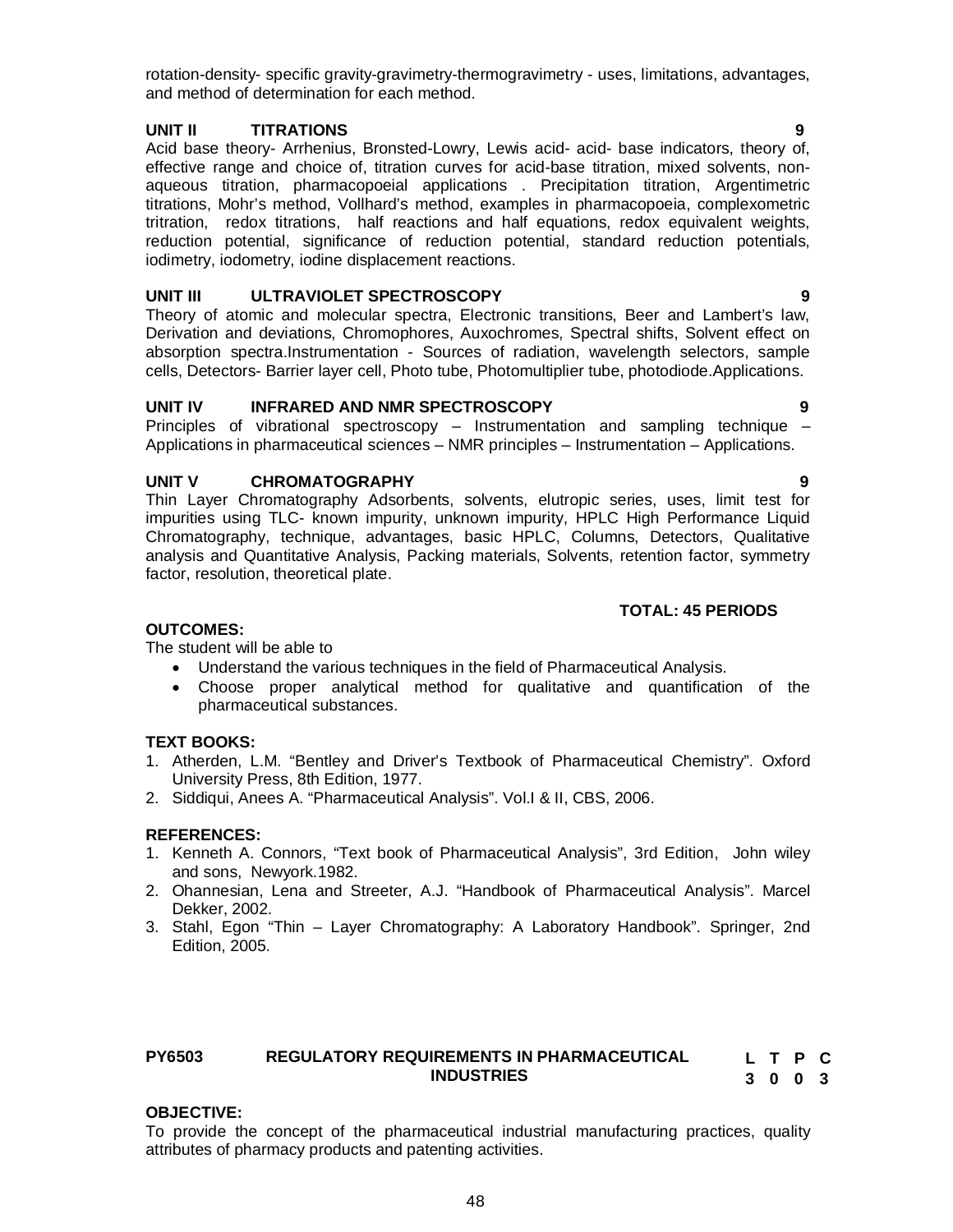rotation-density- specific gravity-gravimetry-thermogravimetry - uses, limitations, advantages, and method of determination for each method.

**UNIT II TITRATIONS 9**

Acid base theory- Arrhenius, Bronsted-Lowry, Lewis acid- acid- base indicators, theory of, effective range and choice of, titration curves for acid-base titration, mixed solvents, non-aqueous titration, pharmacopoeial applications . Precipitation titration, Argentimetric titrations, Mohr's method, Vollhard's method, examples in pharmacopoeia, complexometric trtration, redox titrations, half reactions and half equations, redox equivalent weights, reduction potential, significance of reduction potential, standard reduction potentials, iodimetry, iodometry, iodine displacement reactions.

**UNIT III ULTRAVIOLET SPECTROSCOPY 9**

Theory of atomic and molecular spectra, Electronic transitions, Beer and Lambert's law, Derivation and deviations, Chromophores, Auxochromes, Spectral shifts, Solvent effect on absorption spectra.Instrumentation - Sources of radiation, wavelength selectors, sample cells, Detectors- Barrier layer cell, Photo tube, Photomultiplier tube, photodiode.Applications.

**UNIT IV INFRARED AND NMR SPECTROSCOPY 9**

Principles of vibrational spectroscopy – Instrumentation and sampling technique – Applications in pharmaceutical sciences – NMR principles – Instrumentation – Applications.

**UNIT V CHROMATOGRAPHY 9**

Thin Layer Chromatography Adsorbents, solvents, elutropic series, uses, limit test for impurities using TLC- known impurity, unknown impurity, HPLC High Performance Liquid Chromatography, technique, advantages, basic HPLC, Columns, Detectors, Qualitative analysis and Quantitative Analysis, Packing materials, Solvents, retention factor, symmetry factor, resolution, theoretical plate.

**TOTAL: 45 PERIODS**

**OUTCOMES:**

The student will be able to

- Understand the various techniques in the field of Pharmaceutical Analysis.
- Choose proper analytical method for qualitative and quantification of the pharmaceutical substances.

**TEXT BOOKS:**

1. Atherden, L.M. "Bentley and Driver's Textbook of Pharmaceutical Chemistry". Oxford University Press, 8th Edition, 1977.
2. Siddiqui, Anees A. "Pharmaceutical Analysis". Vol.I & II, CBS, 2006.

**REFERENCES:**

1. Kenneth A. Connors, "Text book of Pharmaceutical Analysis", 3rd Edition, John wiley and sons, Newyork.1982.
2. Ohannesian, Lena and Streeter, A.J. "Handbook of Pharmaceutical Analysis". Marcel Dekker, 2002.
3. Stahl, Egon "Thin – Layer Chromatography: A Laboratory Handbook". Springer, 2nd Edition, 2005.

**PY6503 REGULATORY REQUIREMENTS IN PHARMACEUTICAL INDUSTRIES**

| L | T | P | C |
|---|---|---|---|
| 3 | 0 | 0 | 3 |

**OBJECTIVE:**

To provide the concept of the pharmaceutical industrial manufacturing practices, quality attributes of pharmacy products and patenting activities.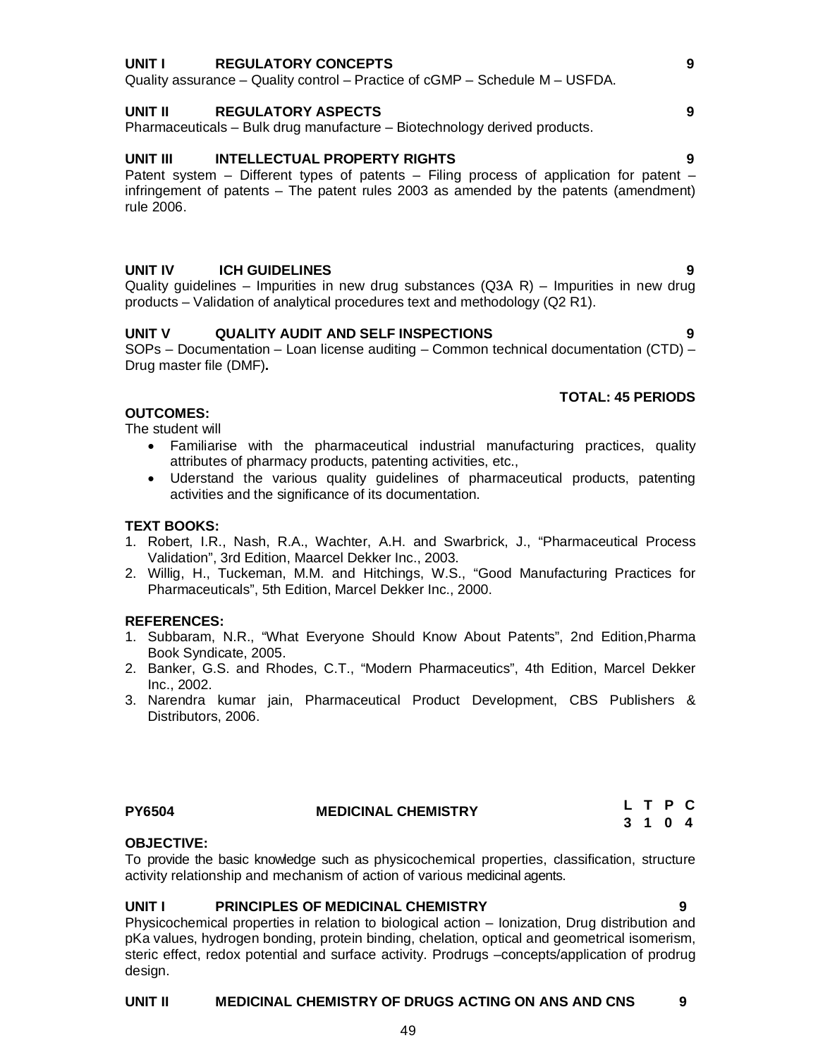**UNIT I REGULATORY CONCEPTS** **9**

Quality assurance – Quality control – Practice of cGMP – Schedule M – USFDA.

**UNIT II REGULATORY ASPECTS** **9**

Pharmaceuticals – Bulk drug manufacture – Biotechnology derived products.

**UNIT III INTELLECTUAL PROPERTY RIGHTS** **9**

Patent system – Different types of patents – Filing process of application for patent – infringement of patents – The patent rules 2003 as amended by the patents (amendment) rule 2006.

**UNIT IV ICH GUIDELINES** **9**

Quality guidelines – Impurities in new drug substances (Q3A R) – Impurities in new drug products – Validation of analytical procedures text and methodology (Q2 R1).

**UNIT V QUALITY AUDIT AND SELF INSPECTIONS** **9**

SOPs – Documentation – Loan license auditing – Common technical documentation (CTD) – Drug master file (DMF)**.**

**TOTAL: 45 PERIODS**

**OUTCOMES:**

The student will

- Familiarise with the pharmaceutical industrial manufacturing practices, quality attributes of pharmacy products, patenting activities, etc.,
- Uderstand the various quality guidelines of pharmaceutical products, patenting activities and the significance of its documentation.

**TEXT BOOKS:**

1. Robert, I.R., Nash, R.A., Wachter, A.H. and Swarbrick, J., "Pharmaceutical Process Validation", 3rd Edition, Maarcel Dekker Inc., 2003.
2. Willig, H., Tuckeman, M.M. and Hitchings, W.S., "Good Manufacturing Practices for Pharmaceuticals", 5th Edition, Marcel Dekker Inc., 2000.

**REFERENCES:**

1. Subbaram, N.R., "What Everyone Should Know About Patents", 2nd Edition,Pharma Book Syndicate, 2005.
2. Banker, G.S. and Rhodes, C.T., "Modern Pharmaceutics", 4th Edition, Marcel Dekker Inc., 2002.
3. Narendra kumar jain, Pharmaceutical Product Development, CBS Publishers & Distributors, 2006.

| PY6504 | MEDICINAL CHEMISTRY | L | T | P | C |
|---|---|---|---|---|---|
| | | 3 | 1 | 0 | 4 |

**OBJECTIVE:**

To provide the basic knowledge such as physicochemical properties, classification, structure activity relationship and mechanism of action of various medicinal agents.

**UNIT I PRINCIPLES OF MEDICINAL CHEMISTRY** **9**

Physicochemical properties in relation to biological action – Ionization, Drug distribution and pKa values, hydrogen bonding, protein binding, chelation, optical and geometrical isomerism, steric effect, redox potential and surface activity. Prodrugs –concepts/application of prodrug design.

**UNIT II MEDICINAL CHEMISTRY OF DRUGS ACTING ON ANS AND CNS** **9**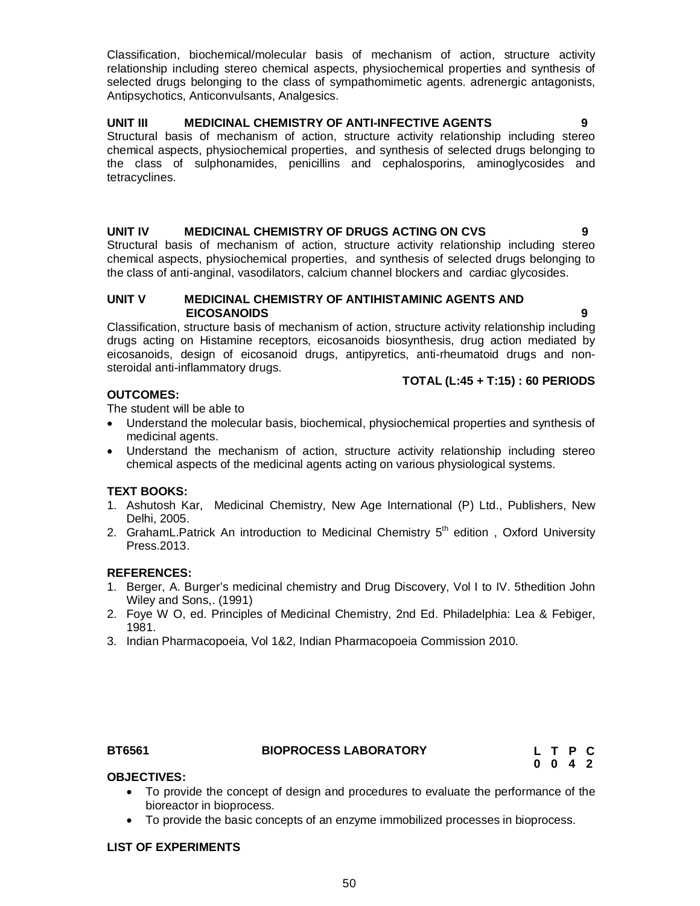Classification, biochemical/molecular basis of mechanism of action, structure activity relationship including stereo chemical aspects, physiochemical properties and synthesis of selected drugs belonging to the class of sympathomimetic agents. adrenergic antagonists, Antipsychotics, Anticonvulsants, Analgesics.

**UNIT III MEDICINAL CHEMISTRY OF ANTI-INFECTIVE AGENTS 9**

Structural basis of mechanism of action, structure activity relationship including stereo chemical aspects, physiochemical properties, and synthesis of selected drugs belonging to the class of sulphonamides, penicillins and cephalosporins, aminoglycosides and tetracyclines.

**UNIT IV MEDICINAL CHEMISTRY OF DRUGS ACTING ON CVS 9**

Structural basis of mechanism of action, structure activity relationship including stereo chemical aspects, physiochemical properties, and synthesis of selected drugs belonging to the class of anti-anginal, vasodilators, calcium channel blockers and cardiac glycosides.

**UNIT V MEDICINAL CHEMISTRY OF ANTIHISTAMINIC AGENTS AND EICOSANOIDS 9**

Classification, structure basis of mechanism of action, structure activity relationship including drugs acting on Histamine receptors, eicosanoids biosynthesis, drug action mediated by eicosanoids, design of eicosanoid drugs, antipyretics, anti-rheumatoid drugs and non-steroidal anti-inflammatory drugs.

**TOTAL (L:45 + T:15) : 60 PERIODS**

**OUTCOMES:**

The student will be able to

- Understand the molecular basis, biochemical, physiochemical properties and synthesis of medicinal agents.
- Understand the mechanism of action, structure activity relationship including stereo chemical aspects of the medicinal agents acting on various physiological systems.

**TEXT BOOKS:**

1. Ashutosh Kar, Medicinal Chemistry, New Age International (P) Ltd., Publishers, New Delhi, 2005.
2. GrahamL.Patrick An introduction to Medicinal Chemistry 5th edition , Oxford University Press.2013.

**REFERENCES:**

1. Berger, A. Burger's medicinal chemistry and Drug Discovery, Vol I to IV. 5thedition John Wiley and Sons,. (1991)
2. Foye W O, ed. Principles of Medicinal Chemistry, 2nd Ed. Philadelphia: Lea & Febiger, 1981.
3. Indian Pharmacopoeia, Vol 1&2, Indian Pharmacopoeia Commission 2010.

**BT6561 BIOPROCESS LABORATORY**

| L | T | P | C |
|---|---|---|---|
| 0 | 0 | 4 | 2 |

**OBJECTIVES:**

- To provide the concept of design and procedures to evaluate the performance of the bioreactor in bioprocess.
- To provide the basic concepts of an enzyme immobilized processes in bioprocess.

**LIST OF EXPERIMENTS**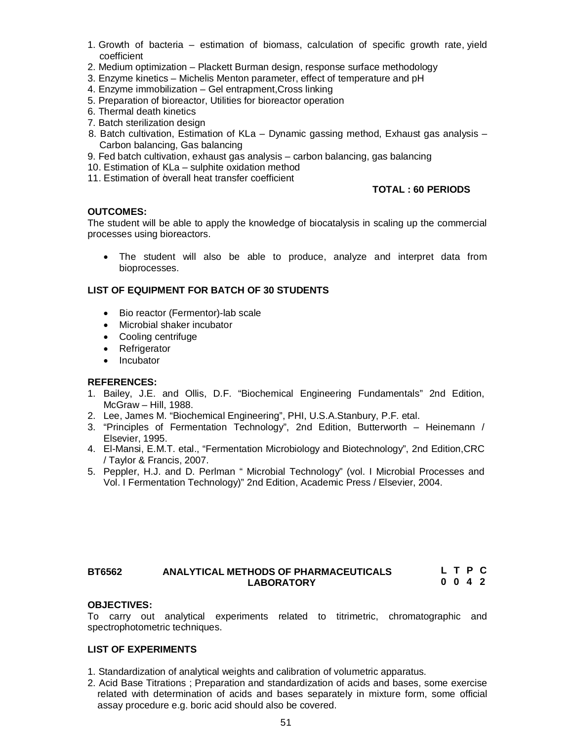1. Growth of bacteria – estimation of biomass, calculation of specific growth rate, yield coefficient
2. Medium optimization – Plackett Burman design, response surface methodology
3. Enzyme kinetics – Michelis Menton parameter, effect of temperature and pH
4. Enzyme immobilization – Gel entrapment,Cross linking
5. Preparation of bioreactor, Utilities for bioreactor operation
6. Thermal death kinetics
7. Batch sterilization design
8. Batch cultivation, Estimation of KLa – Dynamic gassing method, Exhaust gas analysis – Carbon balancing, Gas balancing
9. Fed batch cultivation, exhaust gas analysis – carbon balancing, gas balancing
10. Estimation of KLa – sulphite oxidation method
11. Estimation of overall heat transfer coefficient

**TOTAL : 60 PERIODS**

**OUTCOMES:**

The student will be able to apply the knowledge of biocatalysis in scaling up the commercial processes using bioreactors.

- The student will also be able to produce, analyze and interpret data from bioprocesses.

**LIST OF EQUIPMENT FOR BATCH OF 30 STUDENTS**

- Bio reactor (Fermentor)-lab scale
- Microbial shaker incubator
- Cooling centrifuge
- Refrigerator
- Incubator

**REFERENCES:**

1. Bailey, J.E. and Ollis, D.F. "Biochemical Engineering Fundamentals" 2nd Edition, McGraw – Hill, 1988.
2. Lee, James M. "Biochemical Engineering", PHI, U.S.A.Stanbury, P.F. etal.
3. "Principles of Fermentation Technology", 2nd Edition, Butterworth – Heinemann / Elsevier, 1995.
4. El-Mansi, E.M.T. etal., "Fermentation Microbiology and Biotechnology", 2nd Edition,CRC / Taylor & Francis, 2007.
5. Peppler, H.J. and D. Perlman " Microbial Technology" (vol. I Microbial Processes and Vol. I Fermentation Technology)" 2nd Edition, Academic Press / Elsevier, 2004.

## BT6562 ANALYTICAL METHODS OF PHARMACEUTICALS LABORATORY

| L | T | P | C |
|---|---|---|---|
| 0 | 0 | 4 | 2 |

**OBJECTIVES:**

To carry out analytical experiments related to titrimetric, chromatographic and spectrophotometric techniques.

**LIST OF EXPERIMENTS**

1. Standardization of analytical weights and calibration of volumetric apparatus.
2. Acid Base Titrations ; Preparation and standardization of acids and bases, some exercise related with determination of acids and bases separately in mixture form, some official assay procedure e.g. boric acid should also be covered.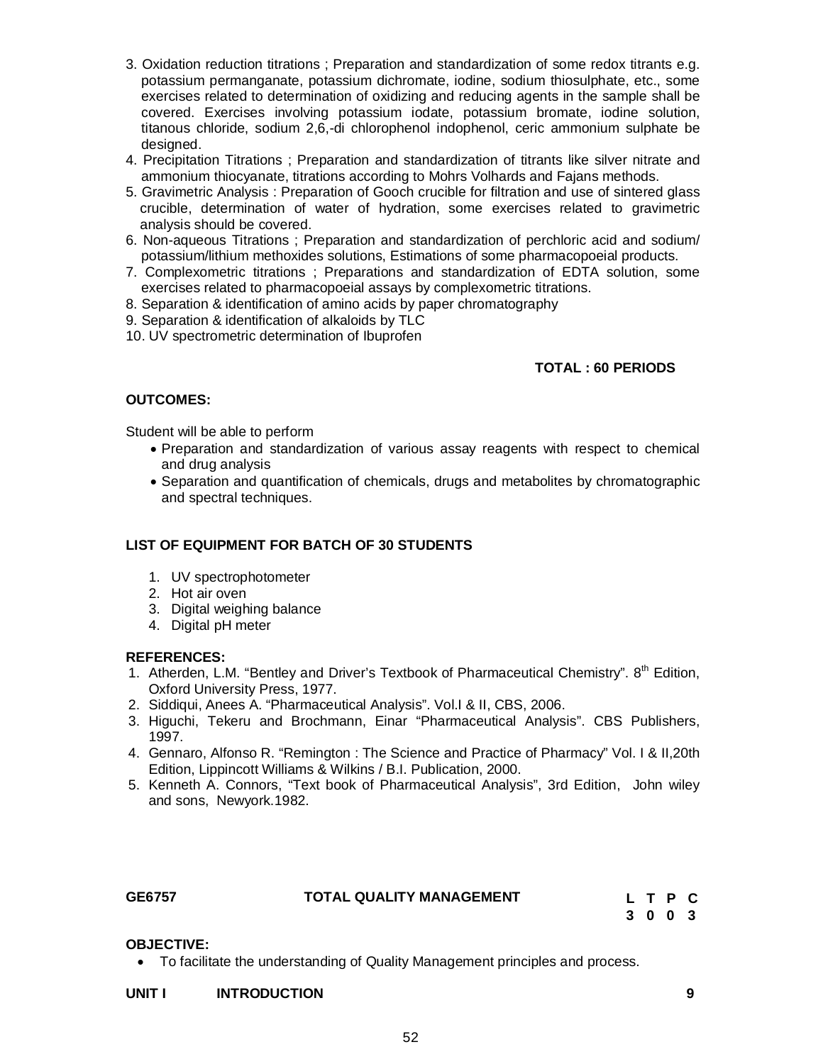3. Oxidation reduction titrations ; Preparation and standardization of some redox titrants e.g. potassium permanganate, potassium dichromate, iodine, sodium thiosulphate, etc., some exercises related to determination of oxidizing and reducing agents in the sample shall be covered. Exercises involving potassium iodate, potassium bromate, iodine solution, titanous chloride, sodium 2,6,-di chlorophenol indophenol, ceric ammonium sulphate be designed.
4. Precipitation Titrations ; Preparation and standardization of titrants like silver nitrate and ammonium thiocyanate, titrations according to Mohrs Volhards and Fajans methods.
5. Gravimetric Analysis : Preparation of Gooch crucible for filtration and use of sintered glass crucible, determination of water of hydration, some exercises related to gravimetric analysis should be covered.
6. Non-aqueous Titrations ; Preparation and standardization of perchloric acid and sodium/ potassium/lithium methoxides solutions, Estimations of some pharmacopoeial products.
7. Complexometric titrations ; Preparations and standardization of EDTA solution, some exercises related to pharmacopoeial assays by complexometric titrations.
8. Separation & identification of amino acids by paper chromatography
9. Separation & identification of alkaloids by TLC
10. UV spectrometric determination of Ibuprofen

**TOTAL : 60 PERIODS**

**OUTCOMES:**

Student will be able to perform

- Preparation and standardization of various assay reagents with respect to chemical and drug analysis
- Separation and quantification of chemicals, drugs and metabolites by chromatographic and spectral techniques.

**LIST OF EQUIPMENT FOR BATCH OF 30 STUDENTS**

1. UV spectrophotometer
2. Hot air oven
3. Digital weighing balance
4. Digital pH meter

**REFERENCES:**

1. Atherden, L.M. "Bentley and Driver's Textbook of Pharmaceutical Chemistry". 8th Edition, Oxford University Press, 1977.
2. Siddiqui, Anees A. "Pharmaceutical Analysis". Vol.I & II, CBS, 2006.
3. Higuchi, Tekeru and Brochmann, Einar "Pharmaceutical Analysis". CBS Publishers, 1997.
4. Gennaro, Alfonso R. "Remington : The Science and Practice of Pharmacy" Vol. I & II,20th Edition, Lippincott Williams & Wilkins / B.I. Publication, 2000.
5. Kenneth A. Connors, "Text book of Pharmaceutical Analysis", 3rd Edition, John wiley and sons, Newyork.1982.

**GE6757 TOTAL QUALITY MANAGEMENT**

| L | T | P | C |
|---|---|---|---|
| 3 | 0 | 0 | 3 |

**OBJECTIVE:**

- To facilitate the understanding of Quality Management principles and process.

**UNIT I INTRODUCTION 9**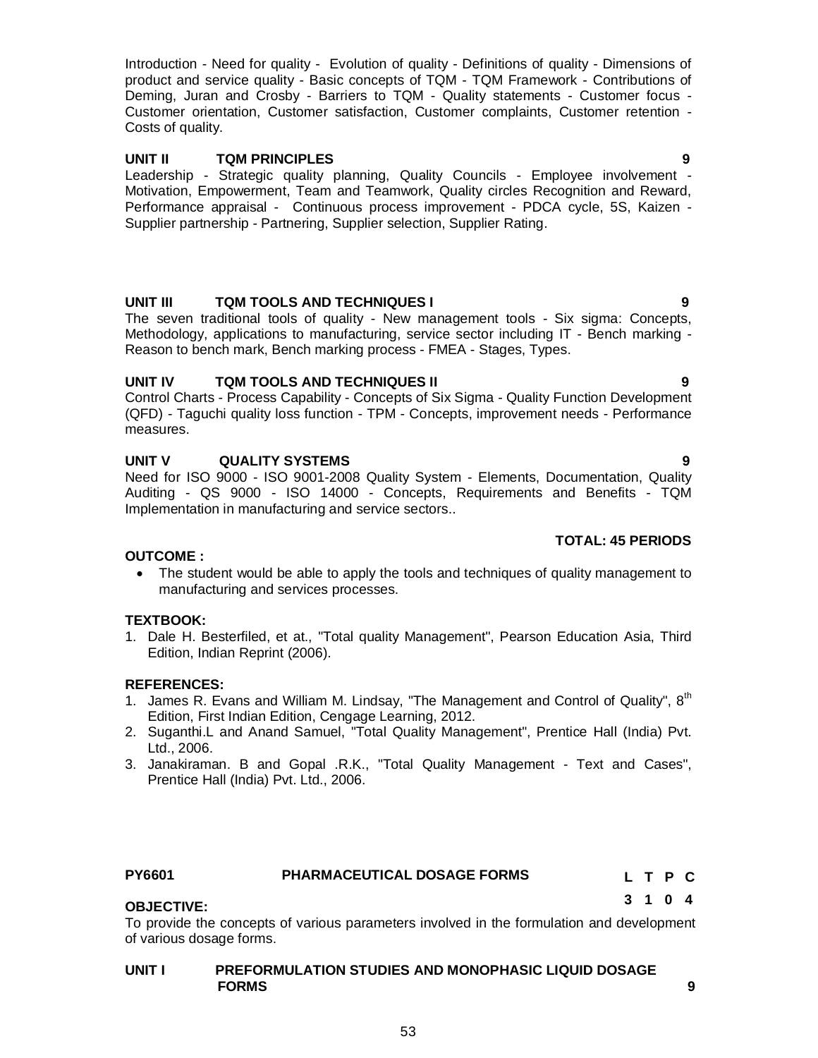Introduction - Need for quality - Evolution of quality - Definitions of quality - Dimensions of product and service quality - Basic concepts of TQM - TQM Framework - Contributions of Deming, Juran and Crosby - Barriers to TQM - Quality statements - Customer focus - Customer orientation, Customer satisfaction, Customer complaints, Customer retention - Costs of quality.

**UNIT II TQM PRINCIPLES 9**

Leadership - Strategic quality planning, Quality Councils - Employee involvement - Motivation, Empowerment, Team and Teamwork, Quality circles Recognition and Reward, Performance appraisal - Continuous process improvement - PDCA cycle, 5S, Kaizen - Supplier partnership - Partnering, Supplier selection, Supplier Rating.

**UNIT III TQM TOOLS AND TECHNIQUES I 9**

The seven traditional tools of quality - New management tools - Six sigma: Concepts, Methodology, applications to manufacturing, service sector including IT - Bench marking - Reason to bench mark, Bench marking process - FMEA - Stages, Types.

**UNIT IV TQM TOOLS AND TECHNIQUES II 9**

Control Charts - Process Capability - Concepts of Six Sigma - Quality Function Development (QFD) - Taguchi quality loss function - TPM - Concepts, improvement needs - Performance measures.

**UNIT V QUALITY SYSTEMS 9**

Need for ISO 9000 - ISO 9001-2008 Quality System - Elements, Documentation, Quality Auditing - QS 9000 - ISO 14000 - Concepts, Requirements and Benefits - TQM Implementation in manufacturing and service sectors..

**TOTAL: 45 PERIODS**

**OUTCOME :**

- The student would be able to apply the tools and techniques of quality management to manufacturing and services processes.

**TEXTBOOK:**

1. Dale H. Besterfiled, et at., "Total quality Management", Pearson Education Asia, Third Edition, Indian Reprint (2006).

**REFERENCES:**

1. James R. Evans and William M. Lindsay, "The Management and Control of Quality", 8th Edition, First Indian Edition, Cengage Learning, 2012.
2. Suganthi.L and Anand Samuel, "Total Quality Management", Prentice Hall (India) Pvt. Ltd., 2006.
3. Janakiraman. B and Gopal .R.K., "Total Quality Management - Text and Cases", Prentice Hall (India) Pvt. Ltd., 2006.

**PY6601 PHARMACEUTICAL DOSAGE FORMS**

| L | T | P | C |
|---|---|---|---|
| 3 | 1 | 0 | 4 |

**OBJECTIVE:**

To provide the concepts of various parameters involved in the formulation and development of various dosage forms.

**UNIT I PREFORMULATION STUDIES AND MONOPHASIC LIQUID DOSAGE FORMS 9**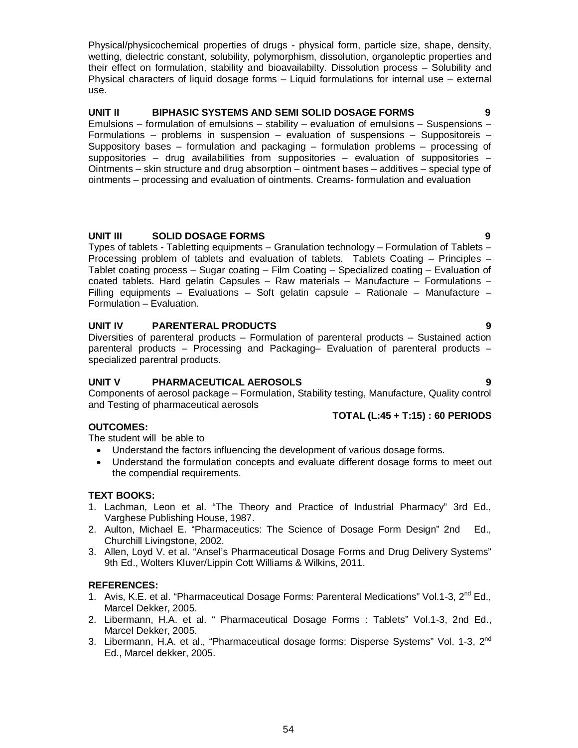Physical/physicochemical properties of drugs - physical form, particle size, shape, density, wetting, dielectric constant, solubility, polymorphism, dissolution, organoleptic properties and their effect on formulation, stability and bioavailabilty. Dissolution process – Solubility and Physical characters of liquid dosage forms – Liquid formulations for internal use – external use.

**UNIT II BIPHASIC SYSTEMS AND SEMI SOLID DOSAGE FORMS 9**

Emulsions – formulation of emulsions – stability – evaluation of emulsions – Suspensions – Formulations – problems in suspension – evaluation of suspensions – Suppositoreis – Suppository bases – formulation and packaging – formulation problems – processing of suppositories – drug availabilities from suppositories – evaluation of suppositories – Ointments – skin structure and drug absorption – ointment bases – additives – special type of ointments – processing and evaluation of ointments. Creams- formulation and evaluation

**UNIT III SOLID DOSAGE FORMS 9**

Types of tablets - Tabletting equipments – Granulation technology – Formulation of Tablets – Processing problem of tablets and evaluation of tablets. Tablets Coating – Principles – Tablet coating process – Sugar coating – Film Coating – Specialized coating – Evaluation of coated tablets. Hard gelatin Capsules – Raw materials – Manufacture – Formulations – Filling equipments – Evaluations – Soft gelatin capsule – Rationale – Manufacture – Formulation – Evaluation.

**UNIT IV PARENTERAL PRODUCTS 9**

Diversities of parenteral products – Formulation of parenteral products – Sustained action parenteral products – Processing and Packaging– Evaluation of parenteral products – specialized parentral products.

**UNIT V PHARMACEUTICAL AEROSOLS 9**

Components of aerosol package – Formulation, Stability testing, Manufacture, Quality control and Testing of pharmaceutical aerosols

**TOTAL (L:45 + T:15) : 60 PERIODS**

**OUTCOMES:**

The student will be able to

- Understand the factors influencing the development of various dosage forms.
- Understand the formulation concepts and evaluate different dosage forms to meet out the compendial requirements.

**TEXT BOOKS:**

1. Lachman, Leon et al. "The Theory and Practice of Industrial Pharmacy" 3rd Ed., Varghese Publishing House, 1987.
2. Aulton, Michael E. "Pharmaceutics: The Science of Dosage Form Design" 2nd Ed., Churchill Livingstone, 2002.
3. Allen, Loyd V. et al. "Ansel's Pharmaceutical Dosage Forms and Drug Delivery Systems" 9th Ed., Wolters Kluver/Lippin Cott Williams & Wilkins, 2011.

**REFERENCES:**

1. Avis, K.E. et al. "Pharmaceutical Dosage Forms: Parenteral Medications" Vol.1-3, 2nd Ed., Marcel Dekker, 2005.
2. Libermann, H.A. et al. " Pharmaceutical Dosage Forms : Tablets" Vol.1-3, 2nd Ed., Marcel Dekker, 2005.
3. Libermann, H.A. et al., "Pharmaceutical dosage forms: Disperse Systems" Vol. 1-3, 2nd Ed., Marcel dekker, 2005.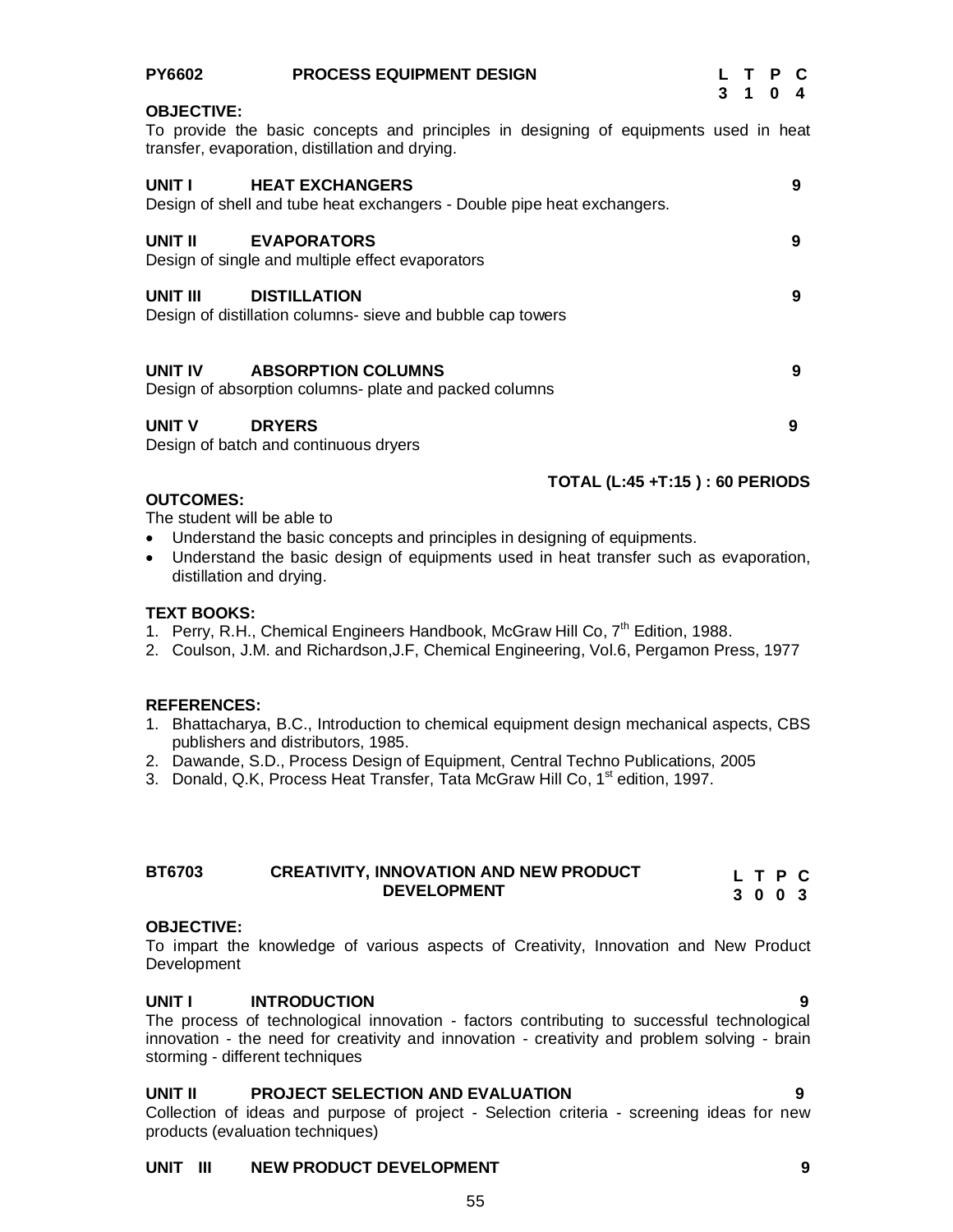## PY6602 PROCESS EQUIPMENT DESIGN

| L | T | P | C |
|---|---|---|---|
| 3 | 1 | 0 | 4 |

**OBJECTIVE:**

To provide the basic concepts and principles in designing of equipments used in heat transfer, evaporation, distillation and drying.

**UNIT I HEAT EXCHANGERS** **9**

Design of shell and tube heat exchangers - Double pipe heat exchangers.

**UNIT II EVAPORATORS** **9**

Design of single and multiple effect evaporators

**UNIT III DISTILLATION** **9**

Design of distillation columns- sieve and bubble cap towers

**UNIT IV ABSORPTION COLUMNS** **9**

Design of absorption columns- plate and packed columns

**UNIT V DRYERS** **9**

Design of batch and continuous dryers

**TOTAL (L:45 +T:15 ) : 60 PERIODS**

**OUTCOMES:**

The student will be able to

- Understand the basic concepts and principles in designing of equipments.
- Understand the basic design of equipments used in heat transfer such as evaporation, distillation and drying.

**TEXT BOOKS:**

1. Perry, R.H., Chemical Engineers Handbook, McGraw Hill Co, 7th Edition, 1988.
2. Coulson, J.M. and Richardson,J.F, Chemical Engineering, Vol.6, Pergamon Press, 1977

**REFERENCES:**

1. Bhattacharya, B.C., Introduction to chemical equipment design mechanical aspects, CBS publishers and distributors, 1985.
2. Dawande, S.D., Process Design of Equipment, Central Techno Publications, 2005
3. Donald, Q.K, Process Heat Transfer, Tata McGraw Hill Co, 1st edition, 1997.

## BT6703 CREATIVITY, INNOVATION AND NEW PRODUCT DEVELOPMENT

| L | T | P | C |
|---|---|---|---|
| 3 | 0 | 0 | 3 |

**OBJECTIVE:**

To impart the knowledge of various aspects of Creativity, Innovation and New Product Development

**UNIT I INTRODUCTION** **9**

The process of technological innovation - factors contributing to successful technological innovation - the need for creativity and innovation - creativity and problem solving - brain storming - different techniques

**UNIT II PROJECT SELECTION AND EVALUATION** **9**

Collection of ideas and purpose of project - Selection criteria - screening ideas for new products (evaluation techniques)

**UNIT III NEW PRODUCT DEVELOPMENT** **9**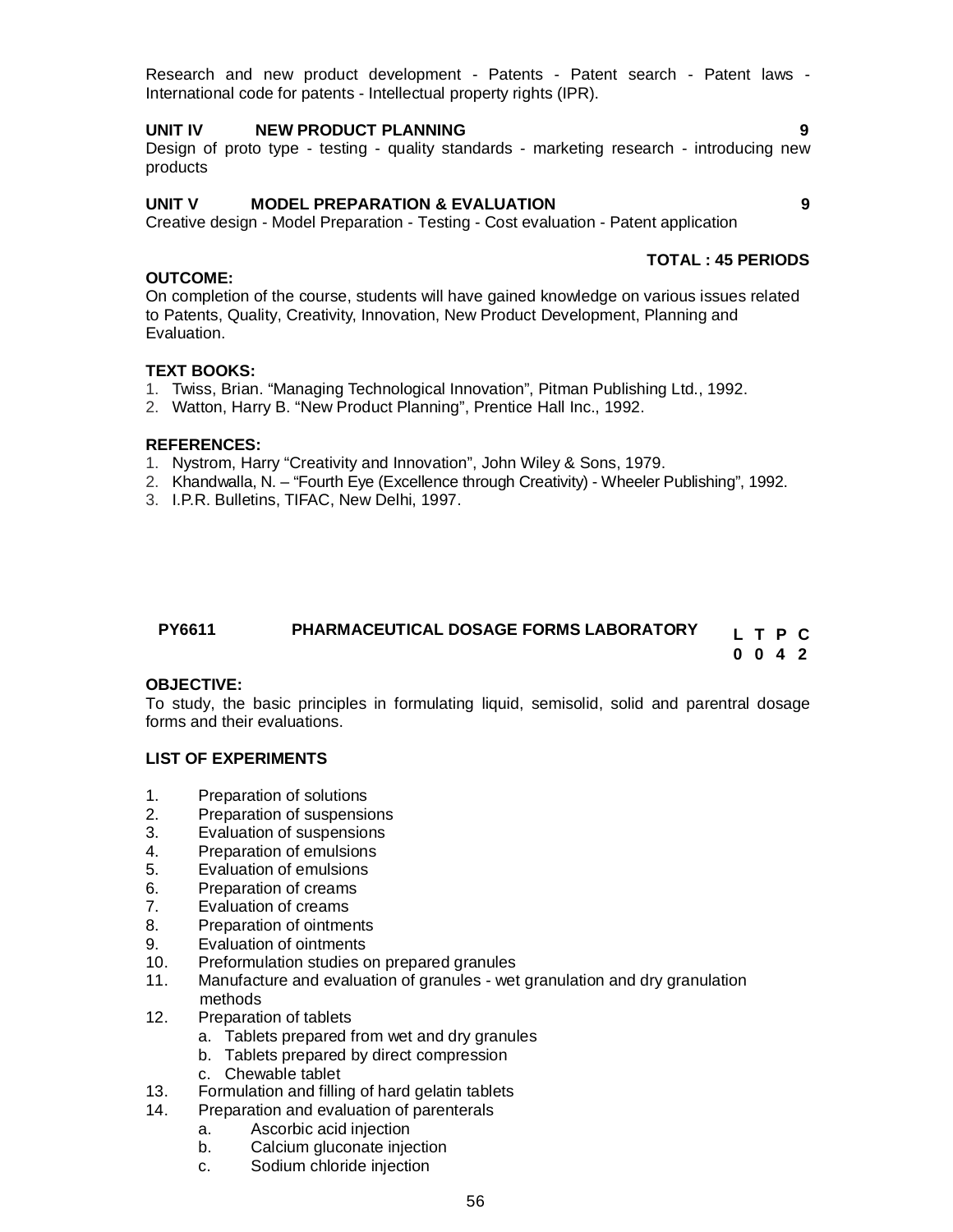Research and new product development - Patents - Patent search - Patent laws - International code for patents - Intellectual property rights (IPR).

**UNIT IV NEW PRODUCT PLANNING** **9**

Design of proto type - testing - quality standards - marketing research - introducing new products

**UNIT V MODEL PREPARATION & EVALUATION** **9**

Creative design - Model Preparation - Testing - Cost evaluation - Patent application

**TOTAL : 45 PERIODS**

**OUTCOME:**

On completion of the course, students will have gained knowledge on various issues related to Patents, Quality, Creativity, Innovation, New Product Development, Planning and Evaluation.

**TEXT BOOKS:**

1. Twiss, Brian. "Managing Technological Innovation", Pitman Publishing Ltd., 1992.
2. Watton, Harry B. "New Product Planning", Prentice Hall Inc., 1992.

**REFERENCES:**

1. Nystrom, Harry "Creativity and Innovation", John Wiley & Sons, 1979.
2. Khandwalla, N. – "Fourth Eye (Excellence through Creativity) - Wheeler Publishing", 1992.
3. I.P.R. Bulletins, TIFAC, New Delhi, 1997.

## PY6611 PHARMACEUTICAL DOSAGE FORMS LABORATORY

| L | T | P | C |
|---|---|---|---|
| 0 | 0 | 4 | 2 |

**OBJECTIVE:**

To study, the basic principles in formulating liquid, semisolid, solid and parentral dosage forms and their evaluations.

**LIST OF EXPERIMENTS**

1. Preparation of solutions
2. Preparation of suspensions
3. Evaluation of suspensions
4. Preparation of emulsions
5. Evaluation of emulsions
6. Preparation of creams
7. Evaluation of creams
8. Preparation of ointments
9. Evaluation of ointments
10. Preformulation studies on prepared granules
11. Manufacture and evaluation of granules - wet granulation and dry granulation methods
12. Preparation of tablets
    a. Tablets prepared from wet and dry granules
    b. Tablets prepared by direct compression
    c. Chewable tablet
13. Formulation and filling of hard gelatin tablets
14. Preparation and evaluation of parenterals
    a. Ascorbic acid injection
    b. Calcium gluconate injection
    c. Sodium chloride injection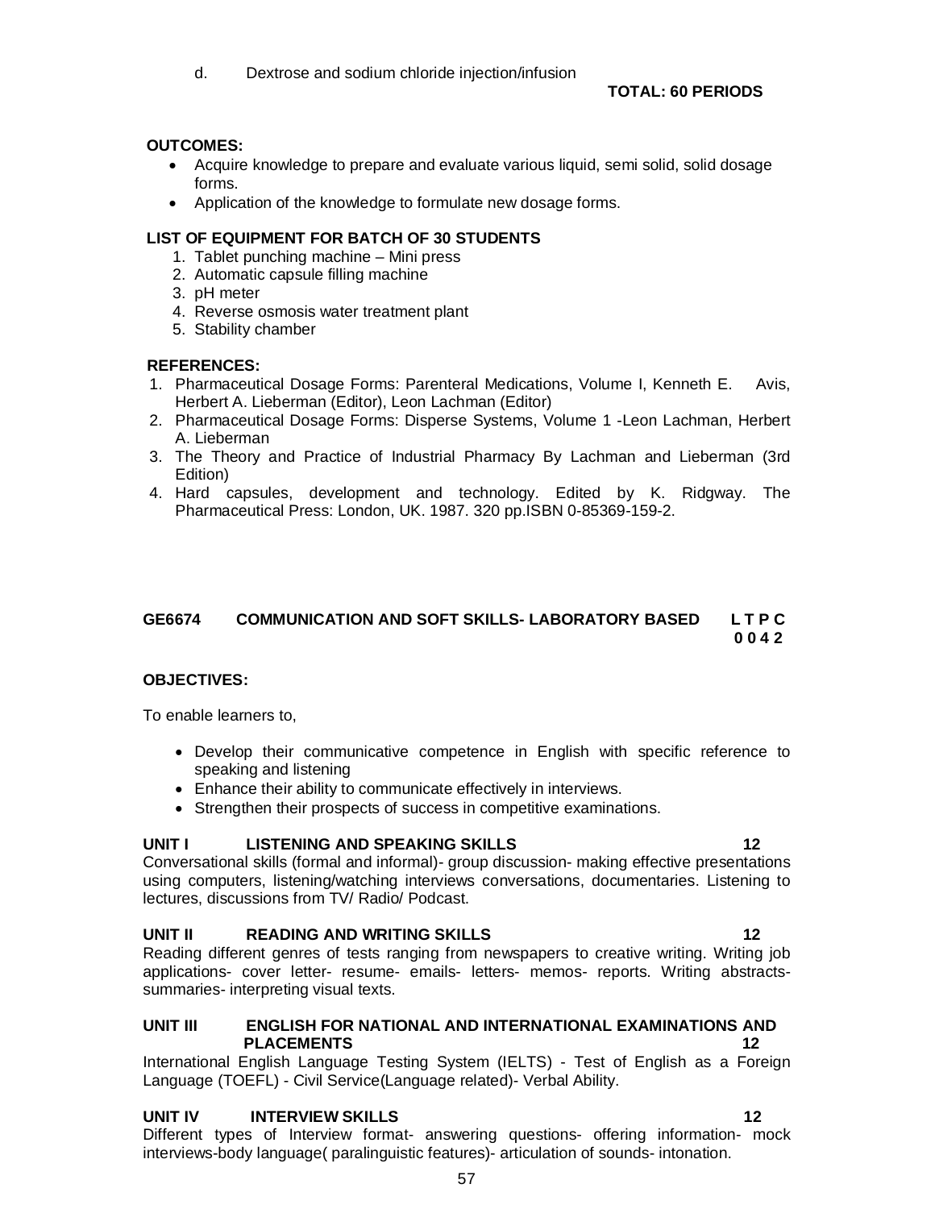d. Dextrose and sodium chloride injection/infusion

**TOTAL: 60 PERIODS**

**OUTCOMES:**

- Acquire knowledge to prepare and evaluate various liquid, semi solid, solid dosage forms.
- Application of the knowledge to formulate new dosage forms.

**LIST OF EQUIPMENT FOR BATCH OF 30 STUDENTS**

1. Tablet punching machine – Mini press
2. Automatic capsule filling machine
3. pH meter
4. Reverse osmosis water treatment plant
5. Stability chamber

**REFERENCES:**

1. Pharmaceutical Dosage Forms: Parenteral Medications, Volume I, Kenneth E. Avis, Herbert A. Lieberman (Editor), Leon Lachman (Editor)
2. Pharmaceutical Dosage Forms: Disperse Systems, Volume 1 -Leon Lachman, Herbert A. Lieberman
3. The Theory and Practice of Industrial Pharmacy By Lachman and Lieberman (3rd Edition)
4. Hard capsules, development and technology. Edited by K. Ridgway. The Pharmaceutical Press: London, UK. 1987. 320 pp.ISBN 0-85369-159-2.

## GE6674 COMMUNICATION AND SOFT SKILLS- LABORATORY BASED

**L T P C**
**0 0 4 2**

**OBJECTIVES:**

To enable learners to,

- Develop their communicative competence in English with specific reference to speaking and listening
- Enhance their ability to communicate effectively in interviews.
- Strengthen their prospects of success in competitive examinations.

**UNIT I LISTENING AND SPEAKING SKILLS 12**

Conversational skills (formal and informal)- group discussion- making effective presentations using computers, listening/watching interviews conversations, documentaries. Listening to lectures, discussions from TV/ Radio/ Podcast.

**UNIT II READING AND WRITING SKILLS 12**

Reading different genres of tests ranging from newspapers to creative writing. Writing job applications- cover letter- resume- emails- letters- memos- reports. Writing abstracts- summaries- interpreting visual texts.

**UNIT III ENGLISH FOR NATIONAL AND INTERNATIONAL EXAMINATIONS AND PLACEMENTS 12**

International English Language Testing System (IELTS) - Test of English as a Foreign Language (TOEFL) - Civil Service(Language related)- Verbal Ability.

**UNIT IV INTERVIEW SKILLS 12**

Different types of Interview format- answering questions- offering information- mock interviews-body language( paralinguistic features)- articulation of sounds- intonation.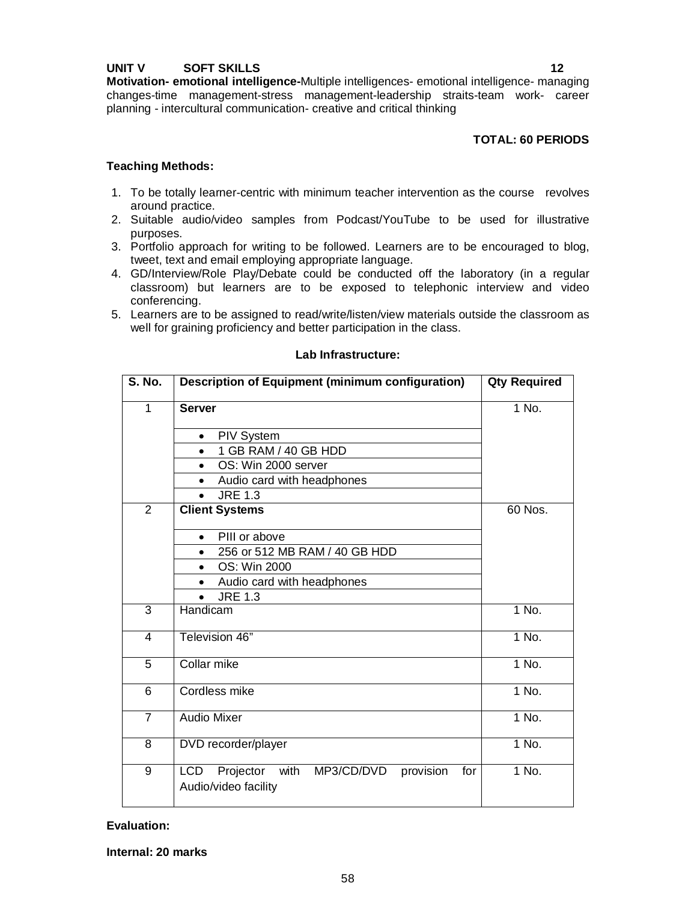**UNIT V SOFT SKILLS 12**

**Motivation- emotional intelligence-**Multiple intelligences- emotional intelligence- managing changes-time management-stress management-leadership straits-team work- career planning - intercultural communication- creative and critical thinking

**TOTAL: 60 PERIODS**

**Teaching Methods:**

1. To be totally learner-centric with minimum teacher intervention as the course revolves around practice.
2. Suitable audio/video samples from Podcast/YouTube to be used for illustrative purposes.
3. Portfolio approach for writing to be followed. Learners are to be encouraged to blog, tweet, text and email employing appropriate language.
4. GD/Interview/Role Play/Debate could be conducted off the laboratory (in a regular classroom) but learners are to be exposed to telephonic interview and video conferencing.
5. Learners are to be assigned to read/write/listen/view materials outside the classroom as well for graining proficiency and better participation in the class.

**Lab Infrastructure:**

| S. No. | Description of Equipment (minimum configuration) | Qty Required |
|---|---|---|
| 1 | **Server** | 1 No. |
| | • PIV System | |
| | • 1 GB RAM / 40 GB HDD | |
| | • OS: Win 2000 server | |
| | • Audio card with headphones | |
| | • JRE 1.3 | |
| 2 | **Client Systems** | 60 Nos. |
| | • PIII or above | |
| | • 256 or 512 MB RAM / 40 GB HDD | |
| | • OS: Win 2000 | |
| | • Audio card with headphones | |
| | • JRE 1.3 | |
| 3 | Handicam | 1 No. |
| 4 | Television 46" | 1 No. |
| 5 | Collar mike | 1 No. |
| 6 | Cordless mike | 1 No. |
| 7 | Audio Mixer | 1 No. |
| 8 | DVD recorder/player | 1 No. |
| 9 | LCD Projector with MP3/CD/DVD provision for Audio/video facility | 1 No. |

**Evaluation:**

**Internal: 20 marks**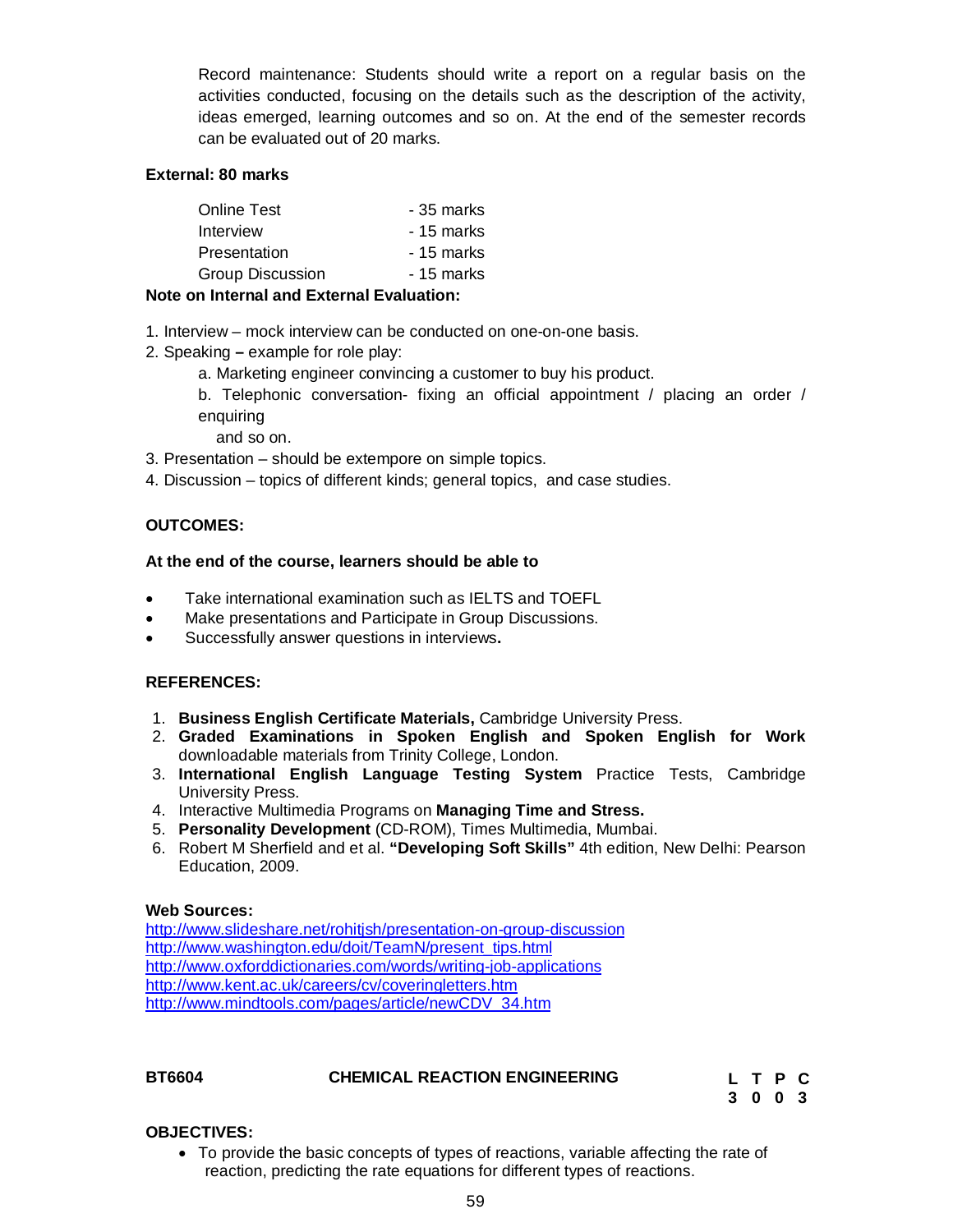Record maintenance: Students should write a report on a regular basis on the activities conducted, focusing on the details such as the description of the activity, ideas emerged, learning outcomes and so on. At the end of the semester records can be evaluated out of 20 marks.

**External: 80 marks**

| | |
|---|---|
| Online Test | - 35 marks |
| Interview | - 15 marks |
| Presentation | - 15 marks |
| Group Discussion | - 15 marks |

**Note on Internal and External Evaluation:**

1. Interview – mock interview can be conducted on one-on-one basis.
2. Speaking **–** example for role play:
   a. Marketing engineer convincing a customer to buy his product.
   b. Telephonic conversation- fixing an official appointment / placing an order / enquiring
   and so on.
3. Presentation – should be extempore on simple topics.
4. Discussion – topics of different kinds; general topics, and case studies.

**OUTCOMES:**

**At the end of the course, learners should be able to**

- Take international examination such as IELTS and TOEFL
- Make presentations and Participate in Group Discussions.
- Successfully answer questions in interviews**.**

**REFERENCES:**

1. **Business English Certificate Materials,** Cambridge University Press.
2. **Graded Examinations in Spoken English and Spoken English for Work** downloadable materials from Trinity College, London.
3. **International English Language Testing System** Practice Tests, Cambridge University Press.
4. Interactive Multimedia Programs on **Managing Time and Stress.**
5. **Personality Development** (CD-ROM), Times Multimedia, Mumbai.
6. Robert M Sherfield and et al. **"Developing Soft Skills"** 4th edition, New Delhi: Pearson Education, 2009.

**Web Sources:**

http://www.slideshare.net/rohitjsh/presentation-on-group-discussion
http://www.washington.edu/doit/TeamN/present_tips.html
http://www.oxforddictionaries.com/words/writing-job-applications
http://www.kent.ac.uk/careers/cv/coveringletters.htm
http://www.mindtools.com/pages/article/newCDV_34.htm

**BT6604 CHEMICAL REACTION ENGINEERING**

| L | T | P | C |
|---|---|---|---|
| 3 | 0 | 0 | 3 |

**OBJECTIVES:**

- To provide the basic concepts of types of reactions, variable affecting the rate of reaction, predicting the rate equations for different types of reactions.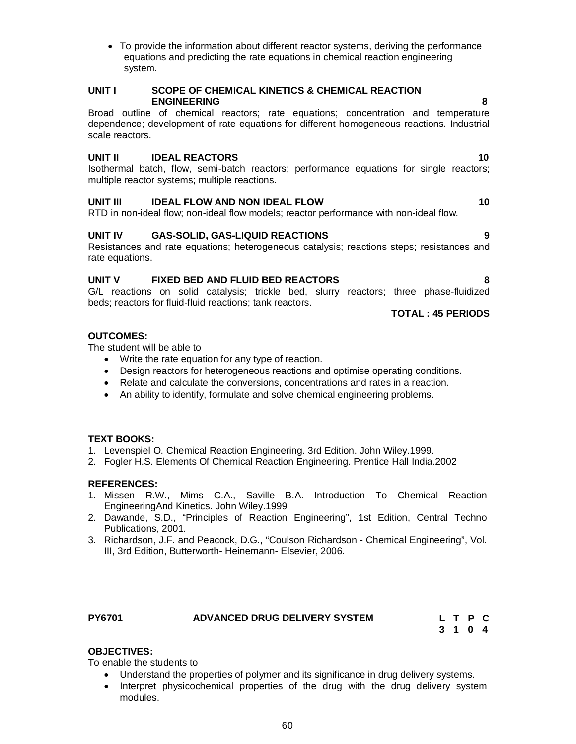- To provide the information about different reactor systems, deriving the performance equations and predicting the rate equations in chemical reaction engineering system.

**UNIT I SCOPE OF CHEMICAL KINETICS & CHEMICAL REACTION ENGINEERING 8**

Broad outline of chemical reactors; rate equations; concentration and temperature dependence; development of rate equations for different homogeneous reactions. Industrial scale reactors.

**UNIT II IDEAL REACTORS 10**

Isothermal batch, flow, semi-batch reactors; performance equations for single reactors; multiple reactor systems; multiple reactions.

**UNIT III IDEAL FLOW AND NON IDEAL FLOW 10**

RTD in non-ideal flow; non-ideal flow models; reactor performance with non-ideal flow.

**UNIT IV GAS-SOLID, GAS-LIQUID REACTIONS 9**

Resistances and rate equations; heterogeneous catalysis; reactions steps; resistances and rate equations.

**UNIT V FIXED BED AND FLUID BED REACTORS 8**

G/L reactions on solid catalysis; trickle bed, slurry reactors; three phase-fluidized beds; reactors for fluid-fluid reactions; tank reactors.

**TOTAL : 45 PERIODS**

**OUTCOMES:**

The student will be able to

- Write the rate equation for any type of reaction.
- Design reactors for heterogeneous reactions and optimise operating conditions.
- Relate and calculate the conversions, concentrations and rates in a reaction.
- An ability to identify, formulate and solve chemical engineering problems.

**TEXT BOOKS:**

1. Levenspiel O. Chemical Reaction Engineering. 3rd Edition. John Wiley.1999.
2. Fogler H.S. Elements Of Chemical Reaction Engineering. Prentice Hall India.2002

**REFERENCES:**

1. Missen R.W., Mims C.A., Saville B.A. Introduction To Chemical Reaction EngineeringAnd Kinetics. John Wiley.1999
2. Dawande, S.D., "Principles of Reaction Engineering", 1st Edition, Central Techno Publications, 2001.
3. Richardson, J.F. and Peacock, D.G., "Coulson Richardson - Chemical Engineering", Vol. III, 3rd Edition, Butterworth- Heinemann- Elsevier, 2006.

**PY6701 ADVANCED DRUG DELIVERY SYSTEM**

| L | T | P | C |
|---|---|---|---|
| 3 | 1 | 0 | 4 |

**OBJECTIVES:**

To enable the students to

- Understand the properties of polymer and its significance in drug delivery systems.
- Interpret physicochemical properties of the drug with the drug delivery system modules.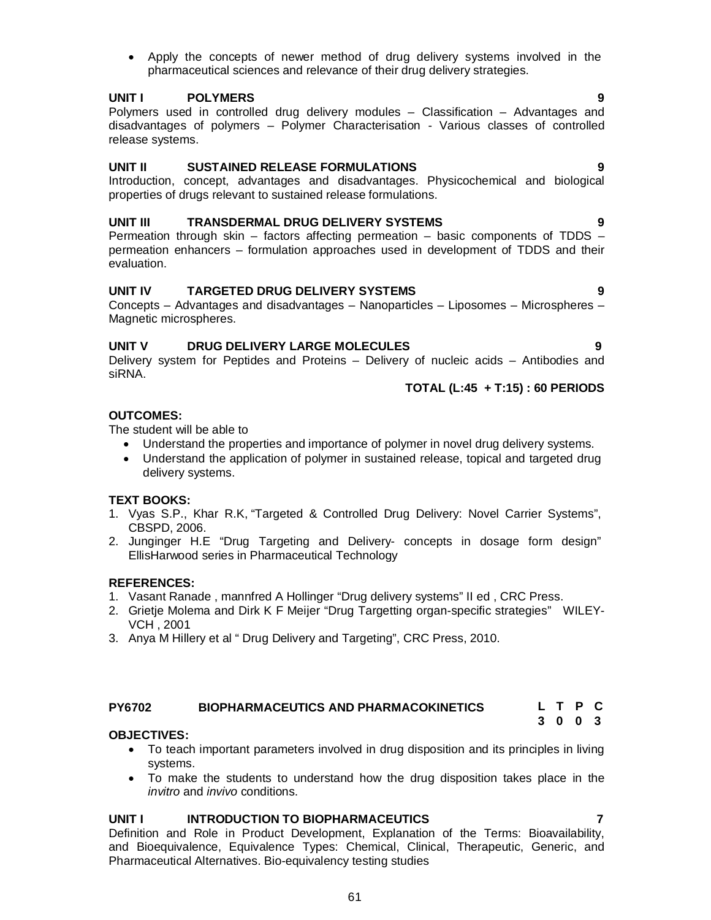- Apply the concepts of newer method of drug delivery systems involved in the pharmaceutical sciences and relevance of their drug delivery strategies.

**UNIT I POLYMERS 9**

Polymers used in controlled drug delivery modules – Classification – Advantages and disadvantages of polymers – Polymer Characterisation - Various classes of controlled release systems.

**UNIT II SUSTAINED RELEASE FORMULATIONS 9**

Introduction, concept, advantages and disadvantages. Physicochemical and biological properties of drugs relevant to sustained release formulations.

**UNIT III TRANSDERMAL DRUG DELIVERY SYSTEMS 9**

Permeation through skin – factors affecting permeation – basic components of TDDS – permeation enhancers – formulation approaches used in development of TDDS and their evaluation.

**UNIT IV TARGETED DRUG DELIVERY SYSTEMS 9**

Concepts – Advantages and disadvantages – Nanoparticles – Liposomes – Microspheres – Magnetic microspheres.

**UNIT V DRUG DELIVERY LARGE MOLECULES 9**

Delivery system for Peptides and Proteins – Delivery of nucleic acids – Antibodies and siRNA.

**TOTAL (L:45 + T:15) : 60 PERIODS**

**OUTCOMES:**

The student will be able to

- Understand the properties and importance of polymer in novel drug delivery systems.
- Understand the application of polymer in sustained release, topical and targeted drug delivery systems.

**TEXT BOOKS:**

1. Vyas S.P., Khar R.K, "Targeted & Controlled Drug Delivery: Novel Carrier Systems", CBSPD, 2006.
2. Junginger H.E "Drug Targeting and Delivery- concepts in dosage form design" EllisHarwood series in Pharmaceutical Technology

**REFERENCES:**

1. Vasant Ranade , mannfred A Hollinger "Drug delivery systems" II ed , CRC Press.
2. Grietje Molema and Dirk K F Meijer "Drug Targetting organ-specific strategies" WILEY-VCH , 2001
3. Anya M Hillery et al " Drug Delivery and Targeting", CRC Press, 2010.

## PY6702 BIOPHARMACEUTICS AND PHARMACOKINETICS

| L | T | P | C |
|---|---|---|---|
| 3 | 0 | 0 | 3 |

**OBJECTIVES:**

- To teach important parameters involved in drug disposition and its principles in living systems.
- To make the students to understand how the drug disposition takes place in the *invitro* and *invivo* conditions.

**UNIT I INTRODUCTION TO BIOPHARMACEUTICS 7**

Definition and Role in Product Development, Explanation of the Terms: Bioavailability, and Bioequivalence, Equivalence Types: Chemical, Clinical, Therapeutic, Generic, and Pharmaceutical Alternatives. Bio-equivalency testing studies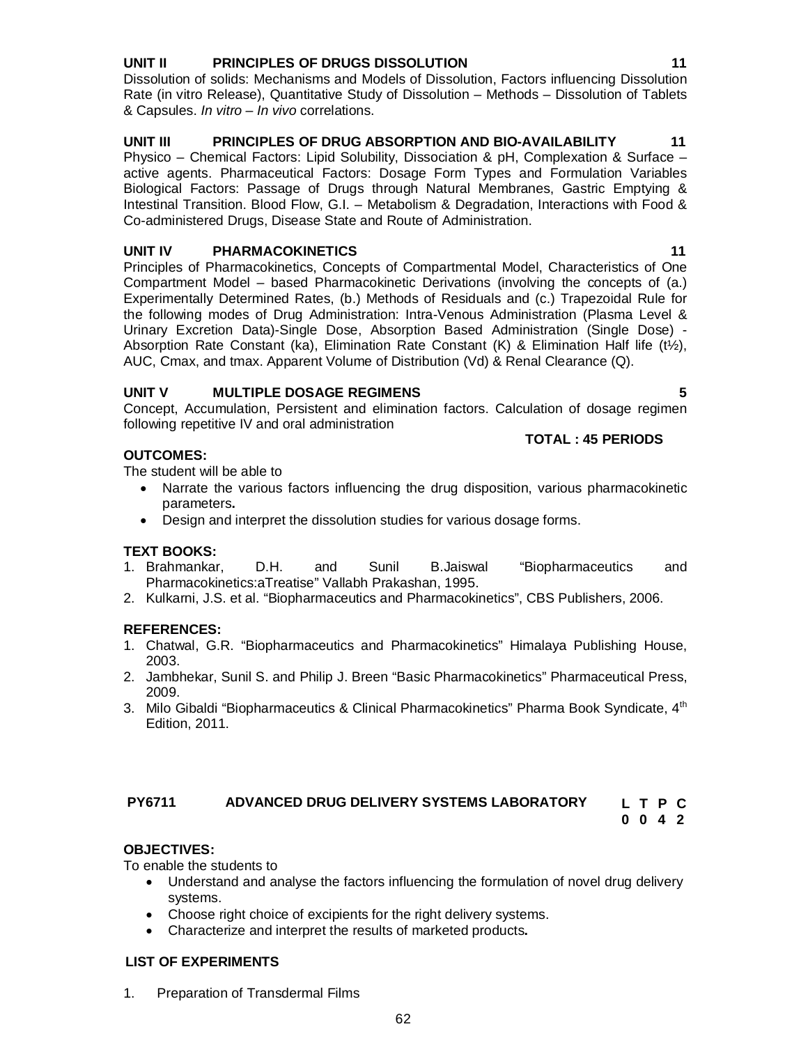**UNIT II PRINCIPLES OF DRUGS DISSOLUTION 11**

Dissolution of solids: Mechanisms and Models of Dissolution, Factors influencing Dissolution Rate (in vitro Release), Quantitative Study of Dissolution – Methods – Dissolution of Tablets & Capsules. *In vitro* – *In vivo* correlations.

**UNIT III PRINCIPLES OF DRUG ABSORPTION AND BIO-AVAILABILITY 11**

Physico – Chemical Factors: Lipid Solubility, Dissociation & pH, Complexation & Surface – active agents. Pharmaceutical Factors: Dosage Form Types and Formulation Variables Biological Factors: Passage of Drugs through Natural Membranes, Gastric Emptying & Intestinal Transition. Blood Flow, G.I. – Metabolism & Degradation, Interactions with Food & Co-administered Drugs, Disease State and Route of Administration.

**UNIT IV PHARMACOKINETICS 11**

Principles of Pharmacokinetics, Concepts of Compartmental Model, Characteristics of One Compartment Model – based Pharmacokinetic Derivations (involving the concepts of (a.) Experimentally Determined Rates, (b.) Methods of Residuals and (c.) Trapezoidal Rule for the following modes of Drug Administration: Intra-Venous Administration (Plasma Level & Urinary Excretion Data)-Single Dose, Absorption Based Administration (Single Dose) - Absorption Rate Constant (ka), Elimination Rate Constant (K) & Elimination Half life ($t_{½}$), AUC, Cmax, and tmax. Apparent Volume of Distribution (Vd) & Renal Clearance (Q).

**UNIT V MULTIPLE DOSAGE REGIMENS 5**

Concept, Accumulation, Persistent and elimination factors. Calculation of dosage regimen following repetitive IV and oral administration

**TOTAL : 45 PERIODS**

**OUTCOMES:**

The student will be able to

- Narrate the various factors influencing the drug disposition, various pharmacokinetic parameters**.**
- Design and interpret the dissolution studies for various dosage forms.

**TEXT BOOKS:**

1. Brahmankar, D.H. and Sunil B.Jaiswal "Biopharmaceutics and Pharmacokinetics:aTreatise" Vallabh Prakashan, 1995.
2. Kulkarni, J.S. et al. "Biopharmaceutics and Pharmacokinetics", CBS Publishers, 2006.

**REFERENCES:**

1. Chatwal, G.R. "Biopharmaceutics and Pharmacokinetics" Himalaya Publishing House, 2003.
2. Jambhekar, Sunil S. and Philip J. Breen "Basic Pharmacokinetics" Pharmaceutical Press, 2009.
3. Milo Gibaldi "Biopharmaceutics & Clinical Pharmacokinetics" Pharma Book Syndicate, 4th Edition, 2011.

**PY6711 ADVANCED DRUG DELIVERY SYSTEMS LABORATORY**

| L | T | P | C |
|---|---|---|---|
| 0 | 0 | 4 | 2 |

**OBJECTIVES:**

To enable the students to

- Understand and analyse the factors influencing the formulation of novel drug delivery systems.
- Choose right choice of excipients for the right delivery systems.
- Characterize and interpret the results of marketed products**.**

**LIST OF EXPERIMENTS**

1. Preparation of Transdermal Films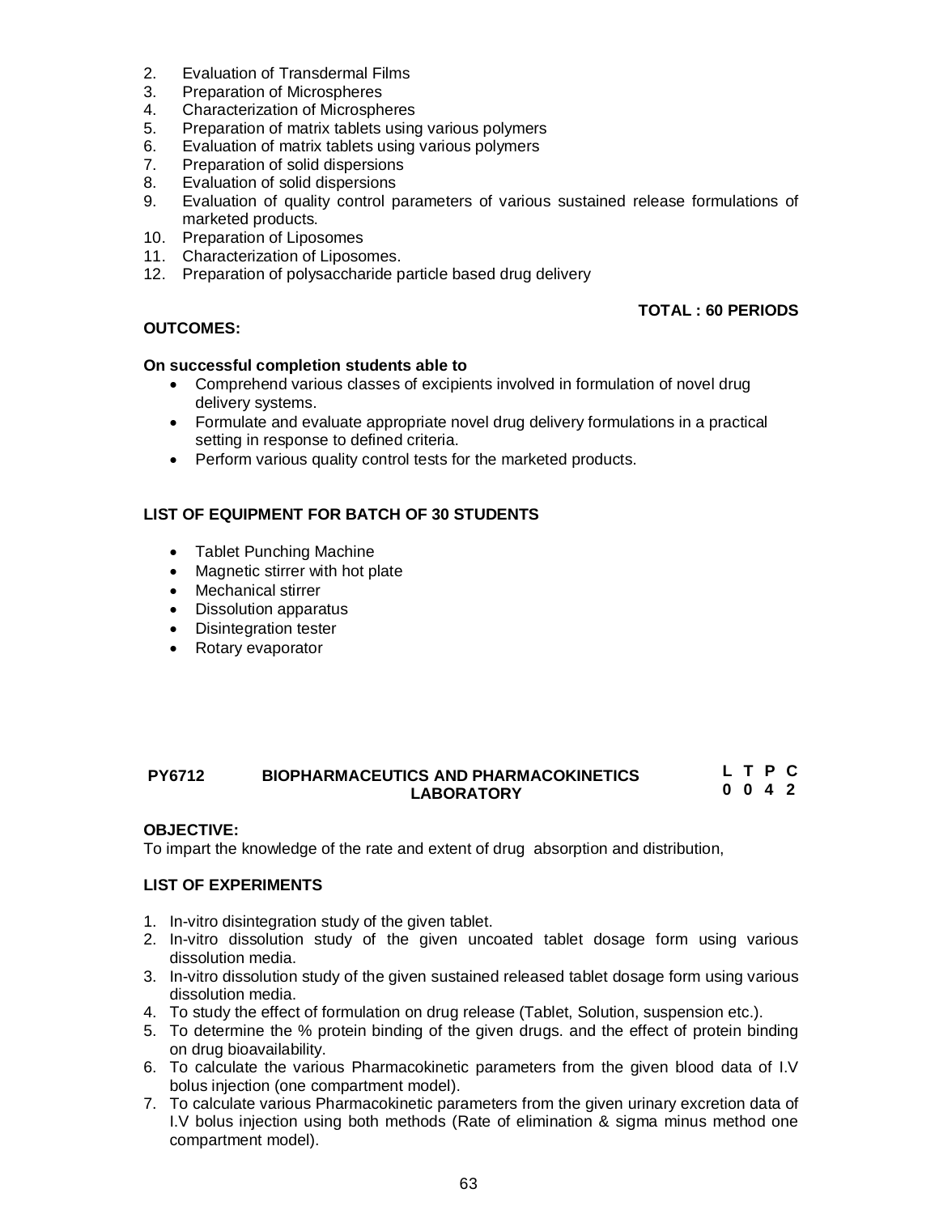2. Evaluation of Transdermal Films
3. Preparation of Microspheres
4. Characterization of Microspheres
5. Preparation of matrix tablets using various polymers
6. Evaluation of matrix tablets using various polymers
7. Preparation of solid dispersions
8. Evaluation of solid dispersions
9. Evaluation of quality control parameters of various sustained release formulations of marketed products.
10. Preparation of Liposomes
11. Characterization of Liposomes.
12. Preparation of polysaccharide particle based drug delivery

**TOTAL : 60 PERIODS**

**OUTCOMES:**

**On successful completion students able to**

- Comprehend various classes of excipients involved in formulation of novel drug delivery systems.
- Formulate and evaluate appropriate novel drug delivery formulations in a practical setting in response to defined criteria.
- Perform various quality control tests for the marketed products.

**LIST OF EQUIPMENT FOR BATCH OF 30 STUDENTS**

- Tablet Punching Machine
- Magnetic stirrer with hot plate
- Mechanical stirrer
- Dissolution apparatus
- Disintegration tester
- Rotary evaporator

| PY6712 | BIOPHARMACEUTICS AND PHARMACOKINETICS LABORATORY | L | T | P | C |
|---|---|---|---|---|---|
| | | 0 | 0 | 4 | 2 |

**OBJECTIVE:**

To impart the knowledge of the rate and extent of drug absorption and distribution,

**LIST OF EXPERIMENTS**

1. In-vitro disintegration study of the given tablet.
2. In-vitro dissolution study of the given uncoated tablet dosage form using various dissolution media.
3. In-vitro dissolution study of the given sustained released tablet dosage form using various dissolution media.
4. To study the effect of formulation on drug release (Tablet, Solution, suspension etc.).
5. To determine the % protein binding of the given drugs. and the effect of protein binding on drug bioavailability.
6. To calculate the various Pharmacokinetic parameters from the given blood data of I.V bolus injection (one compartment model).
7. To calculate various Pharmacokinetic parameters from the given urinary excretion data of I.V bolus injection using both methods (Rate of elimination & sigma minus method one compartment model).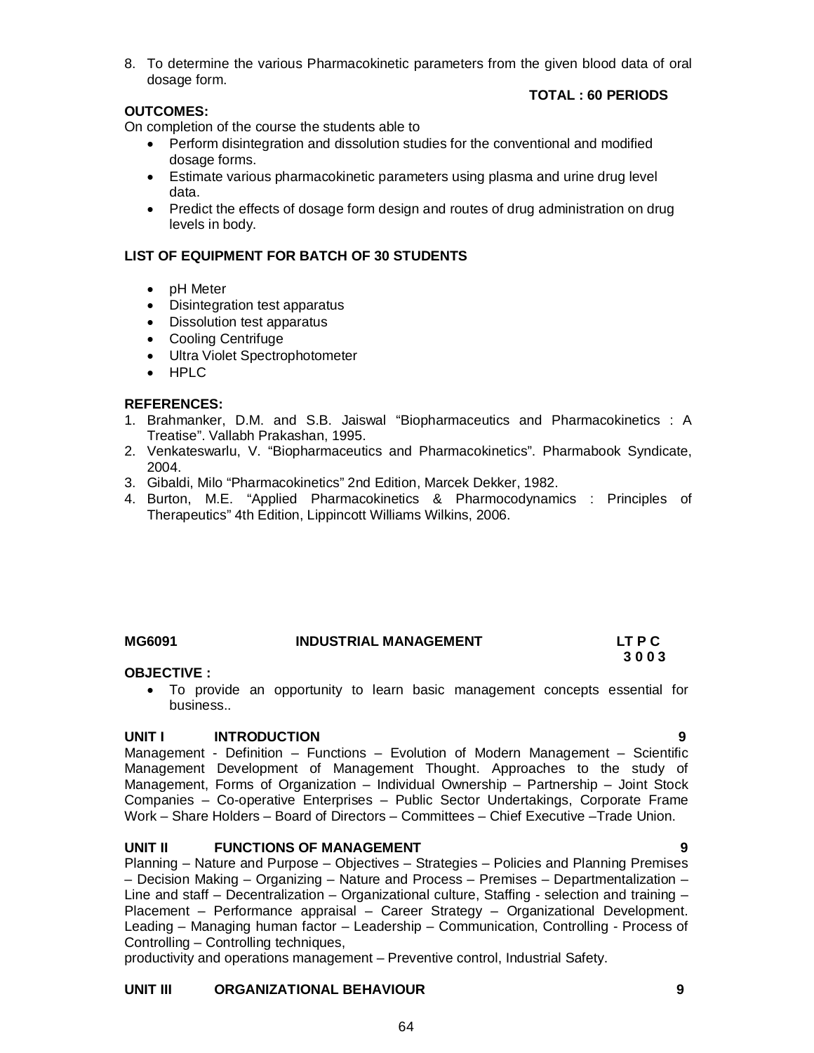8. To determine the various Pharmacokinetic parameters from the given blood data of oral dosage form.

**TOTAL : 60 PERIODS**

**OUTCOMES:**

On completion of the course the students able to

- Perform disintegration and dissolution studies for the conventional and modified dosage forms.
- Estimate various pharmacokinetic parameters using plasma and urine drug level data.
- Predict the effects of dosage form design and routes of drug administration on drug levels in body.

**LIST OF EQUIPMENT FOR BATCH OF 30 STUDENTS**

- pH Meter
- Disintegration test apparatus
- Dissolution test apparatus
- Cooling Centrifuge
- Ultra Violet Spectrophotometer
- HPLC

**REFERENCES:**

1. Brahmanker, D.M. and S.B. Jaiswal "Biopharmaceutics and Pharmacokinetics : A Treatise". Vallabh Prakashan, 1995.
2. Venkateswarlu, V. "Biopharmaceutics and Pharmacokinetics". Pharmabook Syndicate, 2004.
3. Gibaldi, Milo "Pharmacokinetics" 2nd Edition, Marcek Dekker, 1982.
4. Burton, M.E. "Applied Pharmacokinetics & Pharmocodynamics : Principles of Therapeutics" 4th Edition, Lippincott Williams Wilkins, 2006.

## MG6091 INDUSTRIAL MANAGEMENT

**LT P C**
**3 0 0 3**

**OBJECTIVE :**

- To provide an opportunity to learn basic management concepts essential for business..

**UNIT I INTRODUCTION 9**

Management - Definition – Functions – Evolution of Modern Management – Scientific Management Development of Management Thought. Approaches to the study of Management, Forms of Organization – Individual Ownership – Partnership – Joint Stock Companies – Co-operative Enterprises – Public Sector Undertakings, Corporate Frame Work – Share Holders – Board of Directors – Committees – Chief Executive –Trade Union.

**UNIT II FUNCTIONS OF MANAGEMENT 9**

Planning – Nature and Purpose – Objectives – Strategies – Policies and Planning Premises – Decision Making – Organizing – Nature and Process – Premises – Departmentalization – Line and staff – Decentralization – Organizational culture, Staffing - selection and training – Placement – Performance appraisal – Career Strategy – Organizational Development. Leading – Managing human factor – Leadership – Communication, Controlling - Process of Controlling – Controlling techniques,
productivity and operations management – Preventive control, Industrial Safety.

**UNIT III ORGANIZATIONAL BEHAVIOUR 9**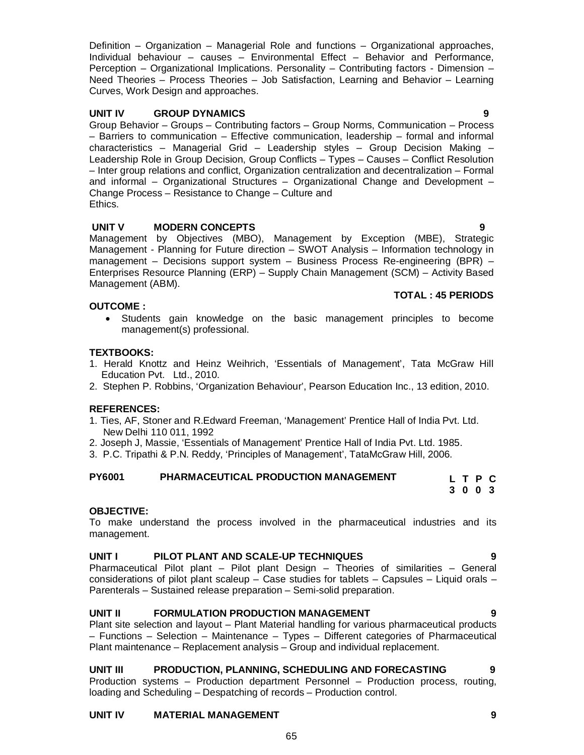Definition – Organization – Managerial Role and functions – Organizational approaches, Individual behaviour – causes – Environmental Effect – Behavior and Performance, Perception – Organizational Implications. Personality – Contributing factors - Dimension – Need Theories – Process Theories – Job Satisfaction, Learning and Behavior – Learning Curves, Work Design and approaches.

**UNIT IV GROUP DYNAMICS 9**

Group Behavior – Groups – Contributing factors – Group Norms, Communication – Process – Barriers to communication – Effective communication, leadership – formal and informal characteristics – Managerial Grid – Leadership styles – Group Decision Making – Leadership Role in Group Decision, Group Conflicts – Types – Causes – Conflict Resolution – Inter group relations and conflict, Organization centralization and decentralization – Formal and informal – Organizational Structures – Organizational Change and Development – Change Process – Resistance to Change – Culture and Ethics.

**UNIT V MODERN CONCEPTS 9**

Management by Objectives (MBO), Management by Exception (MBE), Strategic Management - Planning for Future direction – SWOT Analysis – Information technology in management – Decisions support system – Business Process Re-engineering (BPR) – Enterprises Resource Planning (ERP) – Supply Chain Management (SCM) – Activity Based Management (ABM).

**TOTAL : 45 PERIODS**

**OUTCOME :**

- Students gain knowledge on the basic management principles to become management(s) professional.

**TEXTBOOKS:**

1. Herald Knottz and Heinz Weihrich, 'Essentials of Management', Tata McGraw Hill Education Pvt. Ltd., 2010.
2. Stephen P. Robbins, 'Organization Behaviour', Pearson Education Inc., 13 edition, 2010.

**REFERENCES:**

1. Ties, AF, Stoner and R.Edward Freeman, 'Management' Prentice Hall of India Pvt. Ltd. New Delhi 110 011, 1992
2. Joseph J, Massie, 'Essentials of Management' Prentice Hall of India Pvt. Ltd. 1985.
3. P.C. Tripathi & P.N. Reddy, 'Principles of Management', TataMcGraw Hill, 2006.

## PY6001 PHARMACEUTICAL PRODUCTION MANAGEMENT

| L | T | P | C |
|---|---|---|---|
| 3 | 0 | 0 | 3 |

**OBJECTIVE:**

To make understand the process involved in the pharmaceutical industries and its management.

**UNIT I PILOT PLANT AND SCALE-UP TECHNIQUES 9**

Pharmaceutical Pilot plant – Pilot plant Design – Theories of similarities – General considerations of pilot plant scaleup – Case studies for tablets – Capsules – Liquid orals – Parenterals – Sustained release preparation – Semi-solid preparation.

**UNIT II FORMULATION PRODUCTION MANAGEMENT 9**

Plant site selection and layout – Plant Material handling for various pharmaceutical products – Functions – Selection – Maintenance – Types – Different categories of Pharmaceutical Plant maintenance – Replacement analysis – Group and individual replacement.

**UNIT III PRODUCTION, PLANNING, SCHEDULING AND FORECASTING 9**

Production systems – Production department Personnel – Production process, routing, loading and Scheduling – Despatching of records – Production control.

**UNIT IV MATERIAL MANAGEMENT 9**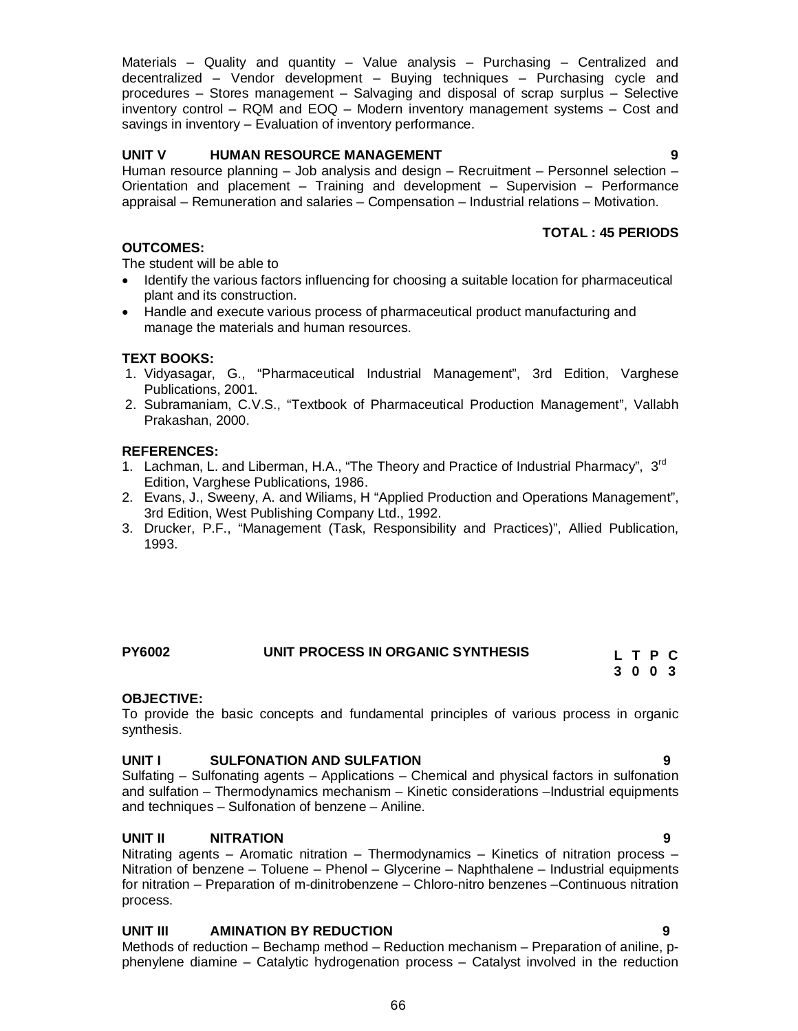Materials – Quality and quantity – Value analysis – Purchasing – Centralized and decentralized – Vendor development – Buying techniques – Purchasing cycle and procedures – Stores management – Salvaging and disposal of scrap surplus – Selective inventory control – RQM and EOQ – Modern inventory management systems – Cost and savings in inventory – Evaluation of inventory performance.

**UNIT V HUMAN RESOURCE MANAGEMENT 9**

Human resource planning – Job analysis and design – Recruitment – Personnel selection – Orientation and placement – Training and development – Supervision – Performance appraisal – Remuneration and salaries – Compensation – Industrial relations – Motivation.

**TOTAL : 45 PERIODS**

**OUTCOMES:**

The student will be able to

- Identify the various factors influencing for choosing a suitable location for pharmaceutical plant and its construction.
- Handle and execute various process of pharmaceutical product manufacturing and manage the materials and human resources.

**TEXT BOOKS:**

1. Vidyasagar, G., "Pharmaceutical Industrial Management", 3rd Edition, Varghese Publications, 2001.
2. Subramaniam, C.V.S., "Textbook of Pharmaceutical Production Management", Vallabh Prakashan, 2000.

**REFERENCES:**

1. Lachman, L. and Liberman, H.A., "The Theory and Practice of Industrial Pharmacy", 3rd Edition, Varghese Publications, 1986.
2. Evans, J., Sweeny, A. and Wiliams, H "Applied Production and Operations Management", 3rd Edition, West Publishing Company Ltd., 1992.
3. Drucker, P.F., "Management (Task, Responsibility and Practices)", Allied Publication, 1993.

## PY6002 UNIT PROCESS IN ORGANIC SYNTHESIS

| L | T | P | C |
|---|---|---|---|
| 3 | 0 | 0 | 3 |

**OBJECTIVE:**

To provide the basic concepts and fundamental principles of various process in organic synthesis.

**UNIT I SULFONATION AND SULFATION 9**

Sulfating – Sulfonating agents – Applications – Chemical and physical factors in sulfonation and sulfation – Thermodynamics mechanism – Kinetic considerations –Industrial equipments and techniques – Sulfonation of benzene – Aniline.

**UNIT II NITRATION 9**

Nitrating agents – Aromatic nitration – Thermodynamics – Kinetics of nitration process – Nitration of benzene – Toluene – Phenol – Glycerine – Naphthalene – Industrial equipments for nitration – Preparation of m-dinitrobenzene – Chloro-nitro benzenes –Continuous nitration process.

**UNIT III AMINATION BY REDUCTION 9**

Methods of reduction – Bechamp method – Reduction mechanism – Preparation of aniline, p-phenylene diamine – Catalytic hydrogenation process – Catalyst involved in the reduction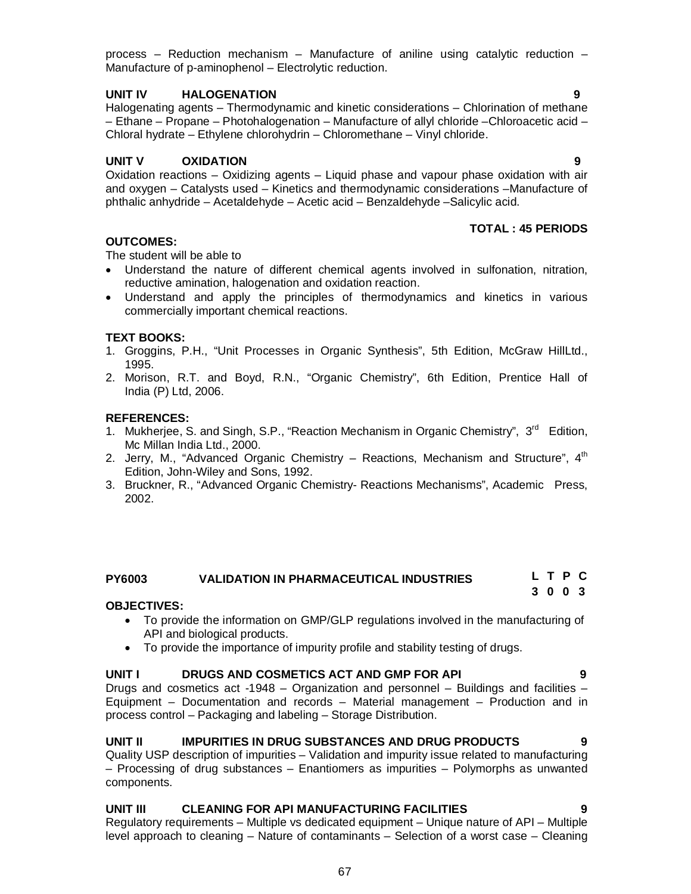process – Reduction mechanism – Manufacture of aniline using catalytic reduction – Manufacture of p-aminophenol – Electrolytic reduction.

**UNIT IV HALOGENATION 9**

Halogenating agents – Thermodynamic and kinetic considerations – Chlorination of methane – Ethane – Propane – Photohalogenation – Manufacture of allyl chloride –Chloroacetic acid – Chloral hydrate – Ethylene chlorohydrin – Chloromethane – Vinyl chloride.

**UNIT V OXIDATION 9**

Oxidation reactions – Oxidizing agents – Liquid phase and vapour phase oxidation with air and oxygen – Catalysts used – Kinetics and thermodynamic considerations –Manufacture of phthalic anhydride – Acetaldehyde – Acetic acid – Benzaldehyde –Salicylic acid.

**TOTAL : 45 PERIODS**

**OUTCOMES:**

The student will be able to

- Understand the nature of different chemical agents involved in sulfonation, nitration, reductive amination, halogenation and oxidation reaction.
- Understand and apply the principles of thermodynamics and kinetics in various commercially important chemical reactions.

**TEXT BOOKS:**

1. Groggins, P.H., "Unit Processes in Organic Synthesis", 5th Edition, McGraw HillLtd., 1995.
2. Morison, R.T. and Boyd, R.N., "Organic Chemistry", 6th Edition, Prentice Hall of India (P) Ltd, 2006.

**REFERENCES:**

1. Mukherjee, S. and Singh, S.P., "Reaction Mechanism in Organic Chemistry", 3rd Edition, Mc Millan India Ltd., 2000.
2. Jerry, M., "Advanced Organic Chemistry – Reactions, Mechanism and Structure", 4th Edition, John-Wiley and Sons, 1992.
3. Bruckner, R., "Advanced Organic Chemistry- Reactions Mechanisms", Academic Press, 2002.

## PY6003 VALIDATION IN PHARMACEUTICAL INDUSTRIES

| L | T | P | C |
|---|---|---|---|
| 3 | 0 | 0 | 3 |

**OBJECTIVES:**

- To provide the information on GMP/GLP regulations involved in the manufacturing of API and biological products.
- To provide the importance of impurity profile and stability testing of drugs.

**UNIT I DRUGS AND COSMETICS ACT AND GMP FOR API 9**

Drugs and cosmetics act -1948 – Organization and personnel – Buildings and facilities – Equipment – Documentation and records – Material management – Production and in process control – Packaging and labeling – Storage Distribution.

**UNIT II IMPURITIES IN DRUG SUBSTANCES AND DRUG PRODUCTS 9**

Quality USP description of impurities – Validation and impurity issue related to manufacturing – Processing of drug substances – Enantiomers as impurities – Polymorphs as unwanted components.

**UNIT III CLEANING FOR API MANUFACTURING FACILITIES 9**

Regulatory requirements – Multiple vs dedicated equipment – Unique nature of API – Multiple level approach to cleaning – Nature of contaminants – Selection of a worst case – Cleaning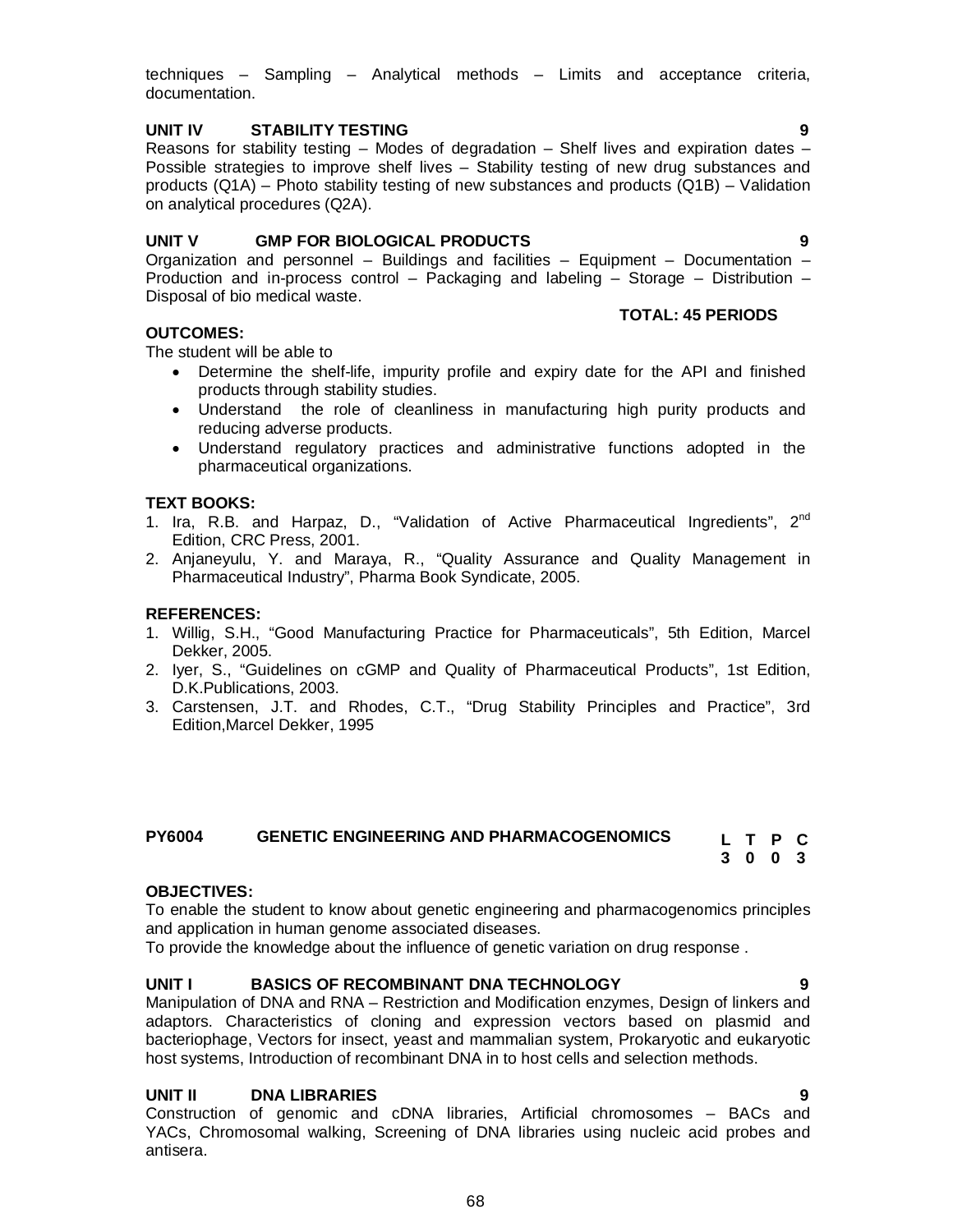techniques – Sampling – Analytical methods – Limits and acceptance criteria, documentation.

**UNIT IV STABILITY TESTING** **9**

Reasons for stability testing – Modes of degradation – Shelf lives and expiration dates – Possible strategies to improve shelf lives – Stability testing of new drug substances and products (Q1A) – Photo stability testing of new substances and products (Q1B) – Validation on analytical procedures (Q2A).

**UNIT V GMP FOR BIOLOGICAL PRODUCTS** **9**

Organization and personnel – Buildings and facilities – Equipment – Documentation – Production and in-process control – Packaging and labeling – Storage – Distribution – Disposal of bio medical waste.

**TOTAL: 45 PERIODS**

**OUTCOMES:**

The student will be able to

- Determine the shelf-life, impurity profile and expiry date for the API and finished products through stability studies.
- Understand the role of cleanliness in manufacturing high purity products and reducing adverse products.
- Understand regulatory practices and administrative functions adopted in the pharmaceutical organizations.

**TEXT BOOKS:**

1. Ira, R.B. and Harpaz, D., "Validation of Active Pharmaceutical Ingredients", 2nd Edition, CRC Press, 2001.
2. Anjaneyulu, Y. and Maraya, R., "Quality Assurance and Quality Management in Pharmaceutical Industry", Pharma Book Syndicate, 2005.

**REFERENCES:**

1. Willig, S.H., "Good Manufacturing Practice for Pharmaceuticals", 5th Edition, Marcel Dekker, 2005.
2. Iyer, S., "Guidelines on cGMP and Quality of Pharmaceutical Products", 1st Edition, D.K.Publications, 2003.
3. Carstensen, J.T. and Rhodes, C.T., "Drug Stability Principles and Practice", 3rd Edition,Marcel Dekker, 1995

## PY6004 GENETIC ENGINEERING AND PHARMACOGENOMICS

| L | T | P | C |
|---|---|---|---|
| 3 | 0 | 0 | 3 |

**OBJECTIVES:**

To enable the student to know about genetic engineering and pharmacogenomics principles and application in human genome associated diseases.

To provide the knowledge about the influence of genetic variation on drug response .

**UNIT I BASICS OF RECOMBINANT DNA TECHNOLOGY** **9**

Manipulation of DNA and RNA – Restriction and Modification enzymes, Design of linkers and adaptors. Characteristics of cloning and expression vectors based on plasmid and bacteriophage, Vectors for insect, yeast and mammalian system, Prokaryotic and eukaryotic host systems, Introduction of recombinant DNA in to host cells and selection methods.

**UNIT II DNA LIBRARIES** **9**

Construction of genomic and cDNA libraries, Artificial chromosomes – BACs and YACs, Chromosomal walking, Screening of DNA libraries using nucleic acid probes and antisera.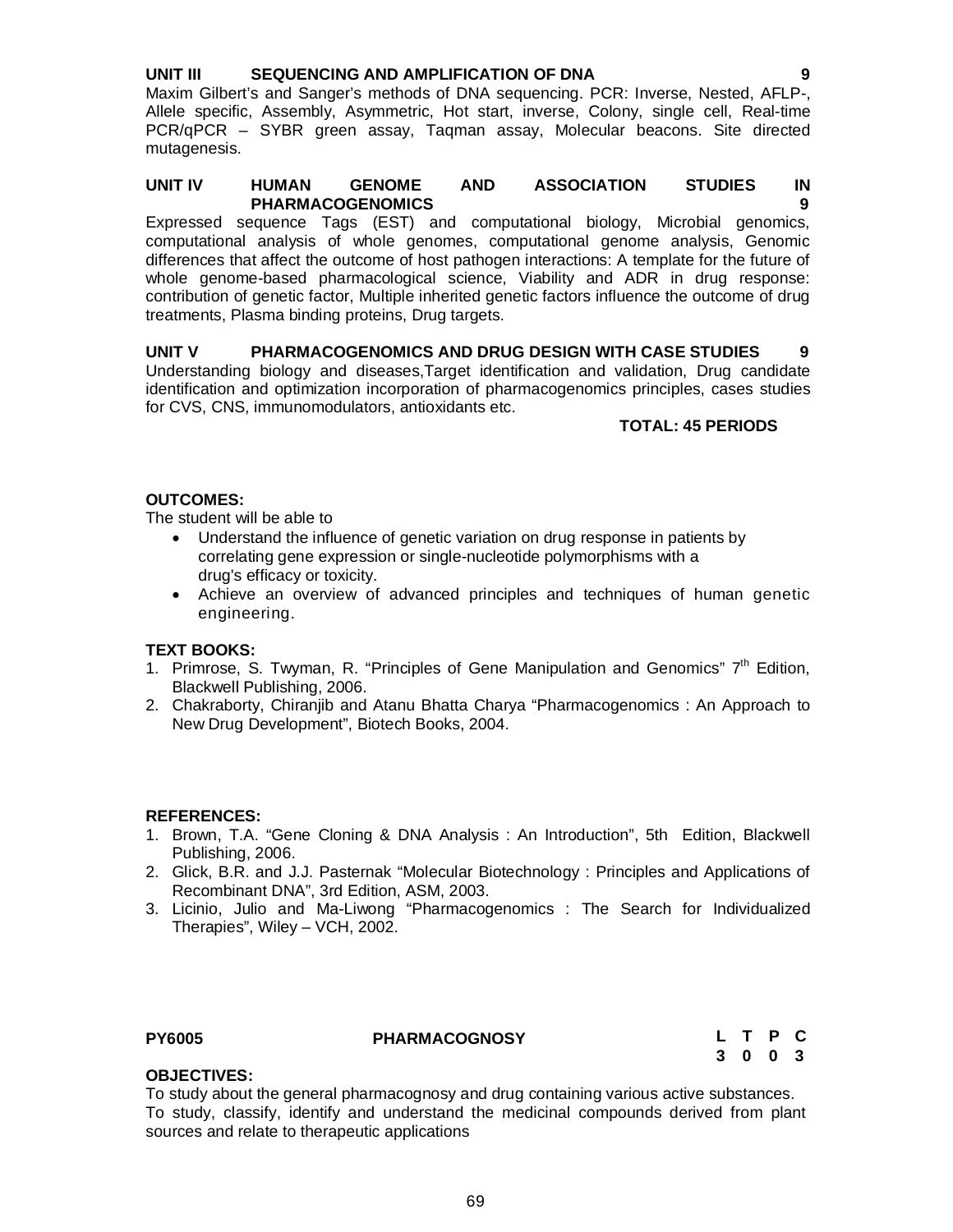**UNIT III SEQUENCING AND AMPLIFICATION OF DNA 9**

Maxim Gilbert's and Sanger's methods of DNA sequencing. PCR: Inverse, Nested, AFLP-, Allele specific, Assembly, Asymmetric, Hot start, inverse, Colony, single cell, Real-time PCR/qPCR – SYBR green assay, Taqman assay, Molecular beacons. Site directed mutagenesis.

**UNIT IV HUMAN GENOME AND ASSOCIATION STUDIES IN PHARMACOGENOMICS 9**

Expressed sequence Tags (EST) and computational biology, Microbial genomics, computational analysis of whole genomes, computational genome analysis, Genomic differences that affect the outcome of host pathogen interactions: A template for the future of whole genome-based pharmacological science, Viability and ADR in drug response: contribution of genetic factor, Multiple inherited genetic factors influence the outcome of drug treatments, Plasma binding proteins, Drug targets.

**UNIT V PHARMACOGENOMICS AND DRUG DESIGN WITH CASE STUDIES 9**

Understanding biology and diseases,Target identification and validation, Drug candidate identification and optimization incorporation of pharmacogenomics principles, cases studies for CVS, CNS, immunomodulators, antioxidants etc.

**TOTAL: 45 PERIODS**

**OUTCOMES:**

The student will be able to

- Understand the influence of genetic variation on drug response in patients by correlating gene expression or single-nucleotide polymorphisms with a drug's efficacy or toxicity.
- Achieve an overview of advanced principles and techniques of human genetic engineering.

**TEXT BOOKS:**

1. Primrose, S. Twyman, R. "Principles of Gene Manipulation and Genomics" 7th Edition, Blackwell Publishing, 2006.
2. Chakraborty, Chiranjib and Atanu Bhatta Charya "Pharmacogenomics : An Approach to New Drug Development", Biotech Books, 2004.

**REFERENCES:**

1. Brown, T.A. "Gene Cloning & DNA Analysis : An Introduction", 5th Edition, Blackwell Publishing, 2006.
2. Glick, B.R. and J.J. Pasternak "Molecular Biotechnology : Principles and Applications of Recombinant DNA", 3rd Edition, ASM, 2003.
3. Licinio, Julio and Ma-Liwong "Pharmacogenomics : The Search for Individualized Therapies", Wiley – VCH, 2002.

| **PY6005** | **PHARMACOGNOSY** | **L** | **T** | **P** | **C** |
|---|---|---|---|---|---|
| | | **3** | **0** | **0** | **3** |

**OBJECTIVES:**

To study about the general pharmacognosy and drug containing various active substances.
To study, classify, identify and understand the medicinal compounds derived from plant sources and relate to therapeutic applications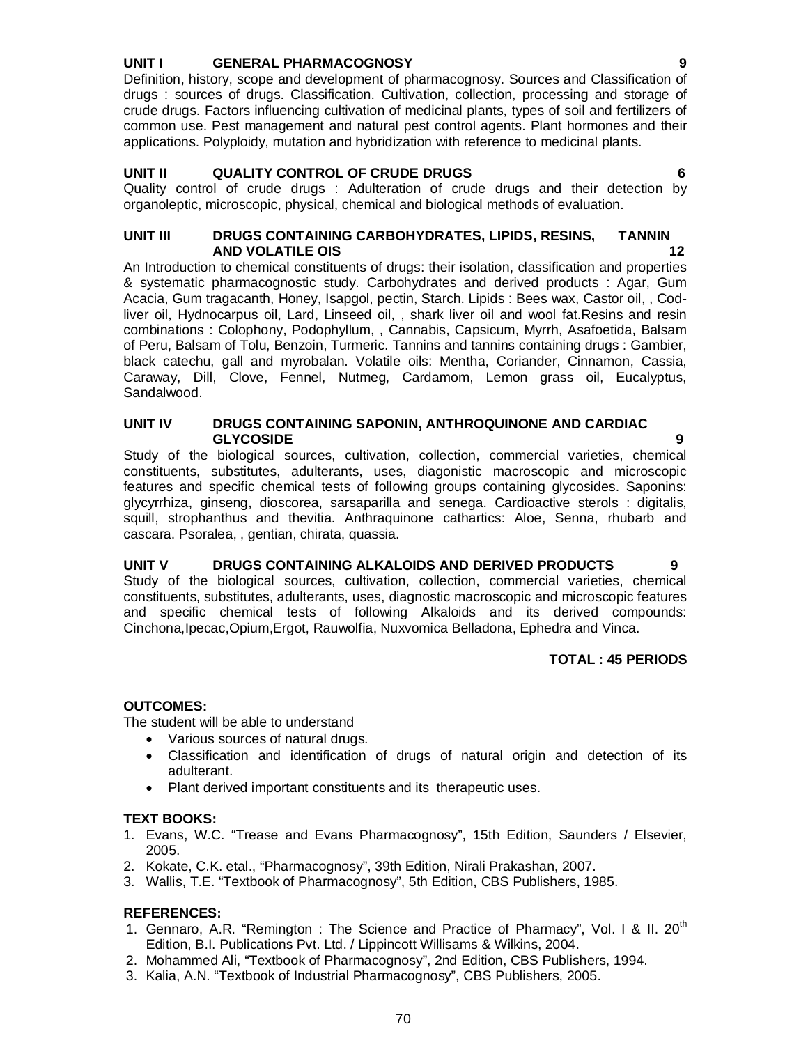## UNIT I GENERAL PHARMACOGNOSY 9

Definition, history, scope and development of pharmacognosy. Sources and Classification of drugs : sources of drugs. Classification. Cultivation, collection, processing and storage of crude drugs. Factors influencing cultivation of medicinal plants, types of soil and fertilizers of common use. Pest management and natural pest control agents. Plant hormones and their applications. Polyploidy, mutation and hybridization with reference to medicinal plants.

## UNIT II QUALITY CONTROL OF CRUDE DRUGS 6

Quality control of crude drugs : Adulteration of crude drugs and their detection by organoleptic, microscopic, physical, chemical and biological methods of evaluation.

## UNIT III DRUGS CONTAINING CARBOHYDRATES, LIPIDS, RESINS, TANNIN AND VOLATILE OIS 12

An Introduction to chemical constituents of drugs: their isolation, classification and properties & systematic pharmacognostic study. Carbohydrates and derived products : Agar, Gum Acacia, Gum tragacanth, Honey, Isapgol, pectin, Starch. Lipids : Bees wax, Castor oil, , Cod-liver oil, Hydnocarpus oil, Lard, Linseed oil, , shark liver oil and wool fat.Resins and resin combinations : Colophony, Podophyllum, , Cannabis, Capsicum, Myrrh, Asafoetida, Balsam of Peru, Balsam of Tolu, Benzoin, Turmeric. Tannins and tannins containing drugs : Gambier, black catechu, gall and myrobalan. Volatile oils: Mentha, Coriander, Cinnamon, Cassia, Caraway, Dill, Clove, Fennel, Nutmeg, Cardamom, Lemon grass oil, Eucalyptus, Sandalwood.

## UNIT IV DRUGS CONTAINING SAPONIN, ANTHROQUINONE AND CARDIAC GLYCOSIDE 9

Study of the biological sources, cultivation, collection, commercial varieties, chemical constituents, substitutes, adulterants, uses, diagonistic macroscopic and microscopic features and specific chemical tests of following groups containing glycosides. Saponins: glycyrrhiza, ginseng, dioscorea, sarsaparilla and senega. Cardioactive sterols : digitalis, squill, strophanthus and thevitia. Anthraquinone cathartics: Aloe, Senna, rhubarb and cascara. Psoralea, , gentian, chirata, quassia.

## UNIT V DRUGS CONTAINING ALKALOIDS AND DERIVED PRODUCTS 9

Study of the biological sources, cultivation, collection, commercial varieties, chemical constituents, substitutes, adulterants, uses, diagnostic macroscopic and microscopic features and specific chemical tests of following Alkaloids and its derived compounds: Cinchona,Ipecac,Opium,Ergot, Rauwolfia, Nuxvomica Belladona, Ephedra and Vinca.

**TOTAL : 45 PERIODS**

**OUTCOMES:**

The student will be able to understand

- Various sources of natural drugs.
- Classification and identification of drugs of natural origin and detection of its adulterant.
- Plant derived important constituents and its therapeutic uses.

**TEXT BOOKS:**

1. Evans, W.C. "Trease and Evans Pharmacognosy", 15th Edition, Saunders / Elsevier, 2005.
2. Kokate, C.K. etal., "Pharmacognosy", 39th Edition, Nirali Prakashan, 2007.
3. Wallis, T.E. "Textbook of Pharmacognosy", 5th Edition, CBS Publishers, 1985.

**REFERENCES:**

1. Gennaro, A.R. "Remington : The Science and Practice of Pharmacy", Vol. I & II. 20th Edition, B.I. Publications Pvt. Ltd. / Lippincott Willisams & Wilkins, 2004.
2. Mohammed Ali, "Textbook of Pharmacognosy", 2nd Edition, CBS Publishers, 1994.
3. Kalia, A.N. "Textbook of Industrial Pharmacognosy", CBS Publishers, 2005.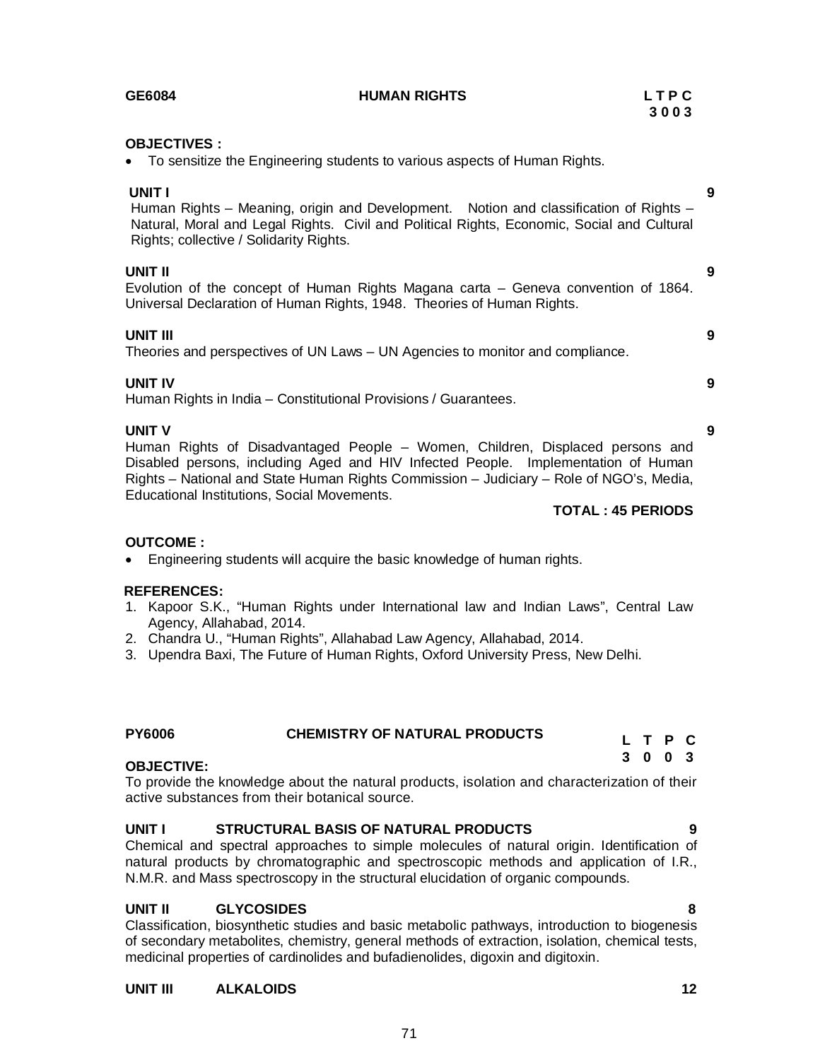**GE6084 HUMAN RIGHTS** **L T P C**
**3 0 0 3**

**OBJECTIVES :**

- To sensitize the Engineering students to various aspects of Human Rights.

**UNIT I** **9**

Human Rights – Meaning, origin and Development. Notion and classification of Rights – Natural, Moral and Legal Rights. Civil and Political Rights, Economic, Social and Cultural Rights; collective / Solidarity Rights.

**UNIT II** **9**

Evolution of the concept of Human Rights Magana carta – Geneva convention of 1864. Universal Declaration of Human Rights, 1948. Theories of Human Rights.

**UNIT III** **9**

Theories and perspectives of UN Laws – UN Agencies to monitor and compliance.

**UNIT IV** **9**

Human Rights in India – Constitutional Provisions / Guarantees.

**UNIT V** **9**

Human Rights of Disadvantaged People – Women, Children, Displaced persons and Disabled persons, including Aged and HIV Infected People. Implementation of Human Rights – National and State Human Rights Commission – Judiciary – Role of NGO's, Media, Educational Institutions, Social Movements.

**TOTAL : 45 PERIODS**

**OUTCOME :**

- Engineering students will acquire the basic knowledge of human rights.

**REFERENCES:**

1. Kapoor S.K., "Human Rights under International law and Indian Laws", Central Law Agency, Allahabad, 2014.
2. Chandra U., "Human Rights", Allahabad Law Agency, Allahabad, 2014.
3. Upendra Baxi, The Future of Human Rights, Oxford University Press, New Delhi.

**PY6006 CHEMISTRY OF NATURAL PRODUCTS** **L T P C**
**3 0 0 3**

**OBJECTIVE:**

To provide the knowledge about the natural products, isolation and characterization of their active substances from their botanical source.

**UNIT I STRUCTURAL BASIS OF NATURAL PRODUCTS** **9**

Chemical and spectral approaches to simple molecules of natural origin. Identification of natural products by chromatographic and spectroscopic methods and application of I.R., N.M.R. and Mass spectroscopy in the structural elucidation of organic compounds.

**UNIT II GLYCOSIDES** **8**

Classification, biosynthetic studies and basic metabolic pathways, introduction to biogenesis of secondary metabolites, chemistry, general methods of extraction, isolation, chemical tests, medicinal properties of cardinolides and bufadienolides, digoxin and digitoxin.

**UNIT III ALKALOIDS** **12**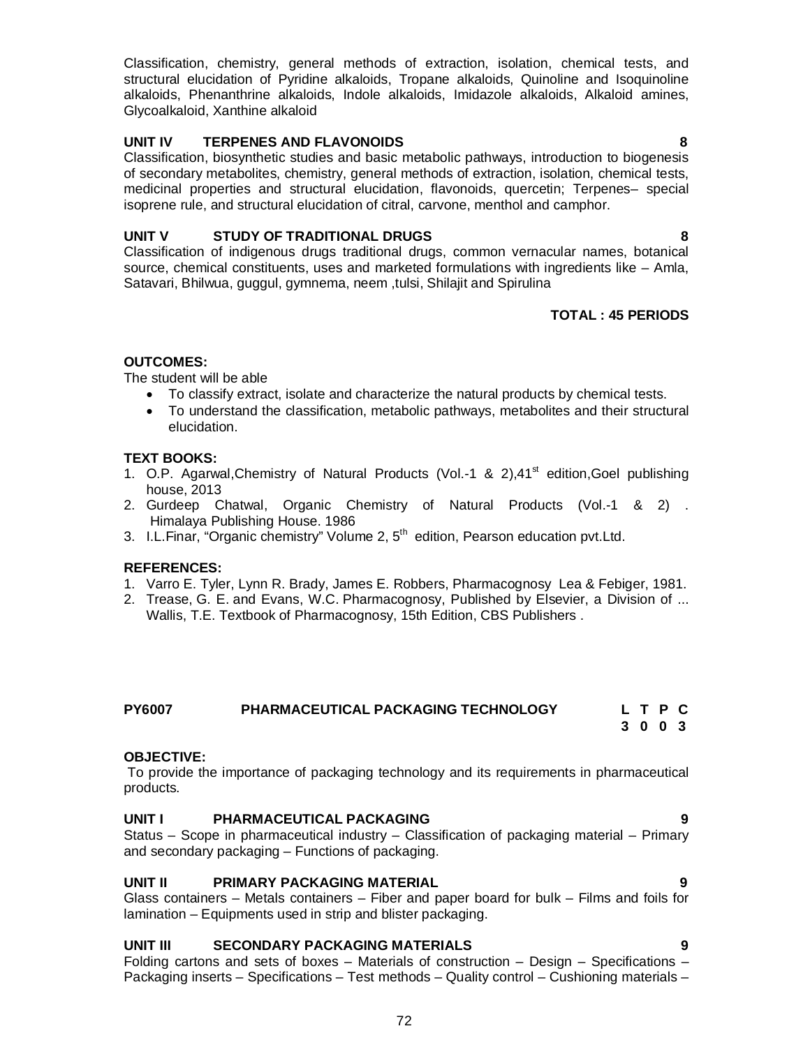Classification, chemistry, general methods of extraction, isolation, chemical tests, and structural elucidation of Pyridine alkaloids, Tropane alkaloids, Quinoline and Isoquinoline alkaloids, Phenanthrine alkaloids, Indole alkaloids, Imidazole alkaloids, Alkaloid amines, Glycoalkaloid, Xanthine alkaloid

**UNIT IV TERPENES AND FLAVONOIDS 8**

Classification, biosynthetic studies and basic metabolic pathways, introduction to biogenesis of secondary metabolites, chemistry, general methods of extraction, isolation, chemical tests, medicinal properties and structural elucidation, flavonoids, quercetin; Terpenes– special isoprene rule, and structural elucidation of citral, carvone, menthol and camphor.

**UNIT V STUDY OF TRADITIONAL DRUGS 8**

Classification of indigenous drugs traditional drugs, common vernacular names, botanical source, chemical constituents, uses and marketed formulations with ingredients like – Amla, Satavari, Bhilwua, guggul, gymnema, neem ,tulsi, Shilajit and Spirulina

**TOTAL : 45 PERIODS**

**OUTCOMES:**

The student will be able

- To classify extract, isolate and characterize the natural products by chemical tests.
- To understand the classification, metabolic pathways, metabolites and their structural elucidation.

**TEXT BOOKS:**

1. O.P. Agarwal,Chemistry of Natural Products (Vol.-1 & 2),41st edition,Goel publishing house, 2013
2. Gurdeep Chatwal, Organic Chemistry of Natural Products (Vol.-1 & 2) . Himalaya Publishing House. 1986
3. I.L.Finar, "Organic chemistry" Volume 2, 5th edition, Pearson education pvt.Ltd.

**REFERENCES:**

1. Varro E. Tyler, Lynn R. Brady, James E. Robbers, Pharmacognosy Lea & Febiger, 1981.
2. Trease, G. E. and Evans, W.C. Pharmacognosy, Published by Elsevier, a Division of ... Wallis, T.E. Textbook of Pharmacognosy, 15th Edition, CBS Publishers .

## PY6007 PHARMACEUTICAL PACKAGING TECHNOLOGY

| L | T | P | C |
|---|---|---|---|
| 3 | 0 | 0 | 3 |

**OBJECTIVE:**

To provide the importance of packaging technology and its requirements in pharmaceutical products.

**UNIT I PHARMACEUTICAL PACKAGING 9**

Status – Scope in pharmaceutical industry – Classification of packaging material – Primary and secondary packaging – Functions of packaging.

**UNIT II PRIMARY PACKAGING MATERIAL 9**

Glass containers – Metals containers – Fiber and paper board for bulk – Films and foils for lamination – Equipments used in strip and blister packaging.

**UNIT III SECONDARY PACKAGING MATERIALS 9**

Folding cartons and sets of boxes – Materials of construction – Design – Specifications – Packaging inserts – Specifications – Test methods – Quality control – Cushioning materials –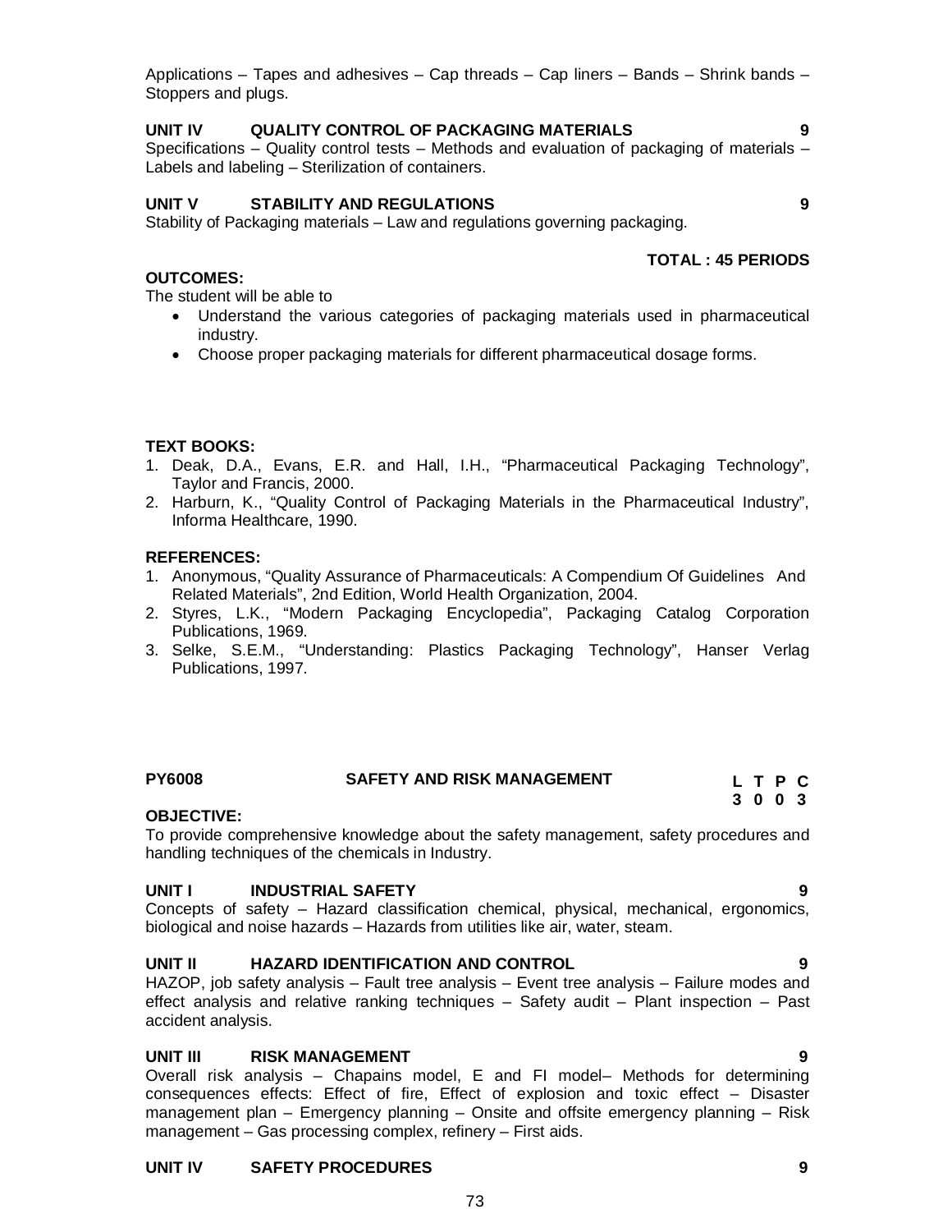Applications – Tapes and adhesives – Cap threads – Cap liners – Bands – Shrink bands – Stoppers and plugs.

**UNIT IV QUALITY CONTROL OF PACKAGING MATERIALS 9**

Specifications – Quality control tests – Methods and evaluation of packaging of materials – Labels and labeling – Sterilization of containers.

**UNIT V STABILITY AND REGULATIONS 9**

Stability of Packaging materials – Law and regulations governing packaging.

**TOTAL : 45 PERIODS**

**OUTCOMES:**

The student will be able to

- Understand the various categories of packaging materials used in pharmaceutical industry.
- Choose proper packaging materials for different pharmaceutical dosage forms.

**TEXT BOOKS:**

1. Deak, D.A., Evans, E.R. and Hall, I.H., "Pharmaceutical Packaging Technology", Taylor and Francis, 2000.
2. Harburn, K., "Quality Control of Packaging Materials in the Pharmaceutical Industry", Informa Healthcare, 1990.

**REFERENCES:**

1. Anonymous, "Quality Assurance of Pharmaceuticals: A Compendium Of Guidelines And Related Materials", 2nd Edition, World Health Organization, 2004.
2. Styres, L.K., "Modern Packaging Encyclopedia", Packaging Catalog Corporation Publications, 1969.
3. Selke, S.E.M., "Understanding: Plastics Packaging Technology", Hanser Verlag Publications, 1997.

## PY6008 SAFETY AND RISK MANAGEMENT

| L | T | P | C |
|---|---|---|---|
| 3 | 0 | 0 | 3 |

**OBJECTIVE:**

To provide comprehensive knowledge about the safety management, safety procedures and handling techniques of the chemicals in Industry.

**UNIT I INDUSTRIAL SAFETY 9**

Concepts of safety – Hazard classification chemical, physical, mechanical, ergonomics, biological and noise hazards – Hazards from utilities like air, water, steam.

**UNIT II HAZARD IDENTIFICATION AND CONTROL 9**

HAZOP, job safety analysis – Fault tree analysis – Event tree analysis – Failure modes and effect analysis and relative ranking techniques – Safety audit – Plant inspection – Past accident analysis.

**UNIT III RISK MANAGEMENT 9**

Overall risk analysis – Chapains model, E and FI model– Methods for determining consequences effects: Effect of fire, Effect of explosion and toxic effect – Disaster management plan – Emergency planning – Onsite and offsite emergency planning – Risk management – Gas processing complex, refinery – First aids.

**UNIT IV SAFETY PROCEDURES 9**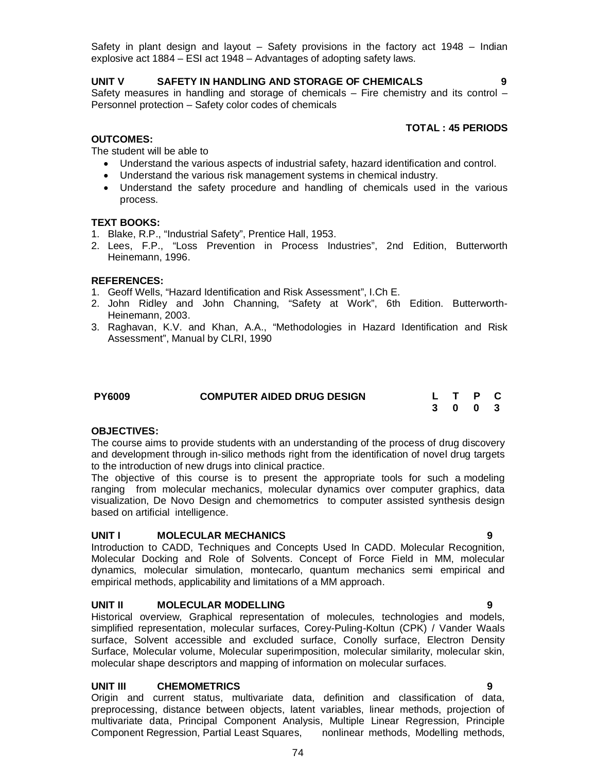Safety in plant design and layout – Safety provisions in the factory act 1948 – Indian explosive act 1884 – ESI act 1948 – Advantages of adopting safety laws.

**UNIT V SAFETY IN HANDLING AND STORAGE OF CHEMICALS 9**

Safety measures in handling and storage of chemicals – Fire chemistry and its control – Personnel protection – Safety color codes of chemicals

**TOTAL : 45 PERIODS**

**OUTCOMES:**

The student will be able to

- Understand the various aspects of industrial safety, hazard identification and control.
- Understand the various risk management systems in chemical industry.
- Understand the safety procedure and handling of chemicals used in the various process.

**TEXT BOOKS:**

1. Blake, R.P., "Industrial Safety", Prentice Hall, 1953.
2. Lees, F.P., "Loss Prevention in Process Industries", 2nd Edition, Butterworth Heinemann, 1996.

**REFERENCES:**

1. Geoff Wells, "Hazard Identification and Risk Assessment", I.Ch E.
2. John Ridley and John Channing, "Safety at Work", 6th Edition. Butterworth-Heinemann, 2003.
3. Raghavan, K.V. and Khan, A.A., "Methodologies in Hazard Identification and Risk Assessment", Manual by CLRI, 1990

| PY6009 | COMPUTER AIDED DRUG DESIGN | L | T | P | C |
|---|---|---|---|---|---|
| | | 3 | 0 | 0 | 3 |

**OBJECTIVES:**

The course aims to provide students with an understanding of the process of drug discovery and development through in-silico methods right from the identification of novel drug targets to the introduction of new drugs into clinical practice.

The objective of this course is to present the appropriate tools for such a modeling ranging from molecular mechanics, molecular dynamics over computer graphics, data visualization, De Novo Design and chemometrics to computer assisted synthesis design based on artificial intelligence.

**UNIT I MOLECULAR MECHANICS 9**

Introduction to CADD, Techniques and Concepts Used In CADD. Molecular Recognition, Molecular Docking and Role of Solvents. Concept of Force Field in MM, molecular dynamics, molecular simulation, montecarlo, quantum mechanics semi empirical and empirical methods, applicability and limitations of a MM approach.

**UNIT II MOLECULAR MODELLING 9**

Historical overview, Graphical representation of molecules, technologies and models, simplified representation, molecular surfaces, Corey-Puling-Koltun (CPK) / Vander Waals surface, Solvent accessible and excluded surface, Conolly surface, Electron Density Surface, Molecular volume, Molecular superimposition, molecular similarity, molecular skin, molecular shape descriptors and mapping of information on molecular surfaces.

**UNIT III CHEMOMETRICS 9**

Origin and current status, multivariate data, definition and classification of data, preprocessing, distance between objects, latent variables, linear methods, projection of multivariate data, Principal Component Analysis, Multiple Linear Regression, Principle Component Regression, Partial Least Squares, nonlinear methods, Modelling methods,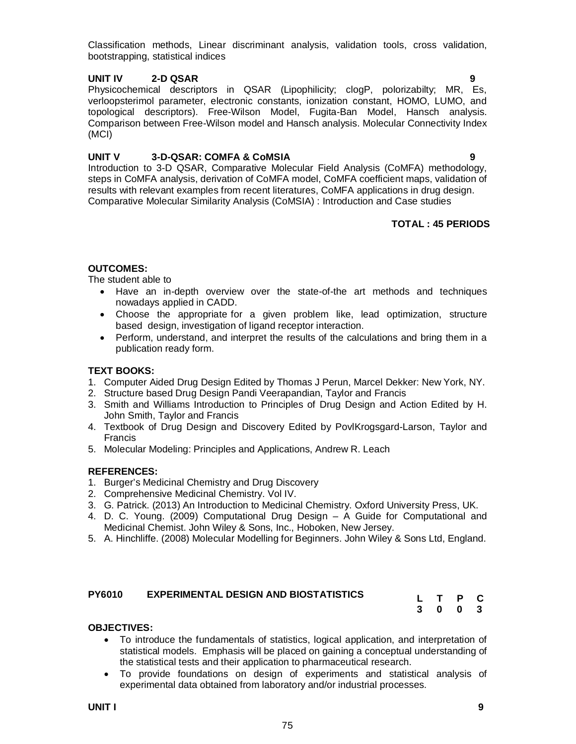Classification methods, Linear discriminant analysis, validation tools, cross validation, bootstrapping, statistical indices

**UNIT IV 2-D QSAR 9**

Physicochemical descriptors in QSAR (Lipophilicity; clogP, polorizabilty; MR, Es, verloopsterimol parameter, electronic constants, ionization constant, HOMO, LUMO, and topological descriptors). Free-Wilson Model, Fugita-Ban Model, Hansch analysis. Comparison between Free-Wilson model and Hansch analysis. Molecular Connectivity Index (MCI)

**UNIT V 3-D-QSAR: COMFA & CoMSIA 9**

Introduction to 3-D QSAR, Comparative Molecular Field Analysis (CoMFA) methodology, steps in CoMFA analysis, derivation of CoMFA model, CoMFA coefficient maps, validation of results with relevant examples from recent literatures, CoMFA applications in drug design. Comparative Molecular Similarity Analysis (CoMSIA) : Introduction and Case studies

**TOTAL : 45 PERIODS**

**OUTCOMES:**

The student able to

- Have an in-depth overview over the state-of-the art methods and techniques nowadays applied in CADD.
- Choose the appropriate for a given problem like, lead optimization, structure based design, investigation of ligand receptor interaction.
- Perform, understand, and interpret the results of the calculations and bring them in a publication ready form.

**TEXT BOOKS:**

1. Computer Aided Drug Design Edited by Thomas J Perun, Marcel Dekker: New York, NY.
2. Structure based Drug Design Pandi Veerapandian, Taylor and Francis
3. Smith and Williams Introduction to Principles of Drug Design and Action Edited by H. John Smith, Taylor and Francis
4. Textbook of Drug Design and Discovery Edited by PovlKrogsgard-Larson, Taylor and Francis
5. Molecular Modeling: Principles and Applications, Andrew R. Leach

**REFERENCES:**

1. Burger's Medicinal Chemistry and Drug Discovery
2. Comprehensive Medicinal Chemistry. Vol IV.
3. G. Patrick. (2013) An Introduction to Medicinal Chemistry. Oxford University Press, UK.
4. D. C. Young. (2009) Computational Drug Design – A Guide for Computational and Medicinal Chemist. John Wiley & Sons, Inc., Hoboken, New Jersey.
5. A. Hinchliffe. (2008) Molecular Modelling for Beginners. John Wiley & Sons Ltd, England.

## PY6010 EXPERIMENTAL DESIGN AND BIOSTATISTICS

| L | T | P | C |
|---|---|---|---|
| 3 | 0 | 0 | 3 |

**OBJECTIVES:**

- To introduce the fundamentals of statistics, logical application, and interpretation of statistical models. Emphasis will be placed on gaining a conceptual understanding of the statistical tests and their application to pharmaceutical research.
- To provide foundations on design of experiments and statistical analysis of experimental data obtained from laboratory and/or industrial processes.

**UNIT I 9**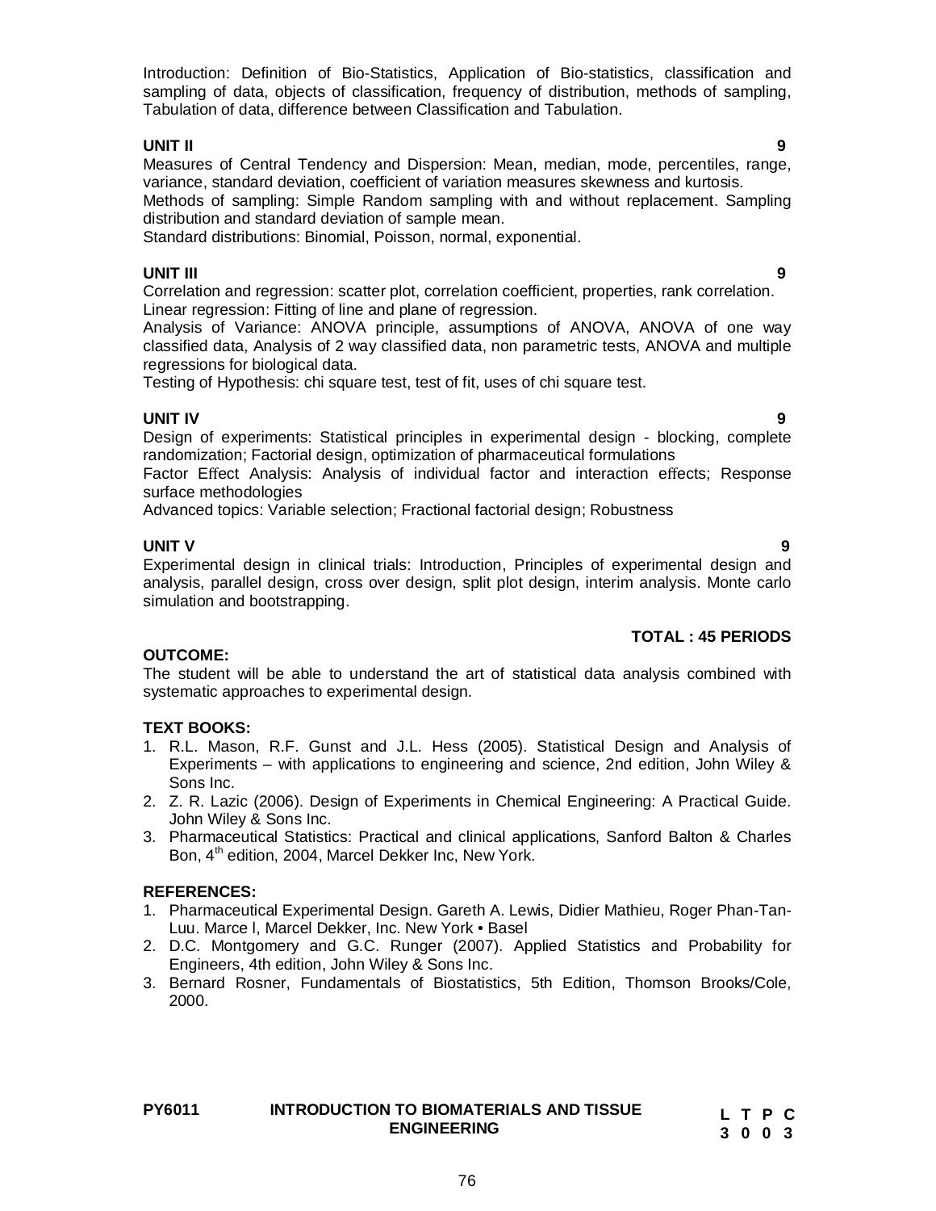Introduction: Definition of Bio-Statistics, Application of Bio-statistics, classification and sampling of data, objects of classification, frequency of distribution, methods of sampling, Tabulation of data, difference between Classification and Tabulation.

**UNIT II 9**

Measures of Central Tendency and Dispersion: Mean, median, mode, percentiles, range, variance, standard deviation, coefficient of variation measures skewness and kurtosis.
Methods of sampling: Simple Random sampling with and without replacement. Sampling distribution and standard deviation of sample mean.
Standard distributions: Binomial, Poisson, normal, exponential.

**UNIT III 9**

Correlation and regression: scatter plot, correlation coefficient, properties, rank correlation.
Linear regression: Fitting of line and plane of regression.
Analysis of Variance: ANOVA principle, assumptions of ANOVA, ANOVA of one way classified data, Analysis of 2 way classified data, non parametric tests, ANOVA and multiple regressions for biological data.
Testing of Hypothesis: chi square test, test of fit, uses of chi square test.

**UNIT IV 9**

Design of experiments: Statistical principles in experimental design - blocking, complete randomization; Factorial design, optimization of pharmaceutical formulations
Factor Effect Analysis: Analysis of individual factor and interaction effects; Response surface methodologies
Advanced topics: Variable selection; Fractional factorial design; Robustness

**UNIT V 9**

Experimental design in clinical trials: Introduction, Principles of experimental design and analysis, parallel design, cross over design, split plot design, interim analysis. Monte carlo simulation and bootstrapping.

**TOTAL : 45 PERIODS**

**OUTCOME:**

The student will be able to understand the art of statistical data analysis combined with systematic approaches to experimental design.

**TEXT BOOKS:**

1. R.L. Mason, R.F. Gunst and J.L. Hess (2005). Statistical Design and Analysis of Experiments – with applications to engineering and science, 2nd edition, John Wiley & Sons Inc.
2. Z. R. Lazic (2006). Design of Experiments in Chemical Engineering: A Practical Guide. John Wiley & Sons Inc.
3. Pharmaceutical Statistics: Practical and clinical applications, Sanford Balton & Charles Bon, 4th edition, 2004, Marcel Dekker Inc, New York.

**REFERENCES:**

1. Pharmaceutical Experimental Design. Gareth A. Lewis, Didier Mathieu, Roger Phan-Tan-Luu. Marce l, Marcel Dekker, Inc. New York • Basel
2. D.C. Montgomery and G.C. Runger (2007). Applied Statistics and Probability for Engineers, 4th edition, John Wiley & Sons Inc.
3. Bernard Rosner, Fundamentals of Biostatistics, 5th Edition, Thomson Brooks/Cole, 2000.

**PY6011 INTRODUCTION TO BIOMATERIALS AND TISSUE ENGINEERING**

| L | T | P | C |
|---|---|---|---|
| 3 | 0 | 0 | 3 |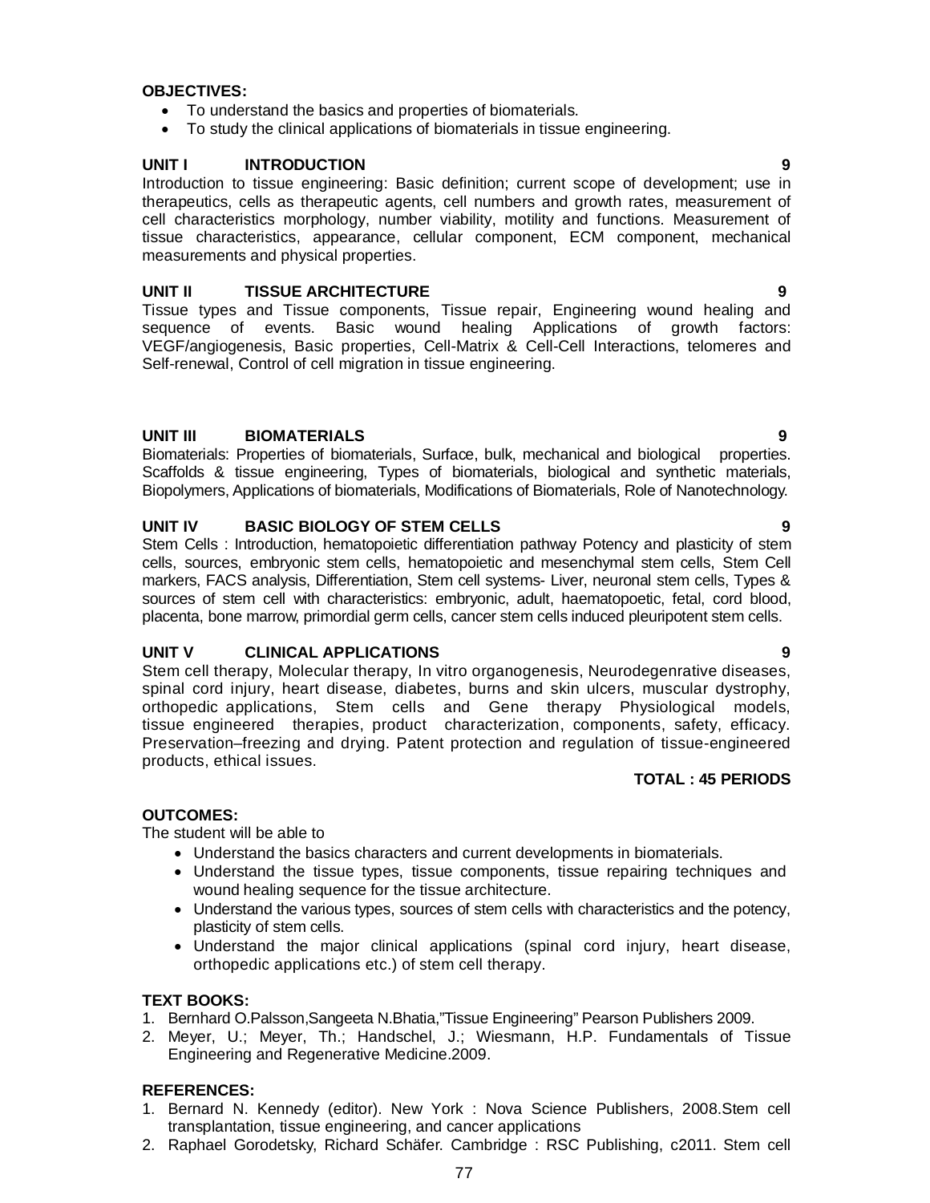**OBJECTIVES:**

- To understand the basics and properties of biomaterials.
- To study the clinical applications of biomaterials in tissue engineering.

**UNIT I INTRODUCTION 9**

Introduction to tissue engineering: Basic definition; current scope of development; use in therapeutics, cells as therapeutic agents, cell numbers and growth rates, measurement of cell characteristics morphology, number viability, motility and functions. Measurement of tissue characteristics, appearance, cellular component, ECM component, mechanical measurements and physical properties.

**UNIT II TISSUE ARCHITECTURE 9**

Tissue types and Tissue components, Tissue repair, Engineering wound healing and sequence of events. Basic wound healing Applications of growth factors: VEGF/angiogenesis, Basic properties, Cell-Matrix & Cell-Cell Interactions, telomeres and Self-renewal, Control of cell migration in tissue engineering.

**UNIT III BIOMATERIALS 9**

Biomaterials: Properties of biomaterials, Surface, bulk, mechanical and biological properties. Scaffolds & tissue engineering, Types of biomaterials, biological and synthetic materials, Biopolymers, Applications of biomaterials, Modifications of Biomaterials, Role of Nanotechnology.

**UNIT IV BASIC BIOLOGY OF STEM CELLS 9**

Stem Cells : Introduction, hematopoietic differentiation pathway Potency and plasticity of stem cells, sources, embryonic stem cells, hematopoietic and mesenchymal stem cells, Stem Cell markers, FACS analysis, Differentiation, Stem cell systems- Liver, neuronal stem cells, Types & sources of stem cell with characteristics: embryonic, adult, haematopoetic, fetal, cord blood, placenta, bone marrow, primordial germ cells, cancer stem cells induced pleuripotent stem cells.

**UNIT V CLINICAL APPLICATIONS 9**

Stem cell therapy, Molecular therapy, In vitro organogenesis, Neurodegenrative diseases, spinal cord injury, heart disease, diabetes, burns and skin ulcers, muscular dystrophy, orthopedic applications, Stem cells and Gene therapy Physiological models, tissue engineered therapies, product characterization, components, safety, efficacy. Preservation–freezing and drying. Patent protection and regulation of tissue-engineered products, ethical issues.

**TOTAL : 45 PERIODS**

**OUTCOMES:**

The student will be able to

- Understand the basics characters and current developments in biomaterials.
- Understand the tissue types, tissue components, tissue repairing techniques and wound healing sequence for the tissue architecture.
- Understand the various types, sources of stem cells with characteristics and the potency, plasticity of stem cells.
- Understand the major clinical applications (spinal cord injury, heart disease, orthopedic applications etc.) of stem cell therapy.

**TEXT BOOKS:**

1. Bernhard O.Palsson,Sangeeta N.Bhatia,"Tissue Engineering" Pearson Publishers 2009.
2. Meyer, U.; Meyer, Th.; Handschel, J.; Wiesmann, H.P. Fundamentals of Tissue Engineering and Regenerative Medicine.2009.

**REFERENCES:**

1. Bernard N. Kennedy (editor). New York : Nova Science Publishers, 2008.Stem cell transplantation, tissue engineering, and cancer applications
2. Raphael Gorodetsky, Richard Schäfer. Cambridge : RSC Publishing, c2011. Stem cell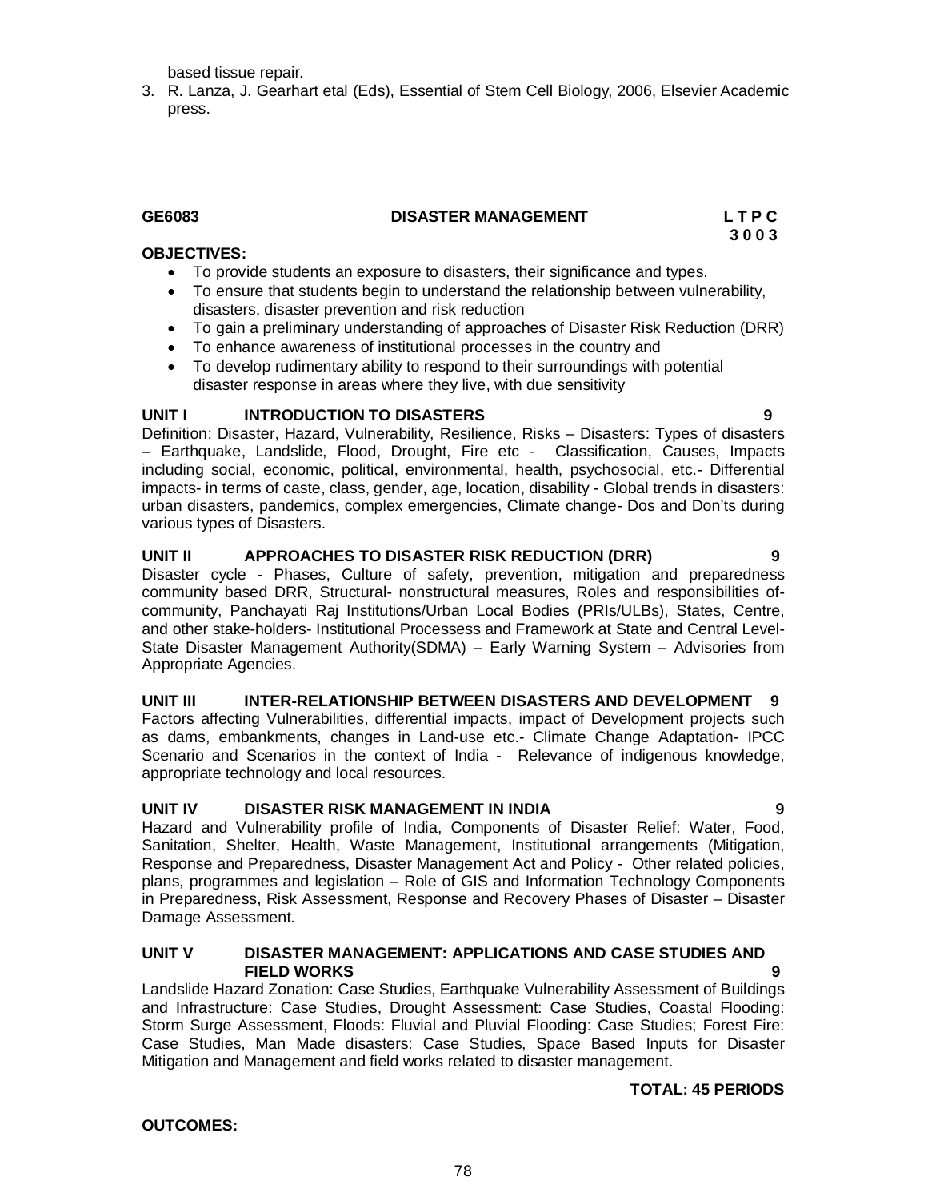based tissue repair.

3. R. Lanza, J. Gearhart etal (Eds), Essential of Stem Cell Biology, 2006, Elsevier Academic press.

## GE6083 DISASTER MANAGEMENT

**L T P C**
**3 0 0 3**

**OBJECTIVES:**

- To provide students an exposure to disasters, their significance and types.
- To ensure that students begin to understand the relationship between vulnerability, disasters, disaster prevention and risk reduction
- To gain a preliminary understanding of approaches of Disaster Risk Reduction (DRR)
- To enhance awareness of institutional processes in the country and
- To develop rudimentary ability to respond to their surroundings with potential disaster response in areas where they live, with due sensitivity

**UNIT I INTRODUCTION TO DISASTERS 9**

Definition: Disaster, Hazard, Vulnerability, Resilience, Risks – Disasters: Types of disasters – Earthquake, Landslide, Flood, Drought, Fire etc - Classification, Causes, Impacts including social, economic, political, environmental, health, psychosocial, etc.- Differential impacts- in terms of caste, class, gender, age, location, disability - Global trends in disasters: urban disasters, pandemics, complex emergencies, Climate change- Dos and Don'ts during various types of Disasters.

**UNIT II APPROACHES TO DISASTER RISK REDUCTION (DRR) 9**

Disaster cycle - Phases, Culture of safety, prevention, mitigation and preparedness community based DRR, Structural- nonstructural measures, Roles and responsibilities of- community, Panchayati Raj Institutions/Urban Local Bodies (PRIs/ULBs), States, Centre, and other stake-holders- Institutional Processess and Framework at State and Central Level- State Disaster Management Authority(SDMA) – Early Warning System – Advisories from Appropriate Agencies.

**UNIT III INTER-RELATIONSHIP BETWEEN DISASTERS AND DEVELOPMENT 9**

Factors affecting Vulnerabilities, differential impacts, impact of Development projects such as dams, embankments, changes in Land-use etc.- Climate Change Adaptation- IPCC Scenario and Scenarios in the context of India - Relevance of indigenous knowledge, appropriate technology and local resources.

**UNIT IV DISASTER RISK MANAGEMENT IN INDIA 9**

Hazard and Vulnerability profile of India, Components of Disaster Relief: Water, Food, Sanitation, Shelter, Health, Waste Management, Institutional arrangements (Mitigation, Response and Preparedness, Disaster Management Act and Policy - Other related policies, plans, programmes and legislation – Role of GIS and Information Technology Components in Preparedness, Risk Assessment, Response and Recovery Phases of Disaster – Disaster Damage Assessment.

**UNIT V DISASTER MANAGEMENT: APPLICATIONS AND CASE STUDIES AND FIELD WORKS 9**

Landslide Hazard Zonation: Case Studies, Earthquake Vulnerability Assessment of Buildings and Infrastructure: Case Studies, Drought Assessment: Case Studies, Coastal Flooding: Storm Surge Assessment, Floods: Fluvial and Pluvial Flooding: Case Studies; Forest Fire: Case Studies, Man Made disasters: Case Studies, Space Based Inputs for Disaster Mitigation and Management and field works related to disaster management.

**TOTAL: 45 PERIODS**

**OUTCOMES:**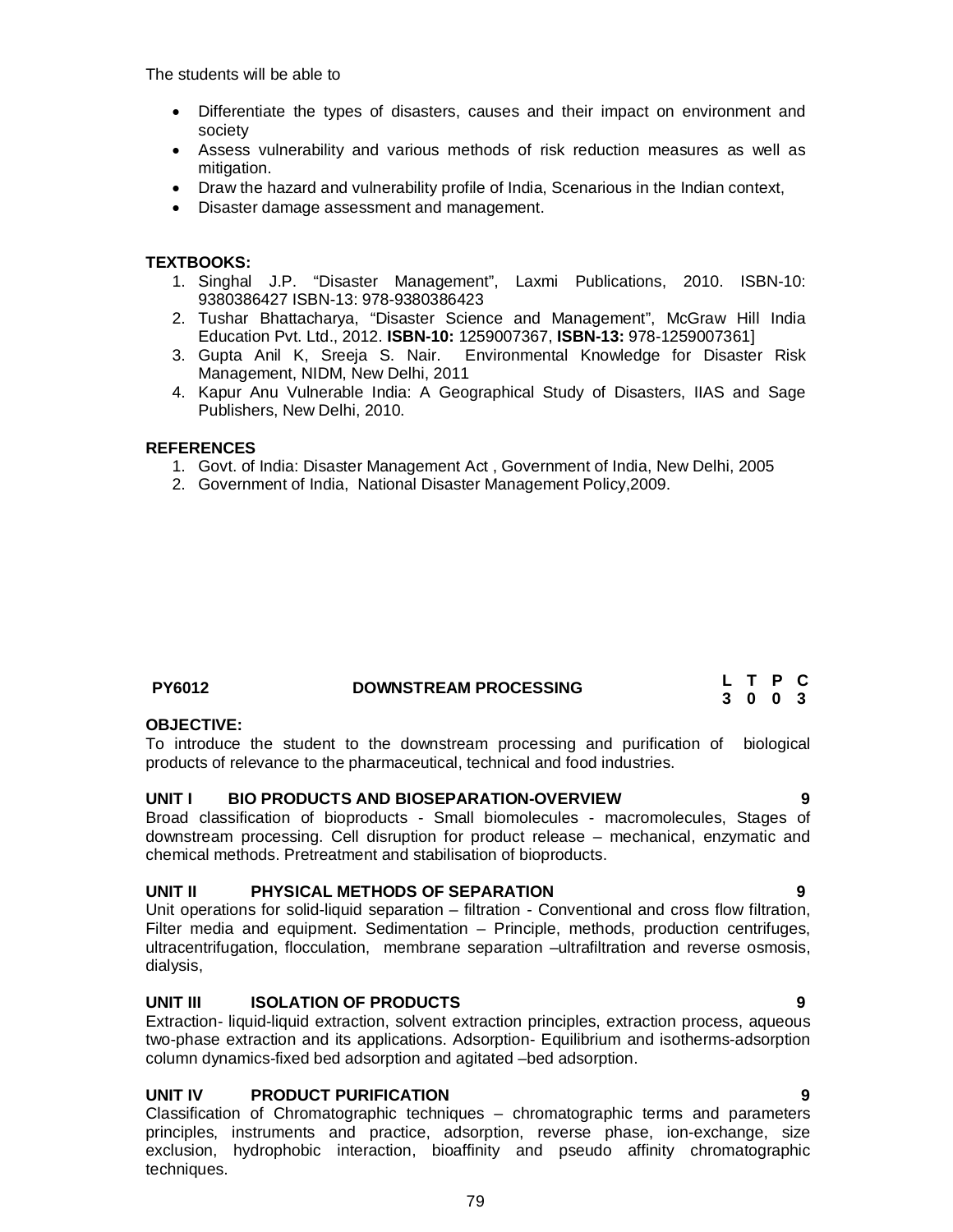The students will be able to

- Differentiate the types of disasters, causes and their impact on environment and society
- Assess vulnerability and various methods of risk reduction measures as well as mitigation.
- Draw the hazard and vulnerability profile of India, Scenarious in the Indian context,
- Disaster damage assessment and management.

**TEXTBOOKS:**

1. Singhal J.P. "Disaster Management", Laxmi Publications, 2010. ISBN-10: 9380386427 ISBN-13: 978-9380386423
2. Tushar Bhattacharya, "Disaster Science and Management", McGraw Hill India Education Pvt. Ltd., 2012. **ISBN-10:** 1259007367, **ISBN-13:** 978-1259007361]
3. Gupta Anil K, Sreeja S. Nair. Environmental Knowledge for Disaster Risk Management, NIDM, New Delhi, 2011
4. Kapur Anu Vulnerable India: A Geographical Study of Disasters, IIAS and Sage Publishers, New Delhi, 2010.

**REFERENCES**

1. Govt. of India: Disaster Management Act , Government of India, New Delhi, 2005
2. Government of India, National Disaster Management Policy,2009.

| **PY6012** | **DOWNSTREAM PROCESSING** | **L** | **T** | **P** | **C** |
|---|---|---|---|---|---|
| | | **3** | **0** | **0** | **3** |

**OBJECTIVE:**

To introduce the student to the downstream processing and purification of biological products of relevance to the pharmaceutical, technical and food industries.

**UNIT I BIO PRODUCTS AND BIOSEPARATION-OVERVIEW 9**

Broad classification of bioproducts - Small biomolecules - macromolecules, Stages of downstream processing. Cell disruption for product release – mechanical, enzymatic and chemical methods. Pretreatment and stabilisation of bioproducts.

**UNIT II PHYSICAL METHODS OF SEPARATION 9**

Unit operations for solid-liquid separation – filtration - Conventional and cross flow filtration, Filter media and equipment. Sedimentation – Principle, methods, production centrifuges, ultracentrifugation, flocculation, membrane separation –ultrafiltration and reverse osmosis, dialysis,

**UNIT III ISOLATION OF PRODUCTS 9**

Extraction- liquid-liquid extraction, solvent extraction principles, extraction process, aqueous two-phase extraction and its applications. Adsorption- Equilibrium and isotherms-adsorption column dynamics-fixed bed adsorption and agitated –bed adsorption.

**UNIT IV PRODUCT PURIFICATION 9**

Classification of Chromatographic techniques – chromatographic terms and parameters principles, instruments and practice, adsorption, reverse phase, ion-exchange, size exclusion, hydrophobic interaction, bioaffinity and pseudo affinity chromatographic techniques.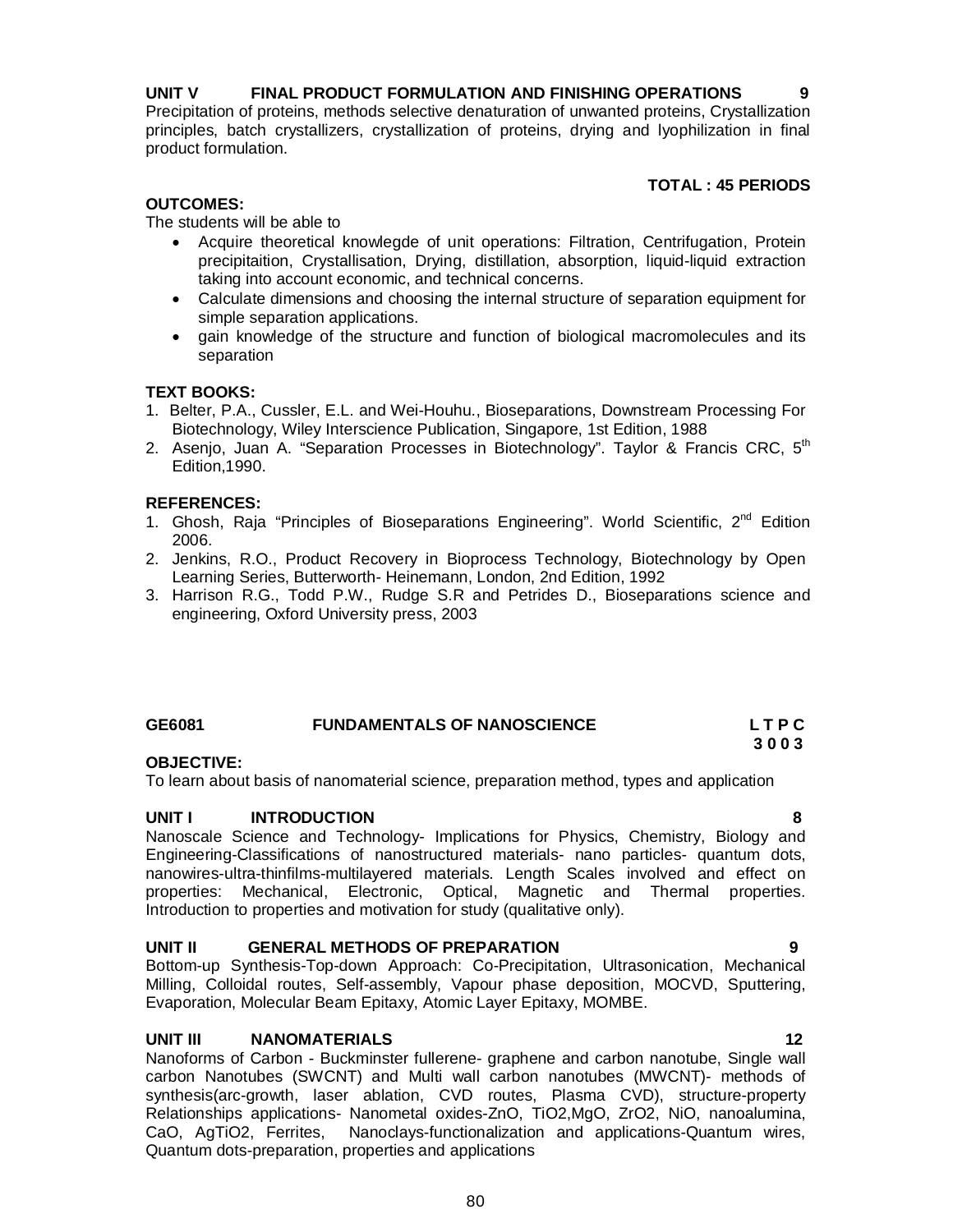**UNIT V FINAL PRODUCT FORMULATION AND FINISHING OPERATIONS 9**

Precipitation of proteins, methods selective denaturation of unwanted proteins, Crystallization principles, batch crystallizers, crystallization of proteins, drying and lyophilization in final product formulation.

**TOTAL : 45 PERIODS**

**OUTCOMES:**

The students will be able to

- Acquire theoretical knowlegde of unit operations: Filtration, Centrifugation, Protein precipitaition, Crystallisation, Drying, distillation, absorption, liquid-liquid extraction taking into account economic, and technical concerns.
- Calculate dimensions and choosing the internal structure of separation equipment for simple separation applications.
- gain knowledge of the structure and function of biological macromolecules and its separation

**TEXT BOOKS:**

1. Belter, P.A., Cussler, E.L. and Wei-Houhu., Bioseparations, Downstream Processing For Biotechnology, Wiley Interscience Publication, Singapore, 1st Edition, 1988
2. Asenjo, Juan A. "Separation Processes in Biotechnology". Taylor & Francis CRC, 5th Edition,1990.

**REFERENCES:**

1. Ghosh, Raja "Principles of Bioseparations Engineering". World Scientific, 2nd Edition 2006.
2. Jenkins, R.O., Product Recovery in Bioprocess Technology, Biotechnology by Open Learning Series, Butterworth- Heinemann, London, 2nd Edition, 1992
3. Harrison R.G., Todd P.W., Rudge S.R and Petrides D., Bioseparations science and engineering, Oxford University press, 2003

## GE6081 FUNDAMENTALS OF NANOSCIENCE

**L T P C**
**3 0 0 3**

**OBJECTIVE:**

To learn about basis of nanomaterial science, preparation method, types and application

**UNIT I INTRODUCTION 8**

Nanoscale Science and Technology- Implications for Physics, Chemistry, Biology and Engineering-Classifications of nanostructured materials- nano particles- quantum dots, nanowires-ultra-thinfilms-multilayered materials. Length Scales involved and effect on properties: Mechanical, Electronic, Optical, Magnetic and Thermal properties. Introduction to properties and motivation for study (qualitative only).

**UNIT II GENERAL METHODS OF PREPARATION 9**

Bottom-up Synthesis-Top-down Approach: Co-Precipitation, Ultrasonication, Mechanical Milling, Colloidal routes, Self-assembly, Vapour phase deposition, MOCVD, Sputtering, Evaporation, Molecular Beam Epitaxy, Atomic Layer Epitaxy, MOMBE.

**UNIT III NANOMATERIALS 12**

Nanoforms of Carbon - Buckminster fullerene- graphene and carbon nanotube, Single wall carbon Nanotubes (SWCNT) and Multi wall carbon nanotubes (MWCNT)- methods of synthesis(arc-growth, laser ablation, CVD routes, Plasma CVD), structure-property Relationships applications- Nanometal oxides-ZnO, $TiO_2$,MgO, $ZrO_2$, NiO, nanoalumina, CaO, $AgTiO_2$, Ferrites, Nanoclays-functionalization and applications-Quantum wires, Quantum dots-preparation, properties and applications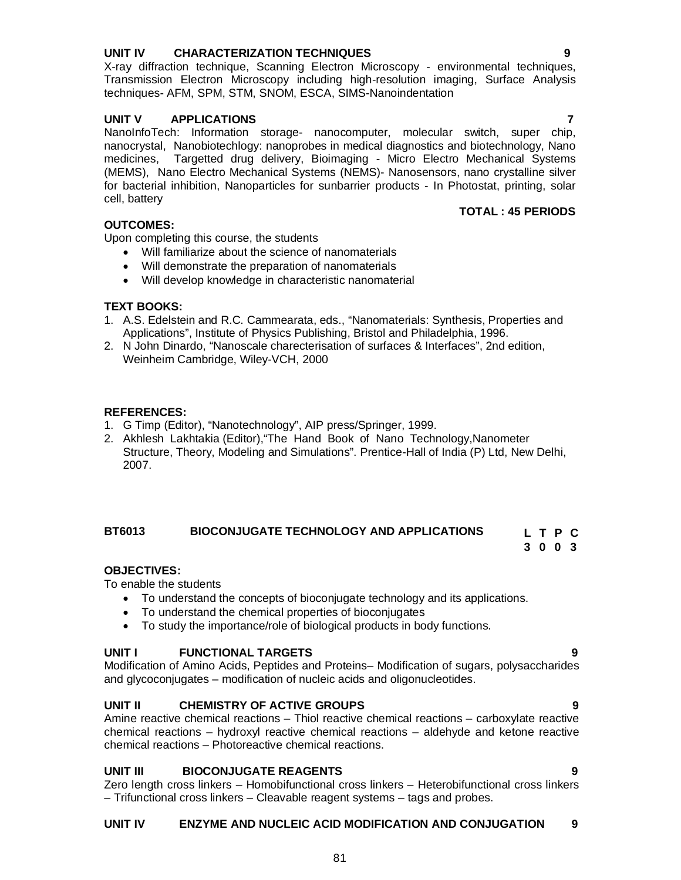**UNIT IV CHARACTERIZATION TECHNIQUES 9**

X-ray diffraction technique, Scanning Electron Microscopy - environmental techniques, Transmission Electron Microscopy including high-resolution imaging, Surface Analysis techniques- AFM, SPM, STM, SNOM, ESCA, SIMS-Nanoindentation

**UNIT V APPLICATIONS 7**

NanoInfoTech: Information storage- nanocomputer, molecular switch, super chip, nanocrystal, Nanobiotechlogy: nanoprobes in medical diagnostics and biotechnology, Nano medicines, Targetted drug delivery, Bioimaging - Micro Electro Mechanical Systems (MEMS), Nano Electro Mechanical Systems (NEMS)- Nanosensors, nano crystalline silver for bacterial inhibition, Nanoparticles for sunbarrier products - In Photostat, printing, solar cell, battery

**TOTAL : 45 PERIODS**

**OUTCOMES:**

Upon completing this course, the students

- Will familiarize about the science of nanomaterials
- Will demonstrate the preparation of nanomaterials
- Will develop knowledge in characteristic nanomaterial

**TEXT BOOKS:**

1. A.S. Edelstein and R.C. Cammearata, eds., "Nanomaterials: Synthesis, Properties and Applications", Institute of Physics Publishing, Bristol and Philadelphia, 1996.
2. N John Dinardo, "Nanoscale charecterisation of surfaces & Interfaces", 2nd edition, Weinheim Cambridge, Wiley-VCH, 2000

**REFERENCES:**

1. G Timp (Editor), "Nanotechnology", AIP press/Springer, 1999.
2. Akhlesh Lakhtakia (Editor),"The Hand Book of Nano Technology,Nanometer Structure, Theory, Modeling and Simulations". Prentice-Hall of India (P) Ltd, New Delhi, 2007.

## BT6013 BIOCONJUGATE TECHNOLOGY AND APPLICATIONS

| L | T | P | C |
|---|---|---|---|
| 3 | 0 | 0 | 3 |

**OBJECTIVES:**

To enable the students

- To understand the concepts of bioconjugate technology and its applications.
- To understand the chemical properties of bioconjugates
- To study the importance/role of biological products in body functions.

**UNIT I FUNCTIONAL TARGETS 9**

Modification of Amino Acids, Peptides and Proteins– Modification of sugars, polysaccharides and glycoconjugates – modification of nucleic acids and oligonucleotides.

**UNIT II CHEMISTRY OF ACTIVE GROUPS 9**

Amine reactive chemical reactions – Thiol reactive chemical reactions – carboxylate reactive chemical reactions – hydroxyl reactive chemical reactions – aldehyde and ketone reactive chemical reactions – Photoreactive chemical reactions.

**UNIT III BIOCONJUGATE REAGENTS 9**

Zero length cross linkers – Homobifunctional cross linkers – Heterobifunctional cross linkers – Trifunctional cross linkers – Cleavable reagent systems – tags and probes.

**UNIT IV ENZYME AND NUCLEIC ACID MODIFICATION AND CONJUGATION 9**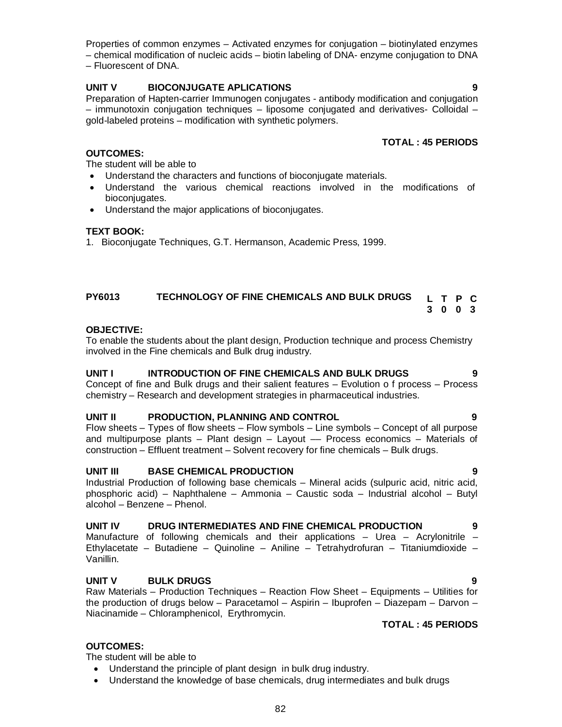Properties of common enzymes – Activated enzymes for conjugation – biotinylated enzymes – chemical modification of nucleic acids – biotin labeling of DNA- enzyme conjugation to DNA – Fluorescent of DNA.

**UNIT V BIOCONJUGATE APLICATIONS 9**

Preparation of Hapten-carrier Immunogen conjugates - antibody modification and conjugation – immunotoxin conjugation techniques – liposome conjugated and derivatives- Colloidal – gold-labeled proteins – modification with synthetic polymers.

**TOTAL : 45 PERIODS**

**OUTCOMES:**

The student will be able to

- Understand the characters and functions of bioconjugate materials.
- Understand the various chemical reactions involved in the modifications of bioconjugates.
- Understand the major applications of bioconjugates.

**TEXT BOOK:**

1. Bioconjugate Techniques, G.T. Hermanson, Academic Press, 1999.

## PY6013 TECHNOLOGY OF FINE CHEMICALS AND BULK DRUGS

| L | T | P | C |
|---|---|---|---|
| 3 | 0 | 0 | 3 |

**OBJECTIVE:**

To enable the students about the plant design, Production technique and process Chemistry involved in the Fine chemicals and Bulk drug industry.

**UNIT I INTRODUCTION OF FINE CHEMICALS AND BULK DRUGS 9**

Concept of fine and Bulk drugs and their salient features – Evolution o f process – Process chemistry – Research and development strategies in pharmaceutical industries.

**UNIT II PRODUCTION, PLANNING AND CONTROL 9**

Flow sheets – Types of flow sheets – Flow symbols – Line symbols – Concept of all purpose and multipurpose plants – Plant design – Layout –– Process economics – Materials of construction – Effluent treatment – Solvent recovery for fine chemicals – Bulk drugs.

**UNIT III BASE CHEMICAL PRODUCTION 9**

Industrial Production of following base chemicals – Mineral acids (sulpuric acid, nitric acid, phosphoric acid) – Naphthalene – Ammonia – Caustic soda – Industrial alcohol – Butyl alcohol – Benzene – Phenol.

**UNIT IV DRUG INTERMEDIATES AND FINE CHEMICAL PRODUCTION 9**

Manufacture of following chemicals and their applications – Urea – Acrylonitrile – Ethylacetate – Butadiene – Quinoline – Aniline – Tetrahydrofuran – Titaniumdioxide – Vanillin.

**UNIT V BULK DRUGS 9**

Raw Materials – Production Techniques – Reaction Flow Sheet – Equipments – Utilities for the production of drugs below – Paracetamol – Aspirin – Ibuprofen – Diazepam – Darvon – Niacinamide – Chloramphenicol, Erythromycin.

**TOTAL : 45 PERIODS**

**OUTCOMES:**

The student will be able to

- Understand the principle of plant design in bulk drug industry.
- Understand the knowledge of base chemicals, drug intermediates and bulk drugs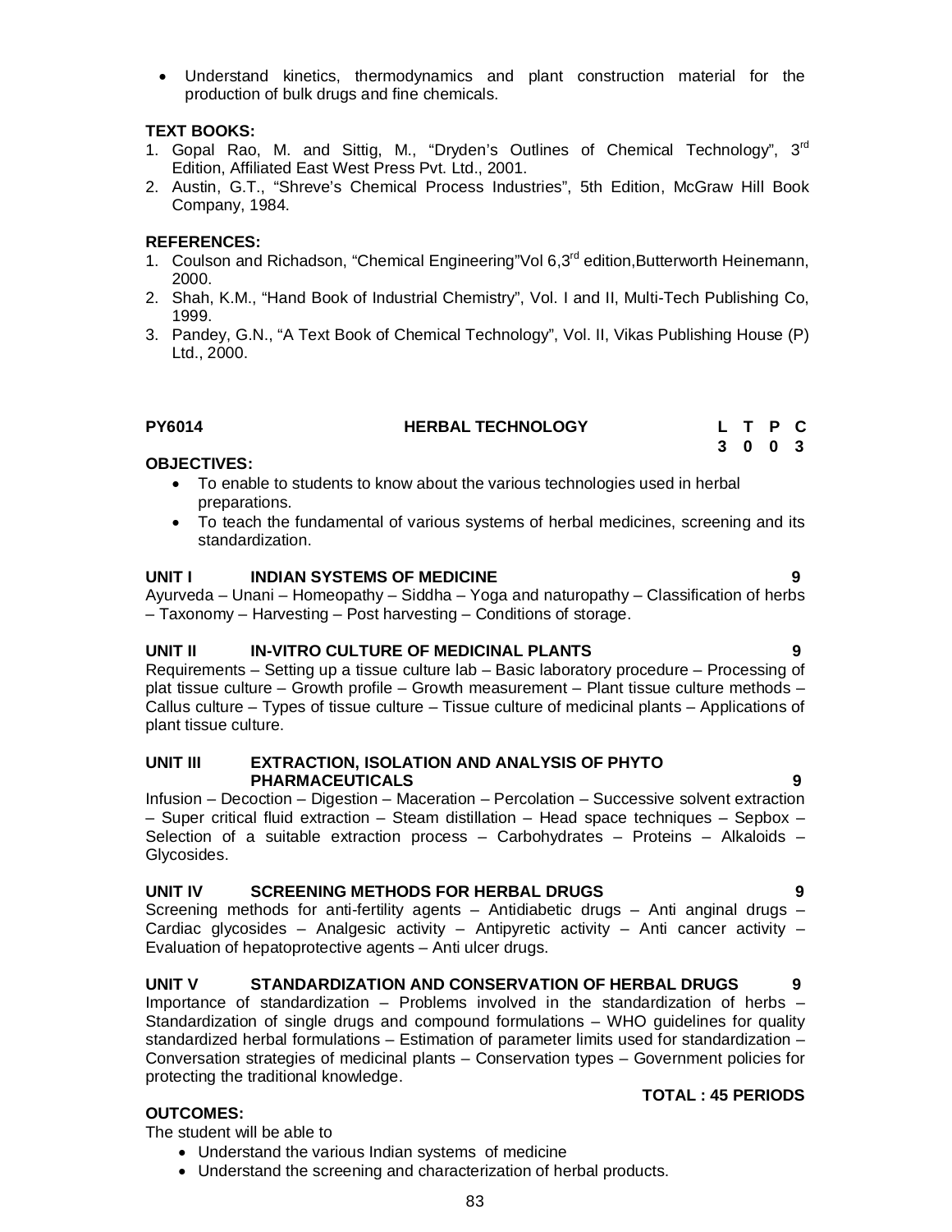- Understand kinetics, thermodynamics and plant construction material for the production of bulk drugs and fine chemicals.

**TEXT BOOKS:**

1. Gopal Rao, M. and Sittig, M., "Dryden's Outlines of Chemical Technology", 3rd Edition, Affiliated East West Press Pvt. Ltd., 2001.
2. Austin, G.T., "Shreve's Chemical Process Industries", 5th Edition, McGraw Hill Book Company, 1984.

**REFERENCES:**

1. Coulson and Richadson, "Chemical Engineering"Vol 6,3rd edition,Butterworth Heinemann, 2000.
2. Shah, K.M., "Hand Book of Industrial Chemistry", Vol. I and II, Multi-Tech Publishing Co, 1999.
3. Pandey, G.N., "A Text Book of Chemical Technology", Vol. II, Vikas Publishing House (P) Ltd., 2000.

## PY6014 HERBAL TECHNOLOGY

| L | T | P | C |
|---|---|---|---|
| 3 | 0 | 0 | 3 |

**OBJECTIVES:**

- To enable to students to know about the various technologies used in herbal preparations.
- To teach the fundamental of various systems of herbal medicines, screening and its standardization.

**UNIT I INDIAN SYSTEMS OF MEDICINE 9**

Ayurveda – Unani – Homeopathy – Siddha – Yoga and naturopathy – Classification of herbs – Taxonomy – Harvesting – Post harvesting – Conditions of storage.

**UNIT II IN-VITRO CULTURE OF MEDICINAL PLANTS 9**

Requirements – Setting up a tissue culture lab – Basic laboratory procedure – Processing of plat tissue culture – Growth profile – Growth measurement – Plant tissue culture methods – Callus culture – Types of tissue culture – Tissue culture of medicinal plants – Applications of plant tissue culture.

**UNIT III EXTRACTION, ISOLATION AND ANALYSIS OF PHYTO PHARMACEUTICALS 9**

Infusion – Decoction – Digestion – Maceration – Percolation – Successive solvent extraction – Super critical fluid extraction – Steam distillation – Head space techniques – Sepbox – Selection of a suitable extraction process – Carbohydrates – Proteins – Alkaloids – Glycosides.

**UNIT IV SCREENING METHODS FOR HERBAL DRUGS 9**

Screening methods for anti-fertility agents – Antidiabetic drugs – Anti anginal drugs – Cardiac glycosides – Analgesic activity – Antipyretic activity – Anti cancer activity – Evaluation of hepatoprotective agents – Anti ulcer drugs.

**UNIT V STANDARDIZATION AND CONSERVATION OF HERBAL DRUGS 9**

Importance of standardization – Problems involved in the standardization of herbs – Standardization of single drugs and compound formulations – WHO guidelines for quality standardized herbal formulations – Estimation of parameter limits used for standardization – Conversation strategies of medicinal plants – Conservation types – Government policies for protecting the traditional knowledge.

**TOTAL : 45 PERIODS**

**OUTCOMES:**

The student will be able to

- Understand the various Indian systems of medicine
- Understand the screening and characterization of herbal products.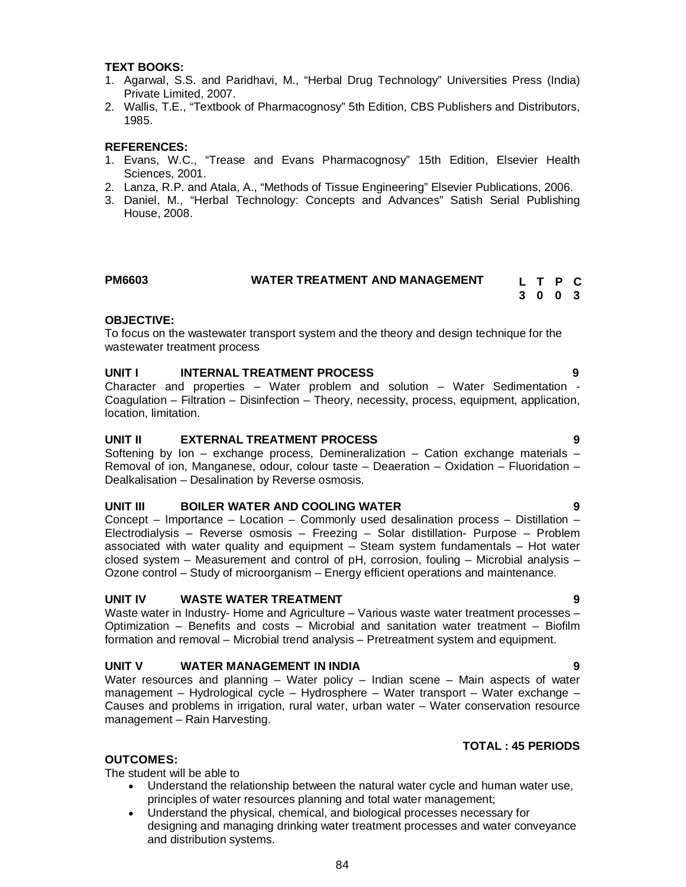**TEXT BOOKS:**

1. Agarwal, S.S. and Paridhavi, M., "Herbal Drug Technology" Universities Press (India) Private Limited, 2007.
2. Wallis, T.E., "Textbook of Pharmacognosy" 5th Edition, CBS Publishers and Distributors, 1985.

**REFERENCES:**

1. Evans, W.C., "Trease and Evans Pharmacognosy" 15th Edition, Elsevier Health Sciences, 2001.
2. Lanza, R.P. and Atala, A., "Methods of Tissue Engineering" Elsevier Publications, 2006.
3. Daniel, M., "Herbal Technology: Concepts and Advances" Satish Serial Publishing House, 2008.

## PM6603 WATER TREATMENT AND MANAGEMENT

| L | T | P | C |
|---|---|---|---|
| 3 | 0 | 0 | 3 |

**OBJECTIVE:**

To focus on the wastewater transport system and the theory and design technique for the wastewater treatment process

**UNIT I INTERNAL TREATMENT PROCESS 9**

Character and properties – Water problem and solution – Water Sedimentation - Coagulation – Filtration – Disinfection – Theory, necessity, process, equipment, application, location, limitation.

**UNIT II EXTERNAL TREATMENT PROCESS 9**

Softening by Ion – exchange process, Demineralization – Cation exchange materials – Removal of ion, Manganese, odour, colour taste – Deaeration – Oxidation – Fluoridation – Dealkalisation – Desalination by Reverse osmosis.

**UNIT III BOILER WATER AND COOLING WATER 9**

Concept – Importance – Location – Commonly used desalination process – Distillation – Electrodialysis – Reverse osmosis – Freezing – Solar distillation- Purpose – Problem associated with water quality and equipment – Steam system fundamentals – Hot water closed system – Measurement and control of pH, corrosion, fouling – Microbial analysis – Ozone control – Study of microorganism – Energy efficient operations and maintenance.

**UNIT IV WASTE WATER TREATMENT 9**

Waste water in Industry- Home and Agriculture – Various waste water treatment processes – Optimization – Benefits and costs – Microbial and sanitation water treatment – Biofilm formation and removal – Microbial trend analysis – Pretreatment system and equipment.

**UNIT V WATER MANAGEMENT IN INDIA 9**

Water resources and planning – Water policy – Indian scene – Main aspects of water management – Hydrological cycle – Hydrosphere – Water transport – Water exchange – Causes and problems in irrigation, rural water, urban water – Water conservation resource management – Rain Harvesting.

**TOTAL : 45 PERIODS**

**OUTCOMES:**

The student will be able to

- Understand the relationship between the natural water cycle and human water use, principles of water resources planning and total water management;
- Understand the physical, chemical, and biological processes necessary for designing and managing drinking water treatment processes and water conveyance and distribution systems.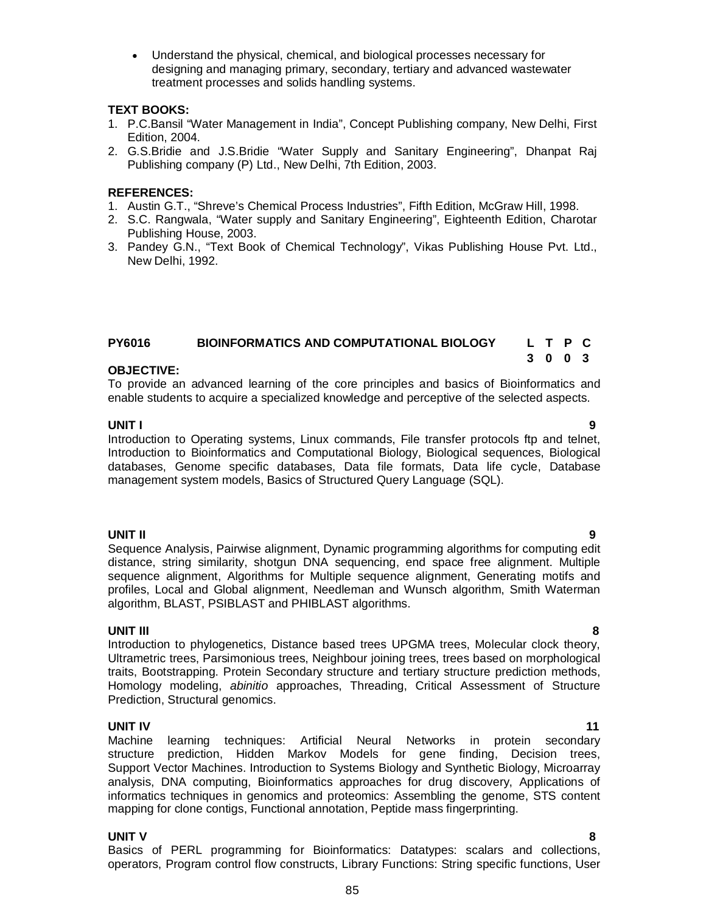- Understand the physical, chemical, and biological processes necessary for designing and managing primary, secondary, tertiary and advanced wastewater treatment processes and solids handling systems.

**TEXT BOOKS:**

1. P.C.Bansil "Water Management in India", Concept Publishing company, New Delhi, First Edition, 2004.
2. G.S.Bridie and J.S.Bridie "Water Supply and Sanitary Engineering", Dhanpat Raj Publishing company (P) Ltd., New Delhi, 7th Edition, 2003.

**REFERENCES:**

1. Austin G.T., "Shreve's Chemical Process Industries", Fifth Edition, McGraw Hill, 1998.
2. S.C. Rangwala, "Water supply and Sanitary Engineering", Eighteenth Edition, Charotar Publishing House, 2003.
3. Pandey G.N., "Text Book of Chemical Technology", Vikas Publishing House Pvt. Ltd., New Delhi, 1992.

## PY6016 BIOINFORMATICS AND COMPUTATIONAL BIOLOGY

| L | T | P | C |
|---|---|---|---|
| 3 | 0 | 0 | 3 |

**OBJECTIVE:**

To provide an advanced learning of the core principles and basics of Bioinformatics and enable students to acquire a specialized knowledge and perceptive of the selected aspects.

**UNIT I** **9**

Introduction to Operating systems, Linux commands, File transfer protocols ftp and telnet, Introduction to Bioinformatics and Computational Biology, Biological sequences, Biological databases, Genome specific databases, Data file formats, Data life cycle, Database management system models, Basics of Structured Query Language (SQL).

**UNIT II** **9**

Sequence Analysis, Pairwise alignment, Dynamic programming algorithms for computing edit distance, string similarity, shotgun DNA sequencing, end space free alignment. Multiple sequence alignment, Algorithms for Multiple sequence alignment, Generating motifs and profiles, Local and Global alignment, Needleman and Wunsch algorithm, Smith Waterman algorithm, BLAST, PSIBLAST and PHIBLAST algorithms.

**UNIT III** **8**

Introduction to phylogenetics, Distance based trees UPGMA trees, Molecular clock theory, Ultrametric trees, Parsimonious trees, Neighbour joining trees, trees based on morphological traits, Bootstrapping. Protein Secondary structure and tertiary structure prediction methods, Homology modeling, *abinitio* approaches, Threading, Critical Assessment of Structure Prediction, Structural genomics.

**UNIT IV** **11**

Machine learning techniques: Artificial Neural Networks in protein secondary structure prediction, Hidden Markov Models for gene finding, Decision trees, Support Vector Machines. Introduction to Systems Biology and Synthetic Biology, Microarray analysis, DNA computing, Bioinformatics approaches for drug discovery, Applications of informatics techniques in genomics and proteomics: Assembling the genome, STS content mapping for clone contigs, Functional annotation, Peptide mass fingerprinting.

**UNIT V** **8**

Basics of PERL programming for Bioinformatics: Datatypes: scalars and collections, operators, Program control flow constructs, Library Functions: String specific functions, User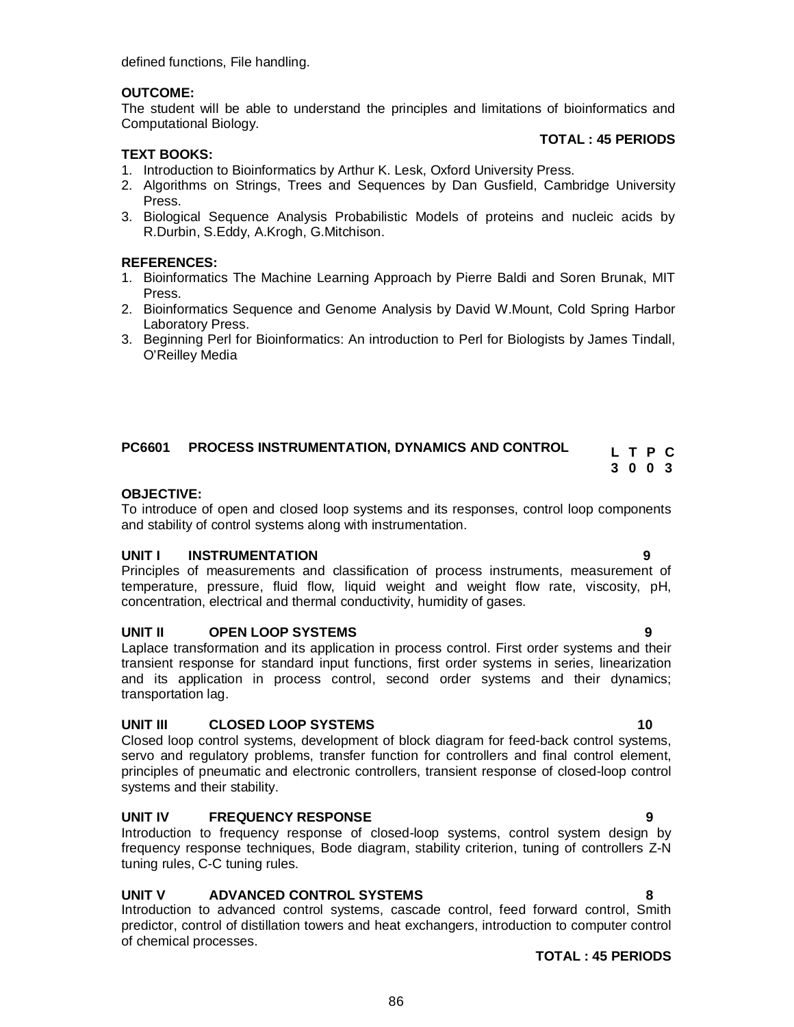defined functions, File handling.

**OUTCOME:**

The student will be able to understand the principles and limitations of bioinformatics and Computational Biology.

**TOTAL : 45 PERIODS**

**TEXT BOOKS:**

1. Introduction to Bioinformatics by Arthur K. Lesk, Oxford University Press.
2. Algorithms on Strings, Trees and Sequences by Dan Gusfield, Cambridge University Press.
3. Biological Sequence Analysis Probabilistic Models of proteins and nucleic acids by R.Durbin, S.Eddy, A.Krogh, G.Mitchison.

**REFERENCES:**

1. Bioinformatics The Machine Learning Approach by Pierre Baldi and Soren Brunak, MIT Press.
2. Bioinformatics Sequence and Genome Analysis by David W.Mount, Cold Spring Harbor Laboratory Press.
3. Beginning Perl for Bioinformatics: An introduction to Perl for Biologists by James Tindall, O'Reilley Media

## PC6601 PROCESS INSTRUMENTATION, DYNAMICS AND CONTROL

| L | T | P | C |
|---|---|---|---|
| 3 | 0 | 0 | 3 |

**OBJECTIVE:**

To introduce of open and closed loop systems and its responses, control loop components and stability of control systems along with instrumentation.

**UNIT I INSTRUMENTATION 9**

Principles of measurements and classification of process instruments, measurement of temperature, pressure, fluid flow, liquid weight and weight flow rate, viscosity, pH, concentration, electrical and thermal conductivity, humidity of gases.

**UNIT II OPEN LOOP SYSTEMS 9**

Laplace transformation and its application in process control. First order systems and their transient response for standard input functions, first order systems in series, linearization and its application in process control, second order systems and their dynamics; transportation lag.

**UNIT III CLOSED LOOP SYSTEMS 10**

Closed loop control systems, development of block diagram for feed-back control systems, servo and regulatory problems, transfer function for controllers and final control element, principles of pneumatic and electronic controllers, transient response of closed-loop control systems and their stability.

**UNIT IV FREQUENCY RESPONSE 9**

Introduction to frequency response of closed-loop systems, control system design by frequency response techniques, Bode diagram, stability criterion, tuning of controllers Z-N tuning rules, C-C tuning rules.

**UNIT V ADVANCED CONTROL SYSTEMS 8**

Introduction to advanced control systems, cascade control, feed forward control, Smith predictor, control of distillation towers and heat exchangers, introduction to computer control of chemical processes.

**TOTAL : 45 PERIODS**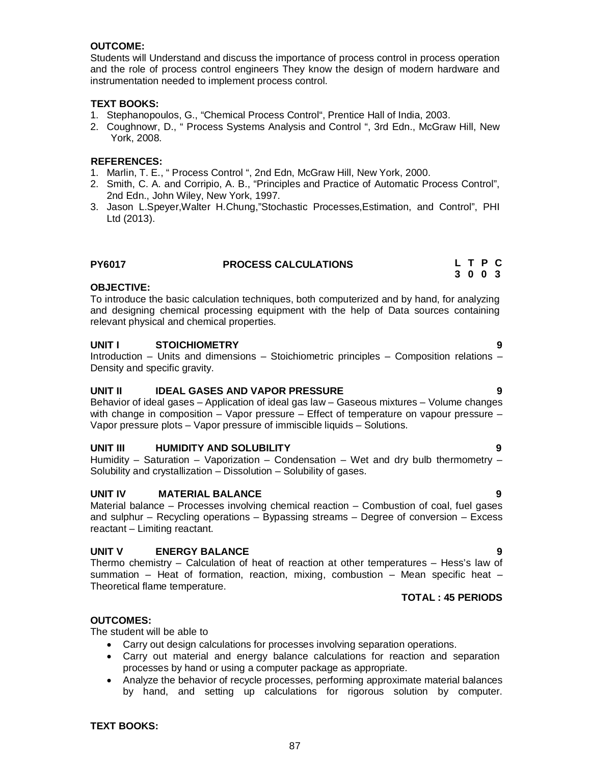**OUTCOME:**

Students will Understand and discuss the importance of process control in process operation and the role of process control engineers They know the design of modern hardware and instrumentation needed to implement process control.

**TEXT BOOKS:**

1. Stephanopoulos, G., “Chemical Process Control“, Prentice Hall of India, 2003.
2. Coughnowr, D., “ Process Systems Analysis and Control “, 3rd Edn., McGraw Hill, New York, 2008.

**REFERENCES:**

1. Marlin, T. E., “ Process Control “, 2nd Edn, McGraw Hill, New York, 2000.
2. Smith, C. A. and Corripio, A. B., “Principles and Practice of Automatic Process Control”, 2nd Edn., John Wiley, New York, 1997.
3. Jason L.Speyer,Walter H.Chung,”Stochastic Processes,Estimation, and Control”, PHI Ltd (2013).

| PY6017 | PROCESS CALCULATIONS | L T P C<br>3 0 0 3 |
|---|---|---|

**OBJECTIVE:**

To introduce the basic calculation techniques, both computerized and by hand, for analyzing and designing chemical processing equipment with the help of Data sources containing relevant physical and chemical properties.

**UNIT I STOICHIOMETRY** **9**

Introduction – Units and dimensions – Stoichiometric principles – Composition relations – Density and specific gravity.

**UNIT II IDEAL GASES AND VAPOR PRESSURE** **9**

Behavior of ideal gases – Application of ideal gas law – Gaseous mixtures – Volume changes with change in composition – Vapor pressure – Effect of temperature on vapour pressure – Vapor pressure plots – Vapor pressure of immiscible liquids – Solutions.

**UNIT III HUMIDITY AND SOLUBILITY** **9**

Humidity – Saturation – Vaporization – Condensation – Wet and dry bulb thermometry – Solubility and crystallization – Dissolution – Solubility of gases.

**UNIT IV MATERIAL BALANCE** **9**

Material balance – Processes involving chemical reaction – Combustion of coal, fuel gases and sulphur – Recycling operations – Bypassing streams – Degree of conversion – Excess reactant – Limiting reactant.

**UNIT V ENERGY BALANCE** **9**

Thermo chemistry – Calculation of heat of reaction at other temperatures – Hess’s law of summation – Heat of formation, reaction, mixing, combustion – Mean specific heat – Theoretical flame temperature.

**TOTAL : 45 PERIODS**

**OUTCOMES:**

The student will be able to

- Carry out design calculations for processes involving separation operations.
- Carry out material and energy balance calculations for reaction and separation processes by hand or using a computer package as appropriate.
- Analyze the behavior of recycle processes, performing approximate material balances by hand, and setting up calculations for rigorous solution by computer.

**TEXT BOOKS:**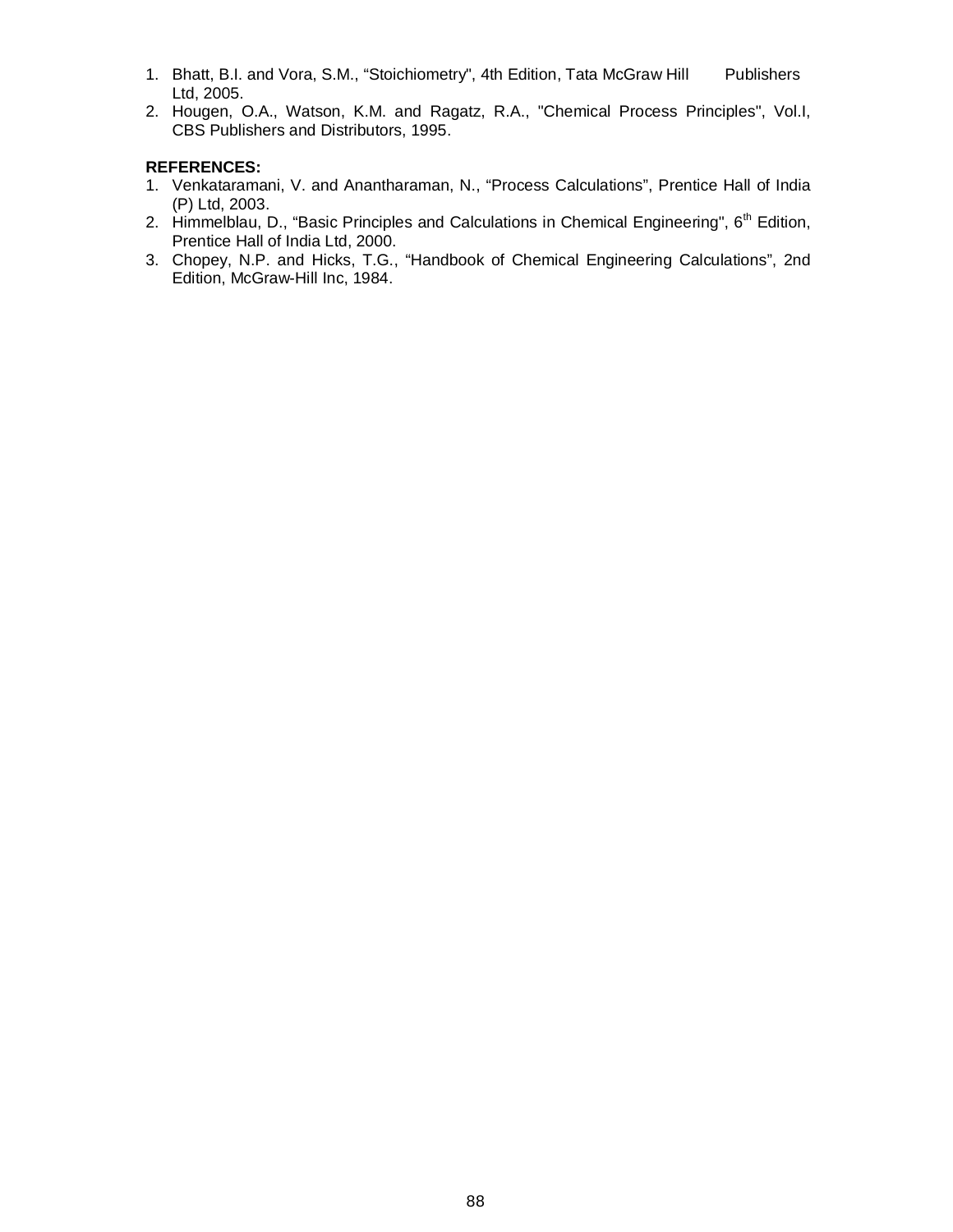1. Bhatt, B.I. and Vora, S.M., "Stoichiometry", 4th Edition, Tata McGraw Hill Publishers Ltd, 2005.
2. Hougen, O.A., Watson, K.M. and Ragatz, R.A., "Chemical Process Principles", Vol.I, CBS Publishers and Distributors, 1995.

**REFERENCES:**

1. Venkataramani, V. and Anantharaman, N., "Process Calculations", Prentice Hall of India (P) Ltd, 2003.
2. Himmelblau, D., "Basic Principles and Calculations in Chemical Engineering", 6th Edition, Prentice Hall of India Ltd, 2000.
3. Chopey, N.P. and Hicks, T.G., "Handbook of Chemical Engineering Calculations", 2nd Edition, McGraw-Hill Inc, 1984.